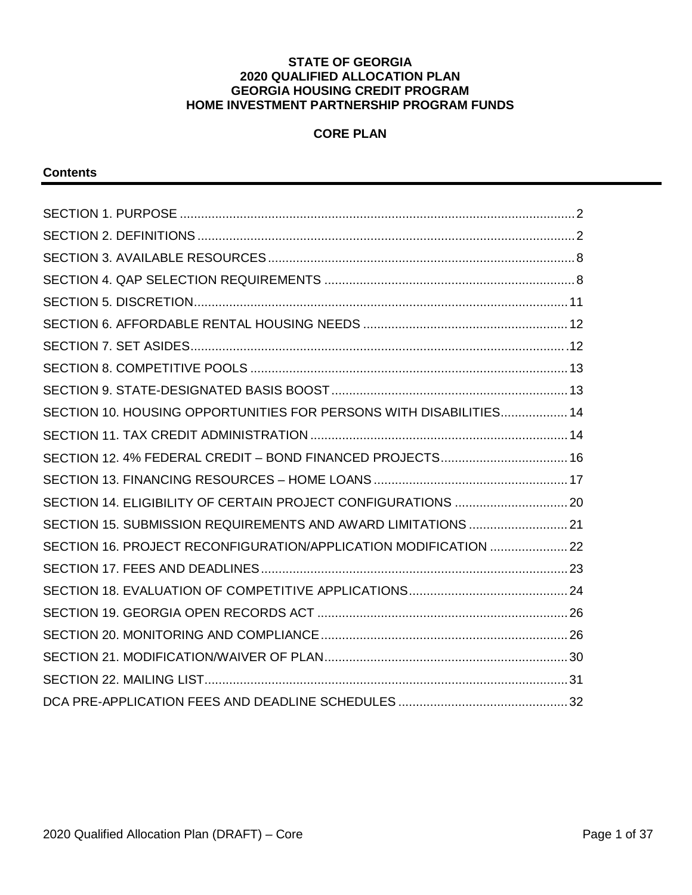# STATE OF GEORGIA
# 2020 QUALIFIED ALLOCATION PLAN
# GEORGIA HOUSING CREDIT PROGRAM
# HOME INVESTMENT PARTNERSHIP PROGRAM FUNDS

## CORE PLAN

### Contents

SECTION 1. PURPOSE ........................................................................................................ 2

SECTION 2. DEFINITIONS ................................................................................................. 2

SECTION 3. AVAILABLE RESOURCES .............................................................................. 8

SECTION 4. QAP SELECTION REQUIREMENTS ............................................................... 8

SECTION 5. DISCRETION ................................................................................................ 11

SECTION 6. AFFORDABLE RENTAL HOUSING NEEDS .................................................. 12

SECTION 7. SET ASIDES ................................................................................................. 12

SECTION 8. COMPETITIVE POOLS ................................................................................. 13

SECTION 9. STATE-DESIGNATED BASIS BOOST ........................................................... 13

SECTION 10. HOUSING OPPORTUNITIES FOR PERSONS WITH DISABILITIES ................... 14

SECTION 11. TAX CREDIT ADMINISTRATION ................................................................ 14

SECTION 12. 4% FEDERAL CREDIT – BOND FINANCED PROJECTS .................................... 16

SECTION 13. FINANCING RESOURCES – HOME LOANS ............................................... 17

SECTION 14. ELIGIBILITY OF CERTAIN PROJECT CONFIGURATIONS ................................ 20

SECTION 15. SUBMISSION REQUIREMENTS AND AWARD LIMITATIONS ............................ 21

SECTION 16. PROJECT RECONFIGURATION/APPLICATION MODIFICATION ...................... 22

SECTION 17. FEES AND DEADLINES .............................................................................. 23

SECTION 18. EVALUATION OF COMPETITIVE APPLICATIONS ............................................. 24

SECTION 19. GEORGIA OPEN RECORDS ACT ............................................................... 26

SECTION 20. MONITORING AND COMPLIANCE .............................................................. 26

SECTION 21. MODIFICATION/WAIVER OF PLAN ............................................................. 30

SECTION 22. MAILING LIST ............................................................................................ 31

DCA PRE-APPLICATION FEES AND DEADLINE SCHEDULES ................................................ 32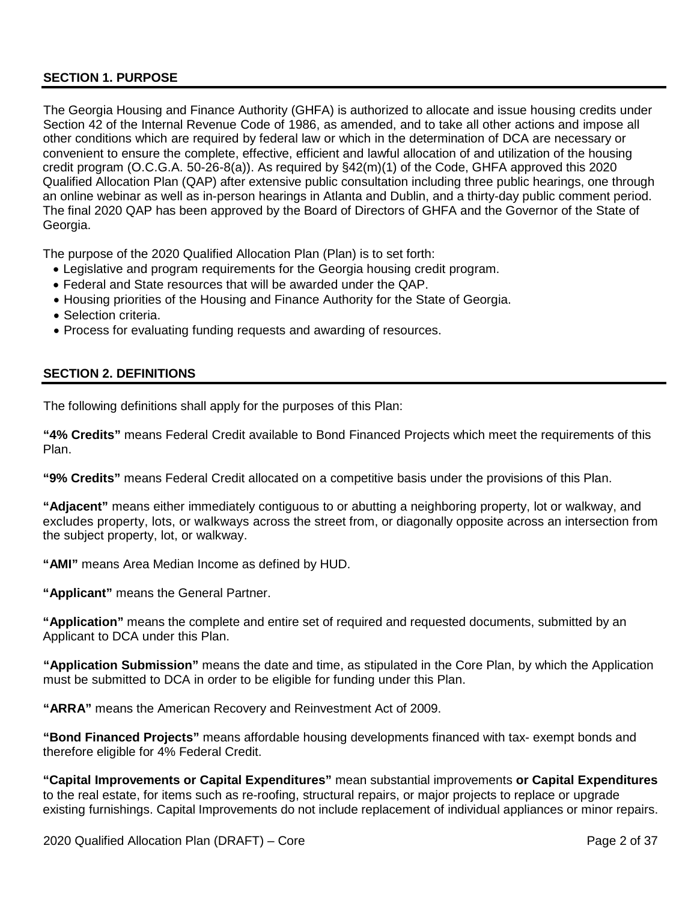## SECTION 1. PURPOSE

The Georgia Housing and Finance Authority (GHFA) is authorized to allocate and issue housing credits under Section 42 of the Internal Revenue Code of 1986, as amended, and to take all other actions and impose all other conditions which are required by federal law or which in the determination of DCA are necessary or convenient to ensure the complete, effective, efficient and lawful allocation of and utilization of the housing credit program (O.C.G.A. 50-26-8(a)). As required by §42(m)(1) of the Code, GHFA approved this 2020 Qualified Allocation Plan (QAP) after extensive public consultation including three public hearings, one through an online webinar as well as in-person hearings in Atlanta and Dublin, and a thirty-day public comment period. The final 2020 QAP has been approved by the Board of Directors of GHFA and the Governor of the State of Georgia.

The purpose of the 2020 Qualified Allocation Plan (Plan) is to set forth:

- Legislative and program requirements for the Georgia housing credit program.
- Federal and State resources that will be awarded under the QAP.
- Housing priorities of the Housing and Finance Authority for the State of Georgia.
- Selection criteria.
- Process for evaluating funding requests and awarding of resources.

## SECTION 2. DEFINITIONS

The following definitions shall apply for the purposes of this Plan:

**"4% Credits"** means Federal Credit available to Bond Financed Projects which meet the requirements of this Plan.

**"9% Credits"** means Federal Credit allocated on a competitive basis under the provisions of this Plan.

**"Adjacent"** means either immediately contiguous to or abutting a neighboring property, lot or walkway, and excludes property, lots, or walkways across the street from, or diagonally opposite across an intersection from the subject property, lot, or walkway.

**"AMI"** means Area Median Income as defined by HUD.

**"Applicant"** means the General Partner.

**"Application"** means the complete and entire set of required and requested documents, submitted by an Applicant to DCA under this Plan.

**"Application Submission"** means the date and time, as stipulated in the Core Plan, by which the Application must be submitted to DCA in order to be eligible for funding under this Plan.

**"ARRA"** means the American Recovery and Reinvestment Act of 2009.

**"Bond Financed Projects"** means affordable housing developments financed with tax- exempt bonds and therefore eligible for 4% Federal Credit.

**"Capital Improvements or Capital Expenditures"** mean substantial improvements **or Capital Expenditures** to the real estate, for items such as re-roofing, structural repairs, or major projects to replace or upgrade existing furnishings. Capital Improvements do not include replacement of individual appliances or minor repairs.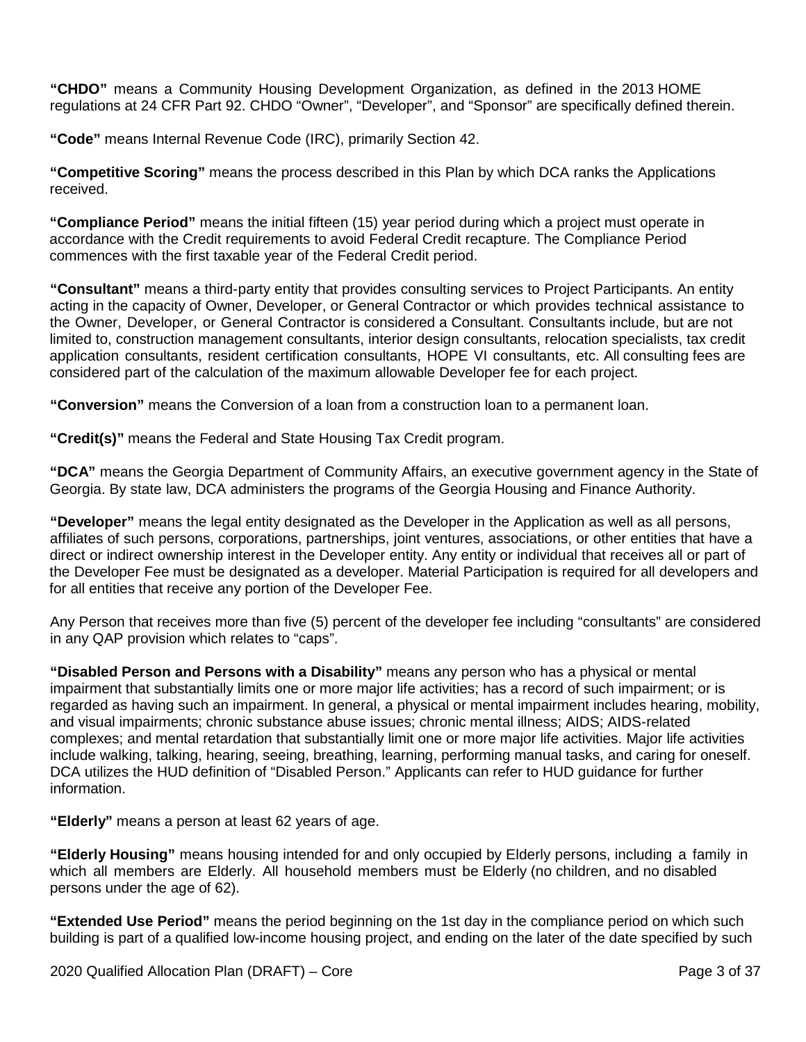**"CHDO"** means a Community Housing Development Organization, as defined in the 2013 HOME regulations at 24 CFR Part 92. CHDO "Owner", "Developer", and "Sponsor" are specifically defined therein.

**"Code"** means Internal Revenue Code (IRC), primarily Section 42.

**"Competitive Scoring"** means the process described in this Plan by which DCA ranks the Applications received.

**"Compliance Period"** means the initial fifteen (15) year period during which a project must operate in accordance with the Credit requirements to avoid Federal Credit recapture. The Compliance Period commences with the first taxable year of the Federal Credit period.

**"Consultant"** means a third-party entity that provides consulting services to Project Participants. An entity acting in the capacity of Owner, Developer, or General Contractor or which provides technical assistance to the Owner, Developer, or General Contractor is considered a Consultant. Consultants include, but are not limited to, construction management consultants, interior design consultants, relocation specialists, tax credit application consultants, resident certification consultants, HOPE VI consultants, etc. All consulting fees are considered part of the calculation of the maximum allowable Developer fee for each project.

**"Conversion"** means the Conversion of a loan from a construction loan to a permanent loan.

**"Credit(s)"** means the Federal and State Housing Tax Credit program.

**"DCA"** means the Georgia Department of Community Affairs, an executive government agency in the State of Georgia. By state law, DCA administers the programs of the Georgia Housing and Finance Authority.

**"Developer"** means the legal entity designated as the Developer in the Application as well as all persons, affiliates of such persons, corporations, partnerships, joint ventures, associations, or other entities that have a direct or indirect ownership interest in the Developer entity. Any entity or individual that receives all or part of the Developer Fee must be designated as a developer. Material Participation is required for all developers and for all entities that receive any portion of the Developer Fee.

Any Person that receives more than five (5) percent of the developer fee including "consultants" are considered in any QAP provision which relates to "caps".

**"Disabled Person and Persons with a Disability"** means any person who has a physical or mental impairment that substantially limits one or more major life activities; has a record of such impairment; or is regarded as having such an impairment. In general, a physical or mental impairment includes hearing, mobility, and visual impairments; chronic substance abuse issues; chronic mental illness; AIDS; AIDS-related complexes; and mental retardation that substantially limit one or more major life activities. Major life activities include walking, talking, hearing, seeing, breathing, learning, performing manual tasks, and caring for oneself. DCA utilizes the HUD definition of "Disabled Person." Applicants can refer to HUD guidance for further information.

**"Elderly"** means a person at least 62 years of age.

**"Elderly Housing"** means housing intended for and only occupied by Elderly persons, including a family in which all members are Elderly. All household members must be Elderly (no children, and no disabled persons under the age of 62).

**"Extended Use Period"** means the period beginning on the 1st day in the compliance period on which such building is part of a qualified low-income housing project, and ending on the later of the date specified by such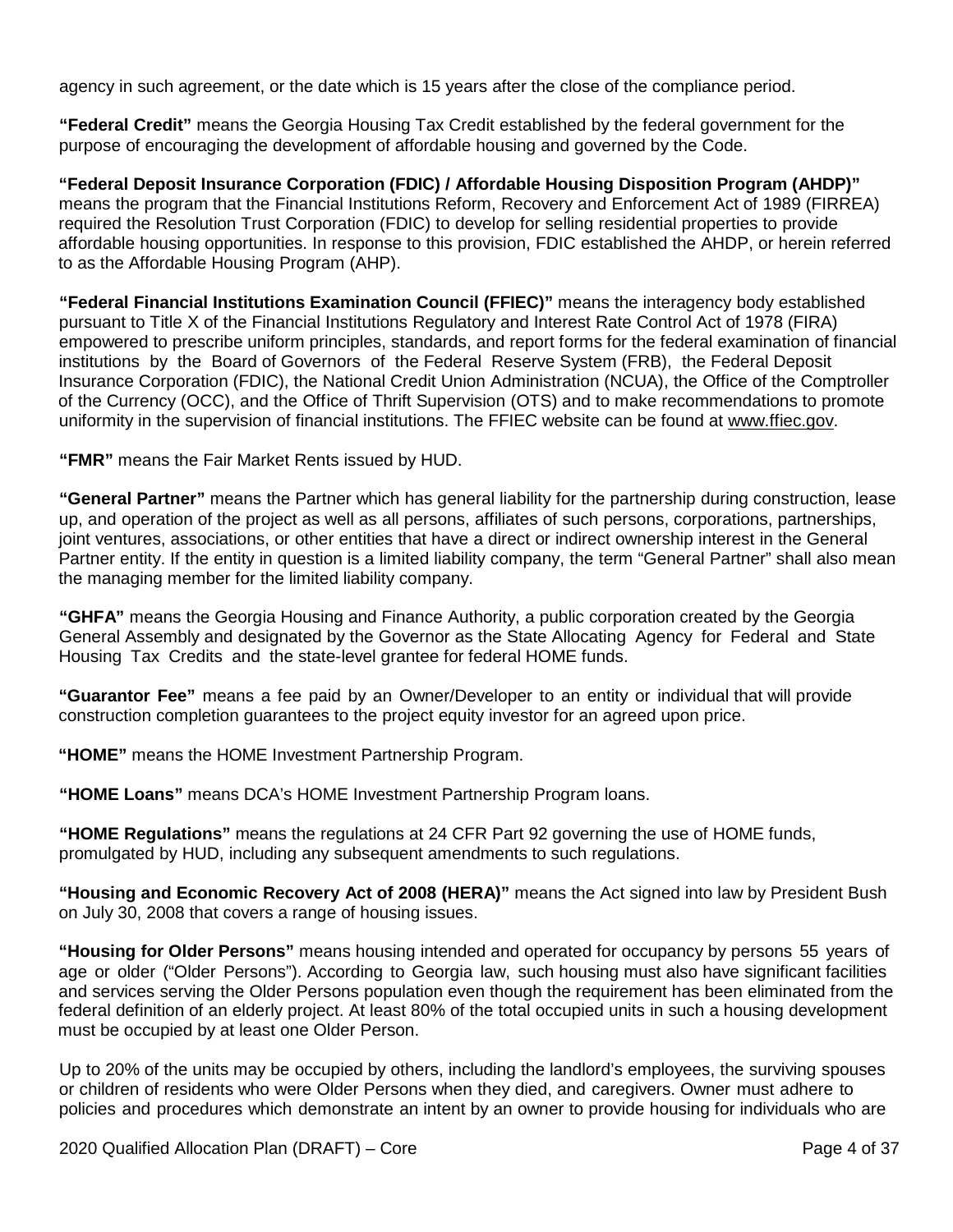agency in such agreement, or the date which is 15 years after the close of the compliance period.

**"Federal Credit"** means the Georgia Housing Tax Credit established by the federal government for the purpose of encouraging the development of affordable housing and governed by the Code.

**"Federal Deposit Insurance Corporation (FDIC) / Affordable Housing Disposition Program (AHDP)"** means the program that the Financial Institutions Reform, Recovery and Enforcement Act of 1989 (FIRREA) required the Resolution Trust Corporation (FDIC) to develop for selling residential properties to provide affordable housing opportunities. In response to this provision, FDIC established the AHDP, or herein referred to as the Affordable Housing Program (AHP).

**"Federal Financial Institutions Examination Council (FFIEC)"** means the interagency body established pursuant to Title X of the Financial Institutions Regulatory and Interest Rate Control Act of 1978 (FIRA) empowered to prescribe uniform principles, standards, and report forms for the federal examination of financial institutions by the Board of Governors of the Federal Reserve System (FRB), the Federal Deposit Insurance Corporation (FDIC), the National Credit Union Administration (NCUA), the Office of the Comptroller of the Currency (OCC), and the Office of Thrift Supervision (OTS) and to make recommendations to promote uniformity in the supervision of financial institutions. The FFIEC website can be found at www.ffiec.gov.

**"FMR"** means the Fair Market Rents issued by HUD.

**"General Partner"** means the Partner which has general liability for the partnership during construction, lease up, and operation of the project as well as all persons, affiliates of such persons, corporations, partnerships, joint ventures, associations, or other entities that have a direct or indirect ownership interest in the General Partner entity. If the entity in question is a limited liability company, the term "General Partner" shall also mean the managing member for the limited liability company.

**"GHFA"** means the Georgia Housing and Finance Authority, a public corporation created by the Georgia General Assembly and designated by the Governor as the State Allocating Agency for Federal and State Housing Tax Credits and the state-level grantee for federal HOME funds.

**"Guarantor Fee"** means a fee paid by an Owner/Developer to an entity or individual that will provide construction completion guarantees to the project equity investor for an agreed upon price.

**"HOME"** means the HOME Investment Partnership Program.

**"HOME Loans"** means DCA's HOME Investment Partnership Program loans.

**"HOME Regulations"** means the regulations at 24 CFR Part 92 governing the use of HOME funds, promulgated by HUD, including any subsequent amendments to such regulations.

**"Housing and Economic Recovery Act of 2008 (HERA)"** means the Act signed into law by President Bush on July 30, 2008 that covers a range of housing issues.

**"Housing for Older Persons"** means housing intended and operated for occupancy by persons 55 years of age or older ("Older Persons"). According to Georgia law, such housing must also have significant facilities and services serving the Older Persons population even though the requirement has been eliminated from the federal definition of an elderly project. At least 80% of the total occupied units in such a housing development must be occupied by at least one Older Person.

Up to 20% of the units may be occupied by others, including the landlord's employees, the surviving spouses or children of residents who were Older Persons when they died, and caregivers. Owner must adhere to policies and procedures which demonstrate an intent by an owner to provide housing for individuals who are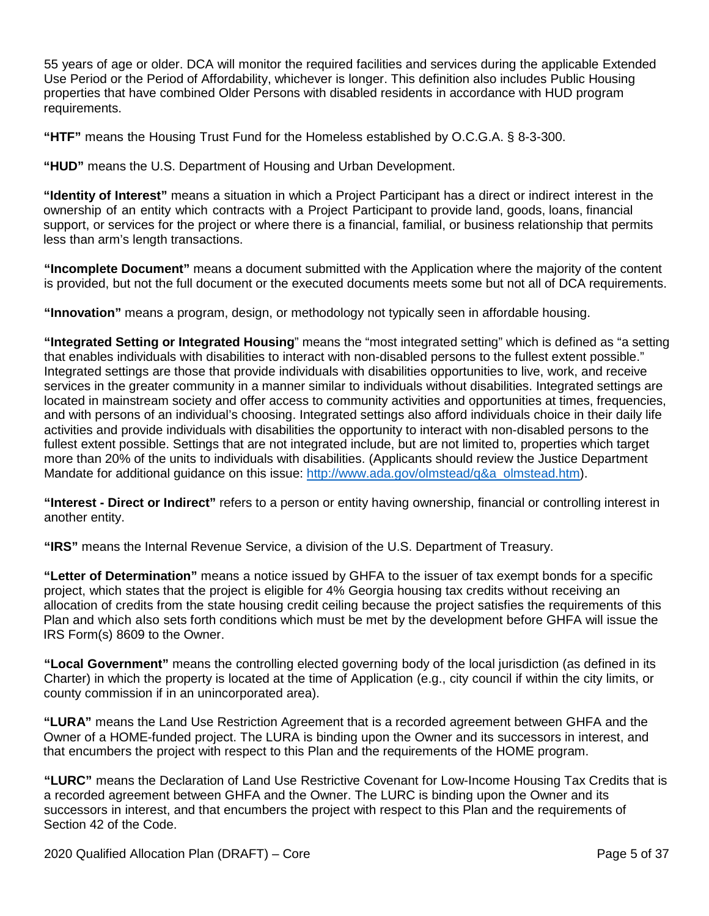55 years of age or older. DCA will monitor the required facilities and services during the applicable Extended Use Period or the Period of Affordability, whichever is longer. This definition also includes Public Housing properties that have combined Older Persons with disabled residents in accordance with HUD program requirements.

**"HTF"** means the Housing Trust Fund for the Homeless established by O.C.G.A. § 8-3-300.

**"HUD"** means the U.S. Department of Housing and Urban Development.

**"Identity of Interest"** means a situation in which a Project Participant has a direct or indirect interest in the ownership of an entity which contracts with a Project Participant to provide land, goods, loans, financial support, or services for the project or where there is a financial, familial, or business relationship that permits less than arm's length transactions.

**"Incomplete Document"** means a document submitted with the Application where the majority of the content is provided, but not the full document or the executed documents meets some but not all of DCA requirements.

**"Innovation"** means a program, design, or methodology not typically seen in affordable housing.

**"Integrated Setting or Integrated Housing"** means the "most integrated setting" which is defined as "a setting that enables individuals with disabilities to interact with non-disabled persons to the fullest extent possible." Integrated settings are those that provide individuals with disabilities opportunities to live, work, and receive services in the greater community in a manner similar to individuals without disabilities. Integrated settings are located in mainstream society and offer access to community activities and opportunities at times, frequencies, and with persons of an individual's choosing. Integrated settings also afford individuals choice in their daily life activities and provide individuals with disabilities the opportunity to interact with non-disabled persons to the fullest extent possible. Settings that are not integrated include, but are not limited to, properties which target more than 20% of the units to individuals with disabilities. (Applicants should review the Justice Department Mandate for additional guidance on this issue: [http://www.ada.gov/olmstead/q&a_olmstead.htm](http://www.ada.gov/olmstead/q&a_olmstead.htm)).

**"Interest - Direct or Indirect"** refers to a person or entity having ownership, financial or controlling interest in another entity.

**"IRS"** means the Internal Revenue Service, a division of the U.S. Department of Treasury.

**"Letter of Determination"** means a notice issued by GHFA to the issuer of tax exempt bonds for a specific project, which states that the project is eligible for 4% Georgia housing tax credits without receiving an allocation of credits from the state housing credit ceiling because the project satisfies the requirements of this Plan and which also sets forth conditions which must be met by the development before GHFA will issue the IRS Form(s) 8609 to the Owner.

**"Local Government"** means the controlling elected governing body of the local jurisdiction (as defined in its Charter) in which the property is located at the time of Application (e.g., city council if within the city limits, or county commission if in an unincorporated area).

**"LURA"** means the Land Use Restriction Agreement that is a recorded agreement between GHFA and the Owner of a HOME-funded project. The LURA is binding upon the Owner and its successors in interest, and that encumbers the project with respect to this Plan and the requirements of the HOME program.

**"LURC"** means the Declaration of Land Use Restrictive Covenant for Low-Income Housing Tax Credits that is a recorded agreement between GHFA and the Owner. The LURC is binding upon the Owner and its successors in interest, and that encumbers the project with respect to this Plan and the requirements of Section 42 of the Code.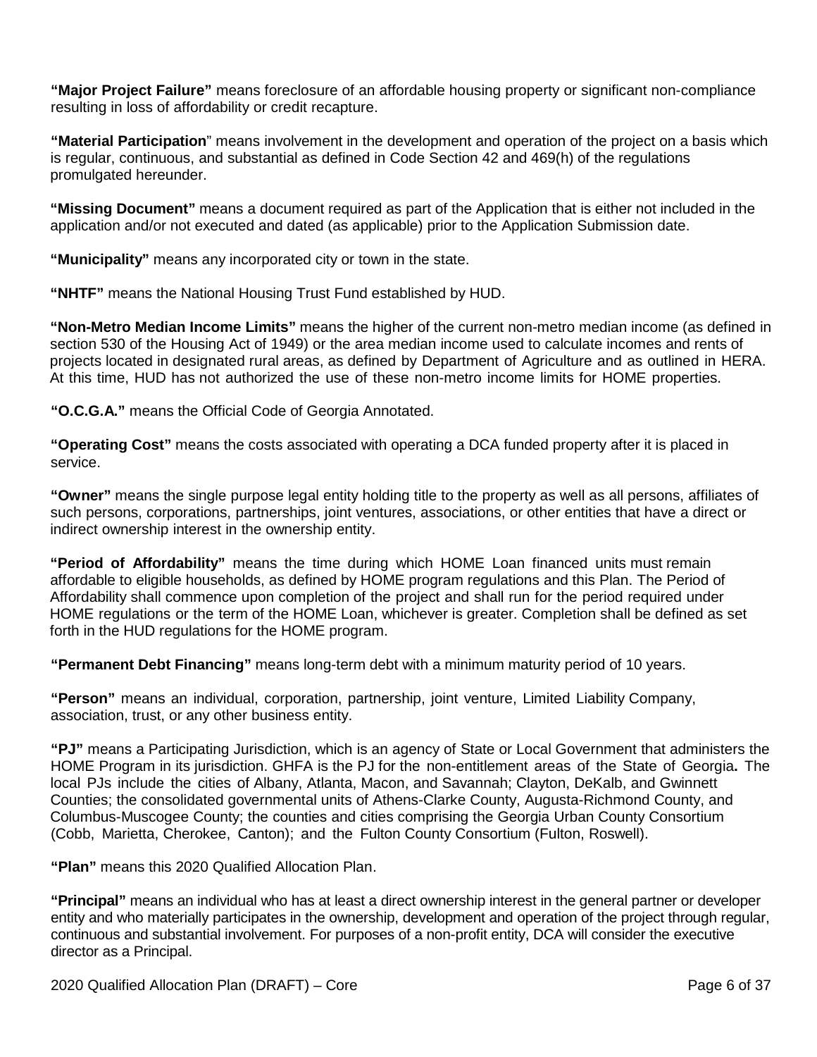**"Major Project Failure"** means foreclosure of an affordable housing property or significant non-compliance resulting in loss of affordability or credit recapture.

**"Material Participation**" means involvement in the development and operation of the project on a basis which is regular, continuous, and substantial as defined in Code Section 42 and 469(h) of the regulations promulgated hereunder.

**"Missing Document"** means a document required as part of the Application that is either not included in the application and/or not executed and dated (as applicable) prior to the Application Submission date.

**"Municipality"** means any incorporated city or town in the state.

**"NHTF"** means the National Housing Trust Fund established by HUD.

**"Non-Metro Median Income Limits"** means the higher of the current non-metro median income (as defined in section 530 of the Housing Act of 1949) or the area median income used to calculate incomes and rents of projects located in designated rural areas, as defined by Department of Agriculture and as outlined in HERA. At this time, HUD has not authorized the use of these non-metro income limits for HOME properties.

**"O.C.G.A."** means the Official Code of Georgia Annotated.

**"Operating Cost"** means the costs associated with operating a DCA funded property after it is placed in service.

**"Owner"** means the single purpose legal entity holding title to the property as well as all persons, affiliates of such persons, corporations, partnerships, joint ventures, associations, or other entities that have a direct or indirect ownership interest in the ownership entity.

**"Period of Affordability"** means the time during which HOME Loan financed units must remain affordable to eligible households, as defined by HOME program regulations and this Plan. The Period of Affordability shall commence upon completion of the project and shall run for the period required under HOME regulations or the term of the HOME Loan, whichever is greater. Completion shall be defined as set forth in the HUD regulations for the HOME program.

**"Permanent Debt Financing"** means long-term debt with a minimum maturity period of 10 years.

**"Person"** means an individual, corporation, partnership, joint venture, Limited Liability Company, association, trust, or any other business entity.

**"PJ"** means a Participating Jurisdiction, which is an agency of State or Local Government that administers the HOME Program in its jurisdiction. GHFA is the PJ for the non-entitlement areas of the State of Georgia**.** The local PJs include the cities of Albany, Atlanta, Macon, and Savannah; Clayton, DeKalb, and Gwinnett Counties; the consolidated governmental units of Athens-Clarke County, Augusta-Richmond County, and Columbus-Muscogee County; the counties and cities comprising the Georgia Urban County Consortium (Cobb, Marietta, Cherokee, Canton); and the Fulton County Consortium (Fulton, Roswell).

**"Plan"** means this 2020 Qualified Allocation Plan.

**"Principal"** means an individual who has at least a direct ownership interest in the general partner or developer entity and who materially participates in the ownership, development and operation of the project through regular, continuous and substantial involvement. For purposes of a non-profit entity, DCA will consider the executive director as a Principal.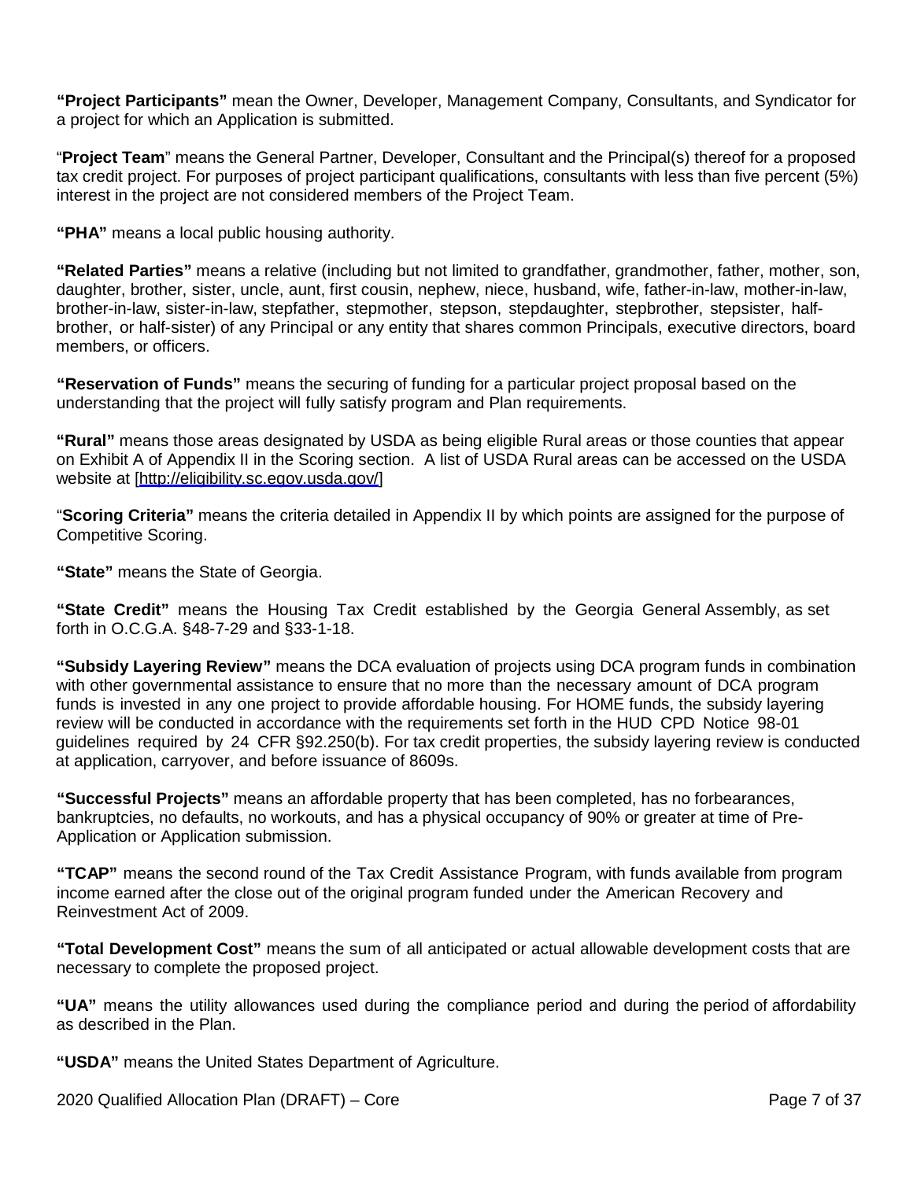**"Project Participants"** mean the Owner, Developer, Management Company, Consultants, and Syndicator for a project for which an Application is submitted.

"**Project Team**" means the General Partner, Developer, Consultant and the Principal(s) thereof for a proposed tax credit project. For purposes of project participant qualifications, consultants with less than five percent (5%) interest in the project are not considered members of the Project Team.

**"PHA"** means a local public housing authority.

**"Related Parties"** means a relative (including but not limited to grandfather, grandmother, father, mother, son, daughter, brother, sister, uncle, aunt, first cousin, nephew, niece, husband, wife, father-in-law, mother-in-law, brother-in-law, sister-in-law, stepfather, stepmother, stepson, stepdaughter, stepbrother, stepsister, half-brother, or half-sister) of any Principal or any entity that shares common Principals, executive directors, board members, or officers.

**"Reservation of Funds"** means the securing of funding for a particular project proposal based on the understanding that the project will fully satisfy program and Plan requirements.

**"Rural"** means those areas designated by USDA as being eligible Rural areas or those counties that appear on Exhibit A of Appendix II in the Scoring section. A list of USDA Rural areas can be accessed on the USDA website at [http://eligibility.sc.egov.usda.gov/]

"**Scoring Criteria"** means the criteria detailed in Appendix II by which points are assigned for the purpose of Competitive Scoring.

**"State"** means the State of Georgia.

**"State Credit"** means the Housing Tax Credit established by the Georgia General Assembly, as set forth in O.C.G.A. §48-7-29 and §33-1-18.

**"Subsidy Layering Review"** means the DCA evaluation of projects using DCA program funds in combination with other governmental assistance to ensure that no more than the necessary amount of DCA program funds is invested in any one project to provide affordable housing. For HOME funds, the subsidy layering review will be conducted in accordance with the requirements set forth in the HUD CPD Notice 98-01 guidelines required by 24 CFR §92.250(b). For tax credit properties, the subsidy layering review is conducted at application, carryover, and before issuance of 8609s.

**"Successful Projects"** means an affordable property that has been completed, has no forbearances, bankruptcies, no defaults, no workouts, and has a physical occupancy of 90% or greater at time of Pre-Application or Application submission.

**"TCAP"** means the second round of the Tax Credit Assistance Program, with funds available from program income earned after the close out of the original program funded under the American Recovery and Reinvestment Act of 2009.

**"Total Development Cost"** means the sum of all anticipated or actual allowable development costs that are necessary to complete the proposed project.

**"UA"** means the utility allowances used during the compliance period and during the period of affordability as described in the Plan.

**"USDA"** means the United States Department of Agriculture.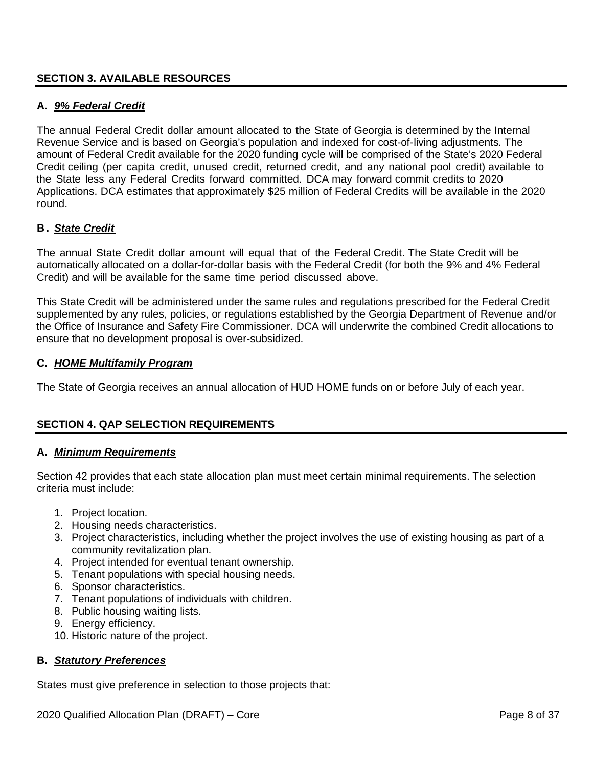## SECTION 3. AVAILABLE RESOURCES

### A. *9% Federal Credit*

The annual Federal Credit dollar amount allocated to the State of Georgia is determined by the Internal Revenue Service and is based on Georgia's population and indexed for cost-of-living adjustments. The amount of Federal Credit available for the 2020 funding cycle will be comprised of the State's 2020 Federal Credit ceiling (per capita credit, unused credit, returned credit, and any national pool credit) available to the State less any Federal Credits forward committed. DCA may forward commit credits to 2020 Applications. DCA estimates that approximately $25 million of Federal Credits will be available in the 2020 round.

### B. *State Credit*

The annual State Credit dollar amount will equal that of the Federal Credit. The State Credit will be automatically allocated on a dollar-for-dollar basis with the Federal Credit (for both the 9% and 4% Federal Credit) and will be available for the same time period discussed above.

This State Credit will be administered under the same rules and regulations prescribed for the Federal Credit supplemented by any rules, policies, or regulations established by the Georgia Department of Revenue and/or the Office of Insurance and Safety Fire Commissioner. DCA will underwrite the combined Credit allocations to ensure that no development proposal is over-subsidized.

### C. *HOME Multifamily Program*

The State of Georgia receives an annual allocation of HUD HOME funds on or before July of each year.

## SECTION 4. QAP SELECTION REQUIREMENTS

### A. *Minimum Requirements*

Section 42 provides that each state allocation plan must meet certain minimal requirements. The selection criteria must include:

1. Project location.
2. Housing needs characteristics.
3. Project characteristics, including whether the project involves the use of existing housing as part of a community revitalization plan.
4. Project intended for eventual tenant ownership.
5. Tenant populations with special housing needs.
6. Sponsor characteristics.
7. Tenant populations of individuals with children.
8. Public housing waiting lists.
9. Energy efficiency.
10. Historic nature of the project.

### B. *Statutory Preferences*

States must give preference in selection to those projects that: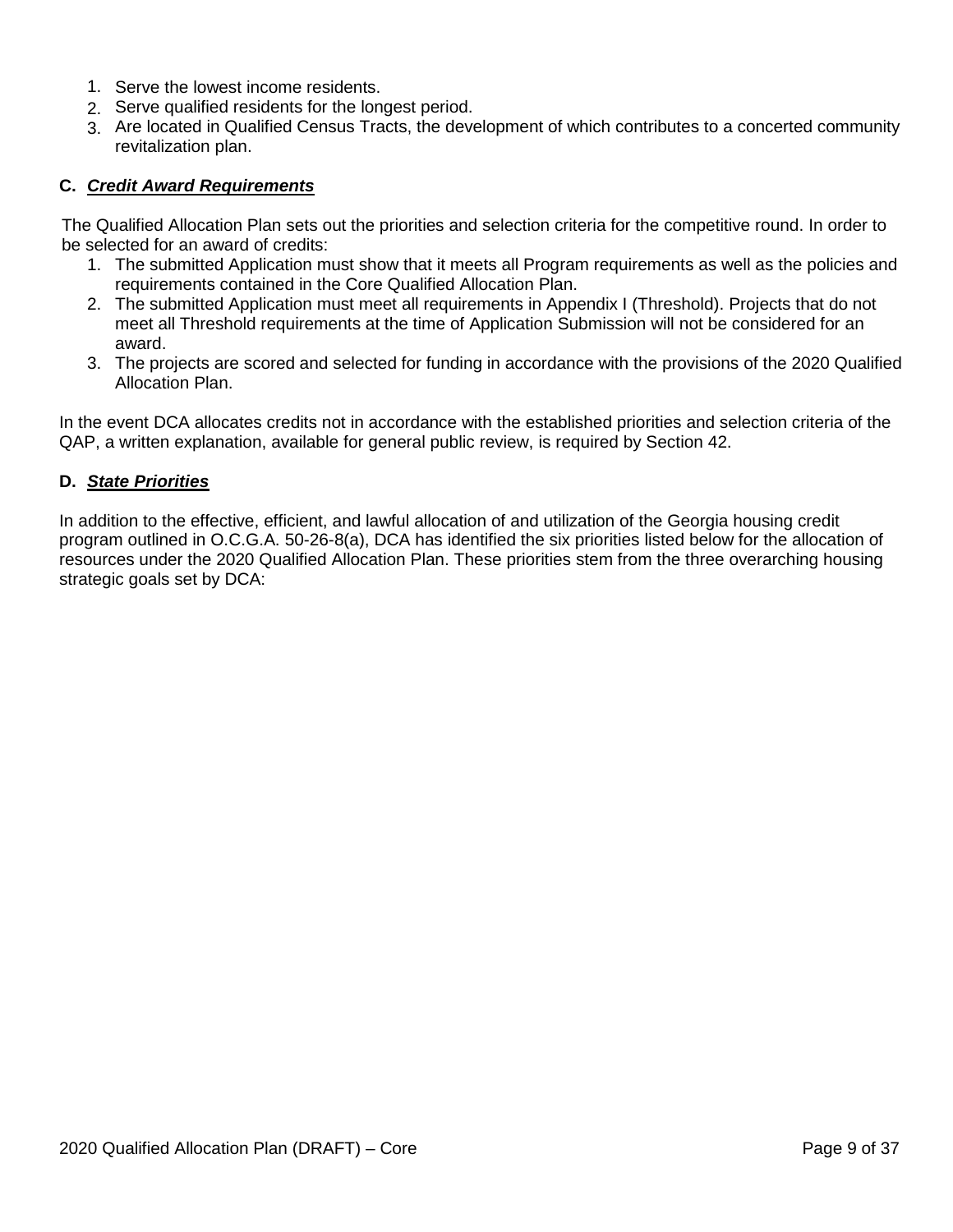1. Serve the lowest income residents.
2. Serve qualified residents for the longest period.
3. Are located in Qualified Census Tracts, the development of which contributes to a concerted community revitalization plan.

### C. ***Credit Award Requirements***

The Qualified Allocation Plan sets out the priorities and selection criteria for the competitive round. In order to be selected for an award of credits:

1. The submitted Application must show that it meets all Program requirements as well as the policies and requirements contained in the Core Qualified Allocation Plan.
2. The submitted Application must meet all requirements in Appendix I (Threshold). Projects that do not meet all Threshold requirements at the time of Application Submission will not be considered for an award.
3. The projects are scored and selected for funding in accordance with the provisions of the 2020 Qualified Allocation Plan.

In the event DCA allocates credits not in accordance with the established priorities and selection criteria of the QAP, a written explanation, available for general public review, is required by Section 42.

### D. ***State Priorities***

In addition to the effective, efficient, and lawful allocation of and utilization of the Georgia housing credit program outlined in O.C.G.A. 50-26-8(a), DCA has identified the six priorities listed below for the allocation of resources under the 2020 Qualified Allocation Plan. These priorities stem from the three overarching housing strategic goals set by DCA: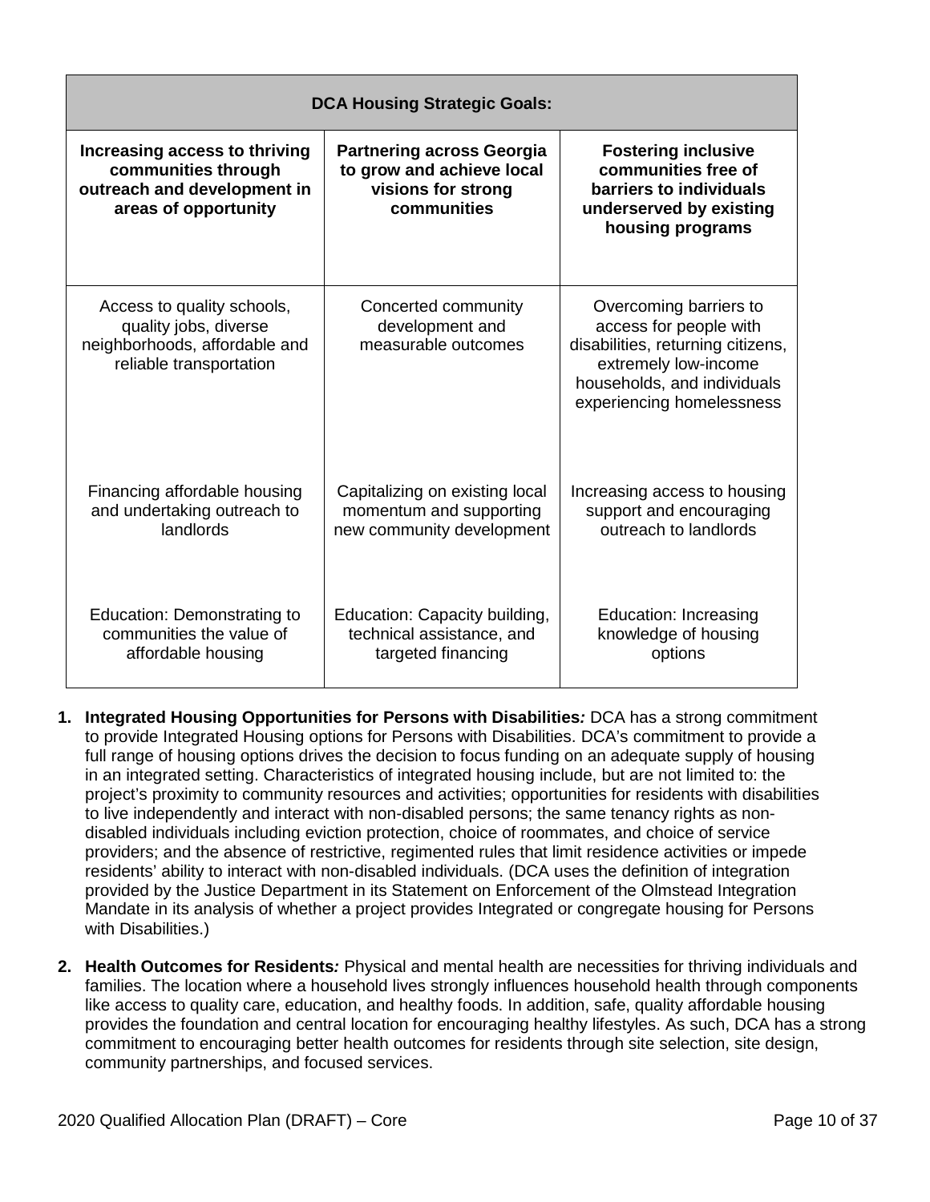| DCA Housing Strategic Goals: | | |
|---|---|---|
| **Increasing access to thriving communities through outreach and development in areas of opportunity** | **Partnering across Georgia to grow and achieve local visions for strong communities** | **Fostering inclusive communities free of barriers to individuals underserved by existing housing programs** |
| Access to quality schools, quality jobs, diverse neighborhoods, affordable and reliable transportation | Concerted community development and measurable outcomes | Overcoming barriers to access for people with disabilities, returning citizens, extremely low-income households, and individuals experiencing homelessness |
| Financing affordable housing and undertaking outreach to landlords | Capitalizing on existing local momentum and supporting new community development | Increasing access to housing support and encouraging outreach to landlords |
| Education: Demonstrating to communities the value of affordable housing | Education: Capacity building, technical assistance, and targeted financing | Education: Increasing knowledge of housing options |

1. **Integrated Housing Opportunities for Persons with Disabilities*:*** DCA has a strong commitment to provide Integrated Housing options for Persons with Disabilities. DCA's commitment to provide a full range of housing options drives the decision to focus funding on an adequate supply of housing in an integrated setting. Characteristics of integrated housing include, but are not limited to: the project's proximity to community resources and activities; opportunities for residents with disabilities to live independently and interact with non-disabled persons; the same tenancy rights as non-disabled individuals including eviction protection, choice of roommates, and choice of service providers; and the absence of restrictive, regimented rules that limit residence activities or impede residents' ability to interact with non-disabled individuals. (DCA uses the definition of integration provided by the Justice Department in its Statement on Enforcement of the Olmstead Integration Mandate in its analysis of whether a project provides Integrated or congregate housing for Persons with Disabilities.)

2. **Health Outcomes for Residents*:*** Physical and mental health are necessities for thriving individuals and families. The location where a household lives strongly influences household health through components like access to quality care, education, and healthy foods. In addition, safe, quality affordable housing provides the foundation and central location for encouraging healthy lifestyles. As such, DCA has a strong commitment to encouraging better health outcomes for residents through site selection, site design, community partnerships, and focused services.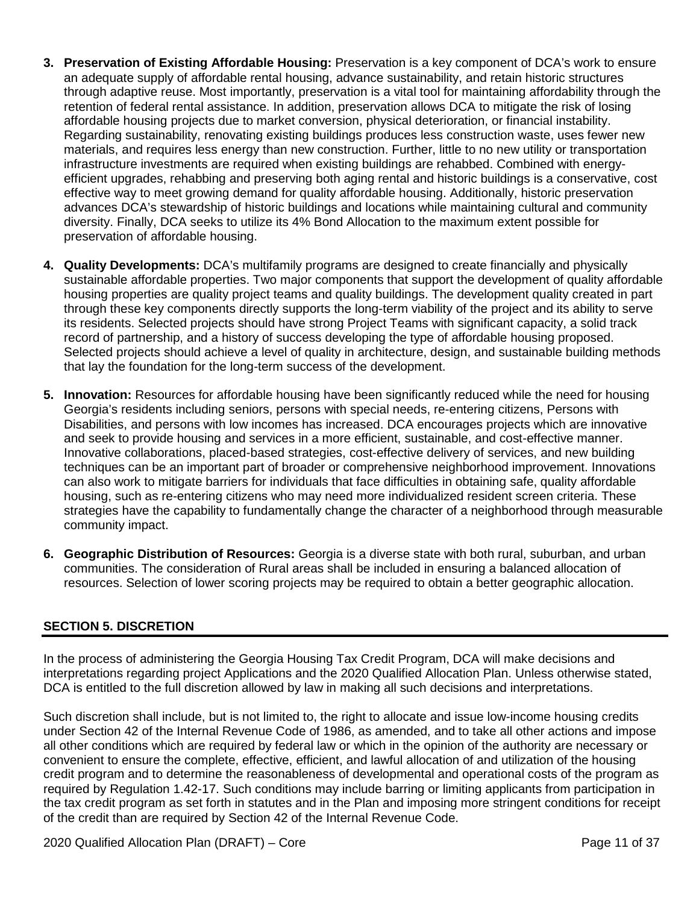3. **Preservation of Existing Affordable Housing:** Preservation is a key component of DCA's work to ensure an adequate supply of affordable rental housing, advance sustainability, and retain historic structures through adaptive reuse. Most importantly, preservation is a vital tool for maintaining affordability through the retention of federal rental assistance. In addition, preservation allows DCA to mitigate the risk of losing affordable housing projects due to market conversion, physical deterioration, or financial instability. Regarding sustainability, renovating existing buildings produces less construction waste, uses fewer new materials, and requires less energy than new construction. Further, little to no new utility or transportation infrastructure investments are required when existing buildings are rehabbed. Combined with energy-efficient upgrades, rehabbing and preserving both aging rental and historic buildings is a conservative, cost effective way to meet growing demand for quality affordable housing. Additionally, historic preservation advances DCA's stewardship of historic buildings and locations while maintaining cultural and community diversity. Finally, DCA seeks to utilize its 4% Bond Allocation to the maximum extent possible for preservation of affordable housing.

4. **Quality Developments:** DCA's multifamily programs are designed to create financially and physically sustainable affordable properties. Two major components that support the development of quality affordable housing properties are quality project teams and quality buildings. The development quality created in part through these key components directly supports the long-term viability of the project and its ability to serve its residents. Selected projects should have strong Project Teams with significant capacity, a solid track record of partnership, and a history of success developing the type of affordable housing proposed. Selected projects should achieve a level of quality in architecture, design, and sustainable building methods that lay the foundation for the long-term success of the development.

5. **Innovation:** Resources for affordable housing have been significantly reduced while the need for housing Georgia's residents including seniors, persons with special needs, re-entering citizens, Persons with Disabilities, and persons with low incomes has increased. DCA encourages projects which are innovative and seek to provide housing and services in a more efficient, sustainable, and cost-effective manner. Innovative collaborations, placed-based strategies, cost-effective delivery of services, and new building techniques can be an important part of broader or comprehensive neighborhood improvement. Innovations can also work to mitigate barriers for individuals that face difficulties in obtaining safe, quality affordable housing, such as re-entering citizens who may need more individualized resident screen criteria. These strategies have the capability to fundamentally change the character of a neighborhood through measurable community impact.

6. **Geographic Distribution of Resources:** Georgia is a diverse state with both rural, suburban, and urban communities. The consideration of Rural areas shall be included in ensuring a balanced allocation of resources. Selection of lower scoring projects may be required to obtain a better geographic allocation.

## SECTION 5. DISCRETION

In the process of administering the Georgia Housing Tax Credit Program, DCA will make decisions and interpretations regarding project Applications and the 2020 Qualified Allocation Plan. Unless otherwise stated, DCA is entitled to the full discretion allowed by law in making all such decisions and interpretations.

Such discretion shall include, but is not limited to, the right to allocate and issue low-income housing credits under Section 42 of the Internal Revenue Code of 1986, as amended, and to take all other actions and impose all other conditions which are required by federal law or which in the opinion of the authority are necessary or convenient to ensure the complete, effective, efficient, and lawful allocation of and utilization of the housing credit program and to determine the reasonableness of developmental and operational costs of the program as required by Regulation 1.42-17. Such conditions may include barring or limiting applicants from participation in the tax credit program as set forth in statutes and in the Plan and imposing more stringent conditions for receipt of the credit than are required by Section 42 of the Internal Revenue Code.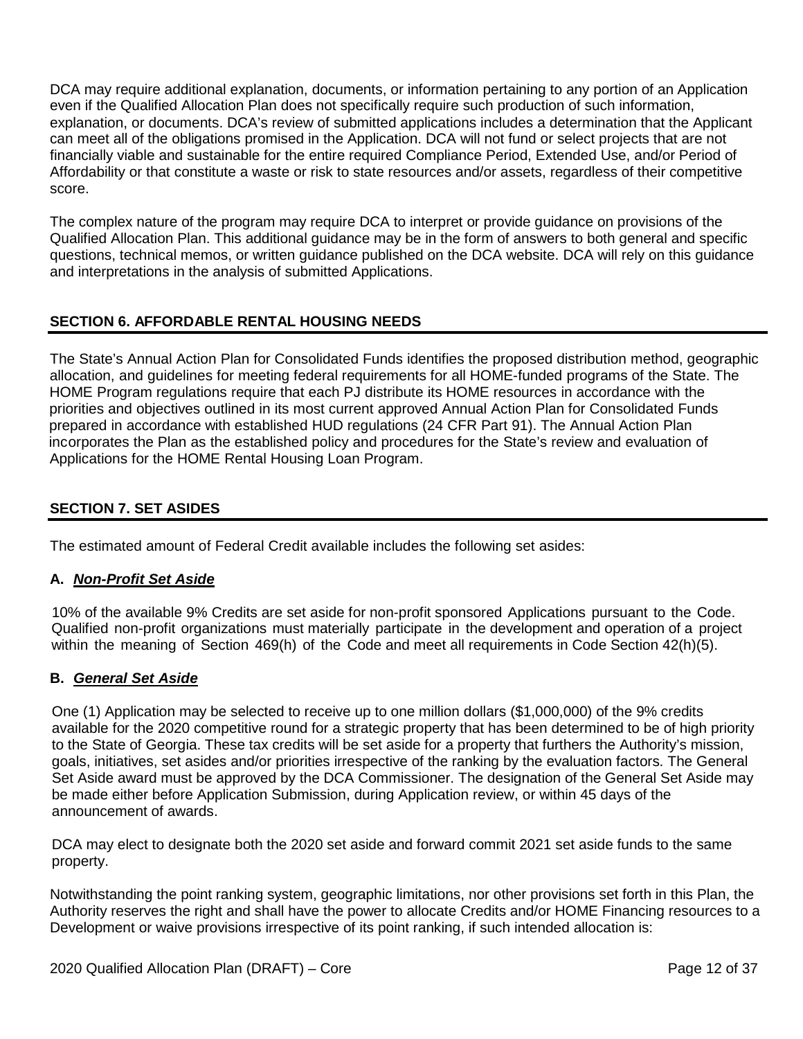DCA may require additional explanation, documents, or information pertaining to any portion of an Application even if the Qualified Allocation Plan does not specifically require such production of such information, explanation, or documents. DCA's review of submitted applications includes a determination that the Applicant can meet all of the obligations promised in the Application. DCA will not fund or select projects that are not financially viable and sustainable for the entire required Compliance Period, Extended Use, and/or Period of Affordability or that constitute a waste or risk to state resources and/or assets, regardless of their competitive score.

The complex nature of the program may require DCA to interpret or provide guidance on provisions of the Qualified Allocation Plan. This additional guidance may be in the form of answers to both general and specific questions, technical memos, or written guidance published on the DCA website. DCA will rely on this guidance and interpretations in the analysis of submitted Applications.

## SECTION 6. AFFORDABLE RENTAL HOUSING NEEDS

The State's Annual Action Plan for Consolidated Funds identifies the proposed distribution method, geographic allocation, and guidelines for meeting federal requirements for all HOME-funded programs of the State. The HOME Program regulations require that each PJ distribute its HOME resources in accordance with the priorities and objectives outlined in its most current approved Annual Action Plan for Consolidated Funds prepared in accordance with established HUD regulations (24 CFR Part 91). The Annual Action Plan incorporates the Plan as the established policy and procedures for the State's review and evaluation of Applications for the HOME Rental Housing Loan Program.

## SECTION 7. SET ASIDES

The estimated amount of Federal Credit available includes the following set asides:

### A. ***Non-Profit Set Aside***

10% of the available 9% Credits are set aside for non-profit sponsored Applications pursuant to the Code. Qualified non-profit organizations must materially participate in the development and operation of a project within the meaning of Section 469(h) of the Code and meet all requirements in Code Section 42(h)(5).

### B. ***General Set Aside***

One (1) Application may be selected to receive up to one million dollars ($1,000,000) of the 9% credits available for the 2020 competitive round for a strategic property that has been determined to be of high priority to the State of Georgia. These tax credits will be set aside for a property that furthers the Authority's mission, goals, initiatives, set asides and/or priorities irrespective of the ranking by the evaluation factors. The General Set Aside award must be approved by the DCA Commissioner. The designation of the General Set Aside may be made either before Application Submission, during Application review, or within 45 days of the announcement of awards.

DCA may elect to designate both the 2020 set aside and forward commit 2021 set aside funds to the same property.

Notwithstanding the point ranking system, geographic limitations, nor other provisions set forth in this Plan, the Authority reserves the right and shall have the power to allocate Credits and/or HOME Financing resources to a Development or waive provisions irrespective of its point ranking, if such intended allocation is: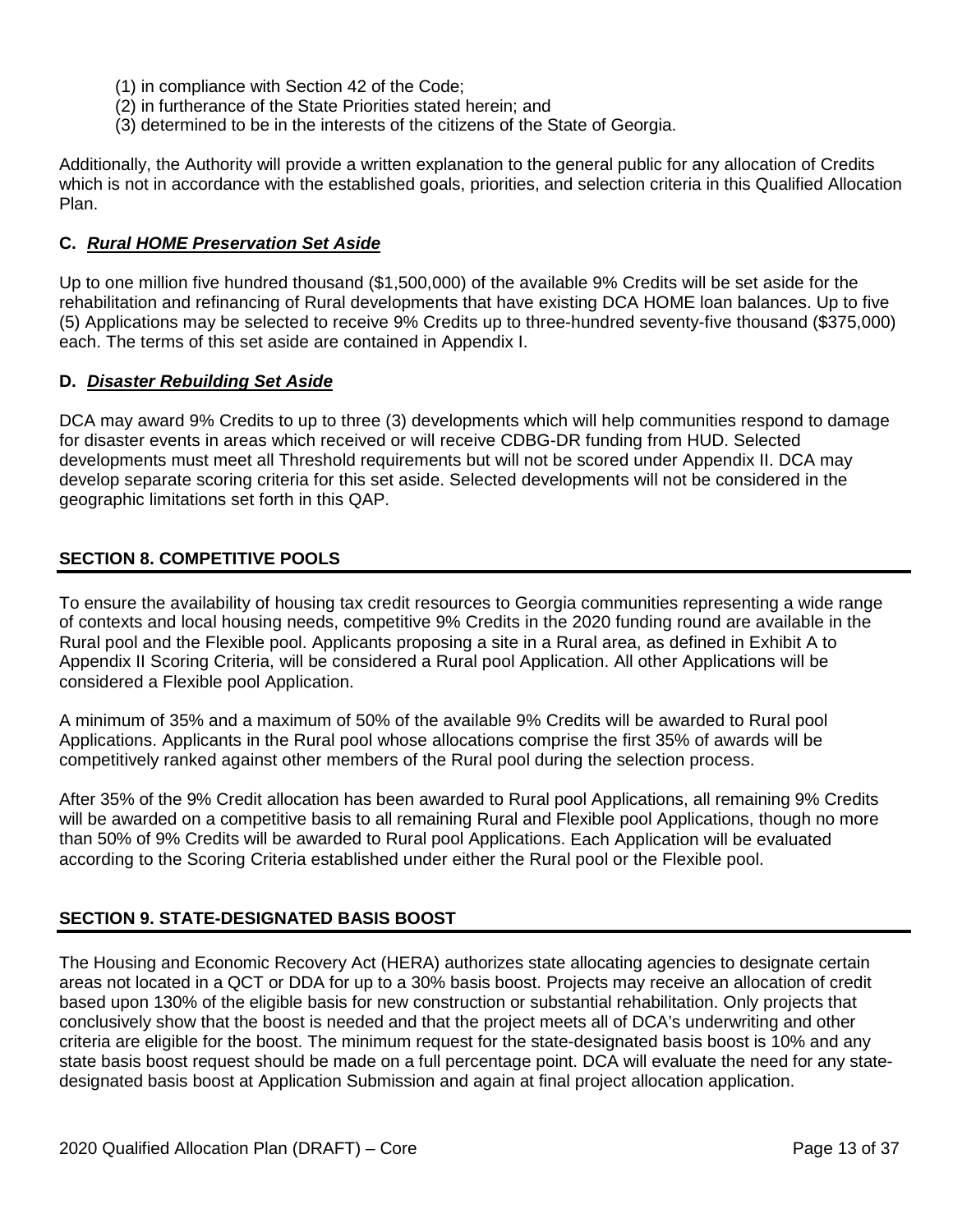(1) in compliance with Section 42 of the Code;
(2) in furtherance of the State Priorities stated herein; and
(3) determined to be in the interests of the citizens of the State of Georgia.

Additionally, the Authority will provide a written explanation to the general public for any allocation of Credits which is not in accordance with the established goals, priorities, and selection criteria in this Qualified Allocation Plan.

### C. ***Rural HOME Preservation Set Aside***

Up to one million five hundred thousand ($1,500,000) of the available 9% Credits will be set aside for the rehabilitation and refinancing of Rural developments that have existing DCA HOME loan balances. Up to five (5) Applications may be selected to receive 9% Credits up to three-hundred seventy-five thousand ($375,000) each. The terms of this set aside are contained in Appendix I.

### D. ***Disaster Rebuilding Set Aside***

DCA may award 9% Credits to up to three (3) developments which will help communities respond to damage for disaster events in areas which received or will receive CDBG-DR funding from HUD. Selected developments must meet all Threshold requirements but will not be scored under Appendix II. DCA may develop separate scoring criteria for this set aside. Selected developments will not be considered in the geographic limitations set forth in this QAP.

## SECTION 8. COMPETITIVE POOLS

To ensure the availability of housing tax credit resources to Georgia communities representing a wide range of contexts and local housing needs, competitive 9% Credits in the 2020 funding round are available in the Rural pool and the Flexible pool. Applicants proposing a site in a Rural area, as defined in Exhibit A to Appendix II Scoring Criteria, will be considered a Rural pool Application. All other Applications will be considered a Flexible pool Application.

A minimum of 35% and a maximum of 50% of the available 9% Credits will be awarded to Rural pool Applications. Applicants in the Rural pool whose allocations comprise the first 35% of awards will be competitively ranked against other members of the Rural pool during the selection process.

After 35% of the 9% Credit allocation has been awarded to Rural pool Applications, all remaining 9% Credits will be awarded on a competitive basis to all remaining Rural and Flexible pool Applications, though no more than 50% of 9% Credits will be awarded to Rural pool Applications. Each Application will be evaluated according to the Scoring Criteria established under either the Rural pool or the Flexible pool.

## SECTION 9. STATE-DESIGNATED BASIS BOOST

The Housing and Economic Recovery Act (HERA) authorizes state allocating agencies to designate certain areas not located in a QCT or DDA for up to a 30% basis boost. Projects may receive an allocation of credit based upon 130% of the eligible basis for new construction or substantial rehabilitation. Only projects that conclusively show that the boost is needed and that the project meets all of DCA's underwriting and other criteria are eligible for the boost. The minimum request for the state-designated basis boost is 10% and any state basis boost request should be made on a full percentage point. DCA will evaluate the need for any state-designated basis boost at Application Submission and again at final project allocation application.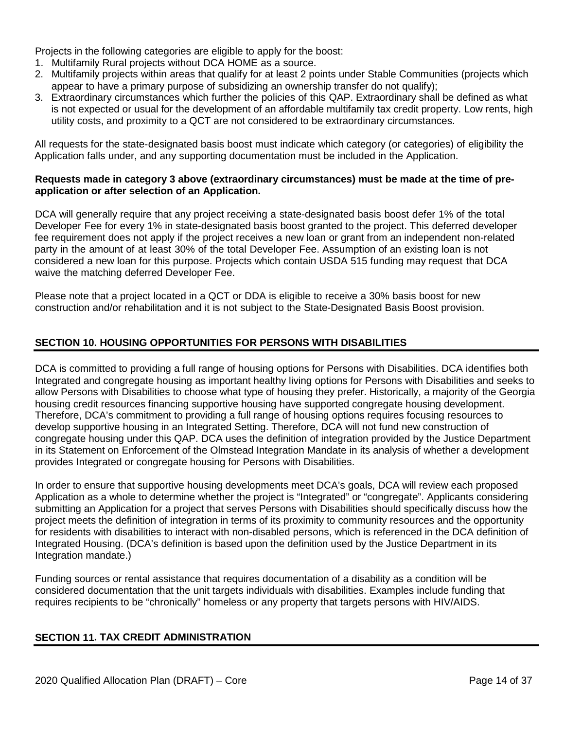Projects in the following categories are eligible to apply for the boost:

1. Multifamily Rural projects without DCA HOME as a source.
2. Multifamily projects within areas that qualify for at least 2 points under Stable Communities (projects which appear to have a primary purpose of subsidizing an ownership transfer do not qualify);
3. Extraordinary circumstances which further the policies of this QAP. Extraordinary shall be defined as what is not expected or usual for the development of an affordable multifamily tax credit property. Low rents, high utility costs, and proximity to a QCT are not considered to be extraordinary circumstances.

All requests for the state-designated basis boost must indicate which category (or categories) of eligibility the Application falls under, and any supporting documentation must be included in the Application.

**Requests made in category 3 above (extraordinary circumstances) must be made at the time of pre-application or after selection of an Application.**

DCA will generally require that any project receiving a state-designated basis boost defer 1% of the total Developer Fee for every 1% in state-designated basis boost granted to the project. This deferred developer fee requirement does not apply if the project receives a new loan or grant from an independent non-related party in the amount of at least 30% of the total Developer Fee. Assumption of an existing loan is not considered a new loan for this purpose. Projects which contain USDA 515 funding may request that DCA waive the matching deferred Developer Fee.

Please note that a project located in a QCT or DDA is eligible to receive a 30% basis boost for new construction and/or rehabilitation and it is not subject to the State-Designated Basis Boost provision.

## SECTION 10. HOUSING OPPORTUNITIES FOR PERSONS WITH DISABILITIES

DCA is committed to providing a full range of housing options for Persons with Disabilities. DCA identifies both Integrated and congregate housing as important healthy living options for Persons with Disabilities and seeks to allow Persons with Disabilities to choose what type of housing they prefer. Historically, a majority of the Georgia housing credit resources financing supportive housing have supported congregate housing development. Therefore, DCA's commitment to providing a full range of housing options requires focusing resources to develop supportive housing in an Integrated Setting. Therefore, DCA will not fund new construction of congregate housing under this QAP. DCA uses the definition of integration provided by the Justice Department in its Statement on Enforcement of the Olmstead Integration Mandate in its analysis of whether a development provides Integrated or congregate housing for Persons with Disabilities.

In order to ensure that supportive housing developments meet DCA's goals, DCA will review each proposed Application as a whole to determine whether the project is "Integrated" or "congregate". Applicants considering submitting an Application for a project that serves Persons with Disabilities should specifically discuss how the project meets the definition of integration in terms of its proximity to community resources and the opportunity for residents with disabilities to interact with non-disabled persons, which is referenced in the DCA definition of Integrated Housing. (DCA's definition is based upon the definition used by the Justice Department in its Integration mandate.)

Funding sources or rental assistance that requires documentation of a disability as a condition will be considered documentation that the unit targets individuals with disabilities. Examples include funding that requires recipients to be "chronically" homeless or any property that targets persons with HIV/AIDS.

## SECTION 11. TAX CREDIT ADMINISTRATION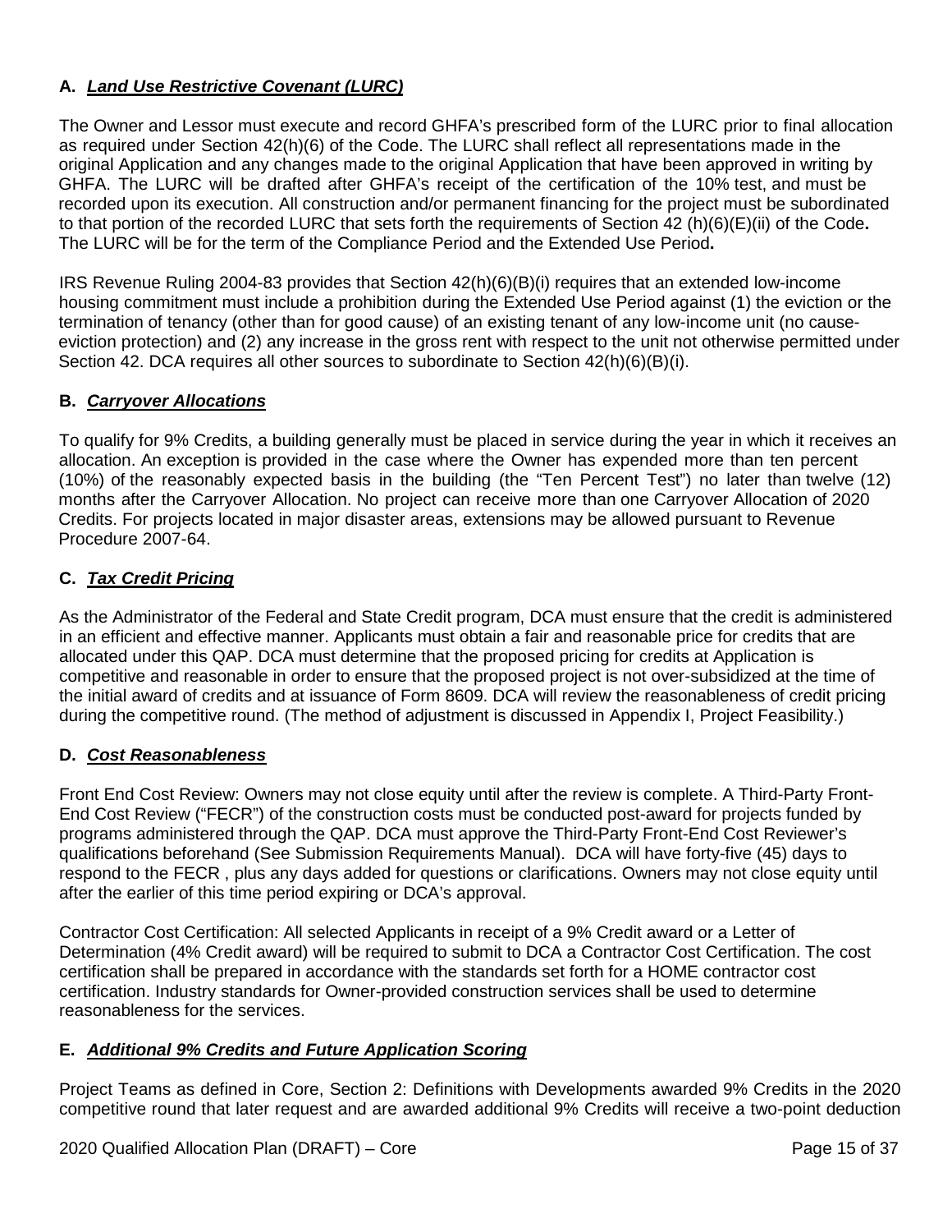**A. *Land Use Restrictive Covenant (LURC)***

The Owner and Lessor must execute and record GHFA's prescribed form of the LURC prior to final allocation as required under Section 42(h)(6) of the Code. The LURC shall reflect all representations made in the original Application and any changes made to the original Application that have been approved in writing by GHFA. The LURC will be drafted after GHFA's receipt of the certification of the 10% test, and must be recorded upon its execution. All construction and/or permanent financing for the project must be subordinated to that portion of the recorded LURC that sets forth the requirements of Section 42 (h)(6)(E)(ii) of the Code**.** The LURC will be for the term of the Compliance Period and the Extended Use Period**.**

IRS Revenue Ruling 2004-83 provides that Section 42(h)(6)(B)(i) requires that an extended low-income housing commitment must include a prohibition during the Extended Use Period against (1) the eviction or the termination of tenancy (other than for good cause) of an existing tenant of any low-income unit (no cause-eviction protection) and (2) any increase in the gross rent with respect to the unit not otherwise permitted under Section 42. DCA requires all other sources to subordinate to Section 42(h)(6)(B)(i).

**B. *Carryover Allocations***

To qualify for 9% Credits, a building generally must be placed in service during the year in which it receives an allocation. An exception is provided in the case where the Owner has expended more than ten percent (10%) of the reasonably expected basis in the building (the "Ten Percent Test") no later than twelve (12) months after the Carryover Allocation. No project can receive more than one Carryover Allocation of 2020 Credits. For projects located in major disaster areas, extensions may be allowed pursuant to Revenue Procedure 2007-64.

**C. *Tax Credit Pricing***

As the Administrator of the Federal and State Credit program, DCA must ensure that the credit is administered in an efficient and effective manner. Applicants must obtain a fair and reasonable price for credits that are allocated under this QAP. DCA must determine that the proposed pricing for credits at Application is competitive and reasonable in order to ensure that the proposed project is not over-subsidized at the time of the initial award of credits and at issuance of Form 8609. DCA will review the reasonableness of credit pricing during the competitive round. (The method of adjustment is discussed in Appendix I, Project Feasibility.)

**D. *Cost Reasonableness***

Front End Cost Review: Owners may not close equity until after the review is complete. A Third-Party Front-End Cost Review ("FECR") of the construction costs must be conducted post-award for projects funded by programs administered through the QAP. DCA must approve the Third-Party Front-End Cost Reviewer's qualifications beforehand (See Submission Requirements Manual). DCA will have forty-five (45) days to respond to the FECR , plus any days added for questions or clarifications. Owners may not close equity until after the earlier of this time period expiring or DCA's approval.

Contractor Cost Certification: All selected Applicants in receipt of a 9% Credit award or a Letter of Determination (4% Credit award) will be required to submit to DCA a Contractor Cost Certification. The cost certification shall be prepared in accordance with the standards set forth for a HOME contractor cost certification. Industry standards for Owner-provided construction services shall be used to determine reasonableness for the services.

**E. *Additional 9% Credits and Future Application Scoring***

Project Teams as defined in Core, Section 2: Definitions with Developments awarded 9% Credits in the 2020 competitive round that later request and are awarded additional 9% Credits will receive a two-point deduction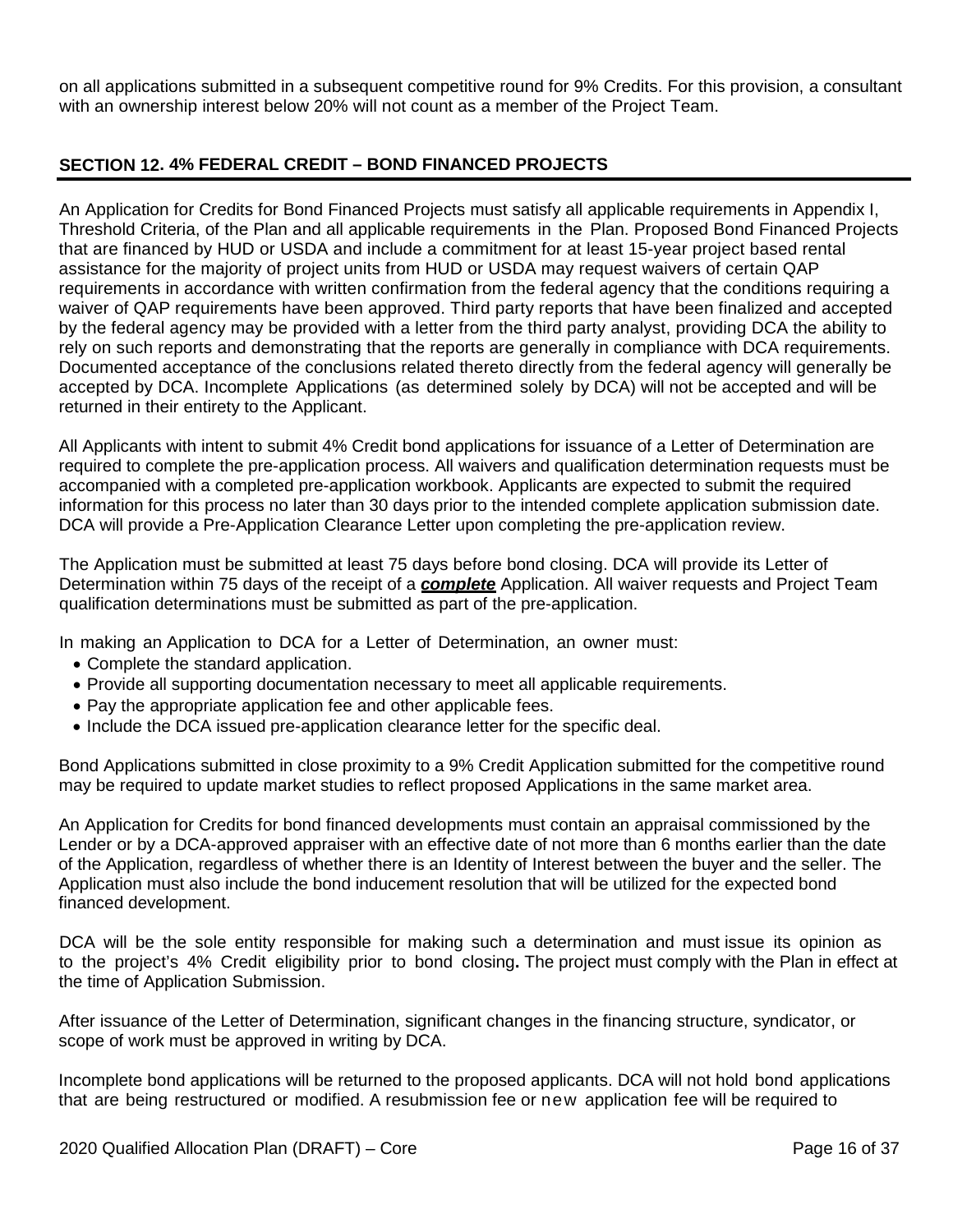on all applications submitted in a subsequent competitive round for 9% Credits. For this provision, a consultant with an ownership interest below 20% will not count as a member of the Project Team.

## SECTION 12. 4% FEDERAL CREDIT – BOND FINANCED PROJECTS

An Application for Credits for Bond Financed Projects must satisfy all applicable requirements in Appendix I, Threshold Criteria, of the Plan and all applicable requirements in the Plan. Proposed Bond Financed Projects that are financed by HUD or USDA and include a commitment for at least 15-year project based rental assistance for the majority of project units from HUD or USDA may request waivers of certain QAP requirements in accordance with written confirmation from the federal agency that the conditions requiring a waiver of QAP requirements have been approved. Third party reports that have been finalized and accepted by the federal agency may be provided with a letter from the third party analyst, providing DCA the ability to rely on such reports and demonstrating that the reports are generally in compliance with DCA requirements. Documented acceptance of the conclusions related thereto directly from the federal agency will generally be accepted by DCA. Incomplete Applications (as determined solely by DCA) will not be accepted and will be returned in their entirety to the Applicant.

All Applicants with intent to submit 4% Credit bond applications for issuance of a Letter of Determination are required to complete the pre-application process. All waivers and qualification determination requests must be accompanied with a completed pre-application workbook. Applicants are expected to submit the required information for this process no later than 30 days prior to the intended complete application submission date. DCA will provide a Pre-Application Clearance Letter upon completing the pre-application review.

The Application must be submitted at least 75 days before bond closing. DCA will provide its Letter of Determination within 75 days of the receipt of a ***complete*** Application. All waiver requests and Project Team qualification determinations must be submitted as part of the pre-application.

In making an Application to DCA for a Letter of Determination, an owner must:

- Complete the standard application.
- Provide all supporting documentation necessary to meet all applicable requirements.
- Pay the appropriate application fee and other applicable fees.
- Include the DCA issued pre-application clearance letter for the specific deal.

Bond Applications submitted in close proximity to a 9% Credit Application submitted for the competitive round may be required to update market studies to reflect proposed Applications in the same market area.

An Application for Credits for bond financed developments must contain an appraisal commissioned by the Lender or by a DCA-approved appraiser with an effective date of not more than 6 months earlier than the date of the Application, regardless of whether there is an Identity of Interest between the buyer and the seller. The Application must also include the bond inducement resolution that will be utilized for the expected bond financed development.

DCA will be the sole entity responsible for making such a determination and must issue its opinion as to the project's 4% Credit eligibility prior to bond closing**.** The project must comply with the Plan in effect at the time of Application Submission.

After issuance of the Letter of Determination, significant changes in the financing structure, syndicator, or scope of work must be approved in writing by DCA.

Incomplete bond applications will be returned to the proposed applicants. DCA will not hold bond applications that are being restructured or modified. A resubmission fee or new application fee will be required to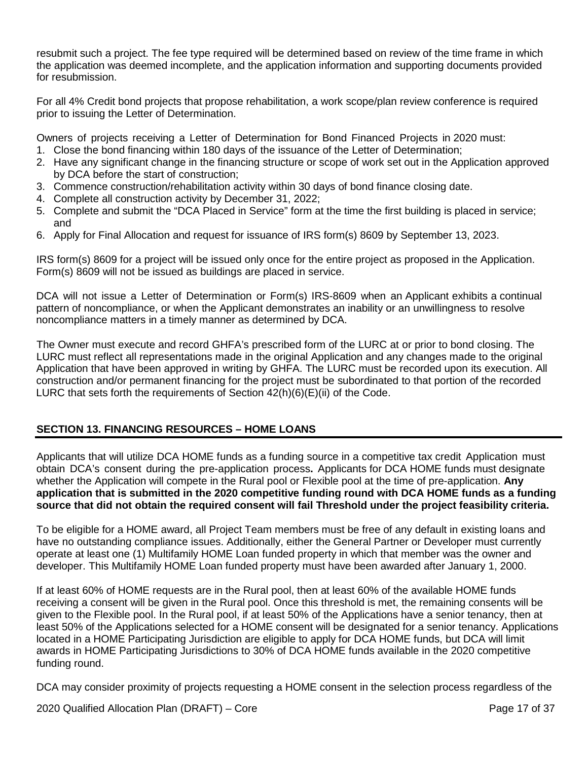resubmit such a project. The fee type required will be determined based on review of the time frame in which the application was deemed incomplete, and the application information and supporting documents provided for resubmission.

For all 4% Credit bond projects that propose rehabilitation, a work scope/plan review conference is required prior to issuing the Letter of Determination.

Owners of projects receiving a Letter of Determination for Bond Financed Projects in 2020 must:

1. Close the bond financing within 180 days of the issuance of the Letter of Determination;
2. Have any significant change in the financing structure or scope of work set out in the Application approved by DCA before the start of construction;
3. Commence construction/rehabilitation activity within 30 days of bond finance closing date.
4. Complete all construction activity by December 31, 2022;
5. Complete and submit the "DCA Placed in Service" form at the time the first building is placed in service; and
6. Apply for Final Allocation and request for issuance of IRS form(s) 8609 by September 13, 2023.

IRS form(s) 8609 for a project will be issued only once for the entire project as proposed in the Application. Form(s) 8609 will not be issued as buildings are placed in service.

DCA will not issue a Letter of Determination or Form(s) IRS-8609 when an Applicant exhibits a continual pattern of noncompliance, or when the Applicant demonstrates an inability or an unwillingness to resolve noncompliance matters in a timely manner as determined by DCA.

The Owner must execute and record GHFA's prescribed form of the LURC at or prior to bond closing. The LURC must reflect all representations made in the original Application and any changes made to the original Application that have been approved in writing by GHFA. The LURC must be recorded upon its execution. All construction and/or permanent financing for the project must be subordinated to that portion of the recorded LURC that sets forth the requirements of Section 42(h)(6)(E)(ii) of the Code.

## SECTION 13. FINANCING RESOURCES – HOME LOANS

Applicants that will utilize DCA HOME funds as a funding source in a competitive tax credit Application must obtain DCA's consent during the pre-application process**.** Applicants for DCA HOME funds must designate whether the Application will compete in the Rural pool or Flexible pool at the time of pre-application. **Any application that is submitted in the 2020 competitive funding round with DCA HOME funds as a funding source that did not obtain the required consent will fail Threshold under the project feasibility criteria.**

To be eligible for a HOME award, all Project Team members must be free of any default in existing loans and have no outstanding compliance issues. Additionally, either the General Partner or Developer must currently operate at least one (1) Multifamily HOME Loan funded property in which that member was the owner and developer. This Multifamily HOME Loan funded property must have been awarded after January 1, 2000.

If at least 60% of HOME requests are in the Rural pool, then at least 60% of the available HOME funds receiving a consent will be given in the Rural pool. Once this threshold is met, the remaining consents will be given to the Flexible pool. In the Rural pool, if at least 50% of the Applications have a senior tenancy, then at least 50% of the Applications selected for a HOME consent will be designated for a senior tenancy. Applications located in a HOME Participating Jurisdiction are eligible to apply for DCA HOME funds, but DCA will limit awards in HOME Participating Jurisdictions to 30% of DCA HOME funds available in the 2020 competitive funding round.

DCA may consider proximity of projects requesting a HOME consent in the selection process regardless of the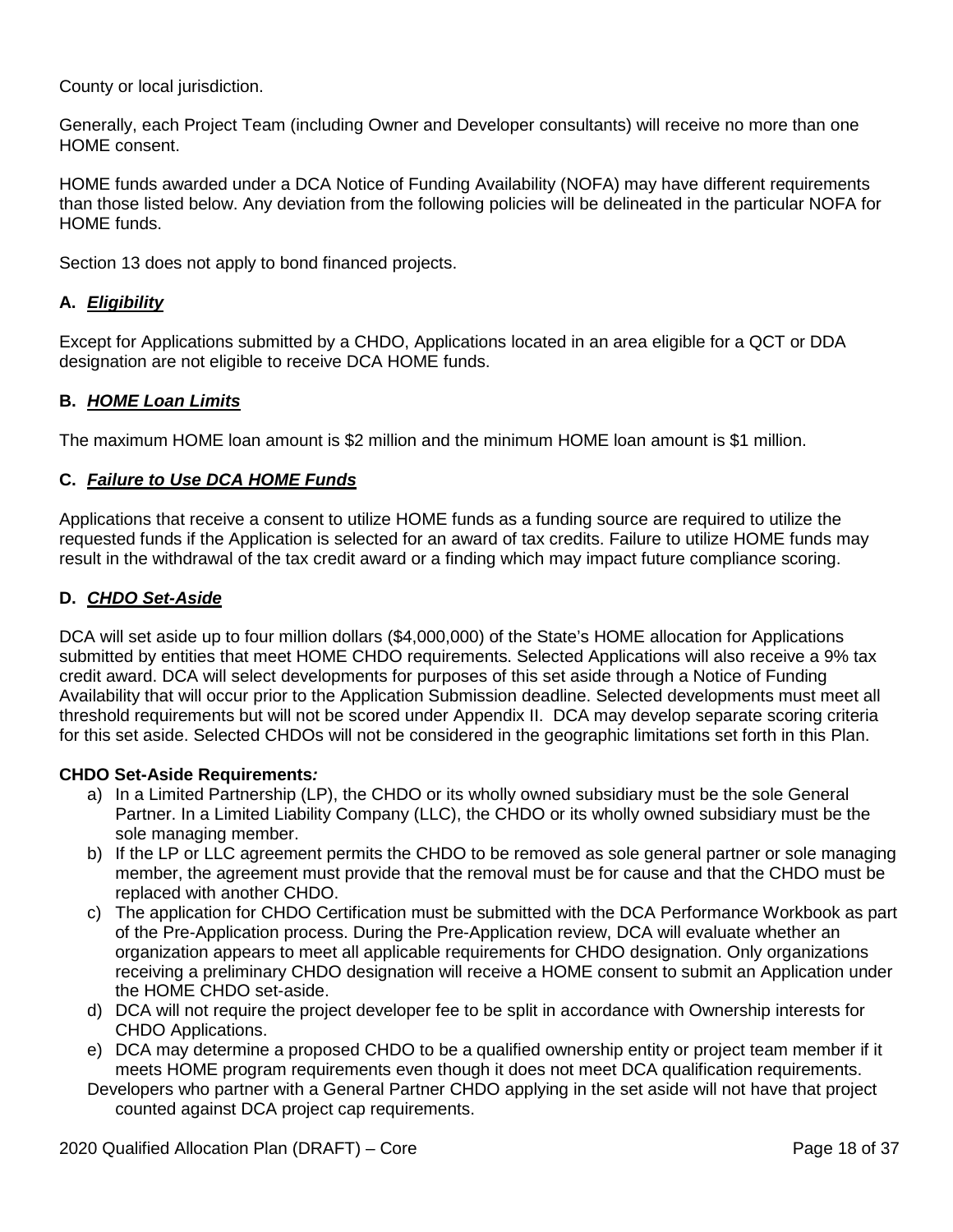County or local jurisdiction.

Generally, each Project Team (including Owner and Developer consultants) will receive no more than one HOME consent.

HOME funds awarded under a DCA Notice of Funding Availability (NOFA) may have different requirements than those listed below. Any deviation from the following policies will be delineated in the particular NOFA for HOME funds.

Section 13 does not apply to bond financed projects.

**A. *Eligibility***

Except for Applications submitted by a CHDO, Applications located in an area eligible for a QCT or DDA designation are not eligible to receive DCA HOME funds.

**B. *HOME Loan Limits***

The maximum HOME loan amount is $2 million and the minimum HOME loan amount is $1 million.

**C. *Failure to Use DCA HOME Funds***

Applications that receive a consent to utilize HOME funds as a funding source are required to utilize the requested funds if the Application is selected for an award of tax credits. Failure to utilize HOME funds may result in the withdrawal of the tax credit award or a finding which may impact future compliance scoring.

**D. *CHDO Set-Aside***

DCA will set aside up to four million dollars ($4,000,000) of the State's HOME allocation for Applications submitted by entities that meet HOME CHDO requirements. Selected Applications will also receive a 9% tax credit award. DCA will select developments for purposes of this set aside through a Notice of Funding Availability that will occur prior to the Application Submission deadline. Selected developments must meet all threshold requirements but will not be scored under Appendix II. DCA may develop separate scoring criteria for this set aside. Selected CHDOs will not be considered in the geographic limitations set forth in this Plan.

**CHDO Set-Aside Requirements*:***

a) In a Limited Partnership (LP), the CHDO or its wholly owned subsidiary must be the sole General Partner. In a Limited Liability Company (LLC), the CHDO or its wholly owned subsidiary must be the sole managing member.
b) If the LP or LLC agreement permits the CHDO to be removed as sole general partner or sole managing member, the agreement must provide that the removal must be for cause and that the CHDO must be replaced with another CHDO.
c) The application for CHDO Certification must be submitted with the DCA Performance Workbook as part of the Pre-Application process. During the Pre-Application review, DCA will evaluate whether an organization appears to meet all applicable requirements for CHDO designation. Only organizations receiving a preliminary CHDO designation will receive a HOME consent to submit an Application under the HOME CHDO set-aside.
d) DCA will not require the project developer fee to be split in accordance with Ownership interests for CHDO Applications.
e) DCA may determine a proposed CHDO to be a qualified ownership entity or project team member if it meets HOME program requirements even though it does not meet DCA qualification requirements.

Developers who partner with a General Partner CHDO applying in the set aside will not have that project counted against DCA project cap requirements.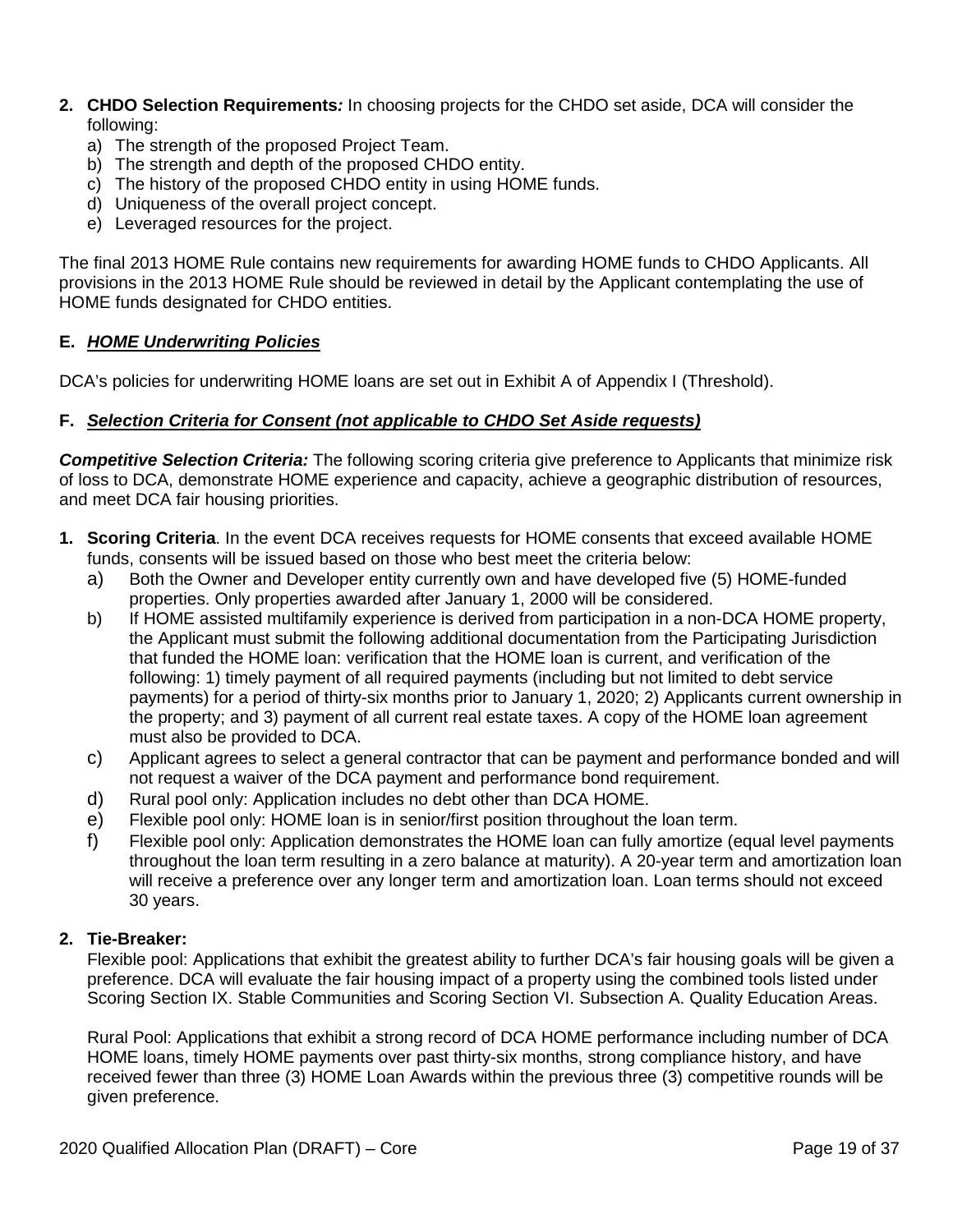2. **CHDO Selection Requirements*:*** In choosing projects for the CHDO set aside, DCA will consider the following:
   a) The strength of the proposed Project Team.
   b) The strength and depth of the proposed CHDO entity.
   c) The history of the proposed CHDO entity in using HOME funds.
   d) Uniqueness of the overall project concept.
   e) Leveraged resources for the project.

The final 2013 HOME Rule contains new requirements for awarding HOME funds to CHDO Applicants. All provisions in the 2013 HOME Rule should be reviewed in detail by the Applicant contemplating the use of HOME funds designated for CHDO entities.

### E. ***HOME Underwriting Policies***

DCA's policies for underwriting HOME loans are set out in Exhibit A of Appendix I (Threshold).

### F. ***Selection Criteria for Consent (not applicable to CHDO Set Aside requests)***

***Competitive Selection Criteria:*** The following scoring criteria give preference to Applicants that minimize risk of loss to DCA, demonstrate HOME experience and capacity, achieve a geographic distribution of resources, and meet DCA fair housing priorities.

1. **Scoring Criteria**. In the event DCA receives requests for HOME consents that exceed available HOME funds, consents will be issued based on those who best meet the criteria below:
   a) Both the Owner and Developer entity currently own and have developed five (5) HOME-funded properties. Only properties awarded after January 1, 2000 will be considered.
   b) If HOME assisted multifamily experience is derived from participation in a non-DCA HOME property, the Applicant must submit the following additional documentation from the Participating Jurisdiction that funded the HOME loan: verification that the HOME loan is current, and verification of the following: 1) timely payment of all required payments (including but not limited to debt service payments) for a period of thirty-six months prior to January 1, 2020; 2) Applicants current ownership in the property; and 3) payment of all current real estate taxes. A copy of the HOME loan agreement must also be provided to DCA.
   c) Applicant agrees to select a general contractor that can be payment and performance bonded and will not request a waiver of the DCA payment and performance bond requirement.
   d) Rural pool only: Application includes no debt other than DCA HOME.
   e) Flexible pool only: HOME loan is in senior/first position throughout the loan term.
   f) Flexible pool only: Application demonstrates the HOME loan can fully amortize (equal level payments throughout the loan term resulting in a zero balance at maturity). A 20-year term and amortization loan will receive a preference over any longer term and amortization loan. Loan terms should not exceed 30 years.

2. **Tie-Breaker:**
   Flexible pool: Applications that exhibit the greatest ability to further DCA's fair housing goals will be given a preference. DCA will evaluate the fair housing impact of a property using the combined tools listed under Scoring Section IX. Stable Communities and Scoring Section VI. Subsection A. Quality Education Areas.

   Rural Pool: Applications that exhibit a strong record of DCA HOME performance including number of DCA HOME loans, timely HOME payments over past thirty-six months, strong compliance history, and have received fewer than three (3) HOME Loan Awards within the previous three (3) competitive rounds will be given preference.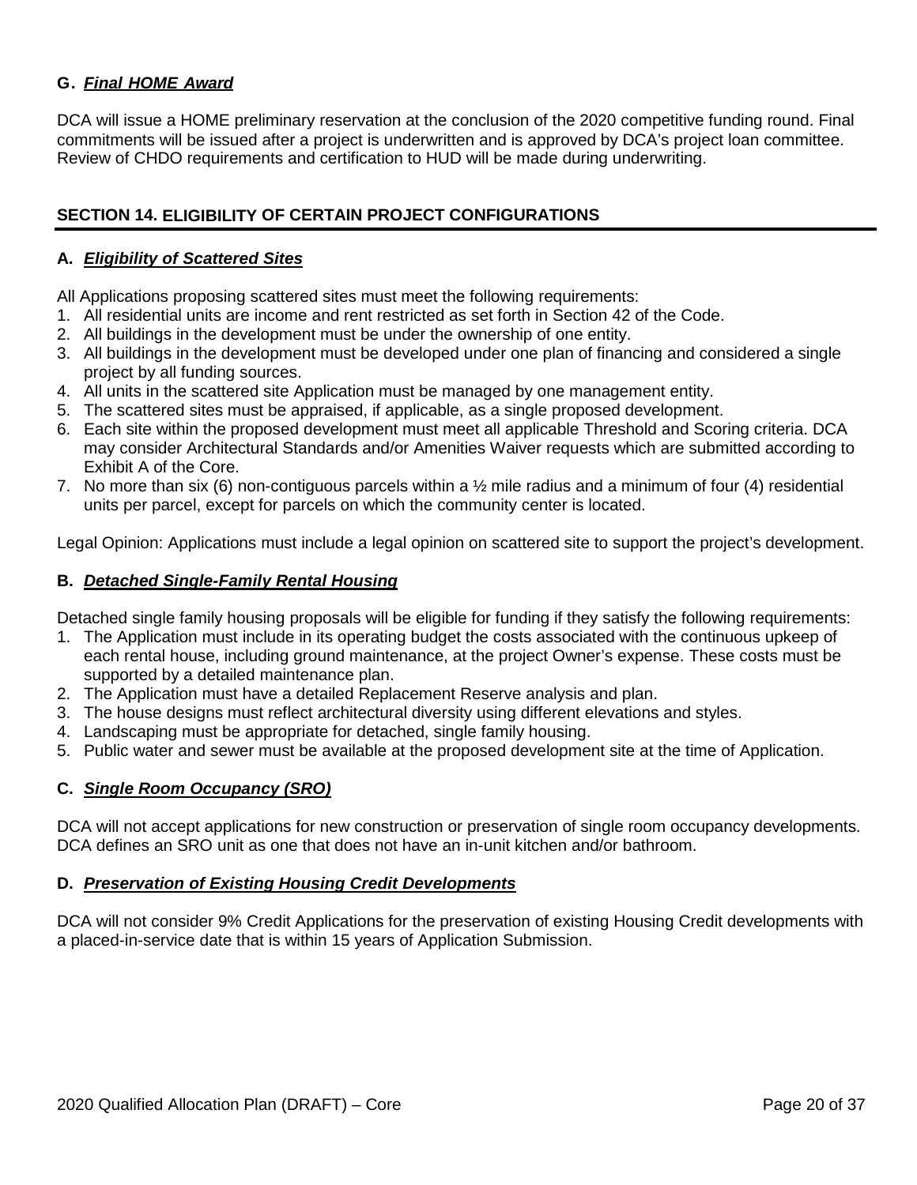### G. ***Final HOME Award***

DCA will issue a HOME preliminary reservation at the conclusion of the 2020 competitive funding round. Final commitments will be issued after a project is underwritten and is approved by DCA's project loan committee. Review of CHDO requirements and certification to HUD will be made during underwriting.

## SECTION 14. ELIGIBILITY OF CERTAIN PROJECT CONFIGURATIONS

### A. ***Eligibility of Scattered Sites***

All Applications proposing scattered sites must meet the following requirements:

1. All residential units are income and rent restricted as set forth in Section 42 of the Code.
2. All buildings in the development must be under the ownership of one entity.
3. All buildings in the development must be developed under one plan of financing and considered a single project by all funding sources.
4. All units in the scattered site Application must be managed by one management entity.
5. The scattered sites must be appraised, if applicable, as a single proposed development.
6. Each site within the proposed development must meet all applicable Threshold and Scoring criteria. DCA may consider Architectural Standards and/or Amenities Waiver requests which are submitted according to Exhibit A of the Core.
7. No more than six (6) non-contiguous parcels within a ½ mile radius and a minimum of four (4) residential units per parcel, except for parcels on which the community center is located.

Legal Opinion: Applications must include a legal opinion on scattered site to support the project's development.

### B. ***Detached Single-Family Rental Housing***

Detached single family housing proposals will be eligible for funding if they satisfy the following requirements:

1. The Application must include in its operating budget the costs associated with the continuous upkeep of each rental house, including ground maintenance, at the project Owner's expense. These costs must be supported by a detailed maintenance plan.
2. The Application must have a detailed Replacement Reserve analysis and plan.
3. The house designs must reflect architectural diversity using different elevations and styles.
4. Landscaping must be appropriate for detached, single family housing.
5. Public water and sewer must be available at the proposed development site at the time of Application.

### C. ***Single Room Occupancy (SRO)***

DCA will not accept applications for new construction or preservation of single room occupancy developments. DCA defines an SRO unit as one that does not have an in-unit kitchen and/or bathroom.

### D. ***Preservation of Existing Housing Credit Developments***

DCA will not consider 9% Credit Applications for the preservation of existing Housing Credit developments with a placed-in-service date that is within 15 years of Application Submission.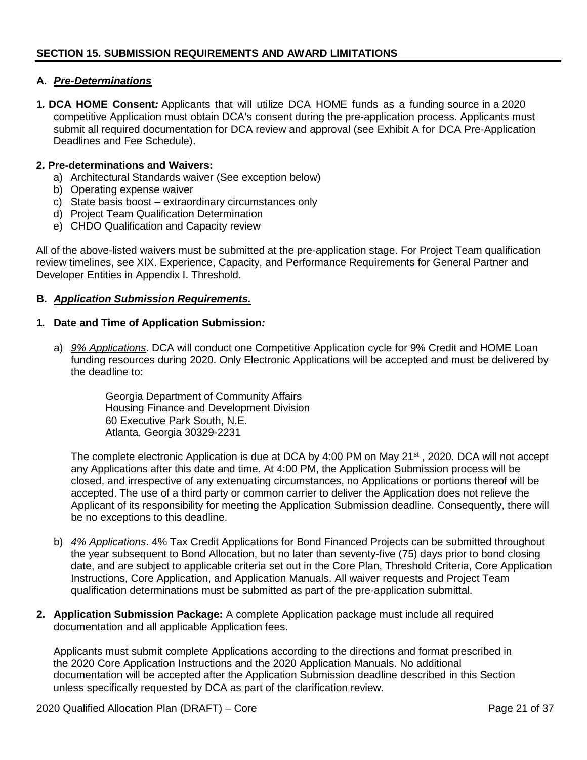## SECTION 15. SUBMISSION REQUIREMENTS AND AWARD LIMITATIONS

### A. *Pre-Determinations*

**1. DCA HOME Consent:** Applicants that will utilize DCA HOME funds as a funding source in a 2020 competitive Application must obtain DCA's consent during the pre-application process. Applicants must submit all required documentation for DCA review and approval (see Exhibit A for DCA Pre-Application Deadlines and Fee Schedule).

**2. Pre-determinations and Waivers:**

a) Architectural Standards waiver (See exception below)
b) Operating expense waiver
c) State basis boost – extraordinary circumstances only
d) Project Team Qualification Determination
e) CHDO Qualification and Capacity review

All of the above-listed waivers must be submitted at the pre-application stage. For Project Team qualification review timelines, see XIX. Experience, Capacity, and Performance Requirements for General Partner and Developer Entities in Appendix I. Threshold.

### B. *Application Submission Requirements.*

**1. Date and Time of Application Submission:**

a) *9% Applications*. DCA will conduct one Competitive Application cycle for 9% Credit and HOME Loan funding resources during 2020. Only Electronic Applications will be accepted and must be delivered by the deadline to:

Georgia Department of Community Affairs
Housing Finance and Development Division
60 Executive Park South, N.E.
Atlanta, Georgia 30329-2231

The complete electronic Application is due at DCA by 4:00 PM on May 21st , 2020. DCA will not accept any Applications after this date and time. At 4:00 PM, the Application Submission process will be closed, and irrespective of any extenuating circumstances, no Applications or portions thereof will be accepted. The use of a third party or common carrier to deliver the Application does not relieve the Applicant of its responsibility for meeting the Application Submission deadline. Consequently, there will be no exceptions to this deadline.

b) *4% Applications*. 4% Tax Credit Applications for Bond Financed Projects can be submitted throughout the year subsequent to Bond Allocation, but no later than seventy-five (75) days prior to bond closing date, and are subject to applicable criteria set out in the Core Plan, Threshold Criteria, Core Application Instructions, Core Application, and Application Manuals. All waiver requests and Project Team qualification determinations must be submitted as part of the pre-application submittal.

**2. Application Submission Package:** A complete Application package must include all required documentation and all applicable Application fees.

Applicants must submit complete Applications according to the directions and format prescribed in the 2020 Core Application Instructions and the 2020 Application Manuals. No additional documentation will be accepted after the Application Submission deadline described in this Section unless specifically requested by DCA as part of the clarification review.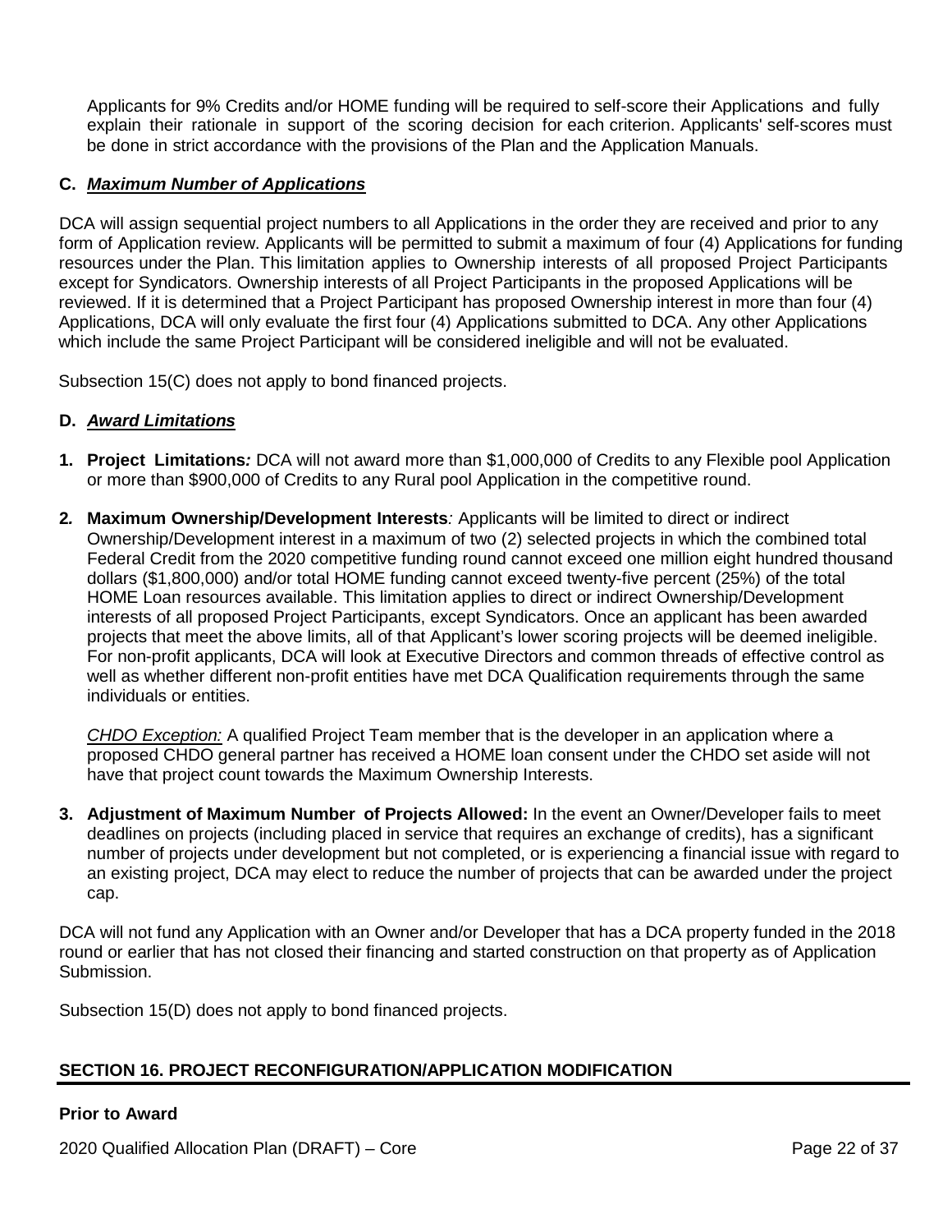Applicants for 9% Credits and/or HOME funding will be required to self-score their Applications and fully explain their rationale in support of the scoring decision for each criterion. Applicants' self-scores must be done in strict accordance with the provisions of the Plan and the Application Manuals.

**C. *Maximum Number of Applications***

DCA will assign sequential project numbers to all Applications in the order they are received and prior to any form of Application review. Applicants will be permitted to submit a maximum of four (4) Applications for funding resources under the Plan. This limitation applies to Ownership interests of all proposed Project Participants except for Syndicators. Ownership interests of all Project Participants in the proposed Applications will be reviewed. If it is determined that a Project Participant has proposed Ownership interest in more than four (4) Applications, DCA will only evaluate the first four (4) Applications submitted to DCA. Any other Applications which include the same Project Participant will be considered ineligible and will not be evaluated.

Subsection 15(C) does not apply to bond financed projects.

**D. *Award Limitations***

1. **Project Limitations*:*** DCA will not award more than $1,000,000 of Credits to any Flexible pool Application or more than $900,000 of Credits to any Rural pool Application in the competitive round.

2. **Maximum Ownership/Development Interests***:* Applicants will be limited to direct or indirect Ownership/Development interest in a maximum of two (2) selected projects in which the combined total Federal Credit from the 2020 competitive funding round cannot exceed one million eight hundred thousand dollars ($1,800,000) and/or total HOME funding cannot exceed twenty-five percent (25%) of the total HOME Loan resources available. This limitation applies to direct or indirect Ownership/Development interests of all proposed Project Participants, except Syndicators. Once an applicant has been awarded projects that meet the above limits, all of that Applicant's lower scoring projects will be deemed ineligible. For non-profit applicants, DCA will look at Executive Directors and common threads of effective control as well as whether different non-profit entities have met DCA Qualification requirements through the same individuals or entities.

   *CHDO Exception:* A qualified Project Team member that is the developer in an application where a proposed CHDO general partner has received a HOME loan consent under the CHDO set aside will not have that project count towards the Maximum Ownership Interests.

3. **Adjustment of Maximum Number of Projects Allowed:** In the event an Owner/Developer fails to meet deadlines on projects (including placed in service that requires an exchange of credits), has a significant number of projects under development but not completed, or is experiencing a financial issue with regard to an existing project, DCA may elect to reduce the number of projects that can be awarded under the project cap.

DCA will not fund any Application with an Owner and/or Developer that has a DCA property funded in the 2018 round or earlier that has not closed their financing and started construction on that property as of Application Submission.

Subsection 15(D) does not apply to bond financed projects.

## SECTION 16. PROJECT RECONFIGURATION/APPLICATION MODIFICATION

**Prior to Award**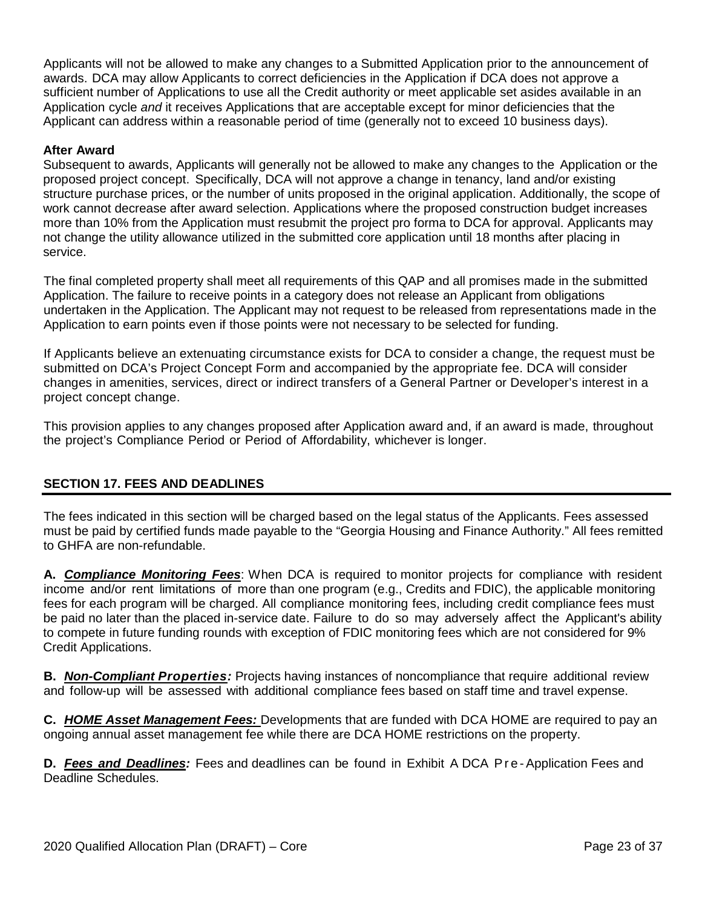Applicants will not be allowed to make any changes to a Submitted Application prior to the announcement of awards. DCA may allow Applicants to correct deficiencies in the Application if DCA does not approve a sufficient number of Applications to use all the Credit authority or meet applicable set asides available in an Application cycle *and* it receives Applications that are acceptable except for minor deficiencies that the Applicant can address within a reasonable period of time (generally not to exceed 10 business days).

**After Award**

Subsequent to awards, Applicants will generally not be allowed to make any changes to the Application or the proposed project concept. Specifically, DCA will not approve a change in tenancy, land and/or existing structure purchase prices, or the number of units proposed in the original application. Additionally, the scope of work cannot decrease after award selection. Applications where the proposed construction budget increases more than 10% from the Application must resubmit the project pro forma to DCA for approval. Applicants may not change the utility allowance utilized in the submitted core application until 18 months after placing in service.

The final completed property shall meet all requirements of this QAP and all promises made in the submitted Application. The failure to receive points in a category does not release an Applicant from obligations undertaken in the Application. The Applicant may not request to be released from representations made in the Application to earn points even if those points were not necessary to be selected for funding.

If Applicants believe an extenuating circumstance exists for DCA to consider a change, the request must be submitted on DCA's Project Concept Form and accompanied by the appropriate fee. DCA will consider changes in amenities, services, direct or indirect transfers of a General Partner or Developer's interest in a project concept change.

This provision applies to any changes proposed after Application award and, if an award is made, throughout the project's Compliance Period or Period of Affordability, whichever is longer.

## SECTION 17. FEES AND DEADLINES

The fees indicated in this section will be charged based on the legal status of the Applicants. Fees assessed must be paid by certified funds made payable to the "Georgia Housing and Finance Authority." All fees remitted to GHFA are non-refundable.

**A. *Compliance Monitoring Fees***: When DCA is required to monitor projects for compliance with resident income and/or rent limitations of more than one program (e.g., Credits and FDIC), the applicable monitoring fees for each program will be charged. All compliance monitoring fees, including credit compliance fees must be paid no later than the placed in-service date. Failure to do so may adversely affect the Applicant's ability to compete in future funding rounds with exception of FDIC monitoring fees which are not considered for 9% Credit Applications.

**B. *Non-Compliant Properties:*** Projects having instances of noncompliance that require additional review and follow-up will be assessed with additional compliance fees based on staff time and travel expense.

**C. *HOME Asset Management Fees:*** Developments that are funded with DCA HOME are required to pay an ongoing annual asset management fee while there are DCA HOME restrictions on the property.

**D. *Fees and Deadlines:*** Fees and deadlines can be found in Exhibit A DCA Pre-Application Fees and Deadline Schedules.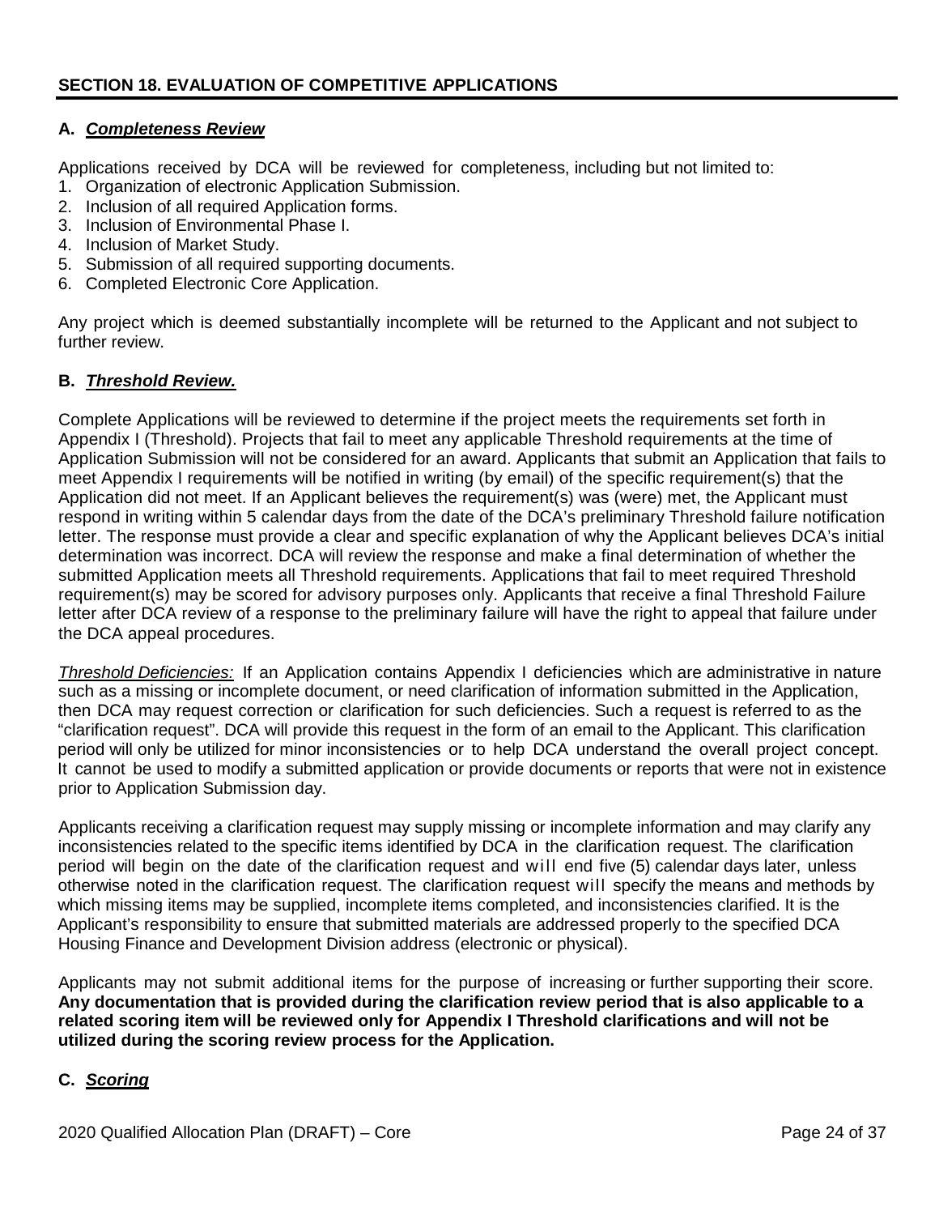## SECTION 18. EVALUATION OF COMPETITIVE APPLICATIONS

### A. *Completeness Review*

Applications received by DCA will be reviewed for completeness, including but not limited to:

1. Organization of electronic Application Submission.
2. Inclusion of all required Application forms.
3. Inclusion of Environmental Phase I.
4. Inclusion of Market Study.
5. Submission of all required supporting documents.
6. Completed Electronic Core Application.

Any project which is deemed substantially incomplete will be returned to the Applicant and not subject to further review.

### B. *Threshold Review.*

Complete Applications will be reviewed to determine if the project meets the requirements set forth in Appendix I (Threshold). Projects that fail to meet any applicable Threshold requirements at the time of Application Submission will not be considered for an award. Applicants that submit an Application that fails to meet Appendix I requirements will be notified in writing (by email) of the specific requirement(s) that the Application did not meet. If an Applicant believes the requirement(s) was (were) met, the Applicant must respond in writing within 5 calendar days from the date of the DCA's preliminary Threshold failure notification letter. The response must provide a clear and specific explanation of why the Applicant believes DCA's initial determination was incorrect. DCA will review the response and make a final determination of whether the submitted Application meets all Threshold requirements. Applications that fail to meet required Threshold requirement(s) may be scored for advisory purposes only. Applicants that receive a final Threshold Failure letter after DCA review of a response to the preliminary failure will have the right to appeal that failure under the DCA appeal procedures.

*Threshold Deficiencies:* If an Application contains Appendix I deficiencies which are administrative in nature such as a missing or incomplete document, or need clarification of information submitted in the Application, then DCA may request correction or clarification for such deficiencies. Such a request is referred to as the "clarification request". DCA will provide this request in the form of an email to the Applicant. This clarification period will only be utilized for minor inconsistencies or to help DCA understand the overall project concept. It cannot be used to modify a submitted application or provide documents or reports that were not in existence prior to Application Submission day.

Applicants receiving a clarification request may supply missing or incomplete information and may clarify any inconsistencies related to the specific items identified by DCA in the clarification request. The clarification period will begin on the date of the clarification request and will end five (5) calendar days later, unless otherwise noted in the clarification request. The clarification request will specify the means and methods by which missing items may be supplied, incomplete items completed, and inconsistencies clarified. It is the Applicant's responsibility to ensure that submitted materials are addressed properly to the specified DCA Housing Finance and Development Division address (electronic or physical).

Applicants may not submit additional items for the purpose of increasing or further supporting their score. **Any documentation that is provided during the clarification review period that is also applicable to a related scoring item will be reviewed only for Appendix I Threshold clarifications and will not be utilized during the scoring review process for the Application.**

### C. *Scoring*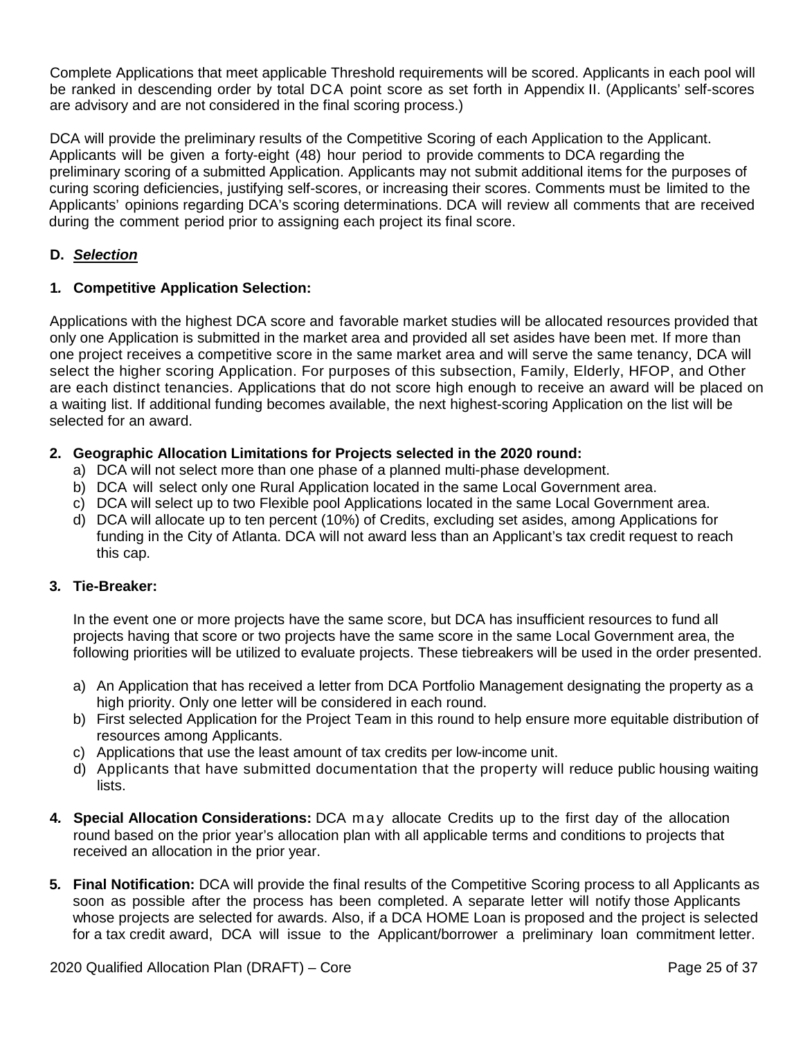Complete Applications that meet applicable Threshold requirements will be scored. Applicants in each pool will be ranked in descending order by total DCA point score as set forth in Appendix II. (Applicants' self-scores are advisory and are not considered in the final scoring process.)

DCA will provide the preliminary results of the Competitive Scoring of each Application to the Applicant. Applicants will be given a forty-eight (48) hour period to provide comments to DCA regarding the preliminary scoring of a submitted Application. Applicants may not submit additional items for the purposes of curing scoring deficiencies, justifying self-scores, or increasing their scores. Comments must be limited to the Applicants' opinions regarding DCA's scoring determinations. DCA will review all comments that are received during the comment period prior to assigning each project its final score.

**D. *Selection***

**1. Competitive Application Selection:**

Applications with the highest DCA score and favorable market studies will be allocated resources provided that only one Application is submitted in the market area and provided all set asides have been met. If more than one project receives a competitive score in the same market area and will serve the same tenancy, DCA will select the higher scoring Application. For purposes of this subsection, Family, Elderly, HFOP, and Other are each distinct tenancies. Applications that do not score high enough to receive an award will be placed on a waiting list. If additional funding becomes available, the next highest-scoring Application on the list will be selected for an award.

**2. Geographic Allocation Limitations for Projects selected in the 2020 round:**

a) DCA will not select more than one phase of a planned multi-phase development.
b) DCA will select only one Rural Application located in the same Local Government area.
c) DCA will select up to two Flexible pool Applications located in the same Local Government area.
d) DCA will allocate up to ten percent (10%) of Credits, excluding set asides, among Applications for funding in the City of Atlanta. DCA will not award less than an Applicant's tax credit request to reach this cap.

**3. Tie-Breaker:**

In the event one or more projects have the same score, but DCA has insufficient resources to fund all projects having that score or two projects have the same score in the same Local Government area, the following priorities will be utilized to evaluate projects. These tiebreakers will be used in the order presented.

a) An Application that has received a letter from DCA Portfolio Management designating the property as a high priority. Only one letter will be considered in each round.
b) First selected Application for the Project Team in this round to help ensure more equitable distribution of resources among Applicants.
c) Applications that use the least amount of tax credits per low-income unit.
d) Applicants that have submitted documentation that the property will reduce public housing waiting lists.

**4. Special Allocation Considerations:** DCA may allocate Credits up to the first day of the allocation round based on the prior year's allocation plan with all applicable terms and conditions to projects that received an allocation in the prior year.

**5. Final Notification:** DCA will provide the final results of the Competitive Scoring process to all Applicants as soon as possible after the process has been completed. A separate letter will notify those Applicants whose projects are selected for awards. Also, if a DCA HOME Loan is proposed and the project is selected for a tax credit award, DCA will issue to the Applicant/borrower a preliminary loan commitment letter.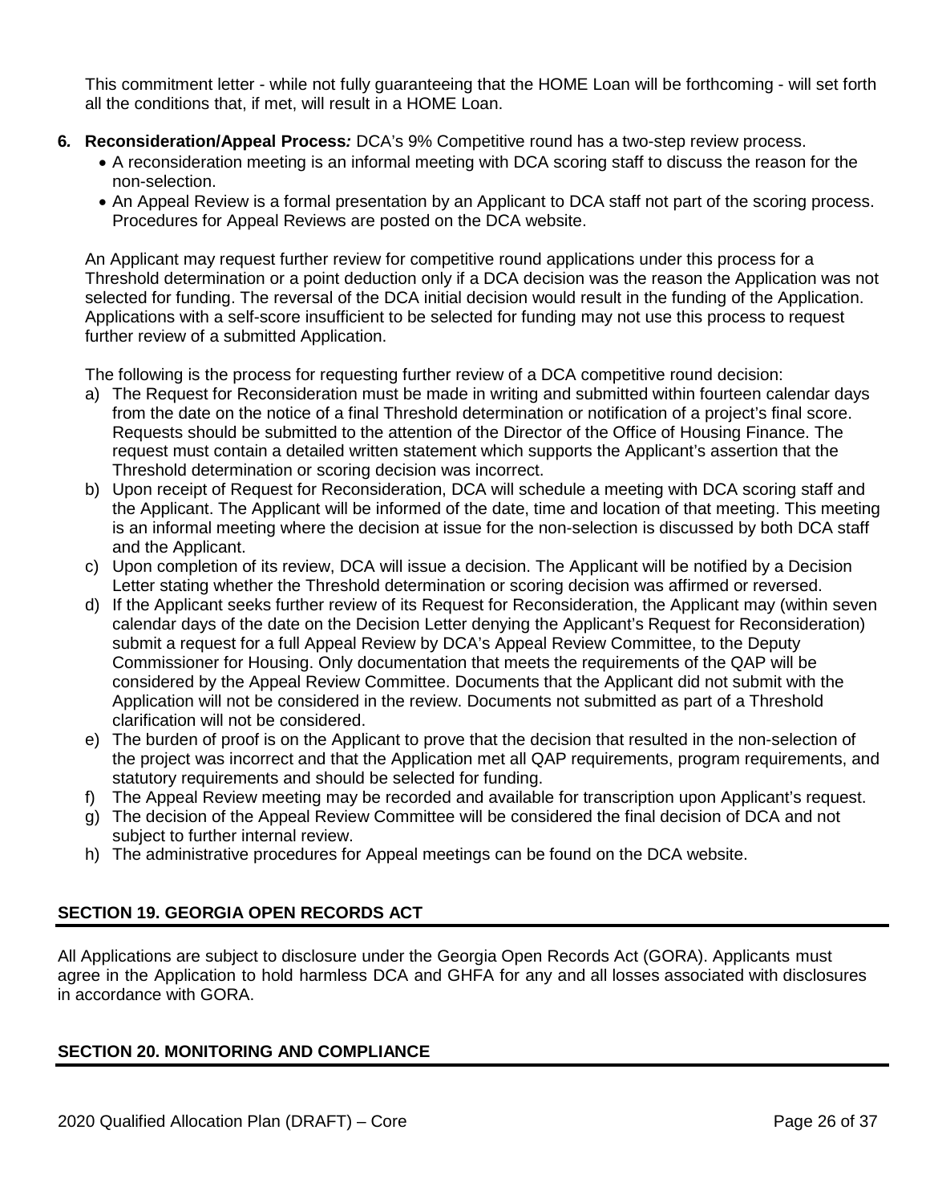This commitment letter - while not fully guaranteeing that the HOME Loan will be forthcoming - will set forth all the conditions that, if met, will result in a HOME Loan.

**6. Reconsideration/Appeal Process*:*** DCA's 9% Competitive round has a two-step review process.

- A reconsideration meeting is an informal meeting with DCA scoring staff to discuss the reason for the non-selection.
- An Appeal Review is a formal presentation by an Applicant to DCA staff not part of the scoring process. Procedures for Appeal Reviews are posted on the DCA website.

An Applicant may request further review for competitive round applications under this process for a Threshold determination or a point deduction only if a DCA decision was the reason the Application was not selected for funding. The reversal of the DCA initial decision would result in the funding of the Application. Applications with a self-score insufficient to be selected for funding may not use this process to request further review of a submitted Application.

The following is the process for requesting further review of a DCA competitive round decision:

a) The Request for Reconsideration must be made in writing and submitted within fourteen calendar days from the date on the notice of a final Threshold determination or notification of a project's final score. Requests should be submitted to the attention of the Director of the Office of Housing Finance. The request must contain a detailed written statement which supports the Applicant's assertion that the Threshold determination or scoring decision was incorrect.

b) Upon receipt of Request for Reconsideration, DCA will schedule a meeting with DCA scoring staff and the Applicant. The Applicant will be informed of the date, time and location of that meeting. This meeting is an informal meeting where the decision at issue for the non-selection is discussed by both DCA staff and the Applicant.

c) Upon completion of its review, DCA will issue a decision. The Applicant will be notified by a Decision Letter stating whether the Threshold determination or scoring decision was affirmed or reversed.

d) If the Applicant seeks further review of its Request for Reconsideration, the Applicant may (within seven calendar days of the date on the Decision Letter denying the Applicant's Request for Reconsideration) submit a request for a full Appeal Review by DCA's Appeal Review Committee, to the Deputy Commissioner for Housing. Only documentation that meets the requirements of the QAP will be considered by the Appeal Review Committee. Documents that the Applicant did not submit with the Application will not be considered in the review. Documents not submitted as part of a Threshold clarification will not be considered.

e) The burden of proof is on the Applicant to prove that the decision that resulted in the non-selection of the project was incorrect and that the Application met all QAP requirements, program requirements, and statutory requirements and should be selected for funding.

f) The Appeal Review meeting may be recorded and available for transcription upon Applicant's request.

g) The decision of the Appeal Review Committee will be considered the final decision of DCA and not subject to further internal review.

h) The administrative procedures for Appeal meetings can be found on the DCA website.

## SECTION 19. GEORGIA OPEN RECORDS ACT

All Applications are subject to disclosure under the Georgia Open Records Act (GORA). Applicants must agree in the Application to hold harmless DCA and GHFA for any and all losses associated with disclosures in accordance with GORA.

## SECTION 20. MONITORING AND COMPLIANCE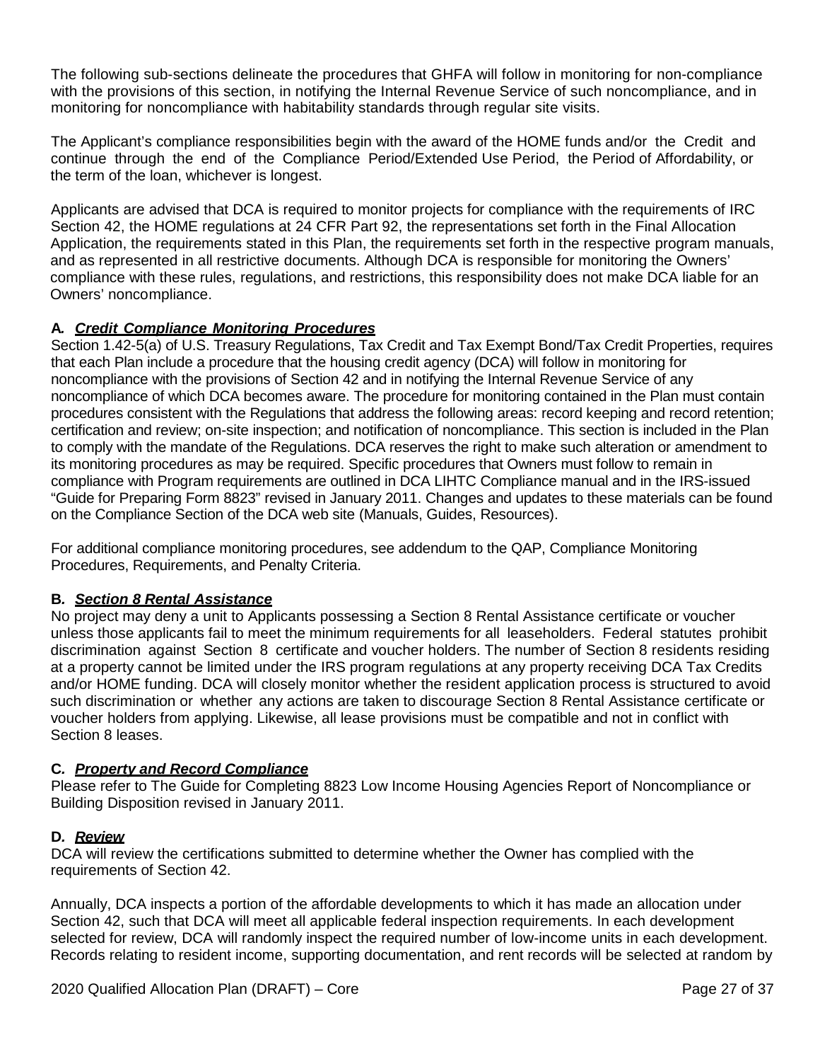The following sub-sections delineate the procedures that GHFA will follow in monitoring for non-compliance with the provisions of this section, in notifying the Internal Revenue Service of such noncompliance, and in monitoring for noncompliance with habitability standards through regular site visits.

The Applicant's compliance responsibilities begin with the award of the HOME funds and/or the Credit and continue through the end of the Compliance Period/Extended Use Period, the Period of Affordability, or the term of the loan, whichever is longest.

Applicants are advised that DCA is required to monitor projects for compliance with the requirements of IRC Section 42, the HOME regulations at 24 CFR Part 92, the representations set forth in the Final Allocation Application, the requirements stated in this Plan, the requirements set forth in the respective program manuals, and as represented in all restrictive documents. Although DCA is responsible for monitoring the Owners' compliance with these rules, regulations, and restrictions, this responsibility does not make DCA liable for an Owners' noncompliance.

**A. *Credit Compliance Monitoring Procedures***

Section 1.42-5(a) of U.S. Treasury Regulations, Tax Credit and Tax Exempt Bond/Tax Credit Properties, requires that each Plan include a procedure that the housing credit agency (DCA) will follow in monitoring for noncompliance with the provisions of Section 42 and in notifying the Internal Revenue Service of any noncompliance of which DCA becomes aware. The procedure for monitoring contained in the Plan must contain procedures consistent with the Regulations that address the following areas: record keeping and record retention; certification and review; on-site inspection; and notification of noncompliance. This section is included in the Plan to comply with the mandate of the Regulations. DCA reserves the right to make such alteration or amendment to its monitoring procedures as may be required. Specific procedures that Owners must follow to remain in compliance with Program requirements are outlined in DCA LIHTC Compliance manual and in the IRS-issued "Guide for Preparing Form 8823" revised in January 2011. Changes and updates to these materials can be found on the Compliance Section of the DCA web site (Manuals, Guides, Resources).

For additional compliance monitoring procedures, see addendum to the QAP, Compliance Monitoring Procedures, Requirements, and Penalty Criteria.

**B. *Section 8 Rental Assistance***

No project may deny a unit to Applicants possessing a Section 8 Rental Assistance certificate or voucher unless those applicants fail to meet the minimum requirements for all leaseholders. Federal statutes prohibit discrimination against Section 8 certificate and voucher holders. The number of Section 8 residents residing at a property cannot be limited under the IRS program regulations at any property receiving DCA Tax Credits and/or HOME funding. DCA will closely monitor whether the resident application process is structured to avoid such discrimination or whether any actions are taken to discourage Section 8 Rental Assistance certificate or voucher holders from applying. Likewise, all lease provisions must be compatible and not in conflict with Section 8 leases.

**C. *Property and Record Compliance***

Please refer to The Guide for Completing 8823 Low Income Housing Agencies Report of Noncompliance or Building Disposition revised in January 2011.

**D. *Review***

DCA will review the certifications submitted to determine whether the Owner has complied with the requirements of Section 42.

Annually, DCA inspects a portion of the affordable developments to which it has made an allocation under Section 42, such that DCA will meet all applicable federal inspection requirements. In each development selected for review, DCA will randomly inspect the required number of low-income units in each development. Records relating to resident income, supporting documentation, and rent records will be selected at random by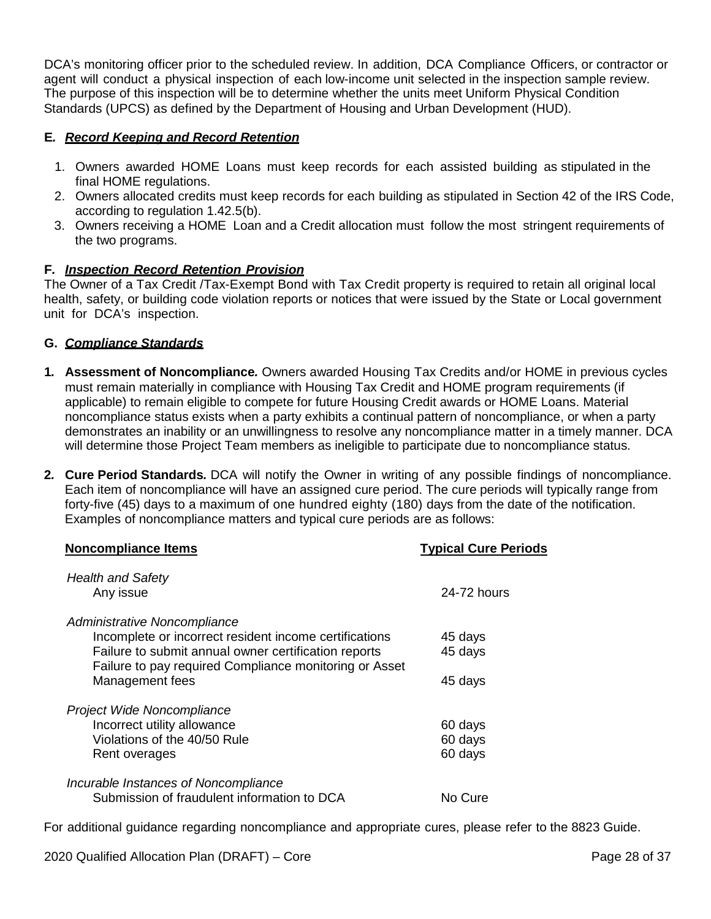DCA's monitoring officer prior to the scheduled review. In addition, DCA Compliance Officers, or contractor or agent will conduct a physical inspection of each low-income unit selected in the inspection sample review. The purpose of this inspection will be to determine whether the units meet Uniform Physical Condition Standards (UPCS) as defined by the Department of Housing and Urban Development (HUD).

### E. *Record Keeping and Record Retention*

1. Owners awarded HOME Loans must keep records for each assisted building as stipulated in the final HOME regulations.
2. Owners allocated credits must keep records for each building as stipulated in Section 42 of the IRS Code, according to regulation 1.42.5(b).
3. Owners receiving a HOME Loan and a Credit allocation must follow the most stringent requirements of the two programs.

### F. *Inspection Record Retention Provision*

The Owner of a Tax Credit /Tax-Exempt Bond with Tax Credit property is required to retain all original local health, safety, or building code violation reports or notices that were issued by the State or Local government unit for DCA's inspection.

### G. *Compliance Standards*

**1. Assessment of Noncompliance.** Owners awarded Housing Tax Credits and/or HOME in previous cycles must remain materially in compliance with Housing Tax Credit and HOME program requirements (if applicable) to remain eligible to compete for future Housing Credit awards or HOME Loans. Material noncompliance status exists when a party exhibits a continual pattern of noncompliance, or when a party demonstrates an inability or an unwillingness to resolve any noncompliance matter in a timely manner. DCA will determine those Project Team members as ineligible to participate due to noncompliance status.

**2. Cure Period Standards.** DCA will notify the Owner in writing of any possible findings of noncompliance. Each item of noncompliance will have an assigned cure period. The cure periods will typically range from forty-five (45) days to a maximum of one hundred eighty (180) days from the date of the notification. Examples of noncompliance matters and typical cure periods are as follows:

| Noncompliance Items | Typical Cure Periods |
|---|---|
| *Health and Safety* | |
| Any issue | 24-72 hours |
| *Administrative Noncompliance* | |
| Incomplete or incorrect resident income certifications | 45 days |
| Failure to submit annual owner certification reports | 45 days |
| Failure to pay required Compliance monitoring or Asset Management fees | 45 days |
| *Project Wide Noncompliance* | |
| Incorrect utility allowance | 60 days |
| Violations of the 40/50 Rule | 60 days |
| Rent overages | 60 days |
| *Incurable Instances of Noncompliance* | |
| Submission of fraudulent information to DCA | No Cure |

For additional guidance regarding noncompliance and appropriate cures, please refer to the 8823 Guide.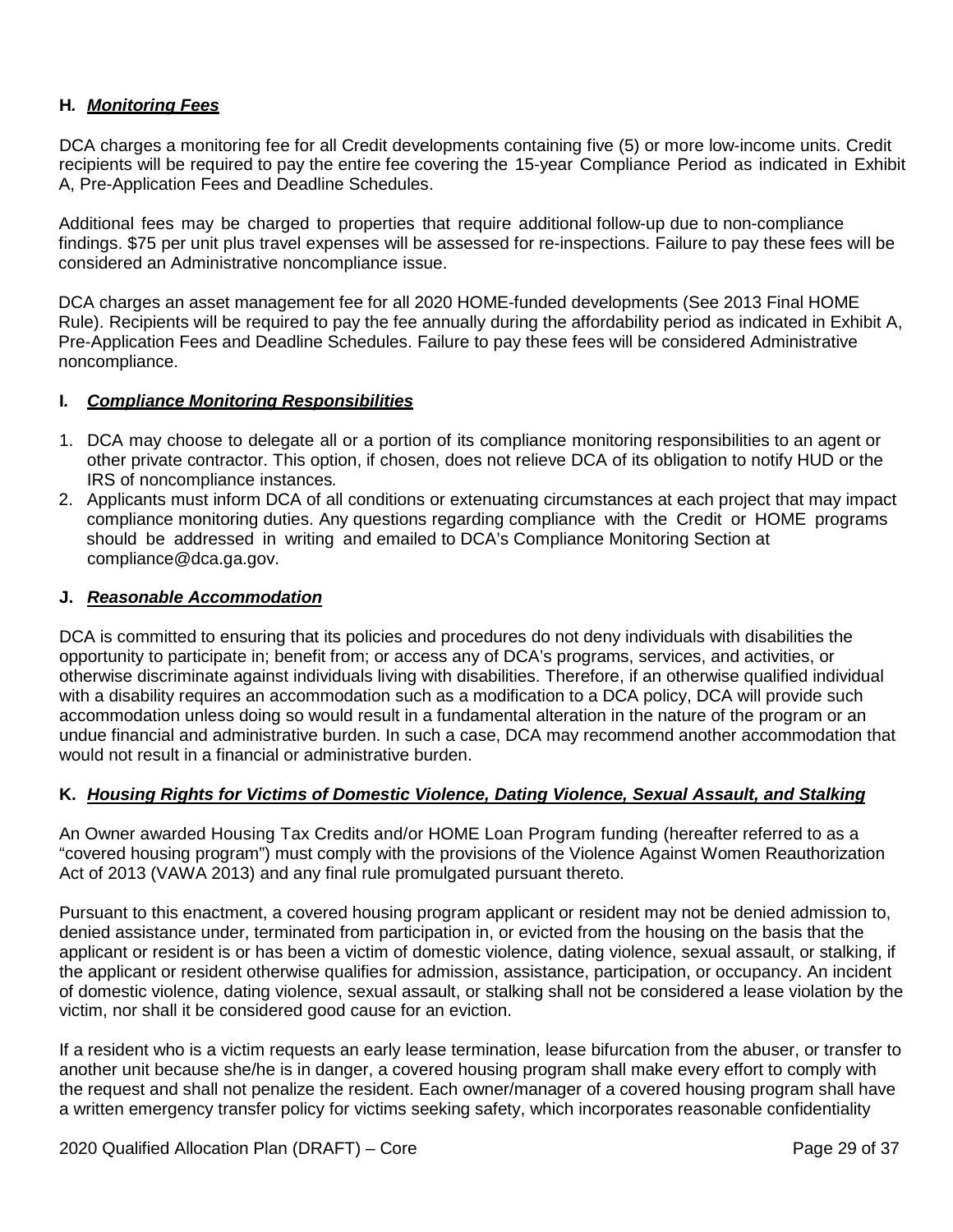### H. ***Monitoring Fees***

DCA charges a monitoring fee for all Credit developments containing five (5) or more low-income units. Credit recipients will be required to pay the entire fee covering the 15-year Compliance Period as indicated in Exhibit A, Pre-Application Fees and Deadline Schedules.

Additional fees may be charged to properties that require additional follow-up due to non-compliance findings. $75 per unit plus travel expenses will be assessed for re-inspections. Failure to pay these fees will be considered an Administrative noncompliance issue.

DCA charges an asset management fee for all 2020 HOME-funded developments (See 2013 Final HOME Rule). Recipients will be required to pay the fee annually during the affordability period as indicated in Exhibit A, Pre-Application Fees and Deadline Schedules. Failure to pay these fees will be considered Administrative noncompliance.

### I. ***Compliance Monitoring Responsibilities***

1. DCA may choose to delegate all or a portion of its compliance monitoring responsibilities to an agent or other private contractor. This option, if chosen, does not relieve DCA of its obligation to notify HUD or the IRS of noncompliance instances.
2. Applicants must inform DCA of all conditions or extenuating circumstances at each project that may impact compliance monitoring duties. Any questions regarding compliance with the Credit or HOME programs should be addressed in writing and emailed to DCA's Compliance Monitoring Section at compliance@dca.ga.gov.

### J. ***Reasonable Accommodation***

DCA is committed to ensuring that its policies and procedures do not deny individuals with disabilities the opportunity to participate in; benefit from; or access any of DCA's programs, services, and activities, or otherwise discriminate against individuals living with disabilities. Therefore, if an otherwise qualified individual with a disability requires an accommodation such as a modification to a DCA policy, DCA will provide such accommodation unless doing so would result in a fundamental alteration in the nature of the program or an undue financial and administrative burden. In such a case, DCA may recommend another accommodation that would not result in a financial or administrative burden.

### K. ***Housing Rights for Victims of Domestic Violence, Dating Violence, Sexual Assault, and Stalking***

An Owner awarded Housing Tax Credits and/or HOME Loan Program funding (hereafter referred to as a "covered housing program") must comply with the provisions of the Violence Against Women Reauthorization Act of 2013 (VAWA 2013) and any final rule promulgated pursuant thereto.

Pursuant to this enactment, a covered housing program applicant or resident may not be denied admission to, denied assistance under, terminated from participation in, or evicted from the housing on the basis that the applicant or resident is or has been a victim of domestic violence, dating violence, sexual assault, or stalking, if the applicant or resident otherwise qualifies for admission, assistance, participation, or occupancy. An incident of domestic violence, dating violence, sexual assault, or stalking shall not be considered a lease violation by the victim, nor shall it be considered good cause for an eviction.

If a resident who is a victim requests an early lease termination, lease bifurcation from the abuser, or transfer to another unit because she/he is in danger, a covered housing program shall make every effort to comply with the request and shall not penalize the resident. Each owner/manager of a covered housing program shall have a written emergency transfer policy for victims seeking safety, which incorporates reasonable confidentiality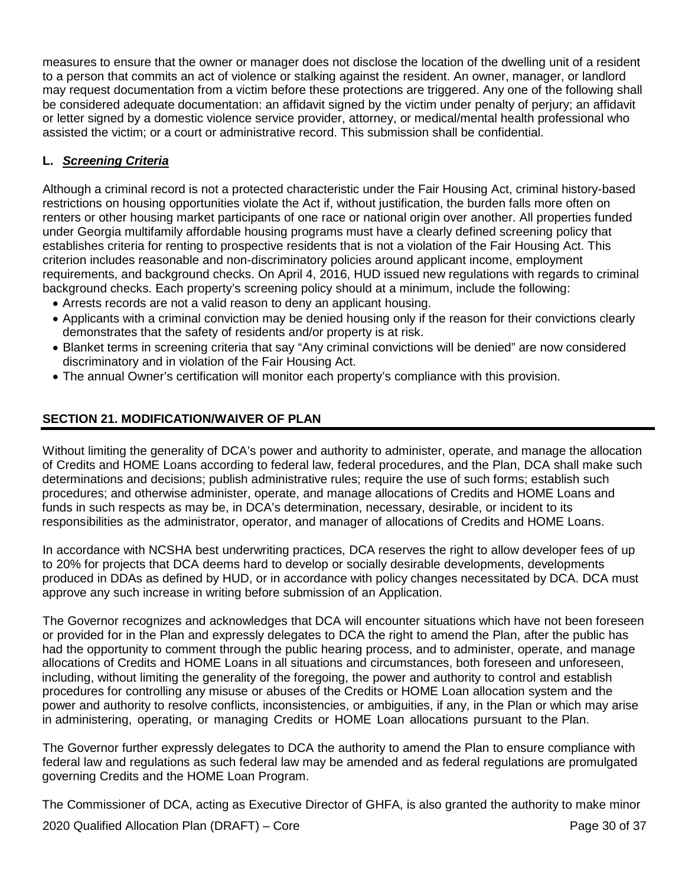measures to ensure that the owner or manager does not disclose the location of the dwelling unit of a resident to a person that commits an act of violence or stalking against the resident. An owner, manager, or landlord may request documentation from a victim before these protections are triggered. Any one of the following shall be considered adequate documentation: an affidavit signed by the victim under penalty of perjury; an affidavit or letter signed by a domestic violence service provider, attorney, or medical/mental health professional who assisted the victim; or a court or administrative record. This submission shall be confidential.

### L. ***Screening Criteria***

Although a criminal record is not a protected characteristic under the Fair Housing Act, criminal history-based restrictions on housing opportunities violate the Act if, without justification, the burden falls more often on renters or other housing market participants of one race or national origin over another. All properties funded under Georgia multifamily affordable housing programs must have a clearly defined screening policy that establishes criteria for renting to prospective residents that is not a violation of the Fair Housing Act. This criterion includes reasonable and non-discriminatory policies around applicant income, employment requirements, and background checks. On April 4, 2016, HUD issued new regulations with regards to criminal background checks. Each property's screening policy should at a minimum, include the following:

- Arrests records are not a valid reason to deny an applicant housing.
- Applicants with a criminal conviction may be denied housing only if the reason for their convictions clearly demonstrates that the safety of residents and/or property is at risk.
- Blanket terms in screening criteria that say "Any criminal convictions will be denied" are now considered discriminatory and in violation of the Fair Housing Act.
- The annual Owner's certification will monitor each property's compliance with this provision.

## SECTION 21. MODIFICATION/WAIVER OF PLAN

Without limiting the generality of DCA's power and authority to administer, operate, and manage the allocation of Credits and HOME Loans according to federal law, federal procedures, and the Plan, DCA shall make such determinations and decisions; publish administrative rules; require the use of such forms; establish such procedures; and otherwise administer, operate, and manage allocations of Credits and HOME Loans and funds in such respects as may be, in DCA's determination, necessary, desirable, or incident to its responsibilities as the administrator, operator, and manager of allocations of Credits and HOME Loans.

In accordance with NCSHA best underwriting practices, DCA reserves the right to allow developer fees of up to 20% for projects that DCA deems hard to develop or socially desirable developments, developments produced in DDAs as defined by HUD, or in accordance with policy changes necessitated by DCA. DCA must approve any such increase in writing before submission of an Application.

The Governor recognizes and acknowledges that DCA will encounter situations which have not been foreseen or provided for in the Plan and expressly delegates to DCA the right to amend the Plan, after the public has had the opportunity to comment through the public hearing process, and to administer, operate, and manage allocations of Credits and HOME Loans in all situations and circumstances, both foreseen and unforeseen, including, without limiting the generality of the foregoing, the power and authority to control and establish procedures for controlling any misuse or abuses of the Credits or HOME Loan allocation system and the power and authority to resolve conflicts, inconsistencies, or ambiguities, if any, in the Plan or which may arise in administering, operating, or managing Credits or HOME Loan allocations pursuant to the Plan.

The Governor further expressly delegates to DCA the authority to amend the Plan to ensure compliance with federal law and regulations as such federal law may be amended and as federal regulations are promulgated governing Credits and the HOME Loan Program.

The Commissioner of DCA, acting as Executive Director of GHFA, is also granted the authority to make minor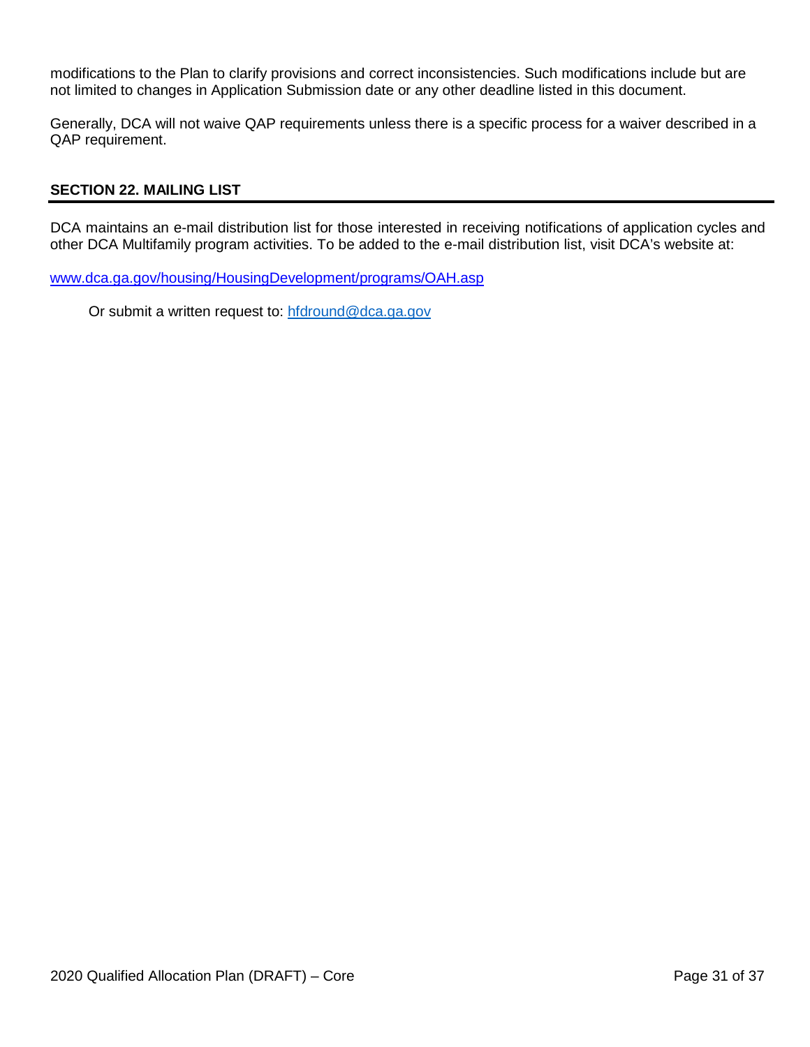modifications to the Plan to clarify provisions and correct inconsistencies. Such modifications include but are not limited to changes in Application Submission date or any other deadline listed in this document.

Generally, DCA will not waive QAP requirements unless there is a specific process for a waiver described in a QAP requirement.

## SECTION 22. MAILING LIST

DCA maintains an e-mail distribution list for those interested in receiving notifications of application cycles and other DCA Multifamily program activities. To be added to the e-mail distribution list, visit DCA's website at:

www.dca.ga.gov/housing/HousingDevelopment/programs/OAH.asp

Or submit a written request to: hfdround@dca.ga.gov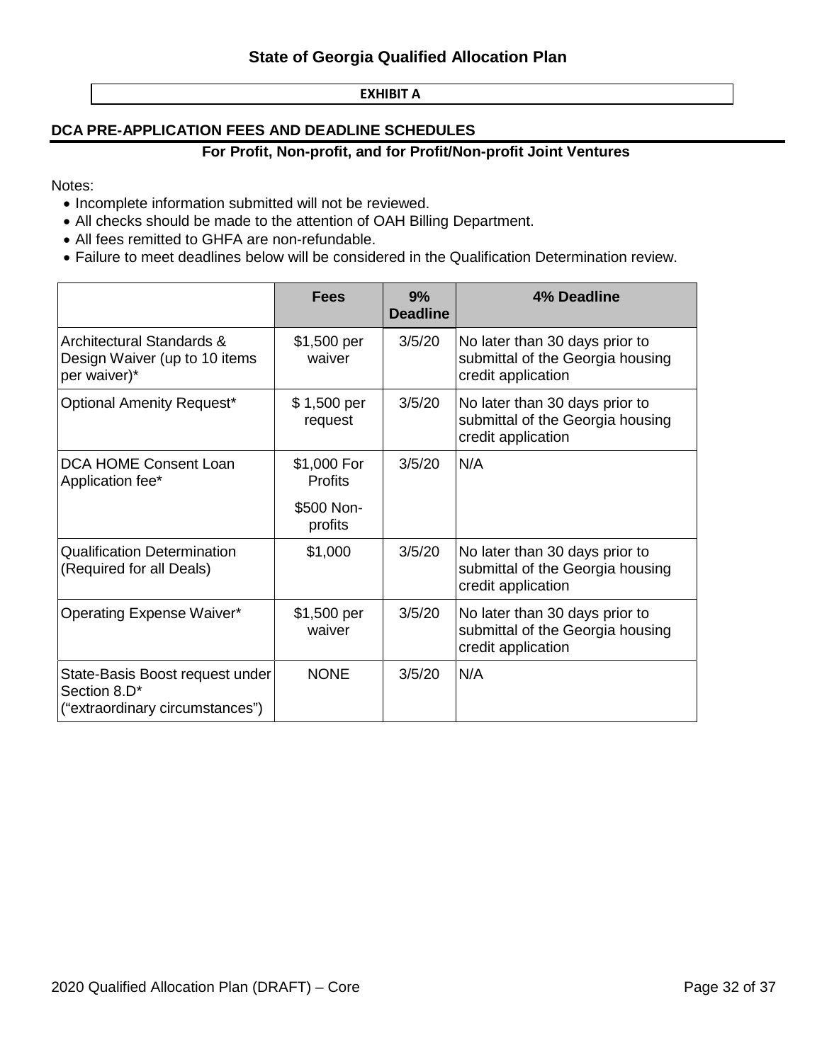**EXHIBIT A**

## DCA PRE-APPLICATION FEES AND DEADLINE SCHEDULES

### For Profit, Non-profit, and for Profit/Non-profit Joint Ventures

Notes:

- Incomplete information submitted will not be reviewed.
- All checks should be made to the attention of OAH Billing Department.
- All fees remitted to GHFA are non-refundable.
- Failure to meet deadlines below will be considered in the Qualification Determination review.

| | Fees | 9% Deadline | 4% Deadline |
|---|---|---|---|
| Architectural Standards & Design Waiver (up to 10 items per waiver)* | $1,500 per waiver | 3/5/20 | No later than 30 days prior to submittal of the Georgia housing credit application |
| Optional Amenity Request* | $ 1,500 per request | 3/5/20 | No later than 30 days prior to submittal of the Georgia housing credit application |
| DCA HOME Consent Loan Application fee* | $1,000 For Profits<br>$500 Non-profits | 3/5/20 | N/A |
| Qualification Determination (Required for all Deals) | $1,000 | 3/5/20 | No later than 30 days prior to submittal of the Georgia housing credit application |
| Operating Expense Waiver* | $1,500 per waiver | 3/5/20 | No later than 30 days prior to submittal of the Georgia housing credit application |
| State-Basis Boost request under Section 8.D* ("extraordinary circumstances") | NONE | 3/5/20 | N/A |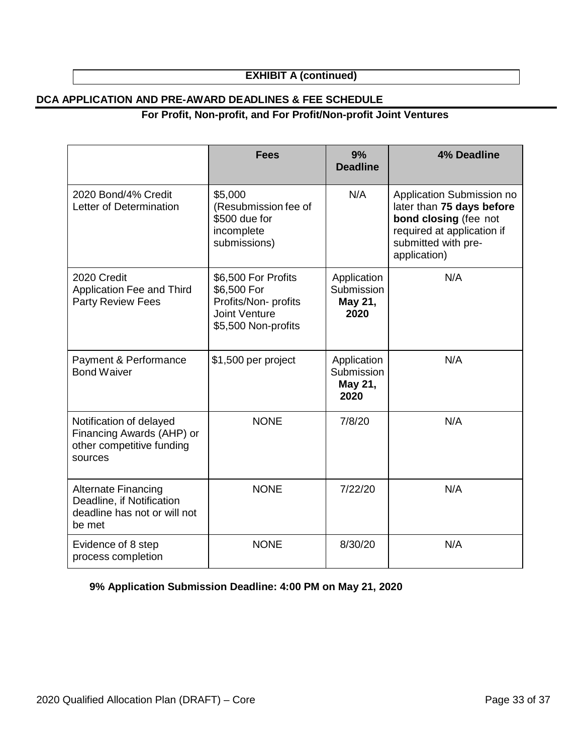**EXHIBIT A (continued)**

## DCA APPLICATION AND PRE-AWARD DEADLINES & FEE SCHEDULE

### For Profit, Non-profit, and For Profit/Non-profit Joint Ventures

| | Fees | 9% Deadline | 4% Deadline |
|---|---|---|---|
| 2020 Bond/4% Credit Letter of Determination | $5,000 (Resubmission fee of $500 due for incomplete submissions) | N/A | Application Submission no later than **75 days before bond closing** (fee not required at application if submitted with pre-application) |
| 2020 Credit Application Fee and Third Party Review Fees | $6,500 For Profits<br>$6,500 For Profits/Non- profits Joint Venture<br>$5,500 Non-profits | Application Submission **May 21, 2020** | N/A |
| Payment & Performance Bond Waiver | $1,500 per project | Application Submission **May 21, 2020** | N/A |
| Notification of delayed Financing Awards (AHP) or other competitive funding sources | NONE | 7/8/20 | N/A |
| Alternate Financing Deadline, if Notification deadline has not or will not be met | NONE | 7/22/20 | N/A |
| Evidence of 8 step process completion | NONE | 8/30/20 | N/A |

**9% Application Submission Deadline: 4:00 PM on May 21, 2020**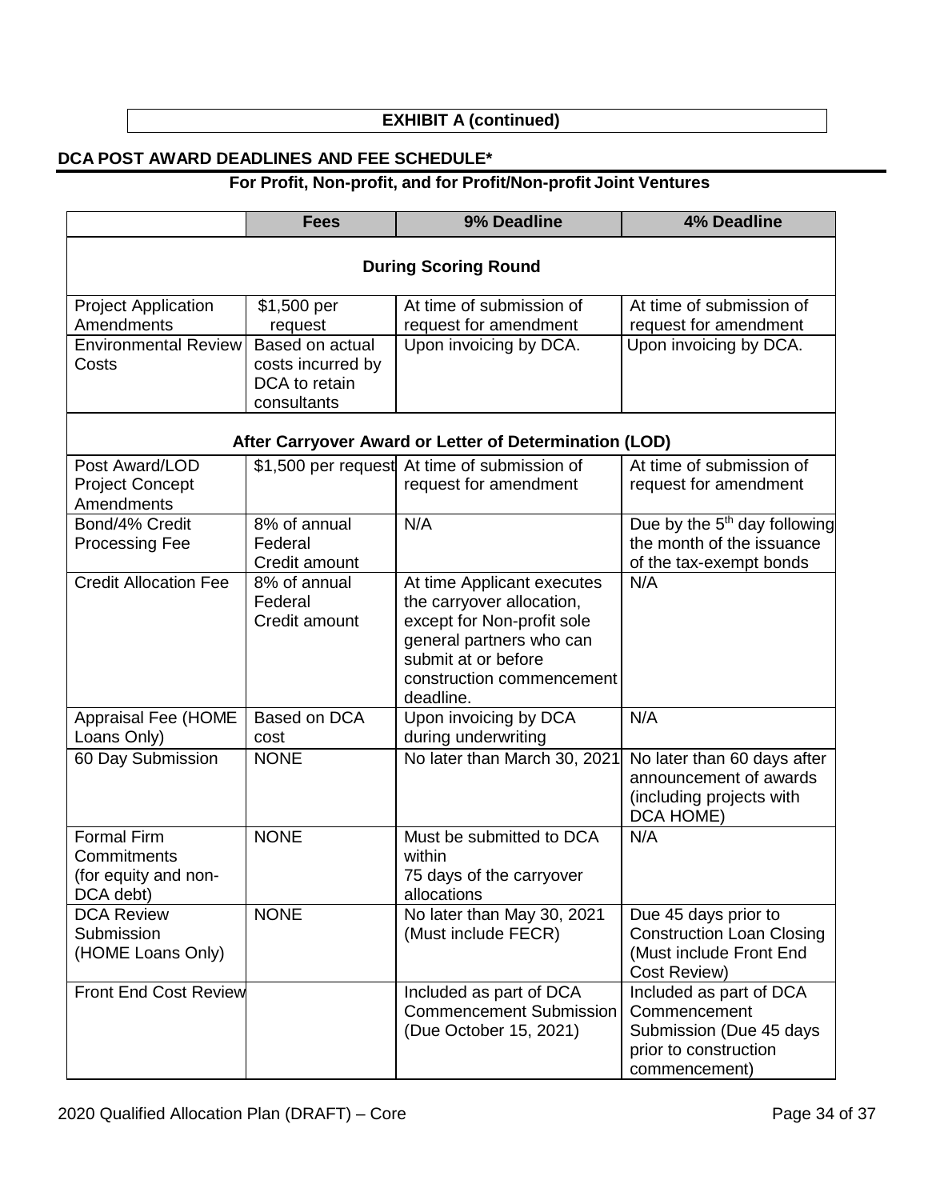**EXHIBIT A (continued)**

## DCA POST AWARD DEADLINES AND FEE SCHEDULE*

### For Profit, Non-profit, and for Profit/Non-profit Joint Ventures

| | Fees | 9% Deadline | 4% Deadline |
|---|---|---|---|
| **During Scoring Round** | | | |
| Project Application Amendments | $1,500 per request | At time of submission of request for amendment | At time of submission of request for amendment |
| Environmental Review Costs | Based on actual costs incurred by DCA to retain consultants | Upon invoicing by DCA. | Upon invoicing by DCA. |
| **After Carryover Award or Letter of Determination (LOD)** | | | |
| Post Award/LOD Project Concept Amendments | $1,500 per request | At time of submission of request for amendment | At time of submission of request for amendment |
| Bond/4% Credit Processing Fee | 8% of annual Federal Credit amount | N/A | Due by the 5th day following the month of the issuance of the tax-exempt bonds |
| Credit Allocation Fee | 8% of annual Federal Credit amount | At time Applicant executes the carryover allocation, except for Non-profit sole general partners who can submit at or before construction commencement deadline. | N/A |
| Appraisal Fee (HOME Loans Only) | Based on DCA cost | Upon invoicing by DCA during underwriting | N/A |
| 60 Day Submission | NONE | No later than March 30, 2021 | No later than 60 days after announcement of awards (including projects with DCA HOME) |
| Formal Firm Commitments (for equity and non-DCA debt) | NONE | Must be submitted to DCA within 75 days of the carryover allocations | N/A |
| DCA Review Submission (HOME Loans Only) | NONE | No later than May 30, 2021 (Must include FECR) | Due 45 days prior to Construction Loan Closing (Must include Front End Cost Review) |
| Front End Cost Review | | Included as part of DCA Commencement Submission (Due October 15, 2021) | Included as part of DCA Commencement Submission (Due 45 days prior to construction commencement) |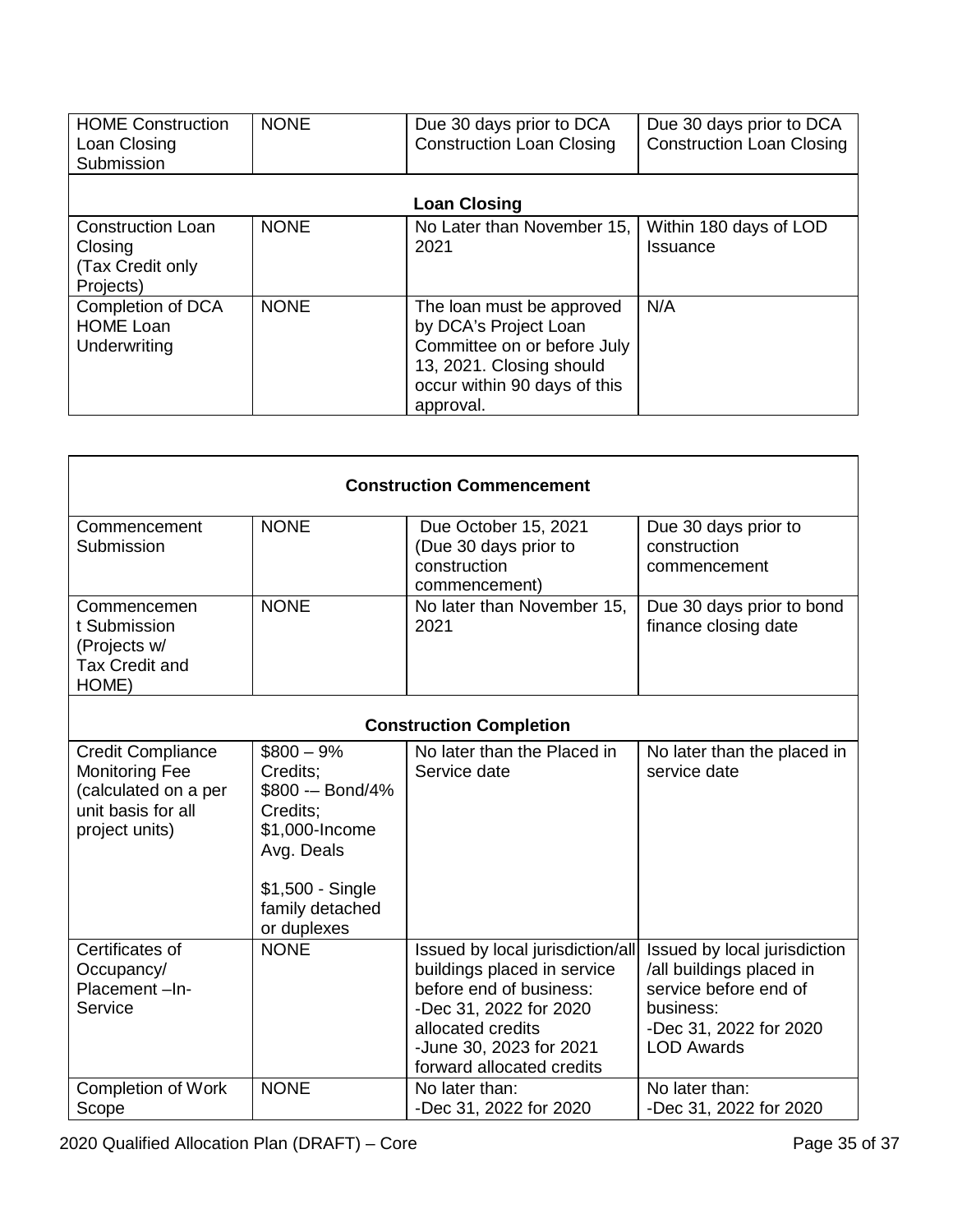| | | | |
|---|---|---|---|
| HOME Construction Loan Closing Submission | NONE | Due 30 days prior to DCA Construction Loan Closing | Due 30 days prior to DCA Construction Loan Closing |
| **Loan Closing** | | | |
| Construction Loan Closing (Tax Credit only Projects) | NONE | No Later than November 15, 2021 | Within 180 days of LOD Issuance |
| Completion of DCA HOME Loan Underwriting | NONE | The loan must be approved by DCA's Project Loan Committee on or before July 13, 2021. Closing should occur within 90 days of this approval. | N/A |

| | | | |
|---|---|---|---|
| **Construction Commencement** | | | |
| Commencement Submission | NONE | Due October 15, 2021 (Due 30 days prior to construction commencement) | Due 30 days prior to construction commencement |
| Commencement Submission (Projects w/ Tax Credit and HOME) | NONE | No later than November 15, 2021 | Due 30 days prior to bond finance closing date |
| **Construction Completion** | | | |
| Credit Compliance Monitoring Fee (calculated on a per unit basis for all project units) | $800 – 9% Credits; $800 -– Bond/4% Credits; $1,000-Income Avg. Deals<br><br>$1,500 - Single family detached or duplexes | No later than the Placed in Service date | No later than the placed in service date |
| Certificates of Occupancy/ Placement –In-Service | NONE | Issued by local jurisdiction/all buildings placed in service before end of business:<br>-Dec 31, 2022 for 2020 allocated credits<br>-June 30, 2023 for 2021 forward allocated credits | Issued by local jurisdiction /all buildings placed in service before end of business:<br>-Dec 31, 2022 for 2020 LOD Awards |
| Completion of Work Scope | NONE | No later than:<br>-Dec 31, 2022 for 2020 | No later than:<br>-Dec 31, 2022 for 2020 |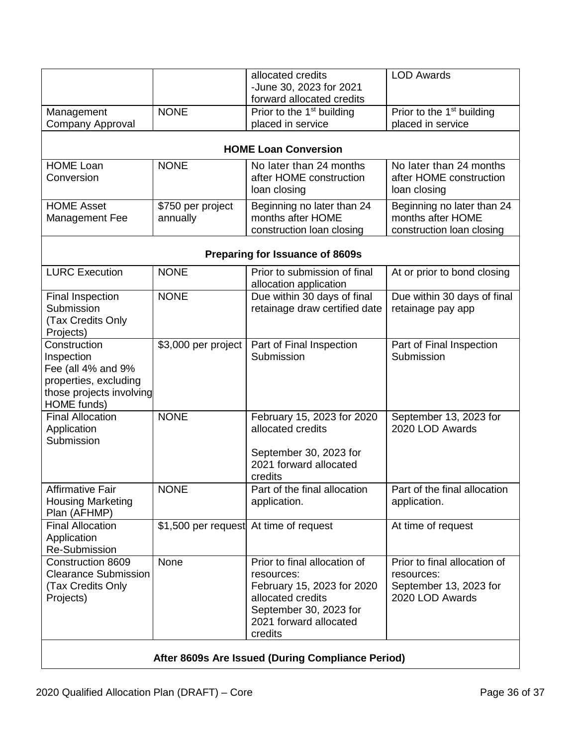| | | | |
|---|---|---|---|
| | | allocated credits<br>-June 30, 2023 for 2021 forward allocated credits | LOD Awards |
| Management Company Approval | NONE | Prior to the 1st building placed in service | Prior to the 1st building placed in service |
| **HOME Loan Conversion** | | | |
| HOME Loan Conversion | NONE | No later than 24 months after HOME construction loan closing | No later than 24 months after HOME construction loan closing |
| HOME Asset Management Fee | $750 per project annually | Beginning no later than 24 months after HOME construction loan closing | Beginning no later than 24 months after HOME construction loan closing |
| **Preparing for Issuance of 8609s** | | | |
| LURC Execution | NONE | Prior to submission of final allocation application | At or prior to bond closing |
| Final Inspection Submission (Tax Credits Only Projects) | NONE | Due within 30 days of final retainage draw certified date | Due within 30 days of final retainage pay app |
| Construction Inspection Fee (all 4% and 9% properties, excluding those projects involving HOME funds) | $3,000 per project | Part of Final Inspection Submission | Part of Final Inspection Submission |
| Final Allocation Application Submission | NONE | February 15, 2023 for 2020 allocated credits<br><br>September 30, 2023 for 2021 forward allocated credits | September 13, 2023 for 2020 LOD Awards |
| Affirmative Fair Housing Marketing Plan (AFHMP) | NONE | Part of the final allocation application. | Part of the final allocation application. |
| Final Allocation Application Re-Submission | $1,500 per request | At time of request | At time of request |
| Construction 8609 Clearance Submission (Tax Credits Only Projects) | None | Prior to final allocation of resources:<br>February 15, 2023 for 2020 allocated credits<br>September 30, 2023 for 2021 forward allocated credits | Prior to final allocation of resources:<br>September 13, 2023 for 2020 LOD Awards |
| **After 8609s Are Issued (During Compliance Period)** | | | |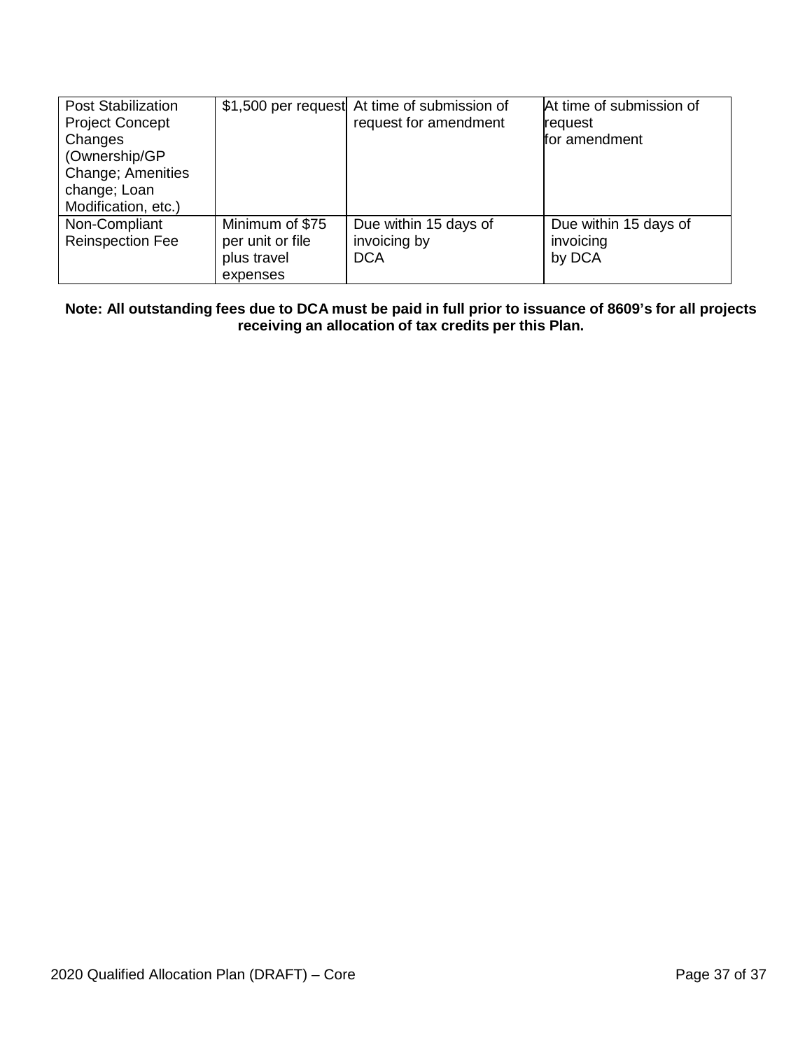| Post Stabilization Project Concept Changes (Ownership/GP Change; Amenities change; Loan Modification, etc.) | $1,500 per request | At time of submission of request for amendment | At time of submission of request for amendment |
|---|---|---|---|
| Non-Compliant Reinspection Fee | Minimum of $75 per unit or file plus travel expenses | Due within 15 days of invoicing by DCA | Due within 15 days of invoicing by DCA |

**Note: All outstanding fees due to DCA must be paid in full prior to issuance of 8609's for all projects receiving an allocation of tax credits per this Plan.**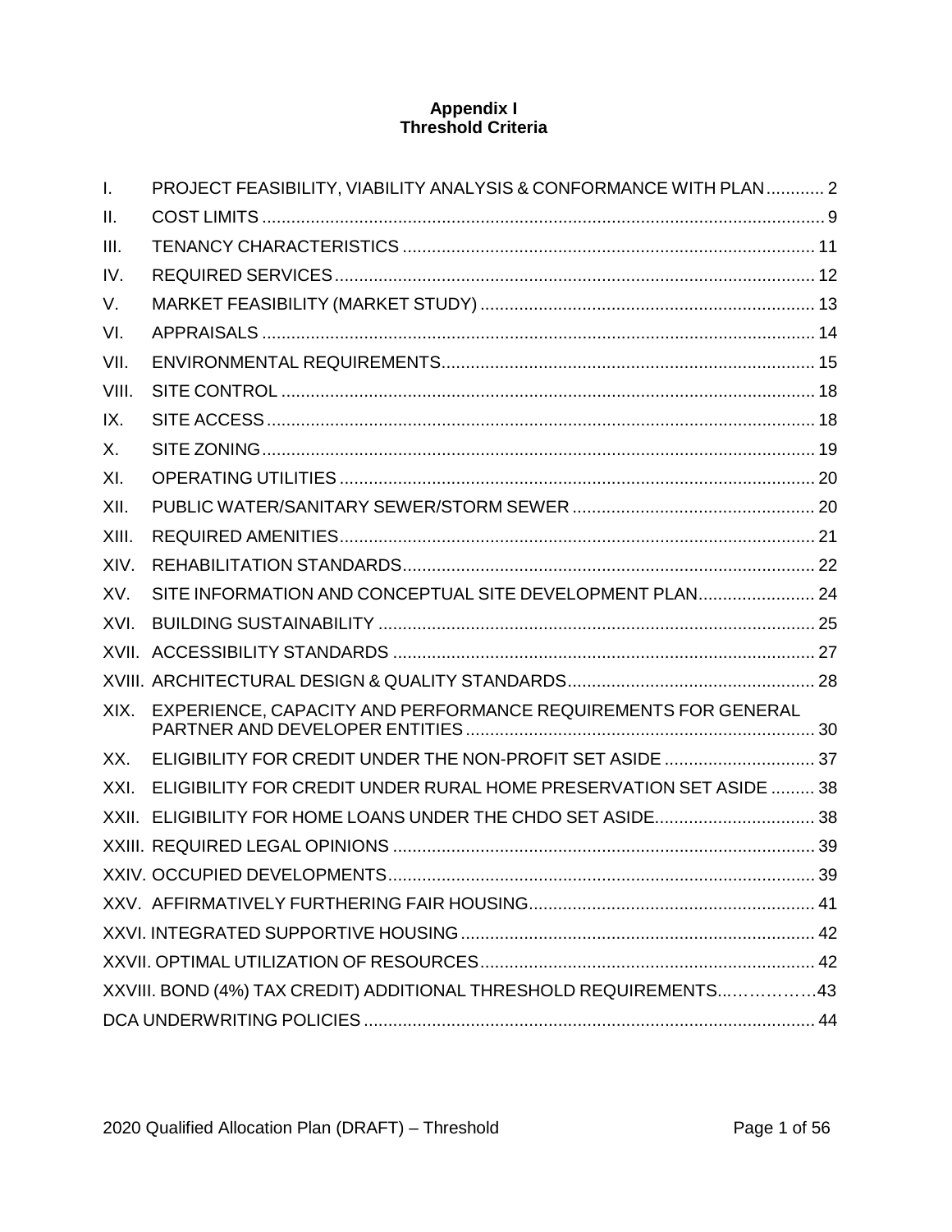# Appendix I
# Threshold Criteria

| | | |
|---|---|---|
| I. | PROJECT FEASIBILITY, VIABILITY ANALYSIS & CONFORMANCE WITH PLAN | 2 |
| II. | COST LIMITS | 9 |
| III. | TENANCY CHARACTERISTICS | 11 |
| IV. | REQUIRED SERVICES | 12 |
| V. | MARKET FEASIBILITY (MARKET STUDY) | 13 |
| VI. | APPRAISALS | 14 |
| VII. | ENVIRONMENTAL REQUIREMENTS | 15 |
| VIII. | SITE CONTROL | 18 |
| IX. | SITE ACCESS | 18 |
| X. | SITE ZONING | 19 |
| XI. | OPERATING UTILITIES | 20 |
| XII. | PUBLIC WATER/SANITARY SEWER/STORM SEWER | 20 |
| XIII. | REQUIRED AMENITIES | 21 |
| XIV. | REHABILITATION STANDARDS | 22 |
| XV. | SITE INFORMATION AND CONCEPTUAL SITE DEVELOPMENT PLAN | 24 |
| XVI. | BUILDING SUSTAINABILITY | 25 |
| XVII. | ACCESSIBILITY STANDARDS | 27 |
| XVIII. | ARCHITECTURAL DESIGN & QUALITY STANDARDS | 28 |
| XIX. | EXPERIENCE, CAPACITY AND PERFORMANCE REQUIREMENTS FOR GENERAL PARTNER AND DEVELOPER ENTITIES | 30 |
| XX. | ELIGIBILITY FOR CREDIT UNDER THE NON-PROFIT SET ASIDE | 37 |
| XXI. | ELIGIBILITY FOR CREDIT UNDER RURAL HOME PRESERVATION SET ASIDE | 38 |
| XXII. | ELIGIBILITY FOR HOME LOANS UNDER THE CHDO SET ASIDE | 38 |
| XXIII. | REQUIRED LEGAL OPINIONS | 39 |
| XXIV. | OCCUPIED DEVELOPMENTS | 39 |
| XXV. | AFFIRMATIVELY FURTHERING FAIR HOUSING | 41 |
| XXVI. | INTEGRATED SUPPORTIVE HOUSING | 42 |
| XXVII. | OPTIMAL UTILIZATION OF RESOURCES | 42 |
| XXVIII. | BOND (4%) TAX CREDIT) ADDITIONAL THRESHOLD REQUIREMENTS | 43 |
| | DCA UNDERWRITING POLICIES | 44 |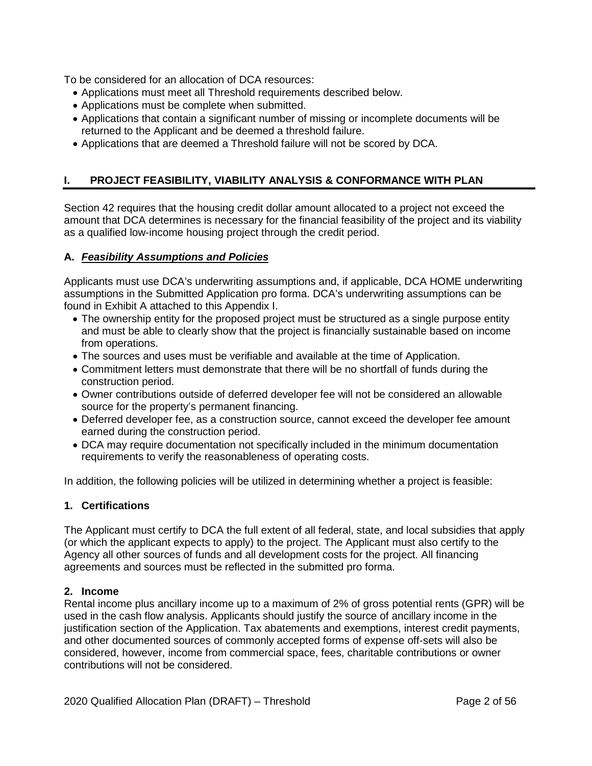To be considered for an allocation of DCA resources:

- Applications must meet all Threshold requirements described below.
- Applications must be complete when submitted.
- Applications that contain a significant number of missing or incomplete documents will be returned to the Applicant and be deemed a threshold failure.
- Applications that are deemed a Threshold failure will not be scored by DCA.

## I. PROJECT FEASIBILITY, VIABILITY ANALYSIS & CONFORMANCE WITH PLAN

Section 42 requires that the housing credit dollar amount allocated to a project not exceed the amount that DCA determines is necessary for the financial feasibility of the project and its viability as a qualified low-income housing project through the credit period.

### A. ***Feasibility Assumptions and Policies***

Applicants must use DCA's underwriting assumptions and, if applicable, DCA HOME underwriting assumptions in the Submitted Application pro forma. DCA's underwriting assumptions can be found in Exhibit A attached to this Appendix I.

- The ownership entity for the proposed project must be structured as a single purpose entity and must be able to clearly show that the project is financially sustainable based on income from operations.
- The sources and uses must be verifiable and available at the time of Application.
- Commitment letters must demonstrate that there will be no shortfall of funds during the construction period.
- Owner contributions outside of deferred developer fee will not be considered an allowable source for the property's permanent financing.
- Deferred developer fee, as a construction source, cannot exceed the developer fee amount earned during the construction period.
- DCA may require documentation not specifically included in the minimum documentation requirements to verify the reasonableness of operating costs.

In addition, the following policies will be utilized in determining whether a project is feasible:

#### 1. Certifications

The Applicant must certify to DCA the full extent of all federal, state, and local subsidies that apply (or which the applicant expects to apply) to the project. The Applicant must also certify to the Agency all other sources of funds and all development costs for the project. All financing agreements and sources must be reflected in the submitted pro forma.

#### 2. Income

Rental income plus ancillary income up to a maximum of 2% of gross potential rents (GPR) will be used in the cash flow analysis. Applicants should justify the source of ancillary income in the justification section of the Application. Tax abatements and exemptions, interest credit payments, and other documented sources of commonly accepted forms of expense off-sets will also be considered, however, income from commercial space, fees, charitable contributions or owner contributions will not be considered.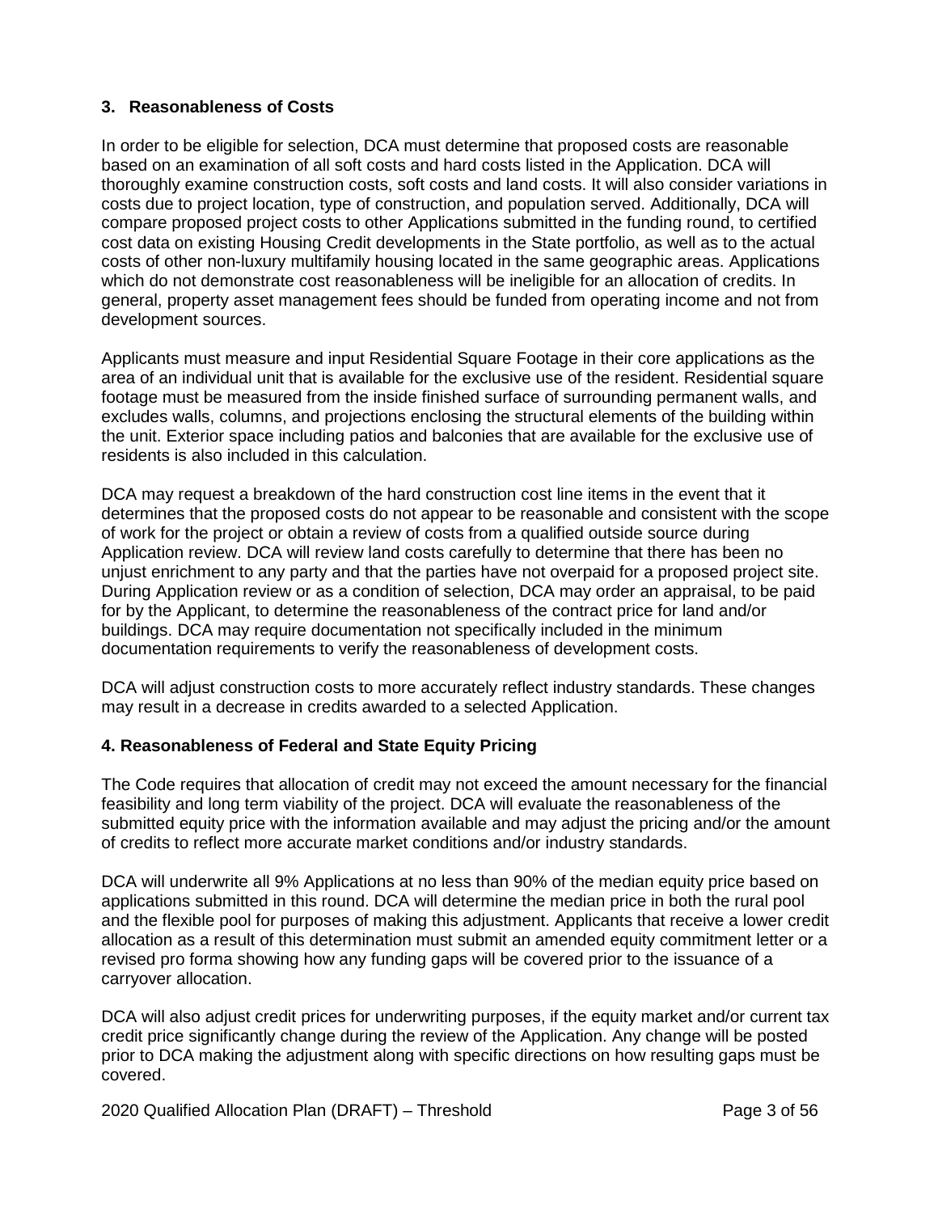### 3. Reasonableness of Costs

In order to be eligible for selection, DCA must determine that proposed costs are reasonable based on an examination of all soft costs and hard costs listed in the Application. DCA will thoroughly examine construction costs, soft costs and land costs. It will also consider variations in costs due to project location, type of construction, and population served. Additionally, DCA will compare proposed project costs to other Applications submitted in the funding round, to certified cost data on existing Housing Credit developments in the State portfolio, as well as to the actual costs of other non-luxury multifamily housing located in the same geographic areas. Applications which do not demonstrate cost reasonableness will be ineligible for an allocation of credits. In general, property asset management fees should be funded from operating income and not from development sources.

Applicants must measure and input Residential Square Footage in their core applications as the area of an individual unit that is available for the exclusive use of the resident. Residential square footage must be measured from the inside finished surface of surrounding permanent walls, and excludes walls, columns, and projections enclosing the structural elements of the building within the unit. Exterior space including patios and balconies that are available for the exclusive use of residents is also included in this calculation.

DCA may request a breakdown of the hard construction cost line items in the event that it determines that the proposed costs do not appear to be reasonable and consistent with the scope of work for the project or obtain a review of costs from a qualified outside source during Application review. DCA will review land costs carefully to determine that there has been no unjust enrichment to any party and that the parties have not overpaid for a proposed project site. During Application review or as a condition of selection, DCA may order an appraisal, to be paid for by the Applicant, to determine the reasonableness of the contract price for land and/or buildings. DCA may require documentation not specifically included in the minimum documentation requirements to verify the reasonableness of development costs.

DCA will adjust construction costs to more accurately reflect industry standards. These changes may result in a decrease in credits awarded to a selected Application.

### 4. Reasonableness of Federal and State Equity Pricing

The Code requires that allocation of credit may not exceed the amount necessary for the financial feasibility and long term viability of the project. DCA will evaluate the reasonableness of the submitted equity price with the information available and may adjust the pricing and/or the amount of credits to reflect more accurate market conditions and/or industry standards.

DCA will underwrite all 9% Applications at no less than 90% of the median equity price based on applications submitted in this round. DCA will determine the median price in both the rural pool and the flexible pool for purposes of making this adjustment. Applicants that receive a lower credit allocation as a result of this determination must submit an amended equity commitment letter or a revised pro forma showing how any funding gaps will be covered prior to the issuance of a carryover allocation.

DCA will also adjust credit prices for underwriting purposes, if the equity market and/or current tax credit price significantly change during the review of the Application. Any change will be posted prior to DCA making the adjustment along with specific directions on how resulting gaps must be covered.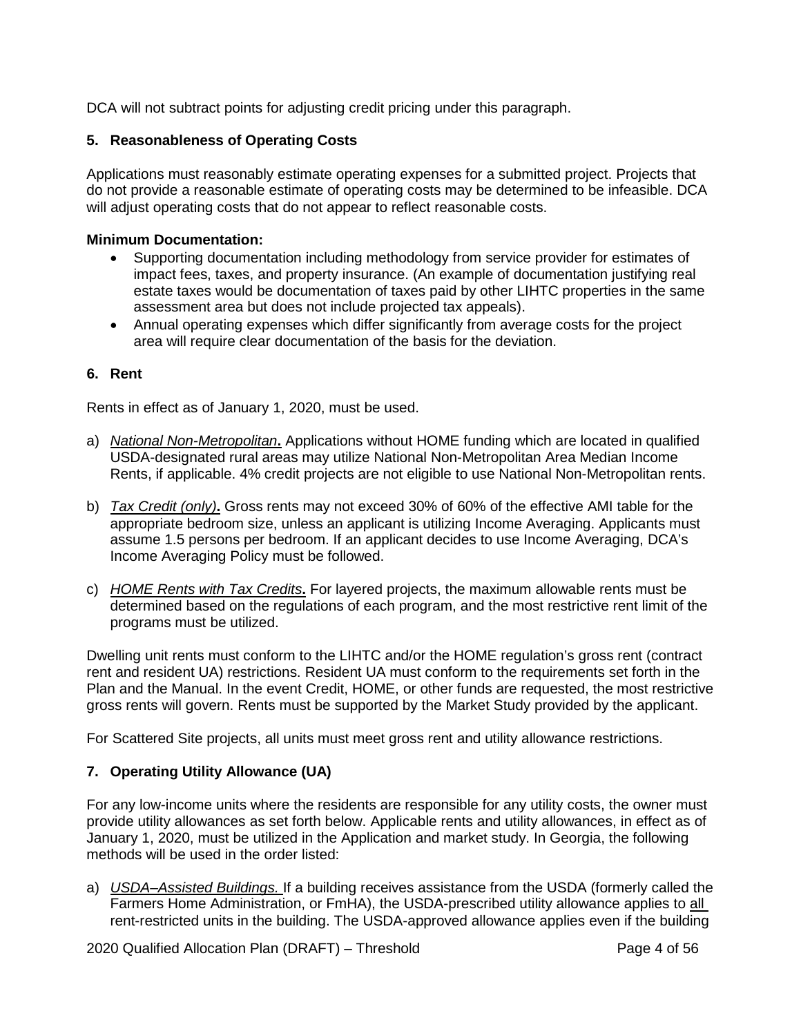DCA will not subtract points for adjusting credit pricing under this paragraph.

### 5. Reasonableness of Operating Costs

Applications must reasonably estimate operating expenses for a submitted project. Projects that do not provide a reasonable estimate of operating costs may be determined to be infeasible. DCA will adjust operating costs that do not appear to reflect reasonable costs.

**Minimum Documentation:**

- Supporting documentation including methodology from service provider for estimates of impact fees, taxes, and property insurance. (An example of documentation justifying real estate taxes would be documentation of taxes paid by other LIHTC properties in the same assessment area but does not include projected tax appeals).
- Annual operating expenses which differ significantly from average costs for the project area will require clear documentation of the basis for the deviation.

### 6. Rent

Rents in effect as of January 1, 2020, must be used.

a) *National Non-Metropolitan*. Applications without HOME funding which are located in qualified USDA-designated rural areas may utilize National Non-Metropolitan Area Median Income Rents, if applicable. 4% credit projects are not eligible to use National Non-Metropolitan rents.

b) *Tax Credit (only)*. Gross rents may not exceed 30% of 60% of the effective AMI table for the appropriate bedroom size, unless an applicant is utilizing Income Averaging. Applicants must assume 1.5 persons per bedroom. If an applicant decides to use Income Averaging, DCA's Income Averaging Policy must be followed.

c) *HOME Rents with Tax Credits*. For layered projects, the maximum allowable rents must be determined based on the regulations of each program, and the most restrictive rent limit of the programs must be utilized.

Dwelling unit rents must conform to the LIHTC and/or the HOME regulation's gross rent (contract rent and resident UA) restrictions. Resident UA must conform to the requirements set forth in the Plan and the Manual. In the event Credit, HOME, or other funds are requested, the most restrictive gross rents will govern. Rents must be supported by the Market Study provided by the applicant.

For Scattered Site projects, all units must meet gross rent and utility allowance restrictions.

### 7. Operating Utility Allowance (UA)

For any low-income units where the residents are responsible for any utility costs, the owner must provide utility allowances as set forth below. Applicable rents and utility allowances, in effect as of January 1, 2020, must be utilized in the Application and market study. In Georgia, the following methods will be used in the order listed:

a) *USDA–Assisted Buildings.* If a building receives assistance from the USDA (formerly called the Farmers Home Administration, or FmHA), the USDA-prescribed utility allowance applies to all rent-restricted units in the building. The USDA-approved allowance applies even if the building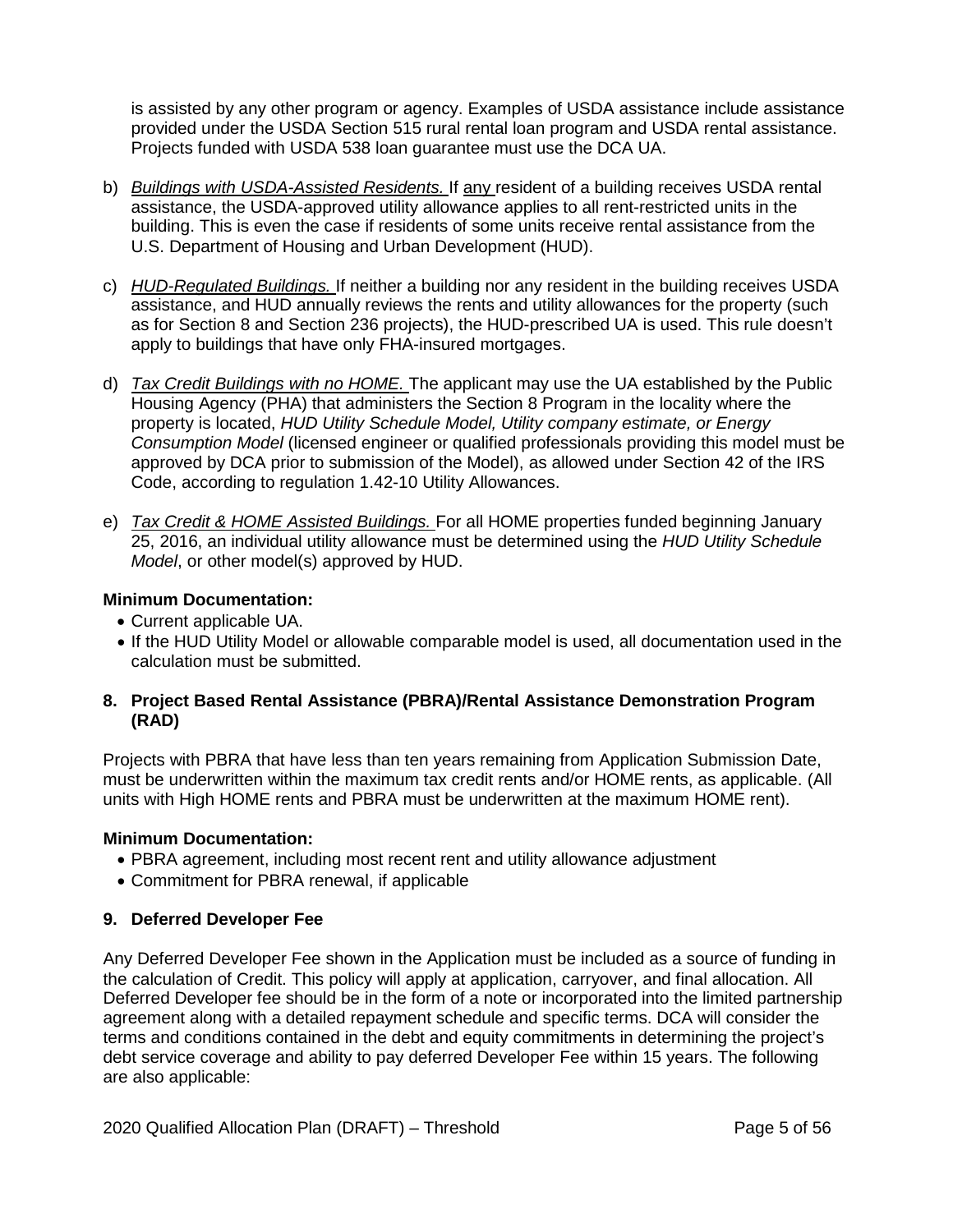is assisted by any other program or agency. Examples of USDA assistance include assistance provided under the USDA Section 515 rural rental loan program and USDA rental assistance. Projects funded with USDA 538 loan guarantee must use the DCA UA.

b) *Buildings with USDA-Assisted Residents.* If any resident of a building receives USDA rental assistance, the USDA-approved utility allowance applies to all rent-restricted units in the building. This is even the case if residents of some units receive rental assistance from the U.S. Department of Housing and Urban Development (HUD).

c) *HUD-Regulated Buildings.* If neither a building nor any resident in the building receives USDA assistance, and HUD annually reviews the rents and utility allowances for the property (such as for Section 8 and Section 236 projects), the HUD-prescribed UA is used. This rule doesn't apply to buildings that have only FHA-insured mortgages.

d) *Tax Credit Buildings with no HOME.* The applicant may use the UA established by the Public Housing Agency (PHA) that administers the Section 8 Program in the locality where the property is located, *HUD Utility Schedule Model, Utility company estimate, or Energy Consumption Model* (licensed engineer or qualified professionals providing this model must be approved by DCA prior to submission of the Model), as allowed under Section 42 of the IRS Code, according to regulation 1.42-10 Utility Allowances.

e) *Tax Credit & HOME Assisted Buildings.* For all HOME properties funded beginning January 25, 2016, an individual utility allowance must be determined using the *HUD Utility Schedule Model*, or other model(s) approved by HUD.

**Minimum Documentation:**

- Current applicable UA.
- If the HUD Utility Model or allowable comparable model is used, all documentation used in the calculation must be submitted.

**8. Project Based Rental Assistance (PBRA)/Rental Assistance Demonstration Program (RAD)**

Projects with PBRA that have less than ten years remaining from Application Submission Date, must be underwritten within the maximum tax credit rents and/or HOME rents, as applicable. (All units with High HOME rents and PBRA must be underwritten at the maximum HOME rent).

**Minimum Documentation:**

- PBRA agreement, including most recent rent and utility allowance adjustment
- Commitment for PBRA renewal, if applicable

**9. Deferred Developer Fee**

Any Deferred Developer Fee shown in the Application must be included as a source of funding in the calculation of Credit. This policy will apply at application, carryover, and final allocation. All Deferred Developer fee should be in the form of a note or incorporated into the limited partnership agreement along with a detailed repayment schedule and specific terms. DCA will consider the terms and conditions contained in the debt and equity commitments in determining the project's debt service coverage and ability to pay deferred Developer Fee within 15 years. The following are also applicable: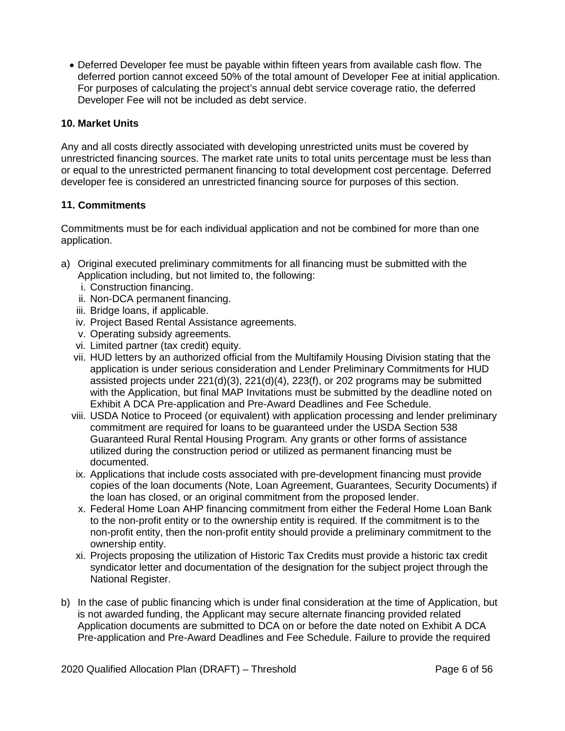- Deferred Developer fee must be payable within fifteen years from available cash flow. The deferred portion cannot exceed 50% of the total amount of Developer Fee at initial application. For purposes of calculating the project's annual debt service coverage ratio, the deferred Developer Fee will not be included as debt service.

**10. Market Units**

Any and all costs directly associated with developing unrestricted units must be covered by unrestricted financing sources. The market rate units to total units percentage must be less than or equal to the unrestricted permanent financing to total development cost percentage. Deferred developer fee is considered an unrestricted financing source for purposes of this section.

**11. Commitments**

Commitments must be for each individual application and not be combined for more than one application.

a) Original executed preliminary commitments for all financing must be submitted with the Application including, but not limited to, the following:
   i. Construction financing.
   ii. Non-DCA permanent financing.
   iii. Bridge loans, if applicable.
   iv. Project Based Rental Assistance agreements.
   v. Operating subsidy agreements.
   vi. Limited partner (tax credit) equity.
   vii. HUD letters by an authorized official from the Multifamily Housing Division stating that the application is under serious consideration and Lender Preliminary Commitments for HUD assisted projects under 221(d)(3), 221(d)(4), 223(f), or 202 programs may be submitted with the Application, but final MAP Invitations must be submitted by the deadline noted on Exhibit A DCA Pre-application and Pre-Award Deadlines and Fee Schedule.
   viii. USDA Notice to Proceed (or equivalent) with application processing and lender preliminary commitment are required for loans to be guaranteed under the USDA Section 538 Guaranteed Rural Rental Housing Program. Any grants or other forms of assistance utilized during the construction period or utilized as permanent financing must be documented.
   ix. Applications that include costs associated with pre-development financing must provide copies of the loan documents (Note, Loan Agreement, Guarantees, Security Documents) if the loan has closed, or an original commitment from the proposed lender.
   x. Federal Home Loan AHP financing commitment from either the Federal Home Loan Bank to the non-profit entity or to the ownership entity is required. If the commitment is to the non-profit entity, then the non-profit entity should provide a preliminary commitment to the ownership entity.
   xi. Projects proposing the utilization of Historic Tax Credits must provide a historic tax credit syndicator letter and documentation of the designation for the subject project through the National Register.

b) In the case of public financing which is under final consideration at the time of Application, but is not awarded funding, the Applicant may secure alternate financing provided related Application documents are submitted to DCA on or before the date noted on Exhibit A DCA Pre-application and Pre-Award Deadlines and Fee Schedule. Failure to provide the required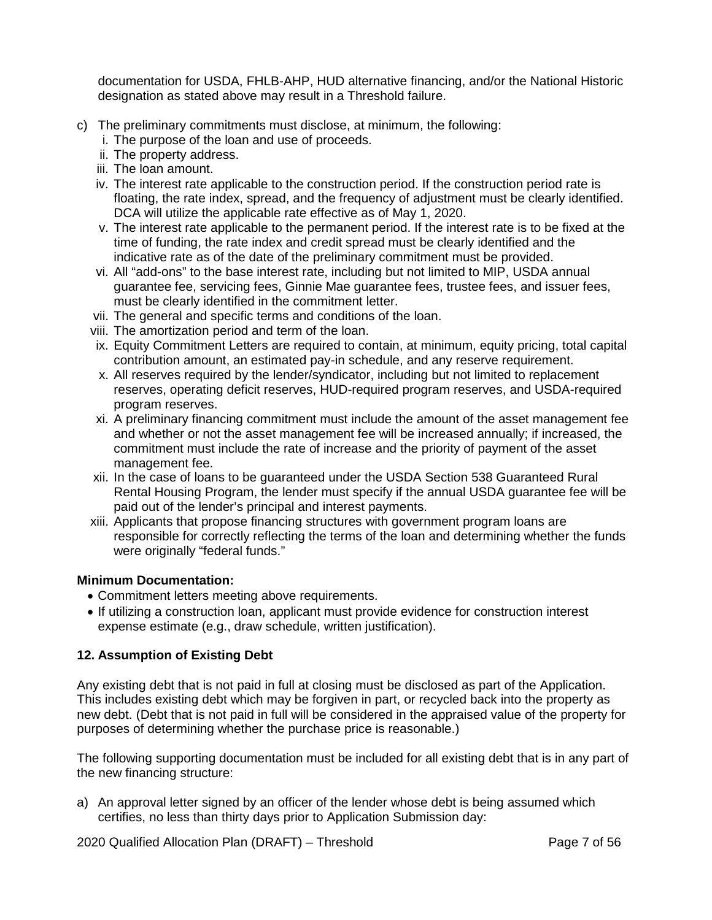documentation for USDA, FHLB-AHP, HUD alternative financing, and/or the National Historic designation as stated above may result in a Threshold failure.

c) The preliminary commitments must disclose, at minimum, the following:
   i. The purpose of the loan and use of proceeds.
   ii. The property address.
   iii. The loan amount.
   iv. The interest rate applicable to the construction period. If the construction period rate is floating, the rate index, spread, and the frequency of adjustment must be clearly identified. DCA will utilize the applicable rate effective as of May 1, 2020.
   v. The interest rate applicable to the permanent period. If the interest rate is to be fixed at the time of funding, the rate index and credit spread must be clearly identified and the indicative rate as of the date of the preliminary commitment must be provided.
   vi. All "add-ons" to the base interest rate, including but not limited to MIP, USDA annual guarantee fee, servicing fees, Ginnie Mae guarantee fees, trustee fees, and issuer fees, must be clearly identified in the commitment letter.
   vii. The general and specific terms and conditions of the loan.
   viii. The amortization period and term of the loan.
   ix. Equity Commitment Letters are required to contain, at minimum, equity pricing, total capital contribution amount, an estimated pay-in schedule, and any reserve requirement.
   x. All reserves required by the lender/syndicator, including but not limited to replacement reserves, operating deficit reserves, HUD-required program reserves, and USDA-required program reserves.
   xi. A preliminary financing commitment must include the amount of the asset management fee and whether or not the asset management fee will be increased annually; if increased, the commitment must include the rate of increase and the priority of payment of the asset management fee.
   xii. In the case of loans to be guaranteed under the USDA Section 538 Guaranteed Rural Rental Housing Program, the lender must specify if the annual USDA guarantee fee will be paid out of the lender's principal and interest payments.
   xiii. Applicants that propose financing structures with government program loans are responsible for correctly reflecting the terms of the loan and determining whether the funds were originally "federal funds."

**Minimum Documentation:**

- Commitment letters meeting above requirements.
- If utilizing a construction loan, applicant must provide evidence for construction interest expense estimate (e.g., draw schedule, written justification).

**12. Assumption of Existing Debt**

Any existing debt that is not paid in full at closing must be disclosed as part of the Application. This includes existing debt which may be forgiven in part, or recycled back into the property as new debt. (Debt that is not paid in full will be considered in the appraised value of the property for purposes of determining whether the purchase price is reasonable.)

The following supporting documentation must be included for all existing debt that is in any part of the new financing structure:

a) An approval letter signed by an officer of the lender whose debt is being assumed which certifies, no less than thirty days prior to Application Submission day: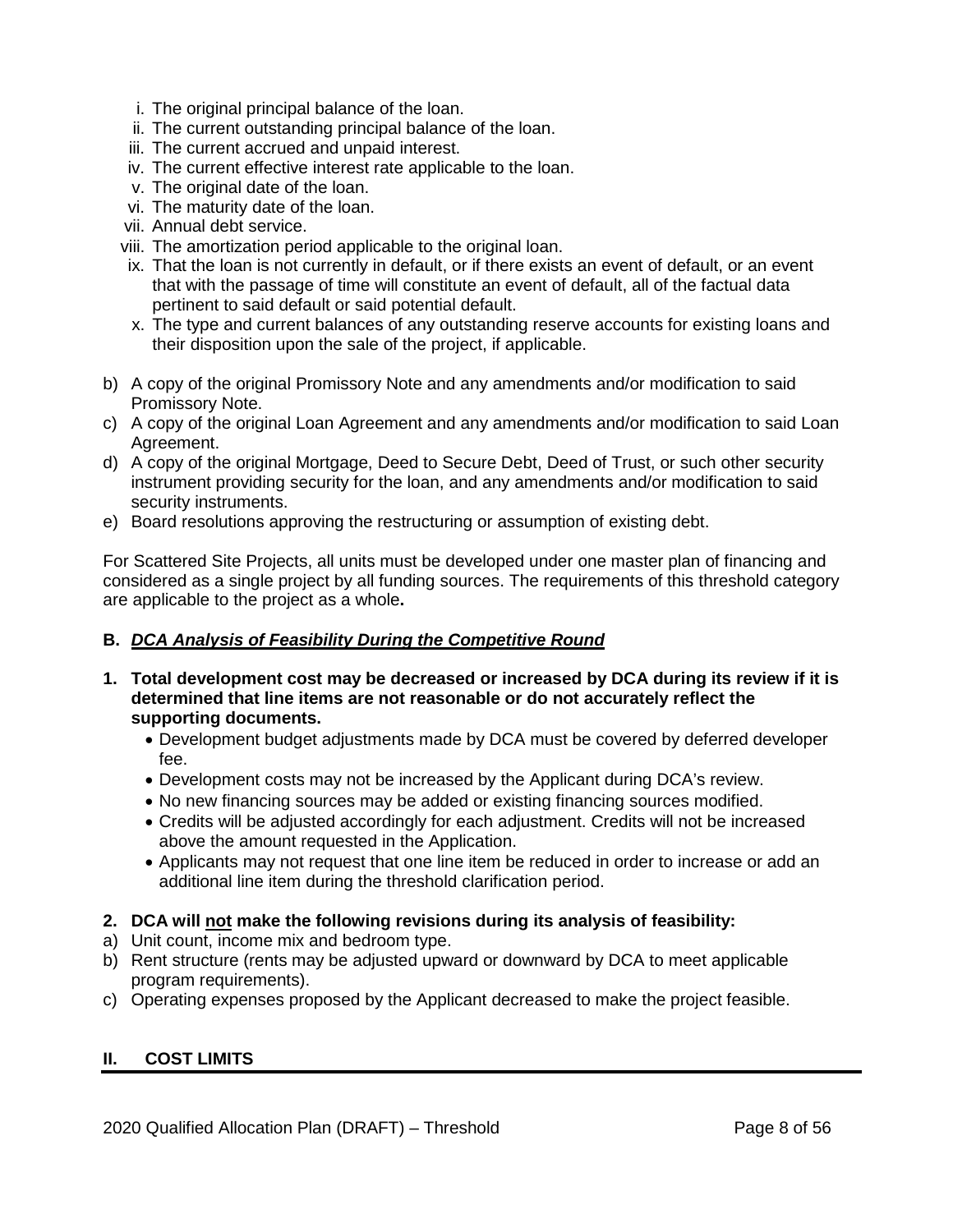i. The original principal balance of the loan.
ii. The current outstanding principal balance of the loan.
iii. The current accrued and unpaid interest.
iv. The current effective interest rate applicable to the loan.
v. The original date of the loan.
vi. The maturity date of the loan.
vii. Annual debt service.
viii. The amortization period applicable to the original loan.
ix. That the loan is not currently in default, or if there exists an event of default, or an event that with the passage of time will constitute an event of default, all of the factual data pertinent to said default or said potential default.
x. The type and current balances of any outstanding reserve accounts for existing loans and their disposition upon the sale of the project, if applicable.

b) A copy of the original Promissory Note and any amendments and/or modification to said Promissory Note.
c) A copy of the original Loan Agreement and any amendments and/or modification to said Loan Agreement.
d) A copy of the original Mortgage, Deed to Secure Debt, Deed of Trust, or such other security instrument providing security for the loan, and any amendments and/or modification to said security instruments.
e) Board resolutions approving the restructuring or assumption of existing debt.

For Scattered Site Projects, all units must be developed under one master plan of financing and considered as a single project by all funding sources. The requirements of this threshold category are applicable to the project as a whole**.**

### B. ***DCA Analysis of Feasibility During the Competitive Round***

**1. Total development cost may be decreased or increased by DCA during its review if it is determined that line items are not reasonable or do not accurately reflect the supporting documents.**

- Development budget adjustments made by DCA must be covered by deferred developer fee.
- Development costs may not be increased by the Applicant during DCA's review.
- No new financing sources may be added or existing financing sources modified.
- Credits will be adjusted accordingly for each adjustment. Credits will not be increased above the amount requested in the Application.
- Applicants may not request that one line item be reduced in order to increase or add an additional line item during the threshold clarification period.

**2. DCA will <u>not</u> make the following revisions during its analysis of feasibility:**

a) Unit count, income mix and bedroom type.
b) Rent structure (rents may be adjusted upward or downward by DCA to meet applicable program requirements).
c) Operating expenses proposed by the Applicant decreased to make the project feasible.

## II. COST LIMITS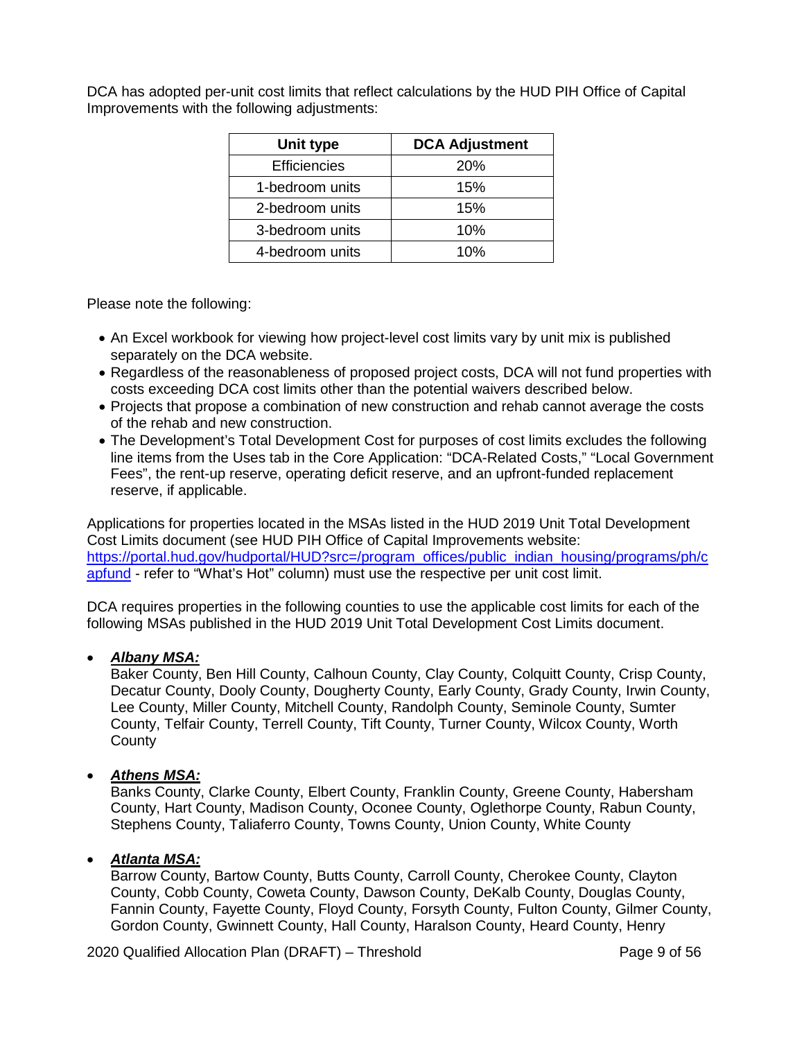DCA has adopted per-unit cost limits that reflect calculations by the HUD PIH Office of Capital Improvements with the following adjustments:

| Unit type | DCA Adjustment |
| --- | --- |
| Efficiencies | 20% |
| 1-bedroom units | 15% |
| 2-bedroom units | 15% |
| 3-bedroom units | 10% |
| 4-bedroom units | 10% |

Please note the following:

- An Excel workbook for viewing how project-level cost limits vary by unit mix is published separately on the DCA website.
- Regardless of the reasonableness of proposed project costs, DCA will not fund properties with costs exceeding DCA cost limits other than the potential waivers described below.
- Projects that propose a combination of new construction and rehab cannot average the costs of the rehab and new construction.
- The Development's Total Development Cost for purposes of cost limits excludes the following line items from the Uses tab in the Core Application: "DCA-Related Costs," "Local Government Fees", the rent-up reserve, operating deficit reserve, and an upfront-funded replacement reserve, if applicable.

Applications for properties located in the MSAs listed in the HUD 2019 Unit Total Development Cost Limits document (see HUD PIH Office of Capital Improvements website: https://portal.hud.gov/hudportal/HUD?src=/program_offices/public_indian_housing/programs/ph/capfund - refer to "What's Hot" column) must use the respective per unit cost limit.

DCA requires properties in the following counties to use the applicable cost limits for each of the following MSAs published in the HUD 2019 Unit Total Development Cost Limits document.

- ***Albany MSA:***
  Baker County, Ben Hill County, Calhoun County, Clay County, Colquitt County, Crisp County, Decatur County, Dooly County, Dougherty County, Early County, Grady County, Irwin County, Lee County, Miller County, Mitchell County, Randolph County, Seminole County, Sumter County, Telfair County, Terrell County, Tift County, Turner County, Wilcox County, Worth County

- ***Athens MSA:***
  Banks County, Clarke County, Elbert County, Franklin County, Greene County, Habersham County, Hart County, Madison County, Oconee County, Oglethorpe County, Rabun County, Stephens County, Taliaferro County, Towns County, Union County, White County

- ***Atlanta MSA:***
  Barrow County, Bartow County, Butts County, Carroll County, Cherokee County, Clayton County, Cobb County, Coweta County, Dawson County, DeKalb County, Douglas County, Fannin County, Fayette County, Floyd County, Forsyth County, Fulton County, Gilmer County, Gordon County, Gwinnett County, Hall County, Haralson County, Heard County, Henry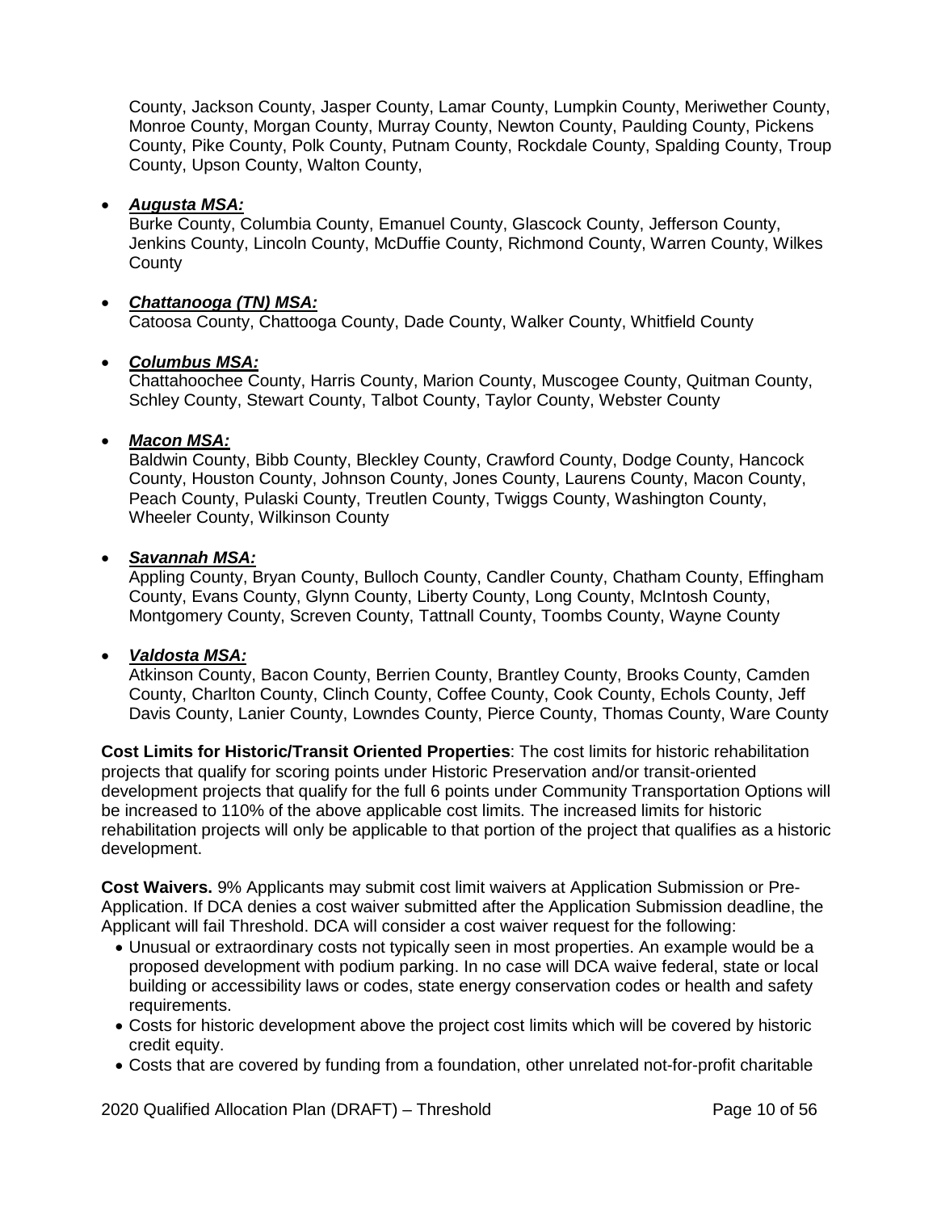County, Jackson County, Jasper County, Lamar County, Lumpkin County, Meriwether County, Monroe County, Morgan County, Murray County, Newton County, Paulding County, Pickens County, Pike County, Polk County, Putnam County, Rockdale County, Spalding County, Troup County, Upson County, Walton County,

- ***Augusta MSA:***
  Burke County, Columbia County, Emanuel County, Glascock County, Jefferson County, Jenkins County, Lincoln County, McDuffie County, Richmond County, Warren County, Wilkes County

- ***Chattanooga (TN) MSA:***
  Catoosa County, Chattooga County, Dade County, Walker County, Whitfield County

- ***Columbus MSA:***
  Chattahoochee County, Harris County, Marion County, Muscogee County, Quitman County, Schley County, Stewart County, Talbot County, Taylor County, Webster County

- ***Macon MSA:***
  Baldwin County, Bibb County, Bleckley County, Crawford County, Dodge County, Hancock County, Houston County, Johnson County, Jones County, Laurens County, Macon County, Peach County, Pulaski County, Treutlen County, Twiggs County, Washington County, Wheeler County, Wilkinson County

- ***Savannah MSA:***
  Appling County, Bryan County, Bulloch County, Candler County, Chatham County, Effingham County, Evans County, Glynn County, Liberty County, Long County, McIntosh County, Montgomery County, Screven County, Tattnall County, Toombs County, Wayne County

- ***Valdosta MSA:***
  Atkinson County, Bacon County, Berrien County, Brantley County, Brooks County, Camden County, Charlton County, Clinch County, Coffee County, Cook County, Echols County, Jeff Davis County, Lanier County, Lowndes County, Pierce County, Thomas County, Ware County

**Cost Limits for Historic/Transit Oriented Properties**: The cost limits for historic rehabilitation projects that qualify for scoring points under Historic Preservation and/or transit-oriented development projects that qualify for the full 6 points under Community Transportation Options will be increased to 110% of the above applicable cost limits. The increased limits for historic rehabilitation projects will only be applicable to that portion of the project that qualifies as a historic development.

**Cost Waivers.** 9% Applicants may submit cost limit waivers at Application Submission or Pre-Application. If DCA denies a cost waiver submitted after the Application Submission deadline, the Applicant will fail Threshold. DCA will consider a cost waiver request for the following:

- Unusual or extraordinary costs not typically seen in most properties. An example would be a proposed development with podium parking. In no case will DCA waive federal, state or local building or accessibility laws or codes, state energy conservation codes or health and safety requirements.
- Costs for historic development above the project cost limits which will be covered by historic credit equity.
- Costs that are covered by funding from a foundation, other unrelated not-for-profit charitable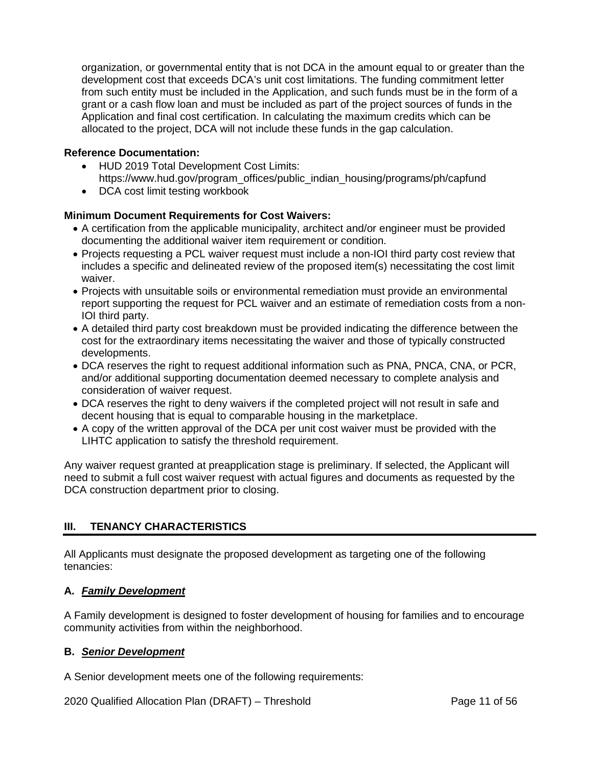organization, or governmental entity that is not DCA in the amount equal to or greater than the development cost that exceeds DCA's unit cost limitations. The funding commitment letter from such entity must be included in the Application, and such funds must be in the form of a grant or a cash flow loan and must be included as part of the project sources of funds in the Application and final cost certification. In calculating the maximum credits which can be allocated to the project, DCA will not include these funds in the gap calculation.

**Reference Documentation:**

- HUD 2019 Total Development Cost Limits: https://www.hud.gov/program_offices/public_indian_housing/programs/ph/capfund
- DCA cost limit testing workbook

**Minimum Document Requirements for Cost Waivers:**

- A certification from the applicable municipality, architect and/or engineer must be provided documenting the additional waiver item requirement or condition.
- Projects requesting a PCL waiver request must include a non-IOI third party cost review that includes a specific and delineated review of the proposed item(s) necessitating the cost limit waiver.
- Projects with unsuitable soils or environmental remediation must provide an environmental report supporting the request for PCL waiver and an estimate of remediation costs from a non-IOI third party.
- A detailed third party cost breakdown must be provided indicating the difference between the cost for the extraordinary items necessitating the waiver and those of typically constructed developments.
- DCA reserves the right to request additional information such as PNA, PNCA, CNA, or PCR, and/or additional supporting documentation deemed necessary to complete analysis and consideration of waiver request.
- DCA reserves the right to deny waivers if the completed project will not result in safe and decent housing that is equal to comparable housing in the marketplace.
- A copy of the written approval of the DCA per unit cost waiver must be provided with the LIHTC application to satisfy the threshold requirement.

Any waiver request granted at preapplication stage is preliminary. If selected, the Applicant will need to submit a full cost waiver request with actual figures and documents as requested by the DCA construction department prior to closing.

## III. TENANCY CHARACTERISTICS

All Applicants must designate the proposed development as targeting one of the following tenancies:

### A. ***Family Development***

A Family development is designed to foster development of housing for families and to encourage community activities from within the neighborhood.

### B. ***Senior Development***

A Senior development meets one of the following requirements: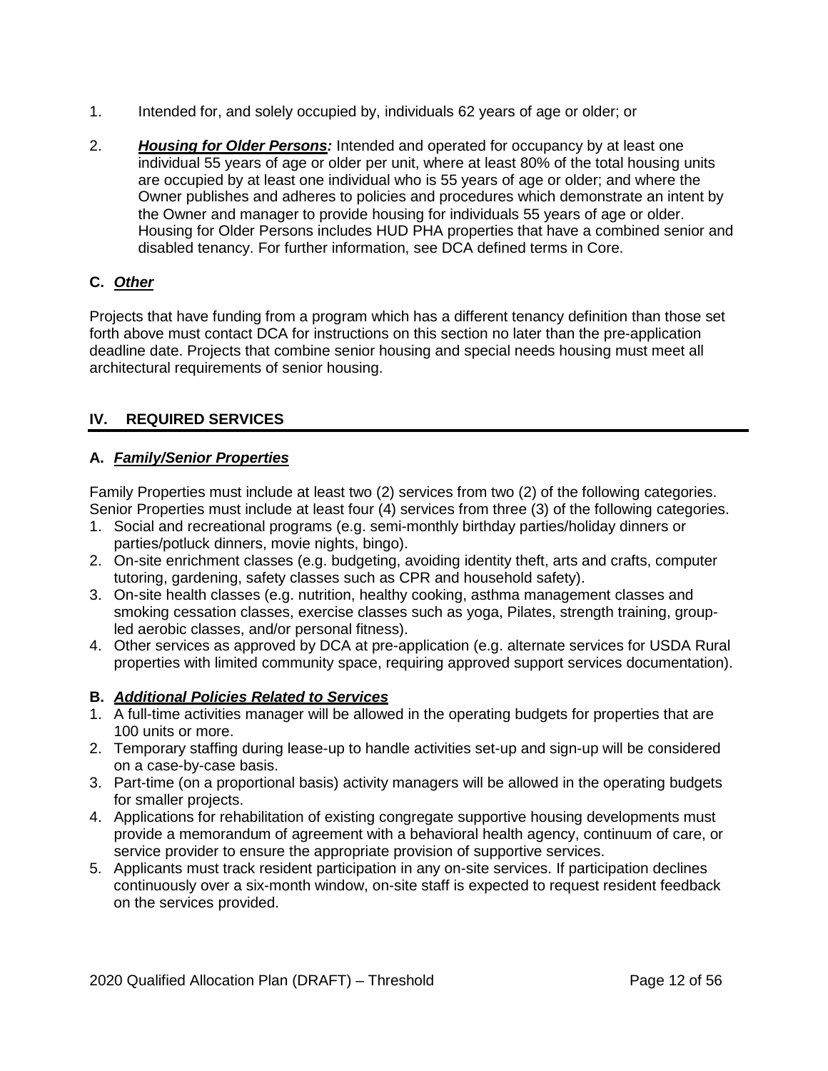1. Intended for, and solely occupied by, individuals 62 years of age or older; or

2. ***Housing for Older Persons:*** Intended and operated for occupancy by at least one individual 55 years of age or older per unit, where at least 80% of the total housing units are occupied by at least one individual who is 55 years of age or older; and where the Owner publishes and adheres to policies and procedures which demonstrate an intent by the Owner and manager to provide housing for individuals 55 years of age or older. Housing for Older Persons includes HUD PHA properties that have a combined senior and disabled tenancy. For further information, see DCA defined terms in Core.

### C. ***Other***

Projects that have funding from a program which has a different tenancy definition than those set forth above must contact DCA for instructions on this section no later than the pre-application deadline date. Projects that combine senior housing and special needs housing must meet all architectural requirements of senior housing.

## IV. REQUIRED SERVICES

### A. ***Family/Senior Properties***

Family Properties must include at least two (2) services from two (2) of the following categories. Senior Properties must include at least four (4) services from three (3) of the following categories.

1. Social and recreational programs (e.g. semi-monthly birthday parties/holiday dinners or parties/potluck dinners, movie nights, bingo).
2. On-site enrichment classes (e.g. budgeting, avoiding identity theft, arts and crafts, computer tutoring, gardening, safety classes such as CPR and household safety).
3. On-site health classes (e.g. nutrition, healthy cooking, asthma management classes and smoking cessation classes, exercise classes such as yoga, Pilates, strength training, group-led aerobic classes, and/or personal fitness).
4. Other services as approved by DCA at pre-application (e.g. alternate services for USDA Rural properties with limited community space, requiring approved support services documentation).

### B. ***Additional Policies Related to Services***

1. A full-time activities manager will be allowed in the operating budgets for properties that are 100 units or more.
2. Temporary staffing during lease-up to handle activities set-up and sign-up will be considered on a case-by-case basis.
3. Part-time (on a proportional basis) activity managers will be allowed in the operating budgets for smaller projects.
4. Applications for rehabilitation of existing congregate supportive housing developments must provide a memorandum of agreement with a behavioral health agency, continuum of care, or service provider to ensure the appropriate provision of supportive services.
5. Applicants must track resident participation in any on-site services. If participation declines continuously over a six-month window, on-site staff is expected to request resident feedback on the services provided.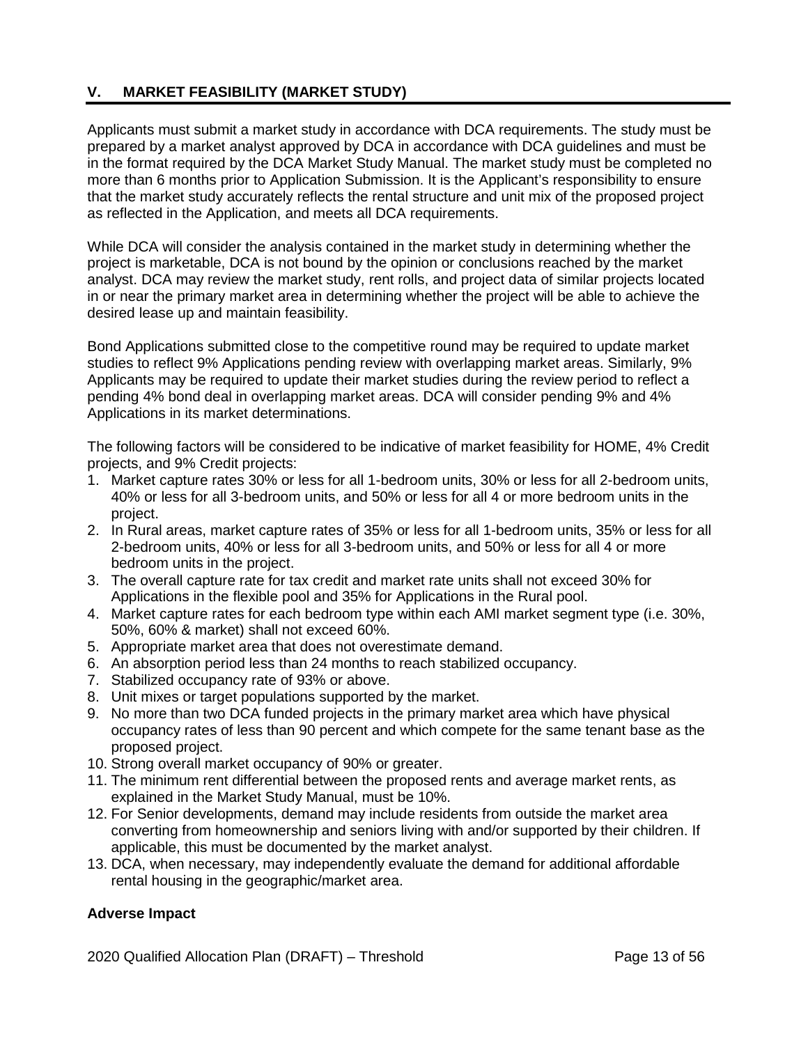## V. MARKET FEASIBILITY (MARKET STUDY)

Applicants must submit a market study in accordance with DCA requirements. The study must be prepared by a market analyst approved by DCA in accordance with DCA guidelines and must be in the format required by the DCA Market Study Manual. The market study must be completed no more than 6 months prior to Application Submission. It is the Applicant's responsibility to ensure that the market study accurately reflects the rental structure and unit mix of the proposed project as reflected in the Application, and meets all DCA requirements.

While DCA will consider the analysis contained in the market study in determining whether the project is marketable, DCA is not bound by the opinion or conclusions reached by the market analyst. DCA may review the market study, rent rolls, and project data of similar projects located in or near the primary market area in determining whether the project will be able to achieve the desired lease up and maintain feasibility.

Bond Applications submitted close to the competitive round may be required to update market studies to reflect 9% Applications pending review with overlapping market areas. Similarly, 9% Applicants may be required to update their market studies during the review period to reflect a pending 4% bond deal in overlapping market areas. DCA will consider pending 9% and 4% Applications in its market determinations.

The following factors will be considered to be indicative of market feasibility for HOME, 4% Credit projects, and 9% Credit projects:

1. Market capture rates 30% or less for all 1-bedroom units, 30% or less for all 2-bedroom units, 40% or less for all 3-bedroom units, and 50% or less for all 4 or more bedroom units in the project.
2. In Rural areas, market capture rates of 35% or less for all 1-bedroom units, 35% or less for all 2-bedroom units, 40% or less for all 3-bedroom units, and 50% or less for all 4 or more bedroom units in the project.
3. The overall capture rate for tax credit and market rate units shall not exceed 30% for Applications in the flexible pool and 35% for Applications in the Rural pool.
4. Market capture rates for each bedroom type within each AMI market segment type (i.e. 30%, 50%, 60% & market) shall not exceed 60%.
5. Appropriate market area that does not overestimate demand.
6. An absorption period less than 24 months to reach stabilized occupancy.
7. Stabilized occupancy rate of 93% or above.
8. Unit mixes or target populations supported by the market.
9. No more than two DCA funded projects in the primary market area which have physical occupancy rates of less than 90 percent and which compete for the same tenant base as the proposed project.
10. Strong overall market occupancy of 90% or greater.
11. The minimum rent differential between the proposed rents and average market rents, as explained in the Market Study Manual, must be 10%.
12. For Senior developments, demand may include residents from outside the market area converting from homeownership and seniors living with and/or supported by their children. If applicable, this must be documented by the market analyst.
13. DCA, when necessary, may independently evaluate the demand for additional affordable rental housing in the geographic/market area.

**Adverse Impact**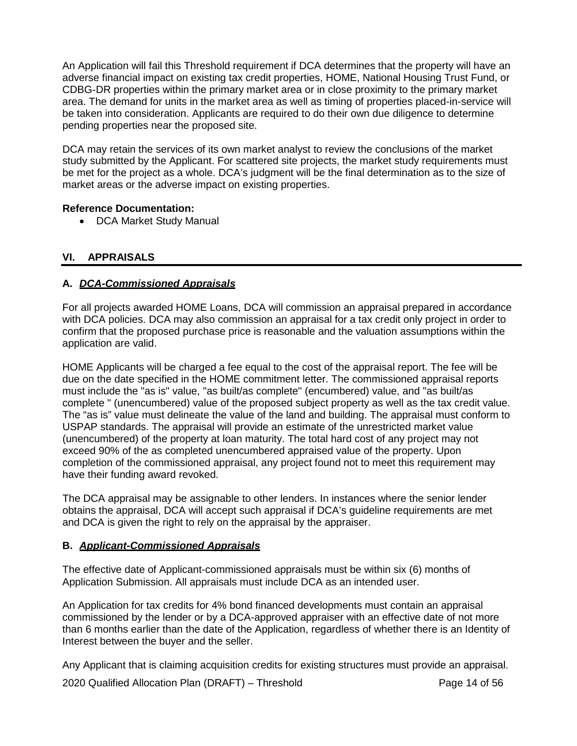An Application will fail this Threshold requirement if DCA determines that the property will have an adverse financial impact on existing tax credit properties, HOME, National Housing Trust Fund, or CDBG-DR properties within the primary market area or in close proximity to the primary market area. The demand for units in the market area as well as timing of properties placed-in-service will be taken into consideration. Applicants are required to do their own due diligence to determine pending properties near the proposed site.

DCA may retain the services of its own market analyst to review the conclusions of the market study submitted by the Applicant. For scattered site projects, the market study requirements must be met for the project as a whole. DCA's judgment will be the final determination as to the size of market areas or the adverse impact on existing properties.

**Reference Documentation:**

- DCA Market Study Manual

## VI. APPRAISALS

### A. ***DCA-Commissioned Appraisals***

For all projects awarded HOME Loans, DCA will commission an appraisal prepared in accordance with DCA policies. DCA may also commission an appraisal for a tax credit only project in order to confirm that the proposed purchase price is reasonable and the valuation assumptions within the application are valid.

HOME Applicants will be charged a fee equal to the cost of the appraisal report. The fee will be due on the date specified in the HOME commitment letter. The commissioned appraisal reports must include the "as is" value, "as built/as complete" (encumbered) value, and "as built/as complete " (unencumbered) value of the proposed subject property as well as the tax credit value. The "as is" value must delineate the value of the land and building. The appraisal must conform to USPAP standards. The appraisal will provide an estimate of the unrestricted market value (unencumbered) of the property at loan maturity. The total hard cost of any project may not exceed 90% of the as completed unencumbered appraised value of the property. Upon completion of the commissioned appraisal, any project found not to meet this requirement may have their funding award revoked.

The DCA appraisal may be assignable to other lenders. In instances where the senior lender obtains the appraisal, DCA will accept such appraisal if DCA's guideline requirements are met and DCA is given the right to rely on the appraisal by the appraiser.

### B. ***Applicant-Commissioned Appraisals***

The effective date of Applicant-commissioned appraisals must be within six (6) months of Application Submission. All appraisals must include DCA as an intended user.

An Application for tax credits for 4% bond financed developments must contain an appraisal commissioned by the lender or by a DCA-approved appraiser with an effective date of not more than 6 months earlier than the date of the Application, regardless of whether there is an Identity of Interest between the buyer and the seller.

Any Applicant that is claiming acquisition credits for existing structures must provide an appraisal.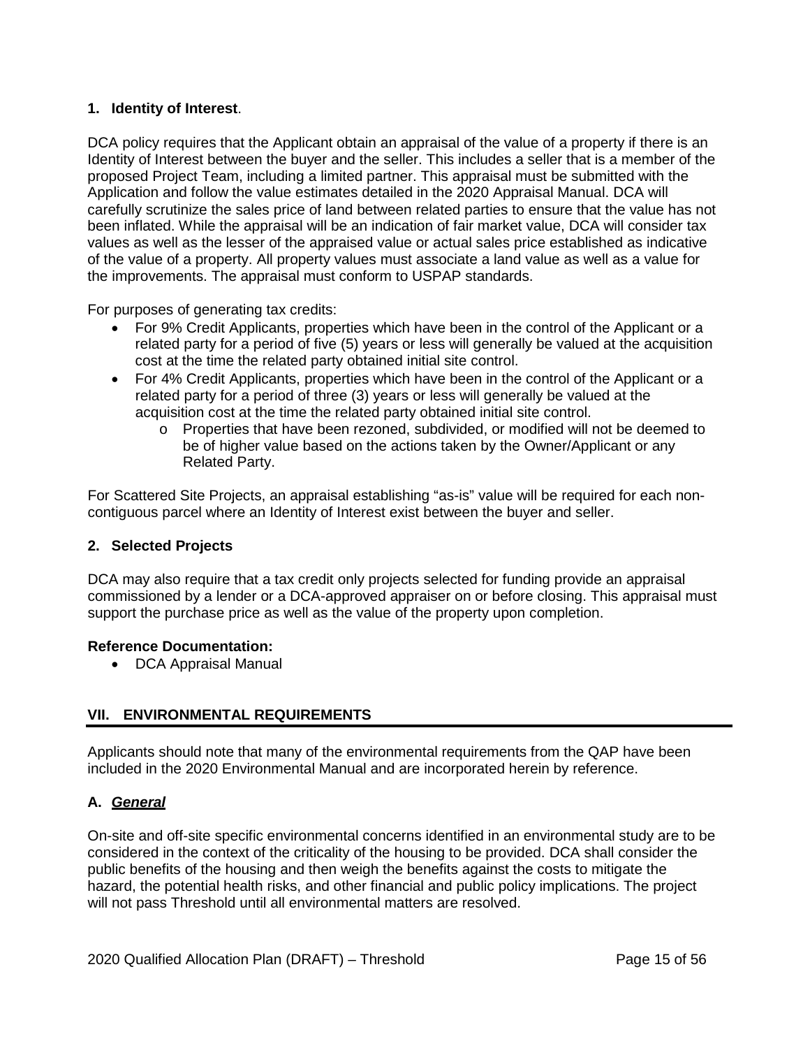### 1. Identity of Interest.

DCA policy requires that the Applicant obtain an appraisal of the value of a property if there is an Identity of Interest between the buyer and the seller. This includes a seller that is a member of the proposed Project Team, including a limited partner. This appraisal must be submitted with the Application and follow the value estimates detailed in the 2020 Appraisal Manual. DCA will carefully scrutinize the sales price of land between related parties to ensure that the value has not been inflated. While the appraisal will be an indication of fair market value, DCA will consider tax values as well as the lesser of the appraised value or actual sales price established as indicative of the value of a property. All property values must associate a land value as well as a value for the improvements. The appraisal must conform to USPAP standards.

For purposes of generating tax credits:

- For 9% Credit Applicants, properties which have been in the control of the Applicant or a related party for a period of five (5) years or less will generally be valued at the acquisition cost at the time the related party obtained initial site control.
- For 4% Credit Applicants, properties which have been in the control of the Applicant or a related party for a period of three (3) years or less will generally be valued at the acquisition cost at the time the related party obtained initial site control.
    - Properties that have been rezoned, subdivided, or modified will not be deemed to be of higher value based on the actions taken by the Owner/Applicant or any Related Party.

For Scattered Site Projects, an appraisal establishing "as-is" value will be required for each non-contiguous parcel where an Identity of Interest exist between the buyer and seller.

### 2. Selected Projects

DCA may also require that a tax credit only projects selected for funding provide an appraisal commissioned by a lender or a DCA-approved appraiser on or before closing. This appraisal must support the purchase price as well as the value of the property upon completion.

**Reference Documentation:**

- DCA Appraisal Manual

## VII. ENVIRONMENTAL REQUIREMENTS

Applicants should note that many of the environmental requirements from the QAP have been included in the 2020 Environmental Manual and are incorporated herein by reference.

### A. ***General***

On-site and off-site specific environmental concerns identified in an environmental study are to be considered in the context of the criticality of the housing to be provided. DCA shall consider the public benefits of the housing and then weigh the benefits against the costs to mitigate the hazard, the potential health risks, and other financial and public policy implications. The project will not pass Threshold until all environmental matters are resolved.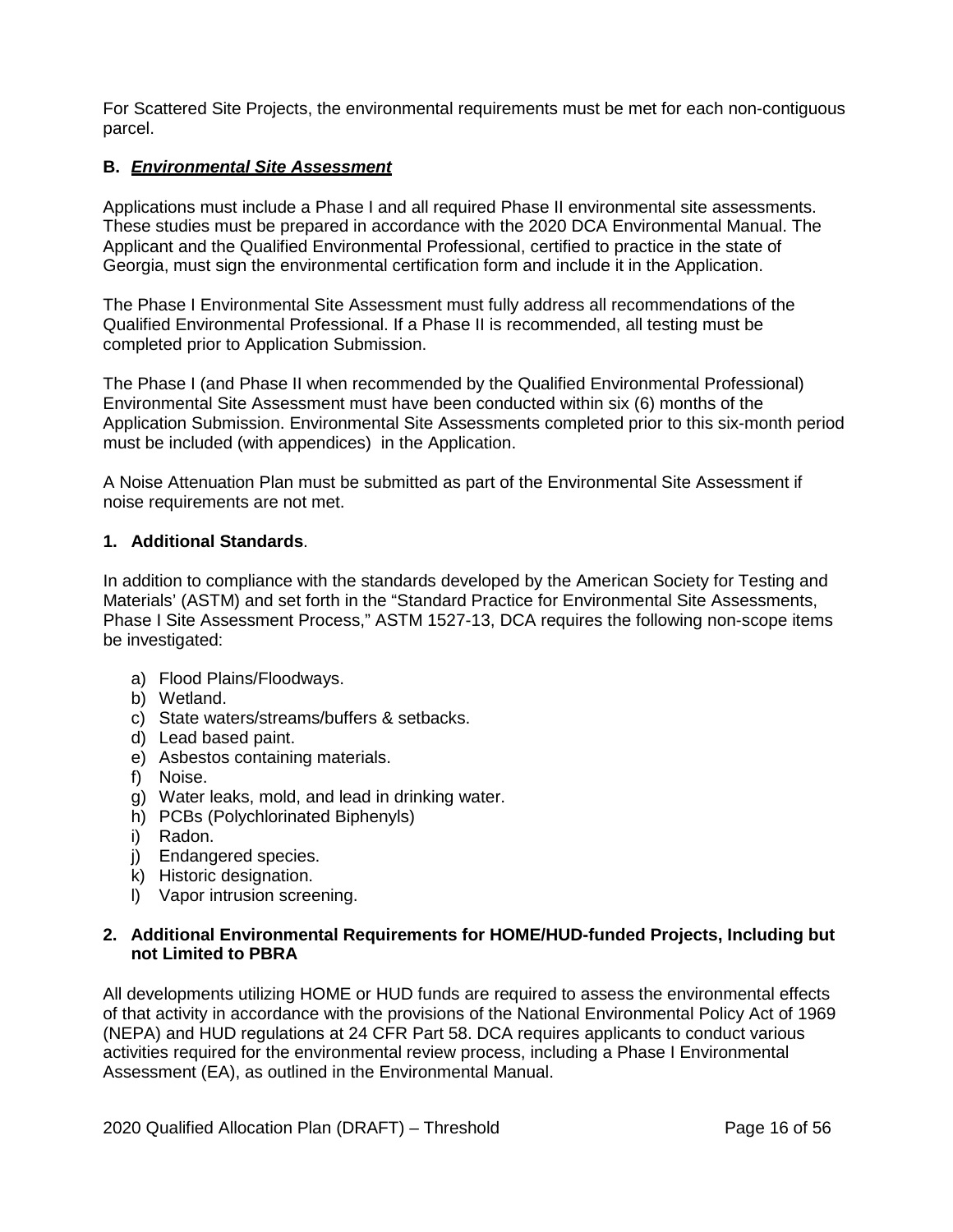For Scattered Site Projects, the environmental requirements must be met for each non-contiguous parcel.

## B. ***Environmental Site Assessment***

Applications must include a Phase I and all required Phase II environmental site assessments. These studies must be prepared in accordance with the 2020 DCA Environmental Manual. The Applicant and the Qualified Environmental Professional, certified to practice in the state of Georgia, must sign the environmental certification form and include it in the Application.

The Phase I Environmental Site Assessment must fully address all recommendations of the Qualified Environmental Professional. If a Phase II is recommended, all testing must be completed prior to Application Submission.

The Phase I (and Phase II when recommended by the Qualified Environmental Professional) Environmental Site Assessment must have been conducted within six (6) months of the Application Submission. Environmental Site Assessments completed prior to this six-month period must be included (with appendices) in the Application.

A Noise Attenuation Plan must be submitted as part of the Environmental Site Assessment if noise requirements are not met.

### 1. Additional Standards.

In addition to compliance with the standards developed by the American Society for Testing and Materials' (ASTM) and set forth in the "Standard Practice for Environmental Site Assessments, Phase I Site Assessment Process," ASTM 1527-13, DCA requires the following non-scope items be investigated:

a) Flood Plains/Floodways.
b) Wetland.
c) State waters/streams/buffers & setbacks.
d) Lead based paint.
e) Asbestos containing materials.
f) Noise.
g) Water leaks, mold, and lead in drinking water.
h) PCBs (Polychlorinated Biphenyls)
i) Radon.
j) Endangered species.
k) Historic designation.
l) Vapor intrusion screening.

### 2. Additional Environmental Requirements for HOME/HUD-funded Projects, Including but not Limited to PBRA

All developments utilizing HOME or HUD funds are required to assess the environmental effects of that activity in accordance with the provisions of the National Environmental Policy Act of 1969 (NEPA) and HUD regulations at 24 CFR Part 58. DCA requires applicants to conduct various activities required for the environmental review process, including a Phase I Environmental Assessment (EA), as outlined in the Environmental Manual.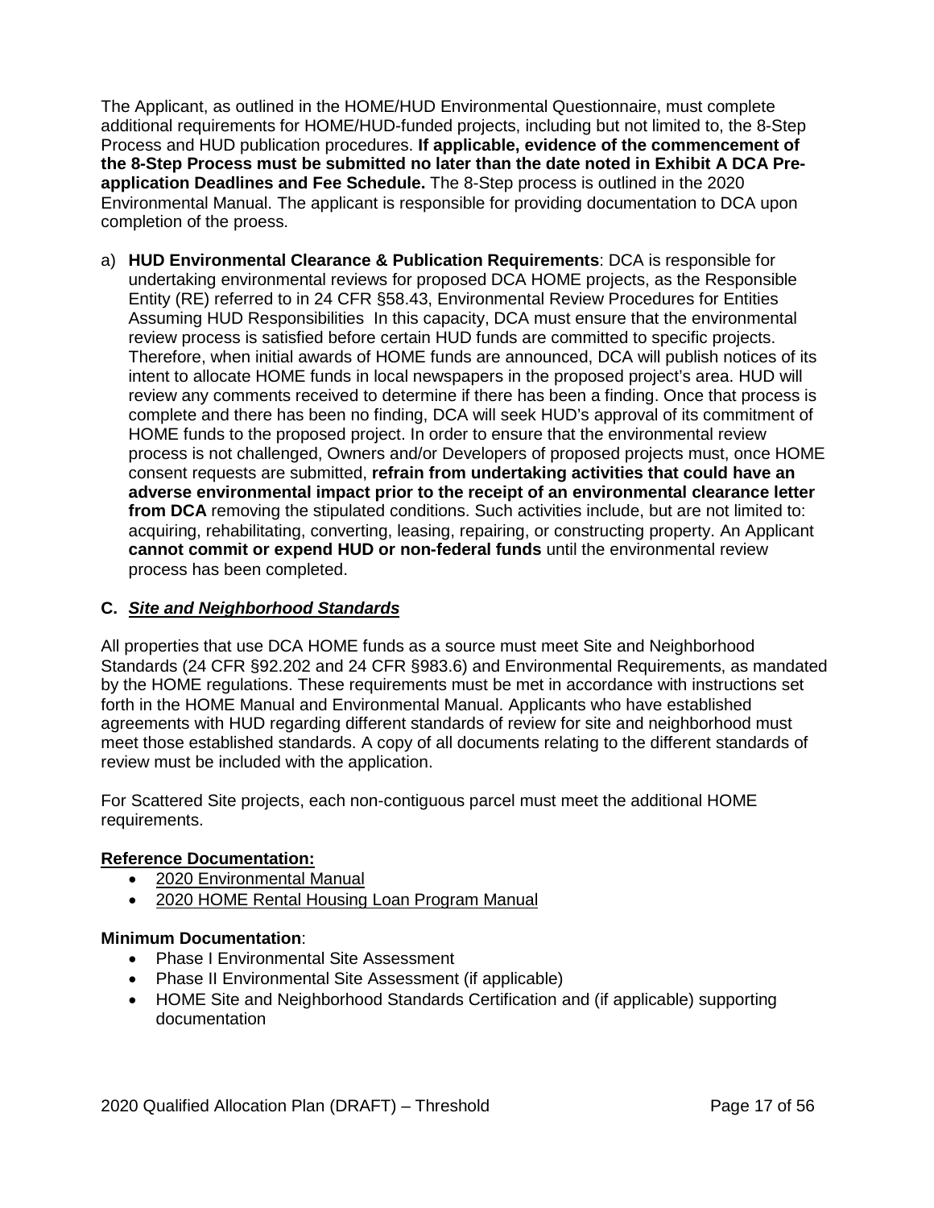The Applicant, as outlined in the HOME/HUD Environmental Questionnaire, must complete additional requirements for HOME/HUD-funded projects, including but not limited to, the 8-Step Process and HUD publication procedures. **If applicable, evidence of the commencement of the 8-Step Process must be submitted no later than the date noted in Exhibit A DCA Pre-application Deadlines and Fee Schedule.** The 8-Step process is outlined in the 2020 Environmental Manual. The applicant is responsible for providing documentation to DCA upon completion of the proess.

a) **HUD Environmental Clearance & Publication Requirements**: DCA is responsible for undertaking environmental reviews for proposed DCA HOME projects, as the Responsible Entity (RE) referred to in 24 CFR §58.43, Environmental Review Procedures for Entities Assuming HUD Responsibilities  In this capacity, DCA must ensure that the environmental review process is satisfied before certain HUD funds are committed to specific projects. Therefore, when initial awards of HOME funds are announced, DCA will publish notices of its intent to allocate HOME funds in local newspapers in the proposed project's area. HUD will review any comments received to determine if there has been a finding. Once that process is complete and there has been no finding, DCA will seek HUD's approval of its commitment of HOME funds to the proposed project. In order to ensure that the environmental review process is not challenged, Owners and/or Developers of proposed projects must, once HOME consent requests are submitted, **refrain from undertaking activities that could have an adverse environmental impact prior to the receipt of an environmental clearance letter from DCA** removing the stipulated conditions. Such activities include, but are not limited to: acquiring, rehabilitating, converting, leasing, repairing, or constructing property. An Applicant **cannot commit or expend HUD or non-federal funds** until the environmental review process has been completed.

### C. *Site and Neighborhood Standards*

All properties that use DCA HOME funds as a source must meet Site and Neighborhood Standards (24 CFR §92.202 and 24 CFR §983.6) and Environmental Requirements, as mandated by the HOME regulations. These requirements must be met in accordance with instructions set forth in the HOME Manual and Environmental Manual. Applicants who have established agreements with HUD regarding different standards of review for site and neighborhood must meet those established standards. A copy of all documents relating to the different standards of review must be included with the application.

For Scattered Site projects, each non-contiguous parcel must meet the additional HOME requirements.

**Reference Documentation:**

- 2020 Environmental Manual
- 2020 HOME Rental Housing Loan Program Manual

**Minimum Documentation**:

- Phase I Environmental Site Assessment
- Phase II Environmental Site Assessment (if applicable)
- HOME Site and Neighborhood Standards Certification and (if applicable) supporting documentation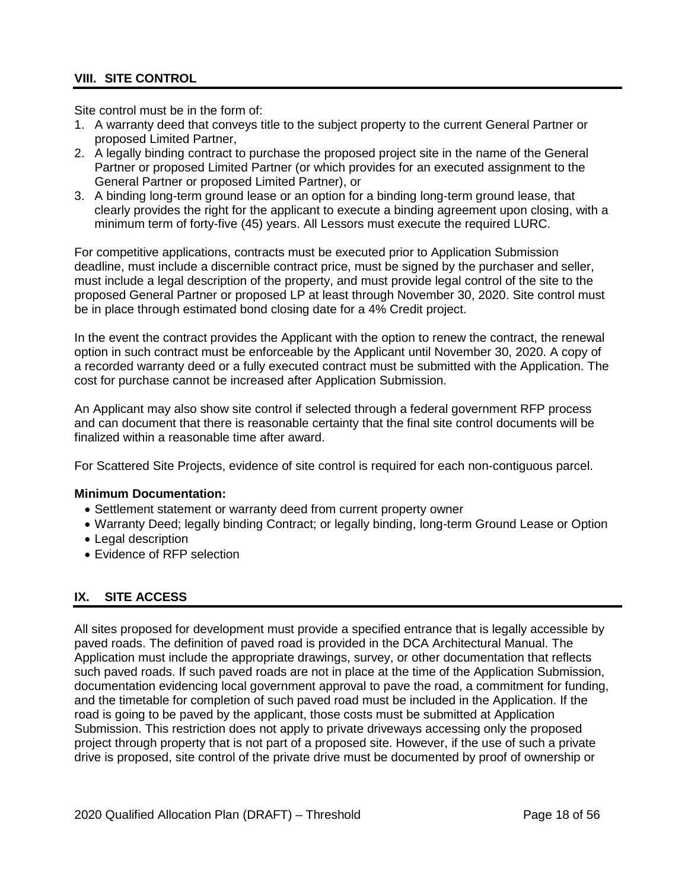## VIII. SITE CONTROL

Site control must be in the form of:

1. A warranty deed that conveys title to the subject property to the current General Partner or proposed Limited Partner,
2. A legally binding contract to purchase the proposed project site in the name of the General Partner or proposed Limited Partner (or which provides for an executed assignment to the General Partner or proposed Limited Partner), or
3. A binding long-term ground lease or an option for a binding long-term ground lease, that clearly provides the right for the applicant to execute a binding agreement upon closing, with a minimum term of forty-five (45) years. All Lessors must execute the required LURC.

For competitive applications, contracts must be executed prior to Application Submission deadline, must include a discernible contract price, must be signed by the purchaser and seller, must include a legal description of the property, and must provide legal control of the site to the proposed General Partner or proposed LP at least through November 30, 2020. Site control must be in place through estimated bond closing date for a 4% Credit project.

In the event the contract provides the Applicant with the option to renew the contract, the renewal option in such contract must be enforceable by the Applicant until November 30, 2020. A copy of a recorded warranty deed or a fully executed contract must be submitted with the Application. The cost for purchase cannot be increased after Application Submission.

An Applicant may also show site control if selected through a federal government RFP process and can document that there is reasonable certainty that the final site control documents will be finalized within a reasonable time after award.

For Scattered Site Projects, evidence of site control is required for each non-contiguous parcel.

**Minimum Documentation:**

- Settlement statement or warranty deed from current property owner
- Warranty Deed; legally binding Contract; or legally binding, long-term Ground Lease or Option
- Legal description
- Evidence of RFP selection

## IX. SITE ACCESS

All sites proposed for development must provide a specified entrance that is legally accessible by paved roads. The definition of paved road is provided in the DCA Architectural Manual. The Application must include the appropriate drawings, survey, or other documentation that reflects such paved roads. If such paved roads are not in place at the time of the Application Submission, documentation evidencing local government approval to pave the road, a commitment for funding, and the timetable for completion of such paved road must be included in the Application. If the road is going to be paved by the applicant, those costs must be submitted at Application Submission. This restriction does not apply to private driveways accessing only the proposed project through property that is not part of a proposed site. However, if the use of such a private drive is proposed, site control of the private drive must be documented by proof of ownership or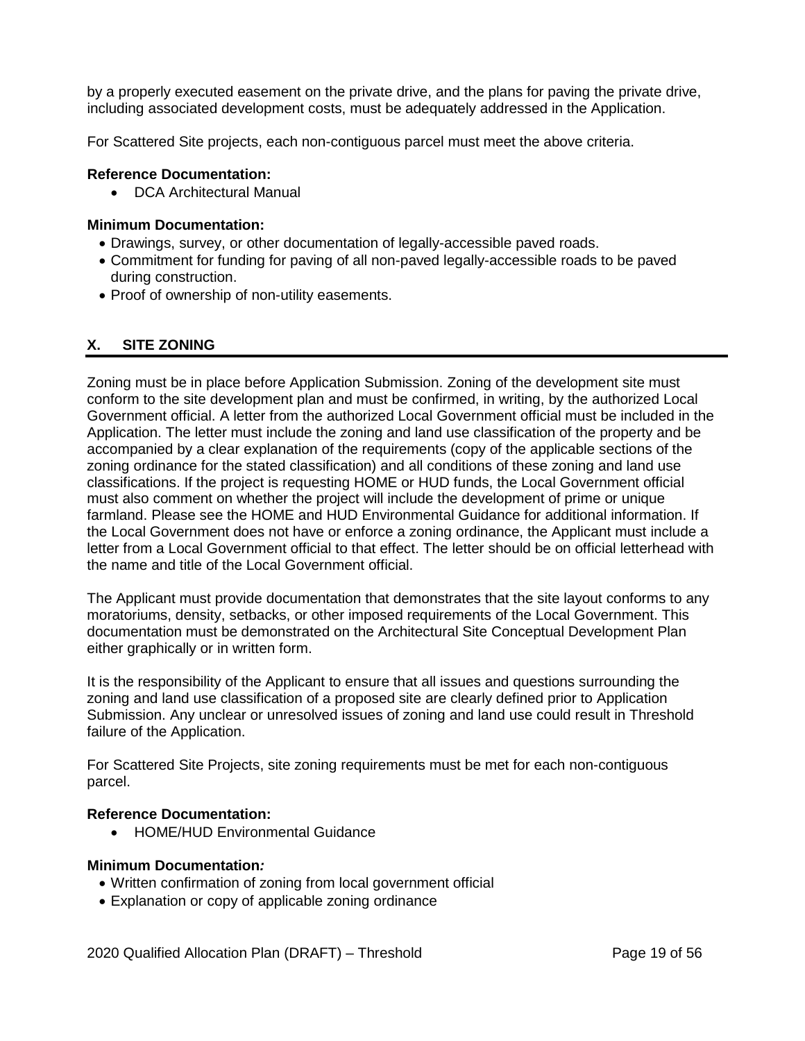by a properly executed easement on the private drive, and the plans for paving the private drive, including associated development costs, must be adequately addressed in the Application.

For Scattered Site projects, each non-contiguous parcel must meet the above criteria.

**Reference Documentation:**

- DCA Architectural Manual

**Minimum Documentation:**

- Drawings, survey, or other documentation of legally-accessible paved roads.
- Commitment for funding for paving of all non-paved legally-accessible roads to be paved during construction.
- Proof of ownership of non-utility easements.

## X. SITE ZONING

Zoning must be in place before Application Submission. Zoning of the development site must conform to the site development plan and must be confirmed, in writing, by the authorized Local Government official. A letter from the authorized Local Government official must be included in the Application. The letter must include the zoning and land use classification of the property and be accompanied by a clear explanation of the requirements (copy of the applicable sections of the zoning ordinance for the stated classification) and all conditions of these zoning and land use classifications. If the project is requesting HOME or HUD funds, the Local Government official must also comment on whether the project will include the development of prime or unique farmland. Please see the HOME and HUD Environmental Guidance for additional information. If the Local Government does not have or enforce a zoning ordinance, the Applicant must include a letter from a Local Government official to that effect. The letter should be on official letterhead with the name and title of the Local Government official.

The Applicant must provide documentation that demonstrates that the site layout conforms to any moratoriums, density, setbacks, or other imposed requirements of the Local Government. This documentation must be demonstrated on the Architectural Site Conceptual Development Plan either graphically or in written form.

It is the responsibility of the Applicant to ensure that all issues and questions surrounding the zoning and land use classification of a proposed site are clearly defined prior to Application Submission. Any unclear or unresolved issues of zoning and land use could result in Threshold failure of the Application.

For Scattered Site Projects, site zoning requirements must be met for each non-contiguous parcel.

**Reference Documentation:**

- HOME/HUD Environmental Guidance

**Minimum Documentation*:***

- Written confirmation of zoning from local government official
- Explanation or copy of applicable zoning ordinance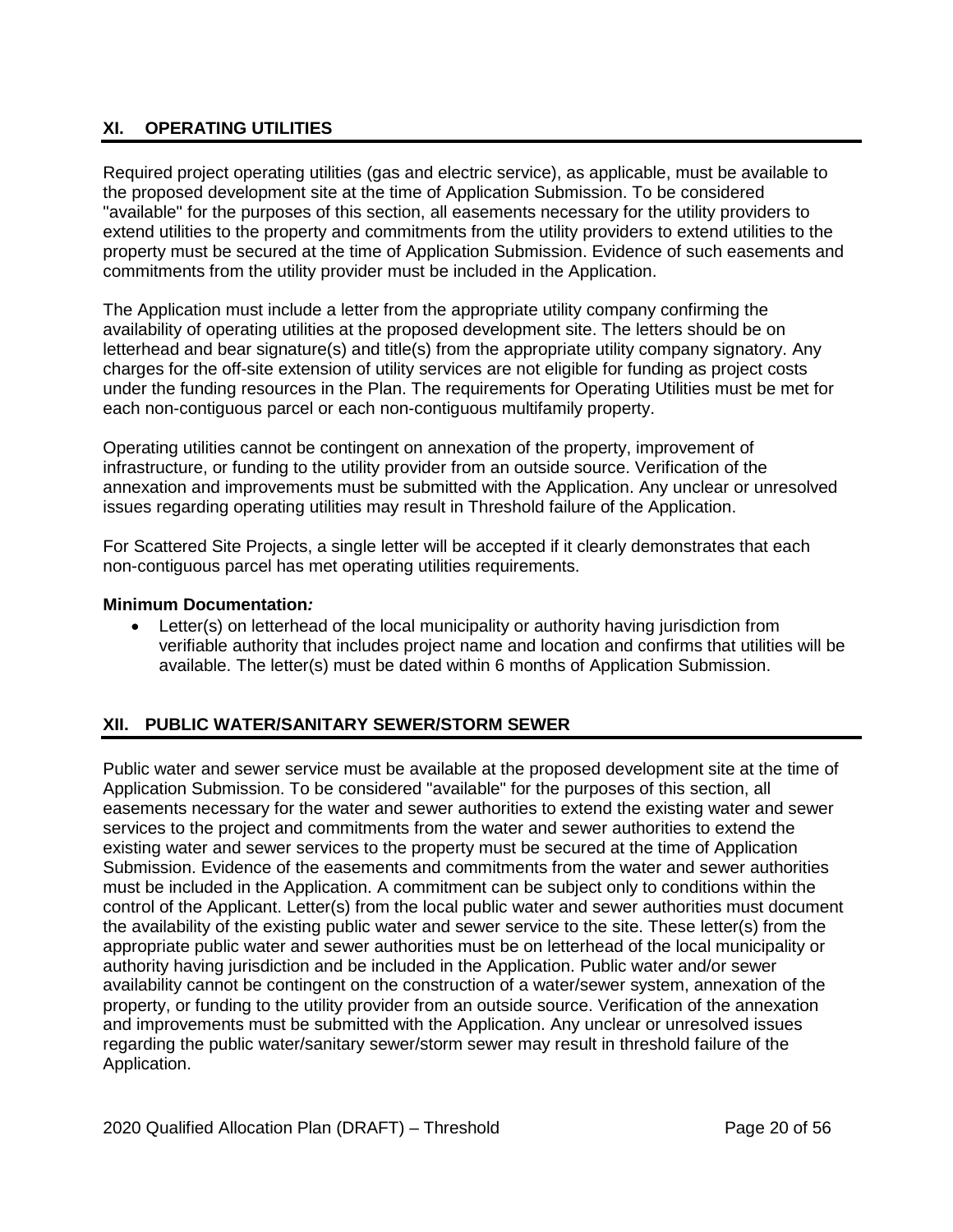## XI. OPERATING UTILITIES

Required project operating utilities (gas and electric service), as applicable, must be available to the proposed development site at the time of Application Submission. To be considered "available" for the purposes of this section, all easements necessary for the utility providers to extend utilities to the property and commitments from the utility providers to extend utilities to the property must be secured at the time of Application Submission. Evidence of such easements and commitments from the utility provider must be included in the Application.

The Application must include a letter from the appropriate utility company confirming the availability of operating utilities at the proposed development site. The letters should be on letterhead and bear signature(s) and title(s) from the appropriate utility company signatory. Any charges for the off-site extension of utility services are not eligible for funding as project costs under the funding resources in the Plan. The requirements for Operating Utilities must be met for each non-contiguous parcel or each non-contiguous multifamily property.

Operating utilities cannot be contingent on annexation of the property, improvement of infrastructure, or funding to the utility provider from an outside source. Verification of the annexation and improvements must be submitted with the Application. Any unclear or unresolved issues regarding operating utilities may result in Threshold failure of the Application.

For Scattered Site Projects, a single letter will be accepted if it clearly demonstrates that each non-contiguous parcel has met operating utilities requirements.

**Minimum Documentation*:***

- Letter(s) on letterhead of the local municipality or authority having jurisdiction from verifiable authority that includes project name and location and confirms that utilities will be available. The letter(s) must be dated within 6 months of Application Submission.

## XII. PUBLIC WATER/SANITARY SEWER/STORM SEWER

Public water and sewer service must be available at the proposed development site at the time of Application Submission. To be considered "available" for the purposes of this section, all easements necessary for the water and sewer authorities to extend the existing water and sewer services to the project and commitments from the water and sewer authorities to extend the existing water and sewer services to the property must be secured at the time of Application Submission. Evidence of the easements and commitments from the water and sewer authorities must be included in the Application. A commitment can be subject only to conditions within the control of the Applicant. Letter(s) from the local public water and sewer authorities must document the availability of the existing public water and sewer service to the site. These letter(s) from the appropriate public water and sewer authorities must be on letterhead of the local municipality or authority having jurisdiction and be included in the Application. Public water and/or sewer availability cannot be contingent on the construction of a water/sewer system, annexation of the property, or funding to the utility provider from an outside source. Verification of the annexation and improvements must be submitted with the Application. Any unclear or unresolved issues regarding the public water/sanitary sewer/storm sewer may result in threshold failure of the Application.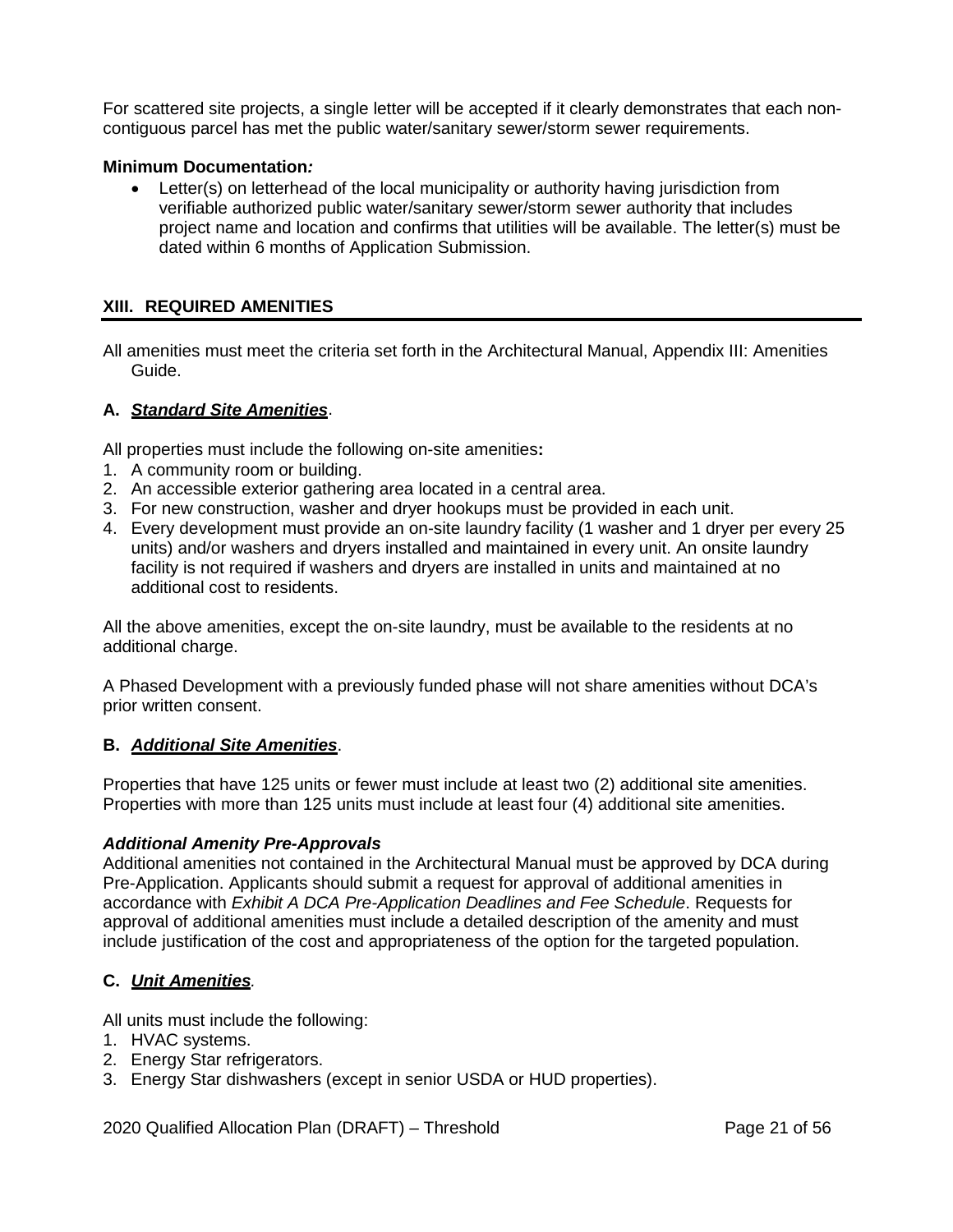For scattered site projects, a single letter will be accepted if it clearly demonstrates that each non-contiguous parcel has met the public water/sanitary sewer/storm sewer requirements.

**Minimum Documentation*:***

- Letter(s) on letterhead of the local municipality or authority having jurisdiction from verifiable authorized public water/sanitary sewer/storm sewer authority that includes project name and location and confirms that utilities will be available. The letter(s) must be dated within 6 months of Application Submission.

## XIII. REQUIRED AMENITIES

All amenities must meet the criteria set forth in the Architectural Manual, Appendix III: Amenities Guide.

### A. ***Standard Site Amenities***.

All properties must include the following on-site amenities**:**

1. A community room or building.
2. An accessible exterior gathering area located in a central area.
3. For new construction, washer and dryer hookups must be provided in each unit.
4. Every development must provide an on-site laundry facility (1 washer and 1 dryer per every 25 units) and/or washers and dryers installed and maintained in every unit. An onsite laundry facility is not required if washers and dryers are installed in units and maintained at no additional cost to residents.

All the above amenities, except the on-site laundry, must be available to the residents at no additional charge.

A Phased Development with a previously funded phase will not share amenities without DCA's prior written consent.

### B. ***Additional Site Amenities***.

Properties that have 125 units or fewer must include at least two (2) additional site amenities. Properties with more than 125 units must include at least four (4) additional site amenities.

***Additional Amenity Pre-Approvals***

Additional amenities not contained in the Architectural Manual must be approved by DCA during Pre-Application. Applicants should submit a request for approval of additional amenities in accordance with *Exhibit A DCA Pre-Application Deadlines and Fee Schedule*. Requests for approval of additional amenities must include a detailed description of the amenity and must include justification of the cost and appropriateness of the option for the targeted population.

### C. ***Unit Amenities****.*

All units must include the following:

1. HVAC systems.
2. Energy Star refrigerators.
3. Energy Star dishwashers (except in senior USDA or HUD properties).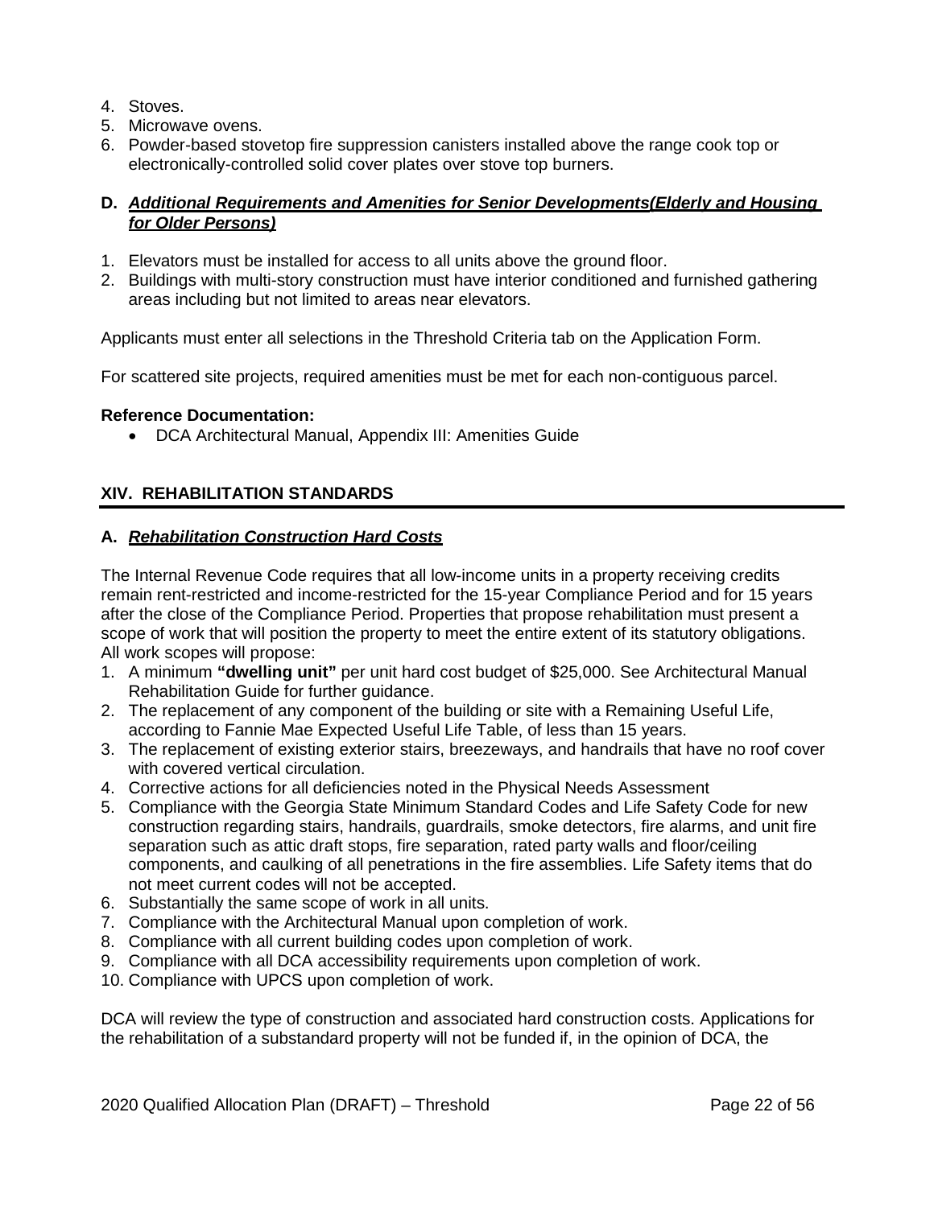4. Stoves.
5. Microwave ovens.
6. Powder-based stovetop fire suppression canisters installed above the range cook top or electronically-controlled solid cover plates over stove top burners.

**D. _Additional Requirements and Amenities for Senior Developments(Elderly and Housing for Older Persons)_**

1. Elevators must be installed for access to all units above the ground floor.
2. Buildings with multi-story construction must have interior conditioned and furnished gathering areas including but not limited to areas near elevators.

Applicants must enter all selections in the Threshold Criteria tab on the Application Form.

For scattered site projects, required amenities must be met for each non-contiguous parcel.

**Reference Documentation:**

- DCA Architectural Manual, Appendix III: Amenities Guide

## XIV. REHABILITATION STANDARDS

**A. _Rehabilitation Construction Hard Costs_**

The Internal Revenue Code requires that all low-income units in a property receiving credits remain rent-restricted and income-restricted for the 15-year Compliance Period and for 15 years after the close of the Compliance Period. Properties that propose rehabilitation must present a scope of work that will position the property to meet the entire extent of its statutory obligations. All work scopes will propose:

1. A minimum **"dwelling unit"** per unit hard cost budget of $25,000. See Architectural Manual Rehabilitation Guide for further guidance.
2. The replacement of any component of the building or site with a Remaining Useful Life, according to Fannie Mae Expected Useful Life Table, of less than 15 years.
3. The replacement of existing exterior stairs, breezeways, and handrails that have no roof cover with covered vertical circulation.
4. Corrective actions for all deficiencies noted in the Physical Needs Assessment
5. Compliance with the Georgia State Minimum Standard Codes and Life Safety Code for new construction regarding stairs, handrails, guardrails, smoke detectors, fire alarms, and unit fire separation such as attic draft stops, fire separation, rated party walls and floor/ceiling components, and caulking of all penetrations in the fire assemblies. Life Safety items that do not meet current codes will not be accepted.
6. Substantially the same scope of work in all units.
7. Compliance with the Architectural Manual upon completion of work.
8. Compliance with all current building codes upon completion of work.
9. Compliance with all DCA accessibility requirements upon completion of work.
10. Compliance with UPCS upon completion of work.

DCA will review the type of construction and associated hard construction costs. Applications for the rehabilitation of a substandard property will not be funded if, in the opinion of DCA, the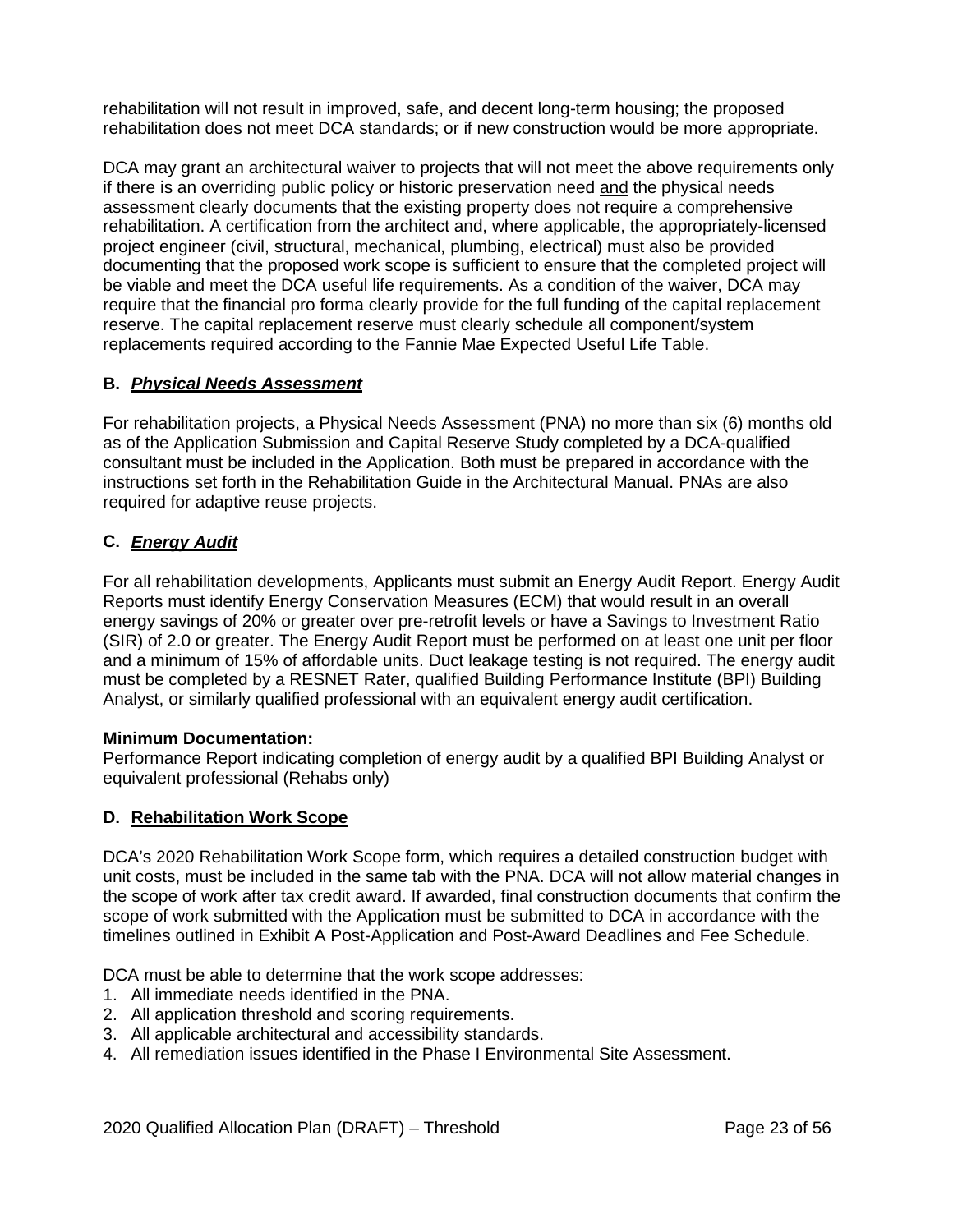rehabilitation will not result in improved, safe, and decent long-term housing; the proposed rehabilitation does not meet DCA standards; or if new construction would be more appropriate.

DCA may grant an architectural waiver to projects that will not meet the above requirements only if there is an overriding public policy or historic preservation need and the physical needs assessment clearly documents that the existing property does not require a comprehensive rehabilitation. A certification from the architect and, where applicable, the appropriately-licensed project engineer (civil, structural, mechanical, plumbing, electrical) must also be provided documenting that the proposed work scope is sufficient to ensure that the completed project will be viable and meet the DCA useful life requirements. As a condition of the waiver, DCA may require that the financial pro forma clearly provide for the full funding of the capital replacement reserve. The capital replacement reserve must clearly schedule all component/system replacements required according to the Fannie Mae Expected Useful Life Table.

### B. ***Physical Needs Assessment***

For rehabilitation projects, a Physical Needs Assessment (PNA) no more than six (6) months old as of the Application Submission and Capital Reserve Study completed by a DCA-qualified consultant must be included in the Application. Both must be prepared in accordance with the instructions set forth in the Rehabilitation Guide in the Architectural Manual. PNAs are also required for adaptive reuse projects.

### C. ***Energy Audit***

For all rehabilitation developments, Applicants must submit an Energy Audit Report. Energy Audit Reports must identify Energy Conservation Measures (ECM) that would result in an overall energy savings of 20% or greater over pre-retrofit levels or have a Savings to Investment Ratio (SIR) of 2.0 or greater. The Energy Audit Report must be performed on at least one unit per floor and a minimum of 15% of affordable units. Duct leakage testing is not required. The energy audit must be completed by a RESNET Rater, qualified Building Performance Institute (BPI) Building Analyst, or similarly qualified professional with an equivalent energy audit certification.

**Minimum Documentation:**
Performance Report indicating completion of energy audit by a qualified BPI Building Analyst or equivalent professional (Rehabs only)

### D. **Rehabilitation Work Scope**

DCA's 2020 Rehabilitation Work Scope form, which requires a detailed construction budget with unit costs, must be included in the same tab with the PNA. DCA will not allow material changes in the scope of work after tax credit award. If awarded, final construction documents that confirm the scope of work submitted with the Application must be submitted to DCA in accordance with the timelines outlined in Exhibit A Post-Application and Post-Award Deadlines and Fee Schedule.

DCA must be able to determine that the work scope addresses:

1. All immediate needs identified in the PNA.
2. All application threshold and scoring requirements.
3. All applicable architectural and accessibility standards.
4. All remediation issues identified in the Phase I Environmental Site Assessment.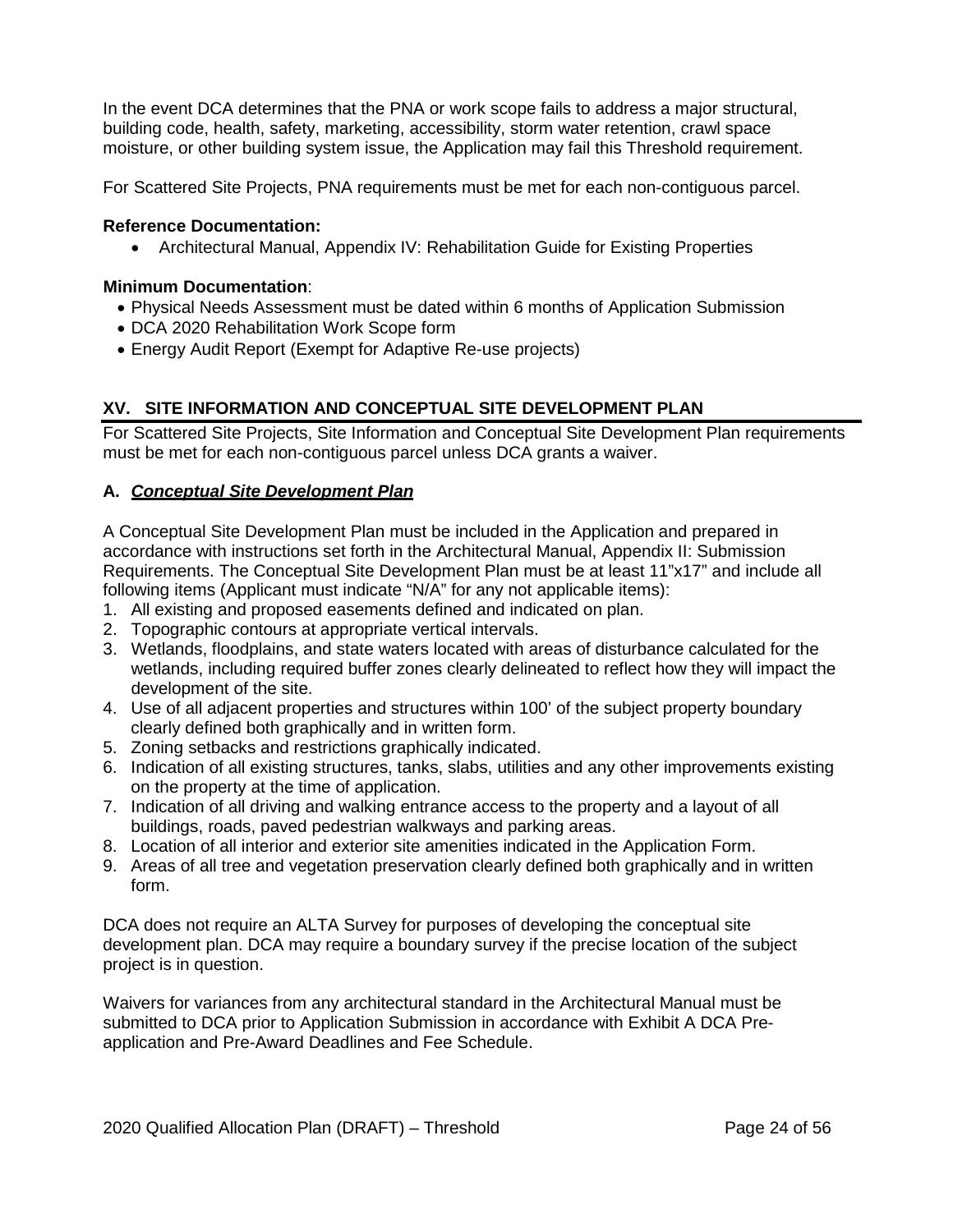In the event DCA determines that the PNA or work scope fails to address a major structural, building code, health, safety, marketing, accessibility, storm water retention, crawl space moisture, or other building system issue, the Application may fail this Threshold requirement.

For Scattered Site Projects, PNA requirements must be met for each non-contiguous parcel.

**Reference Documentation:**

- Architectural Manual, Appendix IV: Rehabilitation Guide for Existing Properties

**Minimum Documentation**:

- Physical Needs Assessment must be dated within 6 months of Application Submission
- DCA 2020 Rehabilitation Work Scope form
- Energy Audit Report (Exempt for Adaptive Re-use projects)

## XV. SITE INFORMATION AND CONCEPTUAL SITE DEVELOPMENT PLAN

For Scattered Site Projects, Site Information and Conceptual Site Development Plan requirements must be met for each non-contiguous parcel unless DCA grants a waiver.

### A. ***Conceptual Site Development Plan***

A Conceptual Site Development Plan must be included in the Application and prepared in accordance with instructions set forth in the Architectural Manual, Appendix II: Submission Requirements. The Conceptual Site Development Plan must be at least 11"x17" and include all following items (Applicant must indicate "N/A" for any not applicable items):

1. All existing and proposed easements defined and indicated on plan.
2. Topographic contours at appropriate vertical intervals.
3. Wetlands, floodplains, and state waters located with areas of disturbance calculated for the wetlands, including required buffer zones clearly delineated to reflect how they will impact the development of the site.
4. Use of all adjacent properties and structures within 100' of the subject property boundary clearly defined both graphically and in written form.
5. Zoning setbacks and restrictions graphically indicated.
6. Indication of all existing structures, tanks, slabs, utilities and any other improvements existing on the property at the time of application.
7. Indication of all driving and walking entrance access to the property and a layout of all buildings, roads, paved pedestrian walkways and parking areas.
8. Location of all interior and exterior site amenities indicated in the Application Form.
9. Areas of all tree and vegetation preservation clearly defined both graphically and in written form.

DCA does not require an ALTA Survey for purposes of developing the conceptual site development plan. DCA may require a boundary survey if the precise location of the subject project is in question.

Waivers for variances from any architectural standard in the Architectural Manual must be submitted to DCA prior to Application Submission in accordance with Exhibit A DCA Pre-application and Pre-Award Deadlines and Fee Schedule.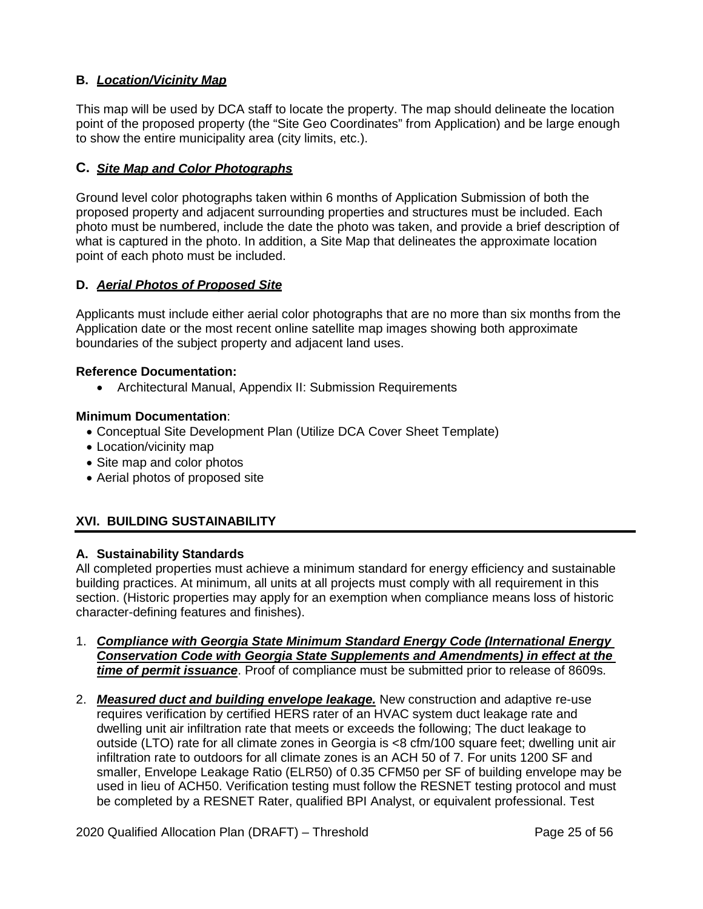**B. *Location/Vicinity Map***

This map will be used by DCA staff to locate the property. The map should delineate the location point of the proposed property (the "Site Geo Coordinates" from Application) and be large enough to show the entire municipality area (city limits, etc.).

**C. *Site Map and Color Photographs***

Ground level color photographs taken within 6 months of Application Submission of both the proposed property and adjacent surrounding properties and structures must be included. Each photo must be numbered, include the date the photo was taken, and provide a brief description of what is captured in the photo. In addition, a Site Map that delineates the approximate location point of each photo must be included.

**D. *Aerial Photos of Proposed Site***

Applicants must include either aerial color photographs that are no more than six months from the Application date or the most recent online satellite map images showing both approximate boundaries of the subject property and adjacent land uses.

**Reference Documentation:**

- Architectural Manual, Appendix II: Submission Requirements

**Minimum Documentation**:

- Conceptual Site Development Plan (Utilize DCA Cover Sheet Template)
- Location/vicinity map
- Site map and color photos
- Aerial photos of proposed site

## XVI. BUILDING SUSTAINABILITY

**A. Sustainability Standards**

All completed properties must achieve a minimum standard for energy efficiency and sustainable building practices. At minimum, all units at all projects must comply with all requirement in this section. (Historic properties may apply for an exemption when compliance means loss of historic character-defining features and finishes).

1. ***Compliance with Georgia State Minimum Standard Energy Code (International Energy Conservation Code with Georgia State Supplements and Amendments) in effect at the time of permit issuance***. Proof of compliance must be submitted prior to release of 8609s.

2. ***Measured duct and building envelope leakage.*** New construction and adaptive re-use requires verification by certified HERS rater of an HVAC system duct leakage rate and dwelling unit air infiltration rate that meets or exceeds the following; The duct leakage to outside (LTO) rate for all climate zones in Georgia is <8 cfm/100 square feet; dwelling unit air infiltration rate to outdoors for all climate zones is an ACH 50 of 7. For units 1200 SF and smaller, Envelope Leakage Ratio (ELR50) of 0.35 CFM50 per SF of building envelope may be used in lieu of ACH50. Verification testing must follow the RESNET testing protocol and must be completed by a RESNET Rater, qualified BPI Analyst, or equivalent professional. Test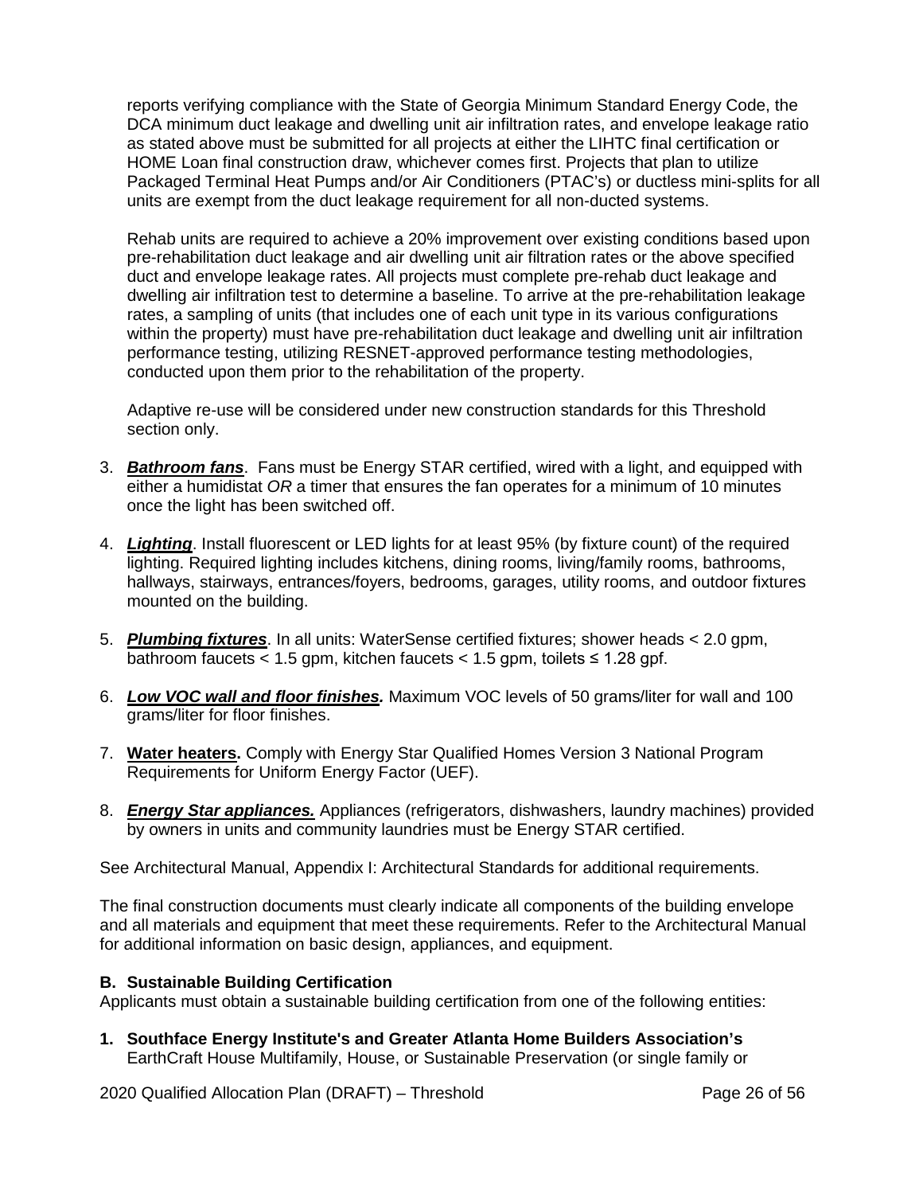reports verifying compliance with the State of Georgia Minimum Standard Energy Code, the DCA minimum duct leakage and dwelling unit air infiltration rates, and envelope leakage ratio as stated above must be submitted for all projects at either the LIHTC final certification or HOME Loan final construction draw, whichever comes first. Projects that plan to utilize Packaged Terminal Heat Pumps and/or Air Conditioners (PTAC's) or ductless mini-splits for all units are exempt from the duct leakage requirement for all non-ducted systems.

Rehab units are required to achieve a 20% improvement over existing conditions based upon pre-rehabilitation duct leakage and air dwelling unit air filtration rates or the above specified duct and envelope leakage rates. All projects must complete pre-rehab duct leakage and dwelling air infiltration test to determine a baseline. To arrive at the pre-rehabilitation leakage rates, a sampling of units (that includes one of each unit type in its various configurations within the property) must have pre-rehabilitation duct leakage and dwelling unit air infiltration performance testing, utilizing RESNET-approved performance testing methodologies, conducted upon them prior to the rehabilitation of the property.

Adaptive re-use will be considered under new construction standards for this Threshold section only.

3. ***Bathroom fans***. Fans must be Energy STAR certified, wired with a light, and equipped with either a humidistat *OR* a timer that ensures the fan operates for a minimum of 10 minutes once the light has been switched off.
4. ***Lighting***. Install fluorescent or LED lights for at least 95% (by fixture count) of the required lighting. Required lighting includes kitchens, dining rooms, living/family rooms, bathrooms, hallways, stairways, entrances/foyers, bedrooms, garages, utility rooms, and outdoor fixtures mounted on the building.
5. ***Plumbing fixtures***. In all units: WaterSense certified fixtures; shower heads < 2.0 gpm, bathroom faucets < 1.5 gpm, kitchen faucets < 1.5 gpm, toilets ≤ 1.28 gpf.
6. ***Low VOC wall and floor finishes.*** Maximum VOC levels of 50 grams/liter for wall and 100 grams/liter for floor finishes.
7. **Water heaters.** Comply with Energy Star Qualified Homes Version 3 National Program Requirements for Uniform Energy Factor (UEF).
8. ***Energy Star appliances.*** Appliances (refrigerators, dishwashers, laundry machines) provided by owners in units and community laundries must be Energy STAR certified.

See Architectural Manual, Appendix I: Architectural Standards for additional requirements.

The final construction documents must clearly indicate all components of the building envelope and all materials and equipment that meet these requirements. Refer to the Architectural Manual for additional information on basic design, appliances, and equipment.

**B. Sustainable Building Certification**

Applicants must obtain a sustainable building certification from one of the following entities:

1. **Southface Energy Institute's and Greater Atlanta Home Builders Association's** EarthCraft House Multifamily, House, or Sustainable Preservation (or single family or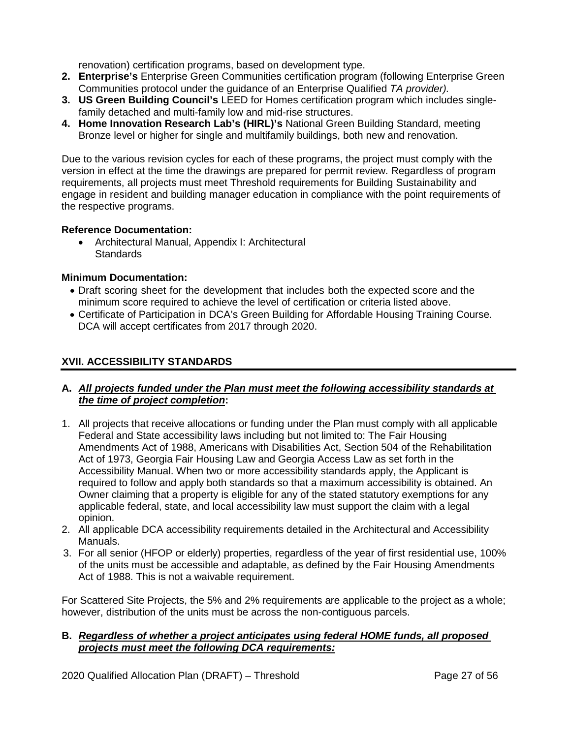renovation) certification programs, based on development type.

2. **Enterprise's** Enterprise Green Communities certification program (following Enterprise Green Communities protocol under the guidance of an Enterprise Qualified *TA provider).*
3. **US Green Building Council's** LEED for Homes certification program which includes single-family detached and multi-family low and mid-rise structures.
4. **Home Innovation Research Lab's (HIRL)'s** National Green Building Standard, meeting Bronze level or higher for single and multifamily buildings, both new and renovation.

Due to the various revision cycles for each of these programs, the project must comply with the version in effect at the time the drawings are prepared for permit review. Regardless of program requirements, all projects must meet Threshold requirements for Building Sustainability and engage in resident and building manager education in compliance with the point requirements of the respective programs.

**Reference Documentation:**

- Architectural Manual, Appendix I: Architectural Standards

**Minimum Documentation:**

- Draft scoring sheet for the development that includes both the expected score and the minimum score required to achieve the level of certification or criteria listed above.
- Certificate of Participation in DCA's Green Building for Affordable Housing Training Course. DCA will accept certificates from 2017 through 2020.

## XVII. ACCESSIBILITY STANDARDS

**A. *All projects funded under the Plan must meet the following accessibility standards at the time of project completion*:**

1. All projects that receive allocations or funding under the Plan must comply with all applicable Federal and State accessibility laws including but not limited to: The Fair Housing Amendments Act of 1988, Americans with Disabilities Act, Section 504 of the Rehabilitation Act of 1973, Georgia Fair Housing Law and Georgia Access Law as set forth in the Accessibility Manual. When two or more accessibility standards apply, the Applicant is required to follow and apply both standards so that a maximum accessibility is obtained. An Owner claiming that a property is eligible for any of the stated statutory exemptions for any applicable federal, state, and local accessibility law must support the claim with a legal opinion.
2. All applicable DCA accessibility requirements detailed in the Architectural and Accessibility Manuals.
3. For all senior (HFOP or elderly) properties, regardless of the year of first residential use, 100% of the units must be accessible and adaptable, as defined by the Fair Housing Amendments Act of 1988. This is not a waivable requirement.

For Scattered Site Projects, the 5% and 2% requirements are applicable to the project as a whole; however, distribution of the units must be across the non-contiguous parcels.

**B. *Regardless of whether a project anticipates using federal HOME funds, all proposed projects must meet the following DCA requirements:***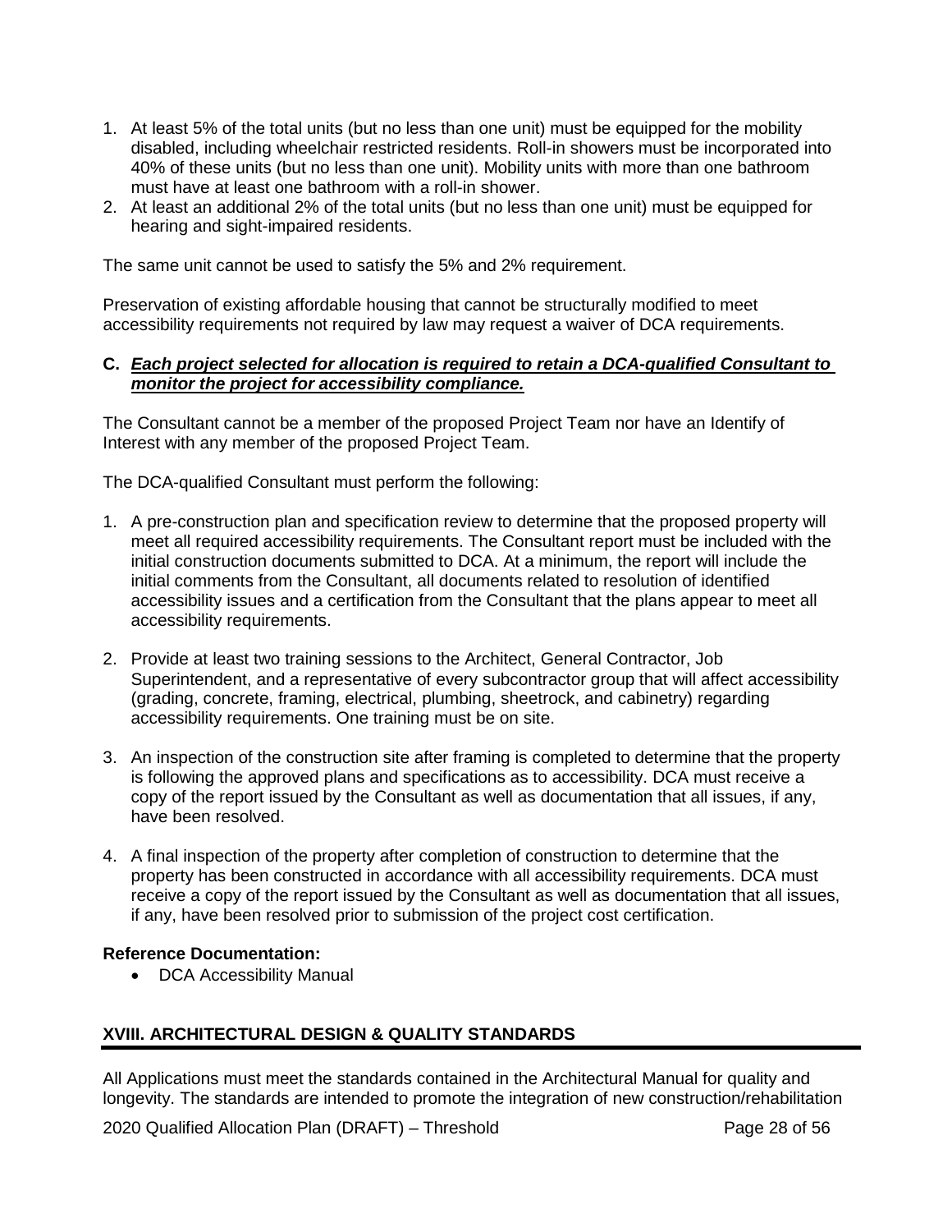1. At least 5% of the total units (but no less than one unit) must be equipped for the mobility disabled, including wheelchair restricted residents. Roll-in showers must be incorporated into 40% of these units (but no less than one unit). Mobility units with more than one bathroom must have at least one bathroom with a roll-in shower.
2. At least an additional 2% of the total units (but no less than one unit) must be equipped for hearing and sight-impaired residents.

The same unit cannot be used to satisfy the 5% and 2% requirement.

Preservation of existing affordable housing that cannot be structurally modified to meet accessibility requirements not required by law may request a waiver of DCA requirements.

**C. *Each project selected for allocation is required to retain a DCA-qualified Consultant to monitor the project for accessibility compliance.***

The Consultant cannot be a member of the proposed Project Team nor have an Identify of Interest with any member of the proposed Project Team.

The DCA-qualified Consultant must perform the following:

1. A pre-construction plan and specification review to determine that the proposed property will meet all required accessibility requirements. The Consultant report must be included with the initial construction documents submitted to DCA. At a minimum, the report will include the initial comments from the Consultant, all documents related to resolution of identified accessibility issues and a certification from the Consultant that the plans appear to meet all accessibility requirements.

2. Provide at least two training sessions to the Architect, General Contractor, Job Superintendent, and a representative of every subcontractor group that will affect accessibility (grading, concrete, framing, electrical, plumbing, sheetrock, and cabinetry) regarding accessibility requirements. One training must be on site.

3. An inspection of the construction site after framing is completed to determine that the property is following the approved plans and specifications as to accessibility. DCA must receive a copy of the report issued by the Consultant as well as documentation that all issues, if any, have been resolved.

4. A final inspection of the property after completion of construction to determine that the property has been constructed in accordance with all accessibility requirements. DCA must receive a copy of the report issued by the Consultant as well as documentation that all issues, if any, have been resolved prior to submission of the project cost certification.

**Reference Documentation:**

- DCA Accessibility Manual

## XVIII. ARCHITECTURAL DESIGN & QUALITY STANDARDS

All Applications must meet the standards contained in the Architectural Manual for quality and longevity. The standards are intended to promote the integration of new construction/rehabilitation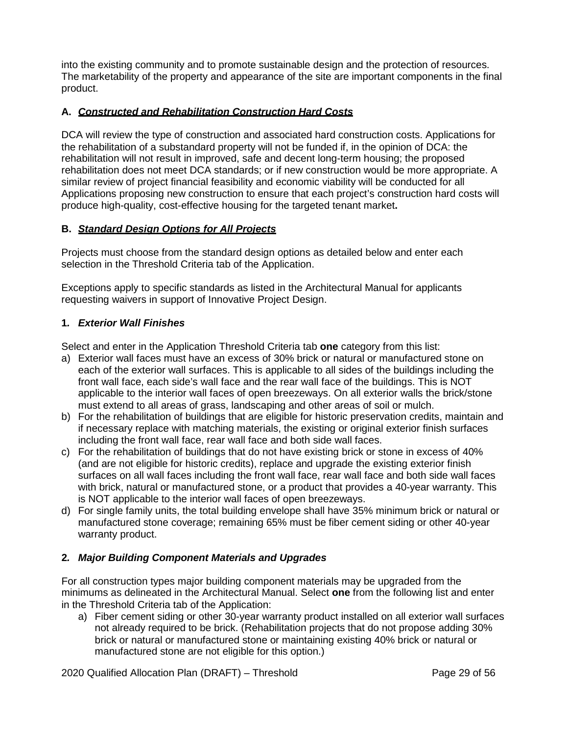into the existing community and to promote sustainable design and the protection of resources. The marketability of the property and appearance of the site are important components in the final product.

### A. ***Constructed and Rehabilitation Construction Hard Costs***

DCA will review the type of construction and associated hard construction costs. Applications for the rehabilitation of a substandard property will not be funded if, in the opinion of DCA: the rehabilitation will not result in improved, safe and decent long-term housing; the proposed rehabilitation does not meet DCA standards; or if new construction would be more appropriate. A similar review of project financial feasibility and economic viability will be conducted for all Applications proposing new construction to ensure that each project's construction hard costs will produce high-quality, cost-effective housing for the targeted tenant market**.**

### B. ***Standard Design Options for All Projects***

Projects must choose from the standard design options as detailed below and enter each selection in the Threshold Criteria tab of the Application.

Exceptions apply to specific standards as listed in the Architectural Manual for applicants requesting waivers in support of Innovative Project Design.

#### 1. *Exterior Wall Finishes*

Select and enter in the Application Threshold Criteria tab **one** category from this list:

a) Exterior wall faces must have an excess of 30% brick or natural or manufactured stone on each of the exterior wall surfaces. This is applicable to all sides of the buildings including the front wall face, each side's wall face and the rear wall face of the buildings. This is NOT applicable to the interior wall faces of open breezeways. On all exterior walls the brick/stone must extend to all areas of grass, landscaping and other areas of soil or mulch.
b) For the rehabilitation of buildings that are eligible for historic preservation credits, maintain and if necessary replace with matching materials, the existing or original exterior finish surfaces including the front wall face, rear wall face and both side wall faces.
c) For the rehabilitation of buildings that do not have existing brick or stone in excess of 40% (and are not eligible for historic credits), replace and upgrade the existing exterior finish surfaces on all wall faces including the front wall face, rear wall face and both side wall faces with brick, natural or manufactured stone, or a product that provides a 40-year warranty. This is NOT applicable to the interior wall faces of open breezeways.
d) For single family units, the total building envelope shall have 35% minimum brick or natural or manufactured stone coverage; remaining 65% must be fiber cement siding or other 40-year warranty product.

#### 2. *Major Building Component Materials and Upgrades*

For all construction types major building component materials may be upgraded from the minimums as delineated in the Architectural Manual. Select **one** from the following list and enter in the Threshold Criteria tab of the Application:

a) Fiber cement siding or other 30-year warranty product installed on all exterior wall surfaces not already required to be brick. (Rehabilitation projects that do not propose adding 30% brick or natural or manufactured stone or maintaining existing 40% brick or natural or manufactured stone are not eligible for this option.)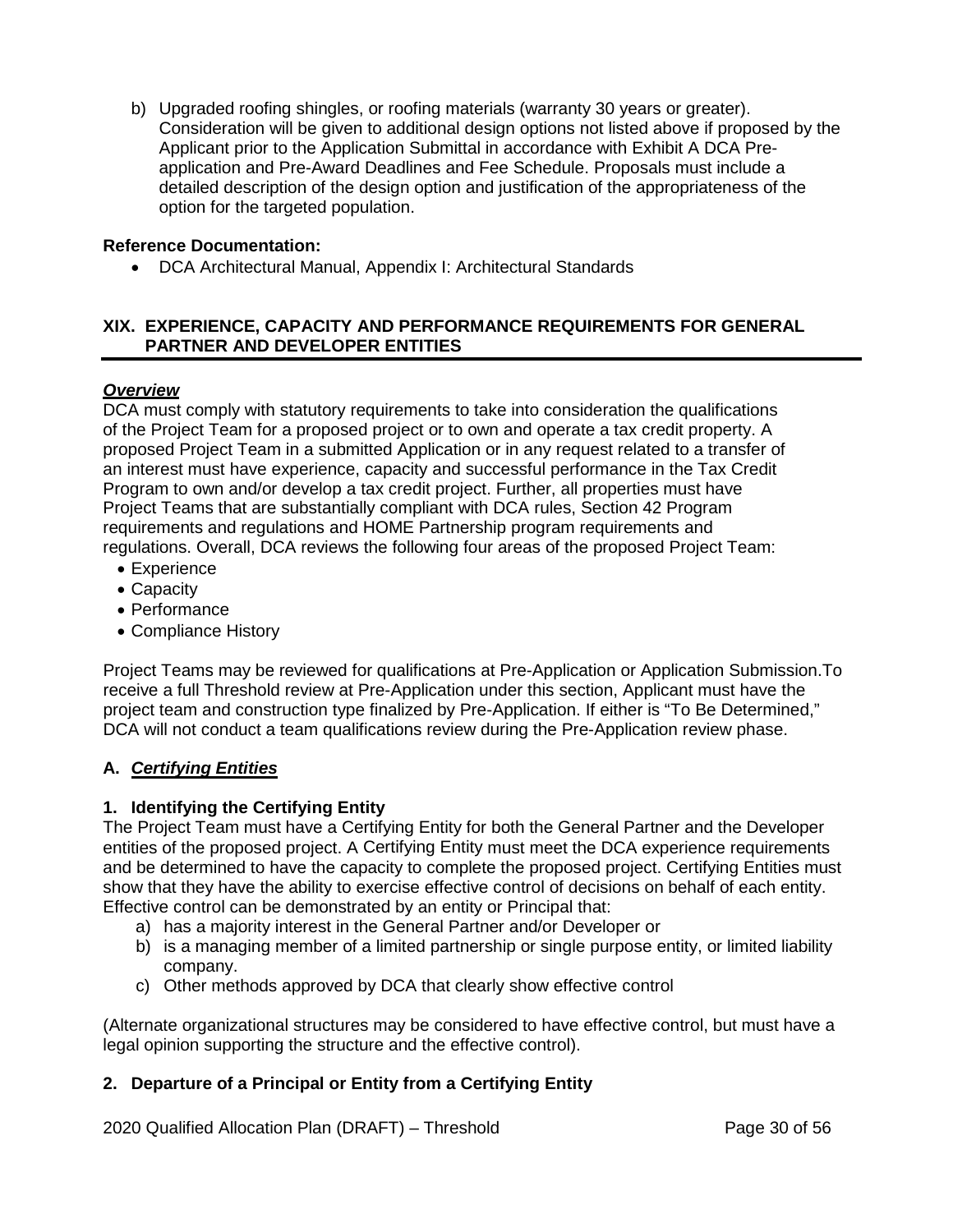b) Upgraded roofing shingles, or roofing materials (warranty 30 years or greater). Consideration will be given to additional design options not listed above if proposed by the Applicant prior to the Application Submittal in accordance with Exhibit A DCA Pre-application and Pre-Award Deadlines and Fee Schedule. Proposals must include a detailed description of the design option and justification of the appropriateness of the option for the targeted population.

**Reference Documentation:**

- DCA Architectural Manual, Appendix I: Architectural Standards

## XIX. EXPERIENCE, CAPACITY AND PERFORMANCE REQUIREMENTS FOR GENERAL PARTNER AND DEVELOPER ENTITIES

***Overview***

DCA must comply with statutory requirements to take into consideration the qualifications of the Project Team for a proposed project or to own and operate a tax credit property. A proposed Project Team in a submitted Application or in any request related to a transfer of an interest must have experience, capacity and successful performance in the Tax Credit Program to own and/or develop a tax credit project. Further, all properties must have Project Teams that are substantially compliant with DCA rules, Section 42 Program requirements and regulations and HOME Partnership program requirements and regulations. Overall, DCA reviews the following four areas of the proposed Project Team:

- Experience
- Capacity
- Performance
- Compliance History

Project Teams may be reviewed for qualifications at Pre-Application or Application Submission.To receive a full Threshold review at Pre-Application under this section, Applicant must have the project team and construction type finalized by Pre-Application. If either is "To Be Determined," DCA will not conduct a team qualifications review during the Pre-Application review phase.

### A. *Certifying Entities*

#### 1. Identifying the Certifying Entity

The Project Team must have a Certifying Entity for both the General Partner and the Developer entities of the proposed project. A Certifying Entity must meet the DCA experience requirements and be determined to have the capacity to complete the proposed project. Certifying Entities must show that they have the ability to exercise effective control of decisions on behalf of each entity. Effective control can be demonstrated by an entity or Principal that:

a) has a majority interest in the General Partner and/or Developer or
b) is a managing member of a limited partnership or single purpose entity, or limited liability company.
c) Other methods approved by DCA that clearly show effective control

(Alternate organizational structures may be considered to have effective control, but must have a legal opinion supporting the structure and the effective control).

#### 2. Departure of a Principal or Entity from a Certifying Entity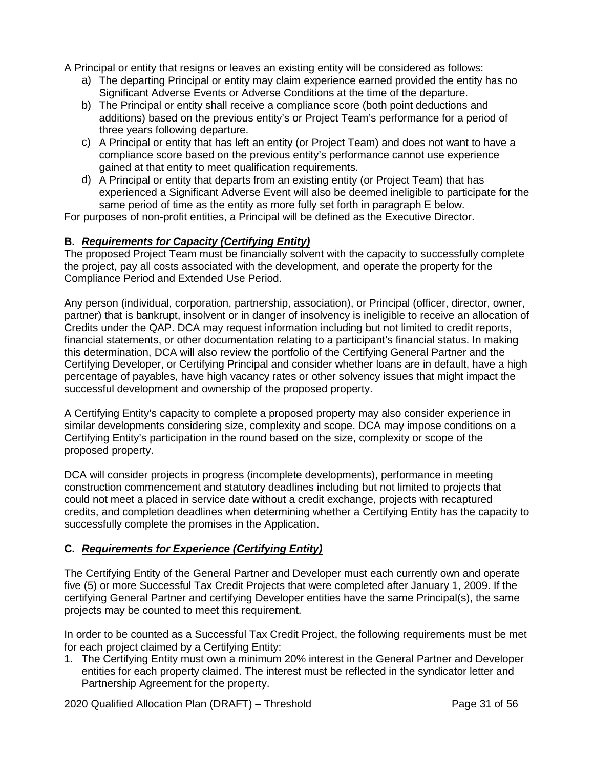A Principal or entity that resigns or leaves an existing entity will be considered as follows:

a) The departing Principal or entity may claim experience earned provided the entity has no Significant Adverse Events or Adverse Conditions at the time of the departure.
b) The Principal or entity shall receive a compliance score (both point deductions and additions) based on the previous entity's or Project Team's performance for a period of three years following departure.
c) A Principal or entity that has left an entity (or Project Team) and does not want to have a compliance score based on the previous entity's performance cannot use experience gained at that entity to meet qualification requirements.
d) A Principal or entity that departs from an existing entity (or Project Team) that has experienced a Significant Adverse Event will also be deemed ineligible to participate for the same period of time as the entity as more fully set forth in paragraph E below.

For purposes of non-profit entities, a Principal will be defined as the Executive Director.

### B. ***Requirements for Capacity (Certifying Entity)***

The proposed Project Team must be financially solvent with the capacity to successfully complete the project, pay all costs associated with the development, and operate the property for the Compliance Period and Extended Use Period.

Any person (individual, corporation, partnership, association), or Principal (officer, director, owner, partner) that is bankrupt, insolvent or in danger of insolvency is ineligible to receive an allocation of Credits under the QAP. DCA may request information including but not limited to credit reports, financial statements, or other documentation relating to a participant's financial status. In making this determination, DCA will also review the portfolio of the Certifying General Partner and the Certifying Developer, or Certifying Principal and consider whether loans are in default, have a high percentage of payables, have high vacancy rates or other solvency issues that might impact the successful development and ownership of the proposed property.

A Certifying Entity's capacity to complete a proposed property may also consider experience in similar developments considering size, complexity and scope. DCA may impose conditions on a Certifying Entity's participation in the round based on the size, complexity or scope of the proposed property.

DCA will consider projects in progress (incomplete developments), performance in meeting construction commencement and statutory deadlines including but not limited to projects that could not meet a placed in service date without a credit exchange, projects with recaptured credits, and completion deadlines when determining whether a Certifying Entity has the capacity to successfully complete the promises in the Application.

### C. ***Requirements for Experience (Certifying Entity)***

The Certifying Entity of the General Partner and Developer must each currently own and operate five (5) or more Successful Tax Credit Projects that were completed after January 1, 2009. If the certifying General Partner and certifying Developer entities have the same Principal(s), the same projects may be counted to meet this requirement.

In order to be counted as a Successful Tax Credit Project, the following requirements must be met for each project claimed by a Certifying Entity:

1. The Certifying Entity must own a minimum 20% interest in the General Partner and Developer entities for each property claimed. The interest must be reflected in the syndicator letter and Partnership Agreement for the property.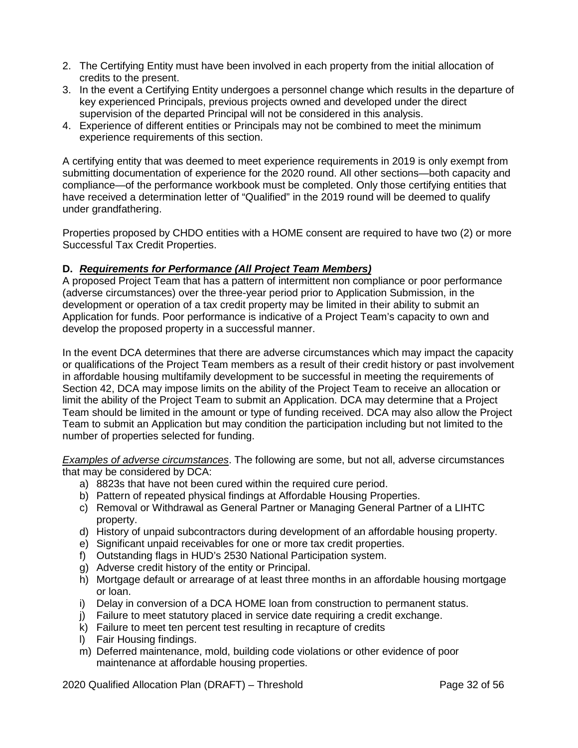2. The Certifying Entity must have been involved in each property from the initial allocation of credits to the present.
3. In the event a Certifying Entity undergoes a personnel change which results in the departure of key experienced Principals, previous projects owned and developed under the direct supervision of the departed Principal will not be considered in this analysis.
4. Experience of different entities or Principals may not be combined to meet the minimum experience requirements of this section.

A certifying entity that was deemed to meet experience requirements in 2019 is only exempt from submitting documentation of experience for the 2020 round. All other sections—both capacity and compliance—of the performance workbook must be completed. Only those certifying entities that have received a determination letter of "Qualified" in the 2019 round will be deemed to qualify under grandfathering.

Properties proposed by CHDO entities with a HOME consent are required to have two (2) or more Successful Tax Credit Properties.

**D. *Requirements for Performance (All Project Team Members)***

A proposed Project Team that has a pattern of intermittent non compliance or poor performance (adverse circumstances) over the three-year period prior to Application Submission, in the development or operation of a tax credit property may be limited in their ability to submit an Application for funds. Poor performance is indicative of a Project Team's capacity to own and develop the proposed property in a successful manner.

In the event DCA determines that there are adverse circumstances which may impact the capacity or qualifications of the Project Team members as a result of their credit history or past involvement in affordable housing multifamily development to be successful in meeting the requirements of Section 42, DCA may impose limits on the ability of the Project Team to receive an allocation or limit the ability of the Project Team to submit an Application. DCA may determine that a Project Team should be limited in the amount or type of funding received. DCA may also allow the Project Team to submit an Application but may condition the participation including but not limited to the number of properties selected for funding.

*Examples of adverse circumstances*. The following are some, but not all, adverse circumstances that may be considered by DCA:

a) 8823s that have not been cured within the required cure period.
b) Pattern of repeated physical findings at Affordable Housing Properties.
c) Removal or Withdrawal as General Partner or Managing General Partner of a LIHTC property.
d) History of unpaid subcontractors during development of an affordable housing property.
e) Significant unpaid receivables for one or more tax credit properties.
f) Outstanding flags in HUD's 2530 National Participation system.
g) Adverse credit history of the entity or Principal.
h) Mortgage default or arrearage of at least three months in an affordable housing mortgage or loan.
i) Delay in conversion of a DCA HOME loan from construction to permanent status.
j) Failure to meet statutory placed in service date requiring a credit exchange.
k) Failure to meet ten percent test resulting in recapture of credits
l) Fair Housing findings.
m) Deferred maintenance, mold, building code violations or other evidence of poor maintenance at affordable housing properties.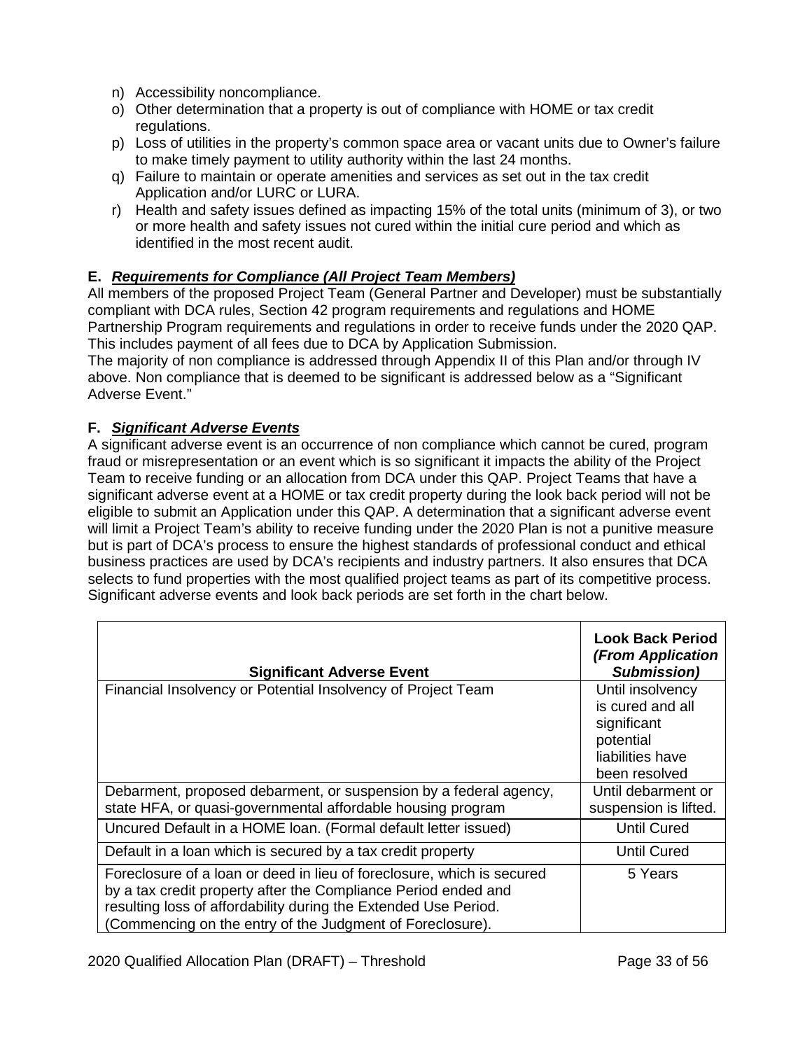n) Accessibility noncompliance.
o) Other determination that a property is out of compliance with HOME or tax credit regulations.
p) Loss of utilities in the property's common space area or vacant units due to Owner's failure to make timely payment to utility authority within the last 24 months.
q) Failure to maintain or operate amenities and services as set out in the tax credit Application and/or LURC or LURA.
r) Health and safety issues defined as impacting 15% of the total units (minimum of 3), or two or more health and safety issues not cured within the initial cure period and which as identified in the most recent audit.

**E. *Requirements for Compliance (All Project Team Members)***

All members of the proposed Project Team (General Partner and Developer) must be substantially compliant with DCA rules, Section 42 program requirements and regulations and HOME Partnership Program requirements and regulations in order to receive funds under the 2020 QAP. This includes payment of all fees due to DCA by Application Submission.

The majority of non compliance is addressed through Appendix II of this Plan and/or through IV above. Non compliance that is deemed to be significant is addressed below as a "Significant Adverse Event."

**F. *Significant Adverse Events***

A significant adverse event is an occurrence of non compliance which cannot be cured, program fraud or misrepresentation or an event which is so significant it impacts the ability of the Project Team to receive funding or an allocation from DCA under this QAP. Project Teams that have a significant adverse event at a HOME or tax credit property during the look back period will not be eligible to submit an Application under this QAP. A determination that a significant adverse event will limit a Project Team's ability to receive funding under the 2020 Plan is not a punitive measure but is part of DCA's process to ensure the highest standards of professional conduct and ethical business practices are used by DCA's recipients and industry partners. It also ensures that DCA selects to fund properties with the most qualified project teams as part of its competitive process. Significant adverse events and look back periods are set forth in the chart below.

| **Significant Adverse Event** | **Look Back Period *(From Application Submission)*** |
|---|---|
| Financial Insolvency or Potential Insolvency of Project Team | Until insolvency is cured and all significant potential liabilities have been resolved |
| Debarment, proposed debarment, or suspension by a federal agency, state HFA, or quasi-governmental affordable housing program | Until debarment or suspension is lifted. |
| Uncured Default in a HOME loan. (Formal default letter issued) | Until Cured |
| Default in a loan which is secured by a tax credit property | Until Cured |
| Foreclosure of a loan or deed in lieu of foreclosure, which is secured by a tax credit property after the Compliance Period ended and resulting loss of affordability during the Extended Use Period. (Commencing on the entry of the Judgment of Foreclosure). | 5 Years |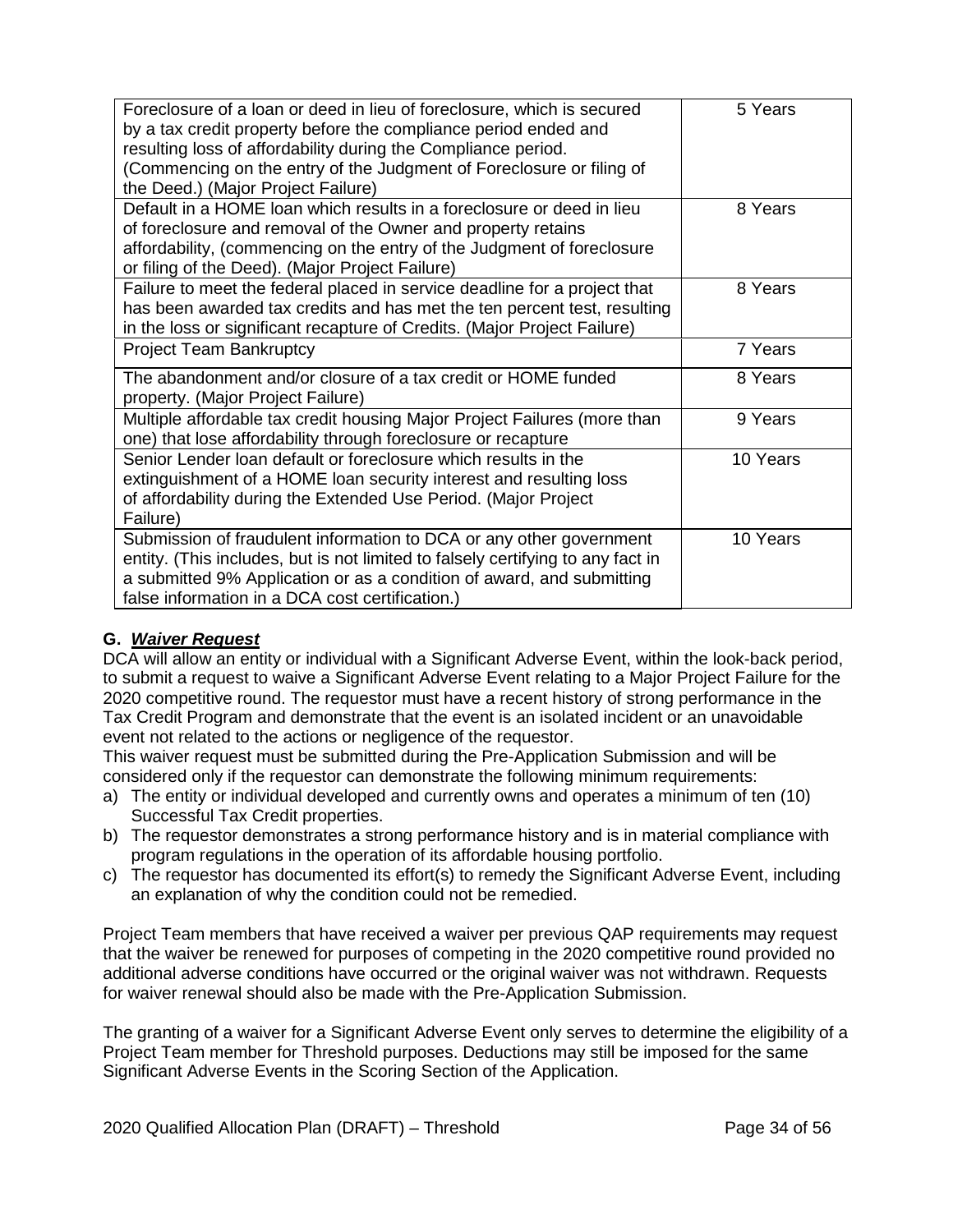| | |
|---|---|
| Foreclosure of a loan or deed in lieu of foreclosure, which is secured by a tax credit property before the compliance period ended and resulting loss of affordability during the Compliance period. (Commencing on the entry of the Judgment of Foreclosure or filing of the Deed.) (Major Project Failure) | 5 Years |
| Default in a HOME loan which results in a foreclosure or deed in lieu of foreclosure and removal of the Owner and property retains affordability, (commencing on the entry of the Judgment of foreclosure or filing of the Deed). (Major Project Failure) | 8 Years |
| Failure to meet the federal placed in service deadline for a project that has been awarded tax credits and has met the ten percent test, resulting in the loss or significant recapture of Credits. (Major Project Failure) | 8 Years |
| Project Team Bankruptcy | 7 Years |
| The abandonment and/or closure of a tax credit or HOME funded property. (Major Project Failure) | 8 Years |
| Multiple affordable tax credit housing Major Project Failures (more than one) that lose affordability through foreclosure or recapture | 9 Years |
| Senior Lender loan default or foreclosure which results in the extinguishment of a HOME loan security interest and resulting loss of affordability during the Extended Use Period. (Major Project Failure) | 10 Years |
| Submission of fraudulent information to DCA or any other government entity. (This includes, but is not limited to falsely certifying to any fact in a submitted 9% Application or as a condition of award, and submitting false information in a DCA cost certification.) | 10 Years |

### G. ***Waiver Request***

DCA will allow an entity or individual with a Significant Adverse Event, within the look-back period, to submit a request to waive a Significant Adverse Event relating to a Major Project Failure for the 2020 competitive round. The requestor must have a recent history of strong performance in the Tax Credit Program and demonstrate that the event is an isolated incident or an unavoidable event not related to the actions or negligence of the requestor.

This waiver request must be submitted during the Pre-Application Submission and will be considered only if the requestor can demonstrate the following minimum requirements:

a) The entity or individual developed and currently owns and operates a minimum of ten (10) Successful Tax Credit properties.
b) The requestor demonstrates a strong performance history and is in material compliance with program regulations in the operation of its affordable housing portfolio.
c) The requestor has documented its effort(s) to remedy the Significant Adverse Event, including an explanation of why the condition could not be remedied.

Project Team members that have received a waiver per previous QAP requirements may request that the waiver be renewed for purposes of competing in the 2020 competitive round provided no additional adverse conditions have occurred or the original waiver was not withdrawn. Requests for waiver renewal should also be made with the Pre-Application Submission.

The granting of a waiver for a Significant Adverse Event only serves to determine the eligibility of a Project Team member for Threshold purposes. Deductions may still be imposed for the same Significant Adverse Events in the Scoring Section of the Application.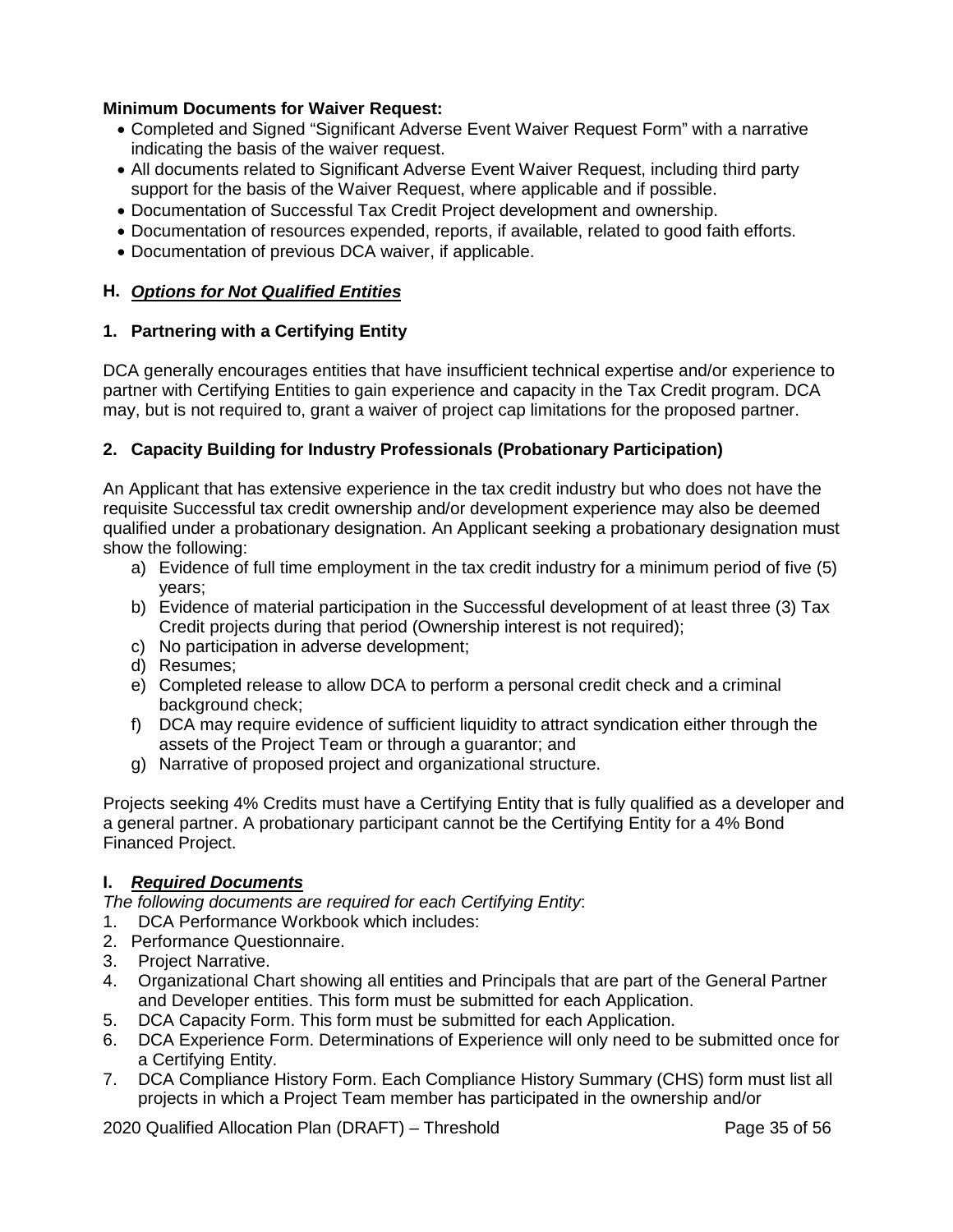**Minimum Documents for Waiver Request:**

- Completed and Signed "Significant Adverse Event Waiver Request Form" with a narrative indicating the basis of the waiver request.
- All documents related to Significant Adverse Event Waiver Request, including third party support for the basis of the Waiver Request, where applicable and if possible.
- Documentation of Successful Tax Credit Project development and ownership.
- Documentation of resources expended, reports, if available, related to good faith efforts.
- Documentation of previous DCA waiver, if applicable.

## H. ***Options for Not Qualified Entities***

### 1. Partnering with a Certifying Entity

DCA generally encourages entities that have insufficient technical expertise and/or experience to partner with Certifying Entities to gain experience and capacity in the Tax Credit program. DCA may, but is not required to, grant a waiver of project cap limitations for the proposed partner.

### 2. Capacity Building for Industry Professionals (Probationary Participation)

An Applicant that has extensive experience in the tax credit industry but who does not have the requisite Successful tax credit ownership and/or development experience may also be deemed qualified under a probationary designation. An Applicant seeking a probationary designation must show the following:

a) Evidence of full time employment in the tax credit industry for a minimum period of five (5) years;
b) Evidence of material participation in the Successful development of at least three (3) Tax Credit projects during that period (Ownership interest is not required);
c) No participation in adverse development;
d) Resumes;
e) Completed release to allow DCA to perform a personal credit check and a criminal background check;
f) DCA may require evidence of sufficient liquidity to attract syndication either through the assets of the Project Team or through a guarantor; and
g) Narrative of proposed project and organizational structure.

Projects seeking 4% Credits must have a Certifying Entity that is fully qualified as a developer and a general partner. A probationary participant cannot be the Certifying Entity for a 4% Bond Financed Project.

## I. ***Required Documents***

*The following documents are required for each Certifying Entity*:

1. DCA Performance Workbook which includes:
2. Performance Questionnaire.
3. Project Narrative.
4. Organizational Chart showing all entities and Principals that are part of the General Partner and Developer entities. This form must be submitted for each Application.
5. DCA Capacity Form. This form must be submitted for each Application.
6. DCA Experience Form. Determinations of Experience will only need to be submitted once for a Certifying Entity.
7. DCA Compliance History Form. Each Compliance History Summary (CHS) form must list all projects in which a Project Team member has participated in the ownership and/or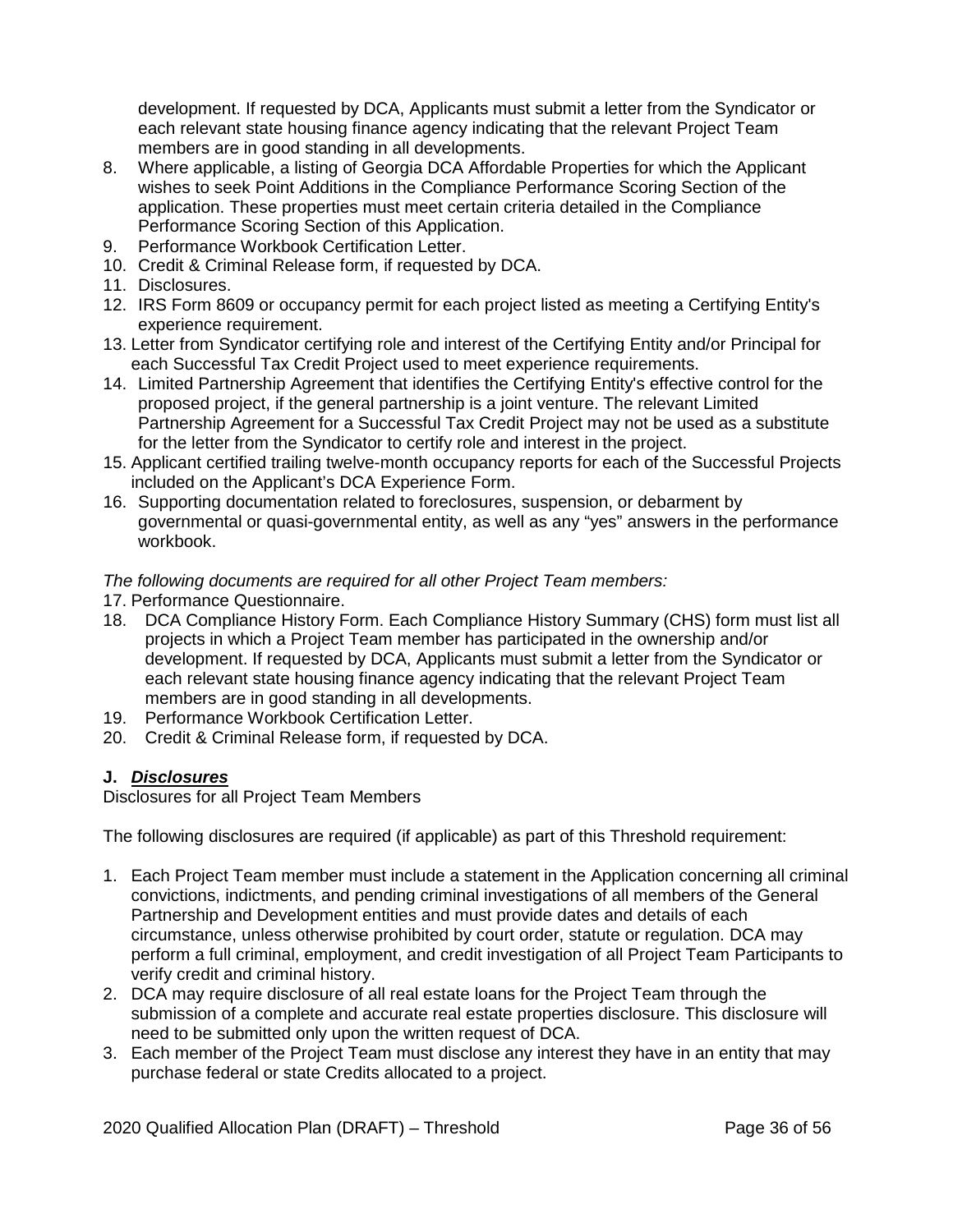development. If requested by DCA, Applicants must submit a letter from the Syndicator or each relevant state housing finance agency indicating that the relevant Project Team members are in good standing in all developments.

8. Where applicable, a listing of Georgia DCA Affordable Properties for which the Applicant wishes to seek Point Additions in the Compliance Performance Scoring Section of the application. These properties must meet certain criteria detailed in the Compliance Performance Scoring Section of this Application.
9. Performance Workbook Certification Letter.
10. Credit & Criminal Release form, if requested by DCA.
11. Disclosures.
12. IRS Form 8609 or occupancy permit for each project listed as meeting a Certifying Entity's experience requirement.
13. Letter from Syndicator certifying role and interest of the Certifying Entity and/or Principal for each Successful Tax Credit Project used to meet experience requirements.
14. Limited Partnership Agreement that identifies the Certifying Entity's effective control for the proposed project, if the general partnership is a joint venture. The relevant Limited Partnership Agreement for a Successful Tax Credit Project may not be used as a substitute for the letter from the Syndicator to certify role and interest in the project.
15. Applicant certified trailing twelve-month occupancy reports for each of the Successful Projects included on the Applicant's DCA Experience Form.
16. Supporting documentation related to foreclosures, suspension, or debarment by governmental or quasi-governmental entity, as well as any "yes" answers in the performance workbook.

*The following documents are required for all other Project Team members:*

17. Performance Questionnaire.
18. DCA Compliance History Form. Each Compliance History Summary (CHS) form must list all projects in which a Project Team member has participated in the ownership and/or development. If requested by DCA, Applicants must submit a letter from the Syndicator or each relevant state housing finance agency indicating that the relevant Project Team members are in good standing in all developments.
19. Performance Workbook Certification Letter.
20. Credit & Criminal Release form, if requested by DCA.

## J. ***Disclosures***

Disclosures for all Project Team Members

The following disclosures are required (if applicable) as part of this Threshold requirement:

1. Each Project Team member must include a statement in the Application concerning all criminal convictions, indictments, and pending criminal investigations of all members of the General Partnership and Development entities and must provide dates and details of each circumstance, unless otherwise prohibited by court order, statute or regulation. DCA may perform a full criminal, employment, and credit investigation of all Project Team Participants to verify credit and criminal history.
2. DCA may require disclosure of all real estate loans for the Project Team through the submission of a complete and accurate real estate properties disclosure. This disclosure will need to be submitted only upon the written request of DCA.
3. Each member of the Project Team must disclose any interest they have in an entity that may purchase federal or state Credits allocated to a project.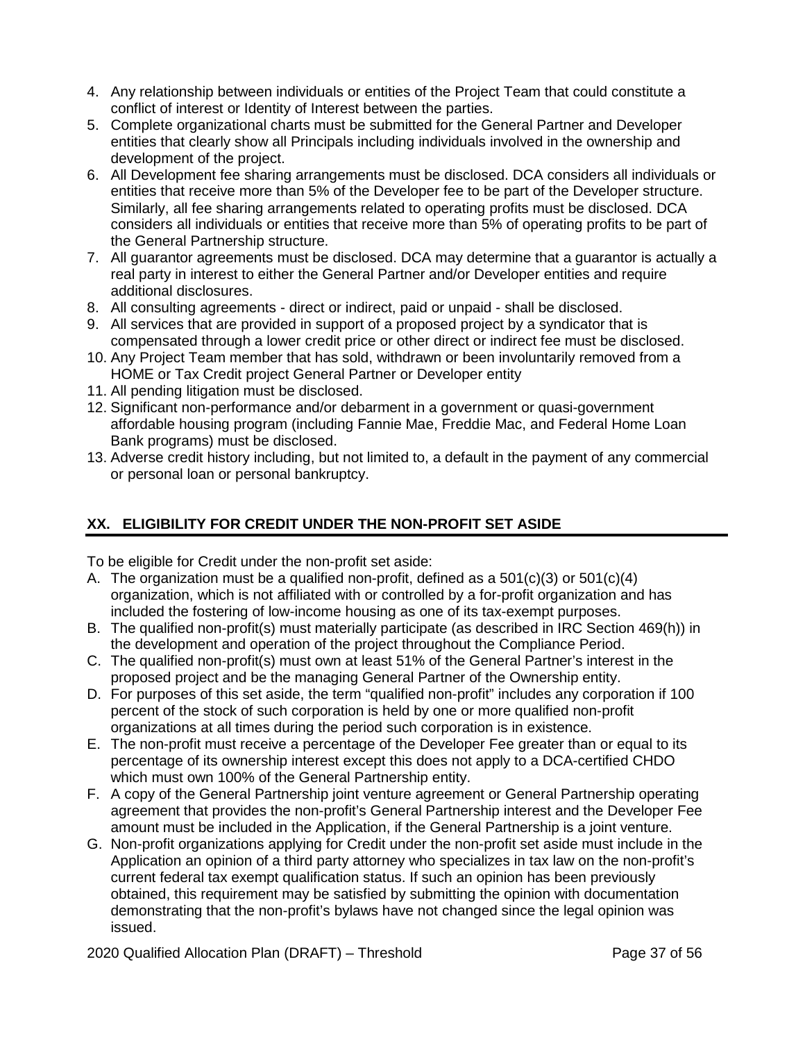4. Any relationship between individuals or entities of the Project Team that could constitute a conflict of interest or Identity of Interest between the parties.
5. Complete organizational charts must be submitted for the General Partner and Developer entities that clearly show all Principals including individuals involved in the ownership and development of the project.
6. All Development fee sharing arrangements must be disclosed. DCA considers all individuals or entities that receive more than 5% of the Developer fee to be part of the Developer structure. Similarly, all fee sharing arrangements related to operating profits must be disclosed. DCA considers all individuals or entities that receive more than 5% of operating profits to be part of the General Partnership structure.
7. All guarantor agreements must be disclosed. DCA may determine that a guarantor is actually a real party in interest to either the General Partner and/or Developer entities and require additional disclosures.
8. All consulting agreements - direct or indirect, paid or unpaid - shall be disclosed.
9. All services that are provided in support of a proposed project by a syndicator that is compensated through a lower credit price or other direct or indirect fee must be disclosed.
10. Any Project Team member that has sold, withdrawn or been involuntarily removed from a HOME or Tax Credit project General Partner or Developer entity
11. All pending litigation must be disclosed.
12. Significant non-performance and/or debarment in a government or quasi-government affordable housing program (including Fannie Mae, Freddie Mac, and Federal Home Loan Bank programs) must be disclosed.
13. Adverse credit history including, but not limited to, a default in the payment of any commercial or personal loan or personal bankruptcy.

## XX. ELIGIBILITY FOR CREDIT UNDER THE NON-PROFIT SET ASIDE

To be eligible for Credit under the non-profit set aside:

A. The organization must be a qualified non-profit, defined as a 501(c)(3) or 501(c)(4) organization, which is not affiliated with or controlled by a for-profit organization and has included the fostering of low-income housing as one of its tax-exempt purposes.
B. The qualified non-profit(s) must materially participate (as described in IRC Section 469(h)) in the development and operation of the project throughout the Compliance Period.
C. The qualified non-profit(s) must own at least 51% of the General Partner's interest in the proposed project and be the managing General Partner of the Ownership entity.
D. For purposes of this set aside, the term "qualified non-profit" includes any corporation if 100 percent of the stock of such corporation is held by one or more qualified non-profit organizations at all times during the period such corporation is in existence.
E. The non-profit must receive a percentage of the Developer Fee greater than or equal to its percentage of its ownership interest except this does not apply to a DCA-certified CHDO which must own 100% of the General Partnership entity.
F. A copy of the General Partnership joint venture agreement or General Partnership operating agreement that provides the non-profit's General Partnership interest and the Developer Fee amount must be included in the Application, if the General Partnership is a joint venture.
G. Non-profit organizations applying for Credit under the non-profit set aside must include in the Application an opinion of a third party attorney who specializes in tax law on the non-profit's current federal tax exempt qualification status. If such an opinion has been previously obtained, this requirement may be satisfied by submitting the opinion with documentation demonstrating that the non-profit's bylaws have not changed since the legal opinion was issued.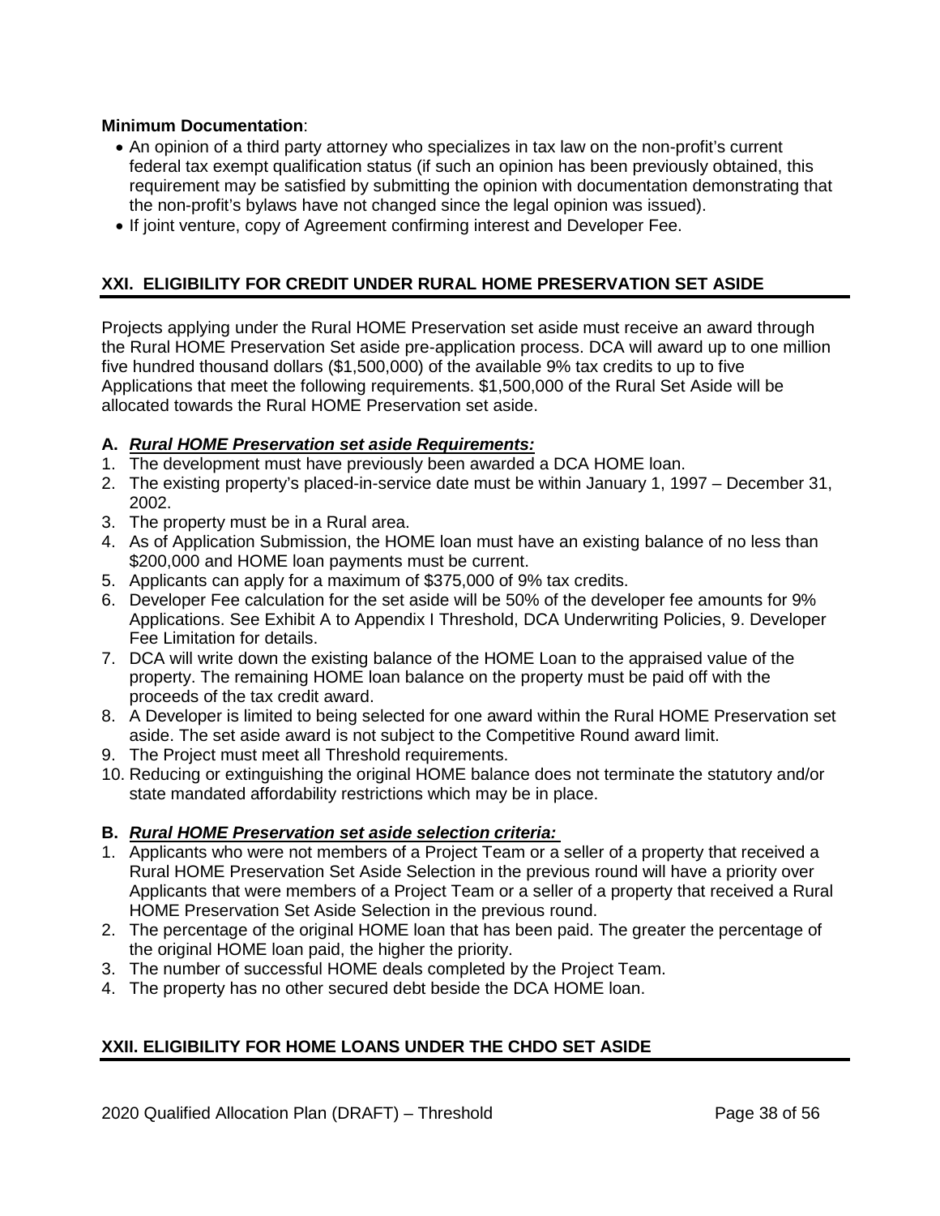**Minimum Documentation**:

- An opinion of a third party attorney who specializes in tax law on the non-profit's current federal tax exempt qualification status (if such an opinion has been previously obtained, this requirement may be satisfied by submitting the opinion with documentation demonstrating that the non-profit's bylaws have not changed since the legal opinion was issued).
- If joint venture, copy of Agreement confirming interest and Developer Fee.

## XXI. ELIGIBILITY FOR CREDIT UNDER RURAL HOME PRESERVATION SET ASIDE

Projects applying under the Rural HOME Preservation set aside must receive an award through the Rural HOME Preservation Set aside pre-application process. DCA will award up to one million five hundred thousand dollars ($1,500,000) of the available 9% tax credits to up to five Applications that meet the following requirements. $1,500,000 of the Rural Set Aside will be allocated towards the Rural HOME Preservation set aside.

**A. _Rural HOME Preservation set aside Requirements:_**

1. The development must have previously been awarded a DCA HOME loan.
2. The existing property's placed-in-service date must be within January 1, 1997 – December 31, 2002.
3. The property must be in a Rural area.
4. As of Application Submission, the HOME loan must have an existing balance of no less than $200,000 and HOME loan payments must be current.
5. Applicants can apply for a maximum of $375,000 of 9% tax credits.
6. Developer Fee calculation for the set aside will be 50% of the developer fee amounts for 9% Applications. See Exhibit A to Appendix I Threshold, DCA Underwriting Policies, 9. Developer Fee Limitation for details.
7. DCA will write down the existing balance of the HOME Loan to the appraised value of the property. The remaining HOME loan balance on the property must be paid off with the proceeds of the tax credit award.
8. A Developer is limited to being selected for one award within the Rural HOME Preservation set aside. The set aside award is not subject to the Competitive Round award limit.
9. The Project must meet all Threshold requirements.
10. Reducing or extinguishing the original HOME balance does not terminate the statutory and/or state mandated affordability restrictions which may be in place.

**B. _Rural HOME Preservation set aside selection criteria:_**

1. Applicants who were not members of a Project Team or a seller of a property that received a Rural HOME Preservation Set Aside Selection in the previous round will have a priority over Applicants that were members of a Project Team or a seller of a property that received a Rural HOME Preservation Set Aside Selection in the previous round.
2. The percentage of the original HOME loan that has been paid. The greater the percentage of the original HOME loan paid, the higher the priority.
3. The number of successful HOME deals completed by the Project Team.
4. The property has no other secured debt beside the DCA HOME loan.

## XXII. ELIGIBILITY FOR HOME LOANS UNDER THE CHDO SET ASIDE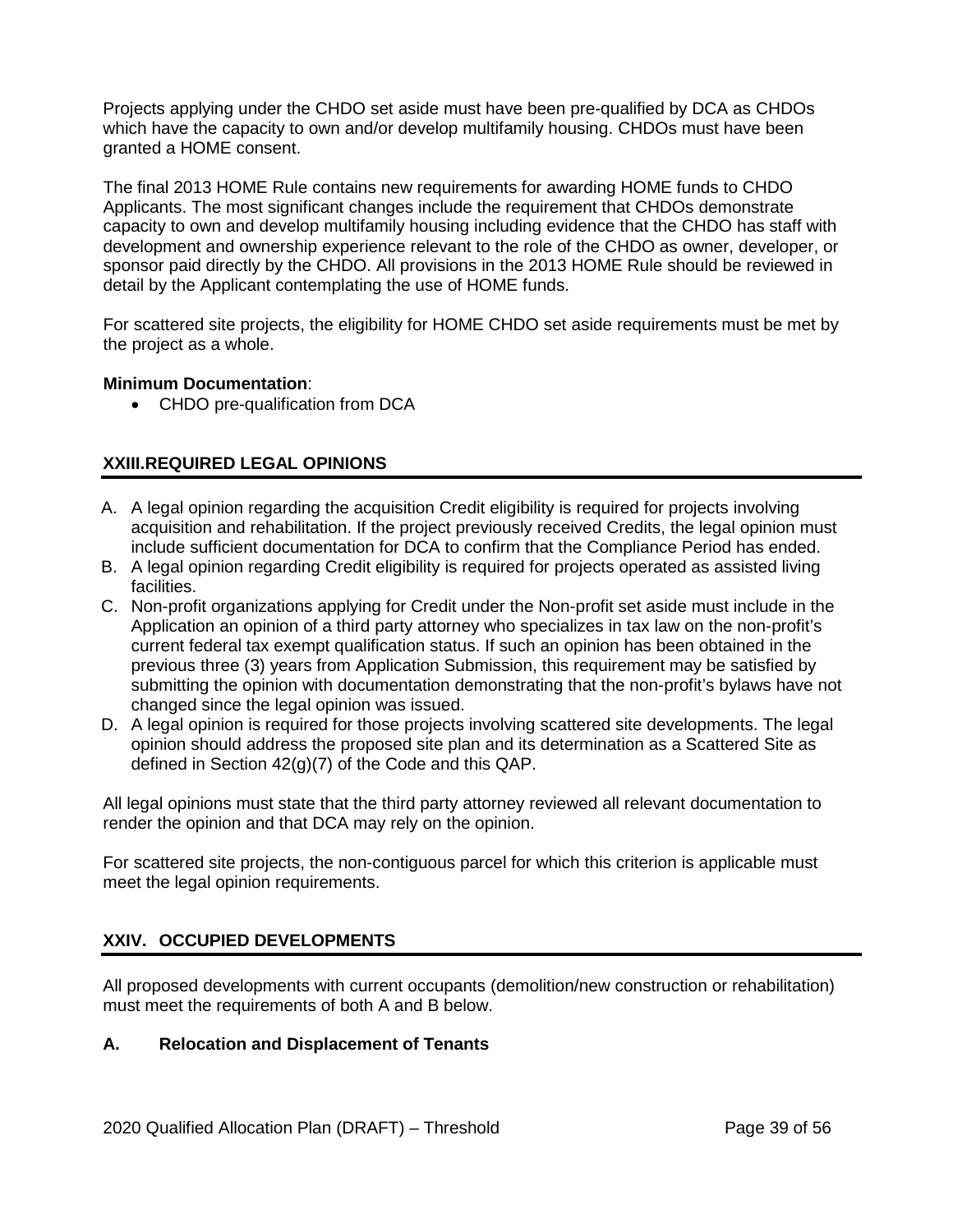Projects applying under the CHDO set aside must have been pre-qualified by DCA as CHDOs which have the capacity to own and/or develop multifamily housing. CHDOs must have been granted a HOME consent.

The final 2013 HOME Rule contains new requirements for awarding HOME funds to CHDO Applicants. The most significant changes include the requirement that CHDOs demonstrate capacity to own and develop multifamily housing including evidence that the CHDO has staff with development and ownership experience relevant to the role of the CHDO as owner, developer, or sponsor paid directly by the CHDO. All provisions in the 2013 HOME Rule should be reviewed in detail by the Applicant contemplating the use of HOME funds.

For scattered site projects, the eligibility for HOME CHDO set aside requirements must be met by the project as a whole.

**Minimum Documentation**:

- CHDO pre-qualification from DCA

## XXIII. REQUIRED LEGAL OPINIONS

A. A legal opinion regarding the acquisition Credit eligibility is required for projects involving acquisition and rehabilitation. If the project previously received Credits, the legal opinion must include sufficient documentation for DCA to confirm that the Compliance Period has ended.
B. A legal opinion regarding Credit eligibility is required for projects operated as assisted living facilities.
C. Non-profit organizations applying for Credit under the Non-profit set aside must include in the Application an opinion of a third party attorney who specializes in tax law on the non-profit's current federal tax exempt qualification status. If such an opinion has been obtained in the previous three (3) years from Application Submission, this requirement may be satisfied by submitting the opinion with documentation demonstrating that the non-profit's bylaws have not changed since the legal opinion was issued.
D. A legal opinion is required for those projects involving scattered site developments. The legal opinion should address the proposed site plan and its determination as a Scattered Site as defined in Section 42(g)(7) of the Code and this QAP.

All legal opinions must state that the third party attorney reviewed all relevant documentation to render the opinion and that DCA may rely on the opinion.

For scattered site projects, the non-contiguous parcel for which this criterion is applicable must meet the legal opinion requirements.

## XXIV. OCCUPIED DEVELOPMENTS

All proposed developments with current occupants (demolition/new construction or rehabilitation) must meet the requirements of both A and B below.

### A. Relocation and Displacement of Tenants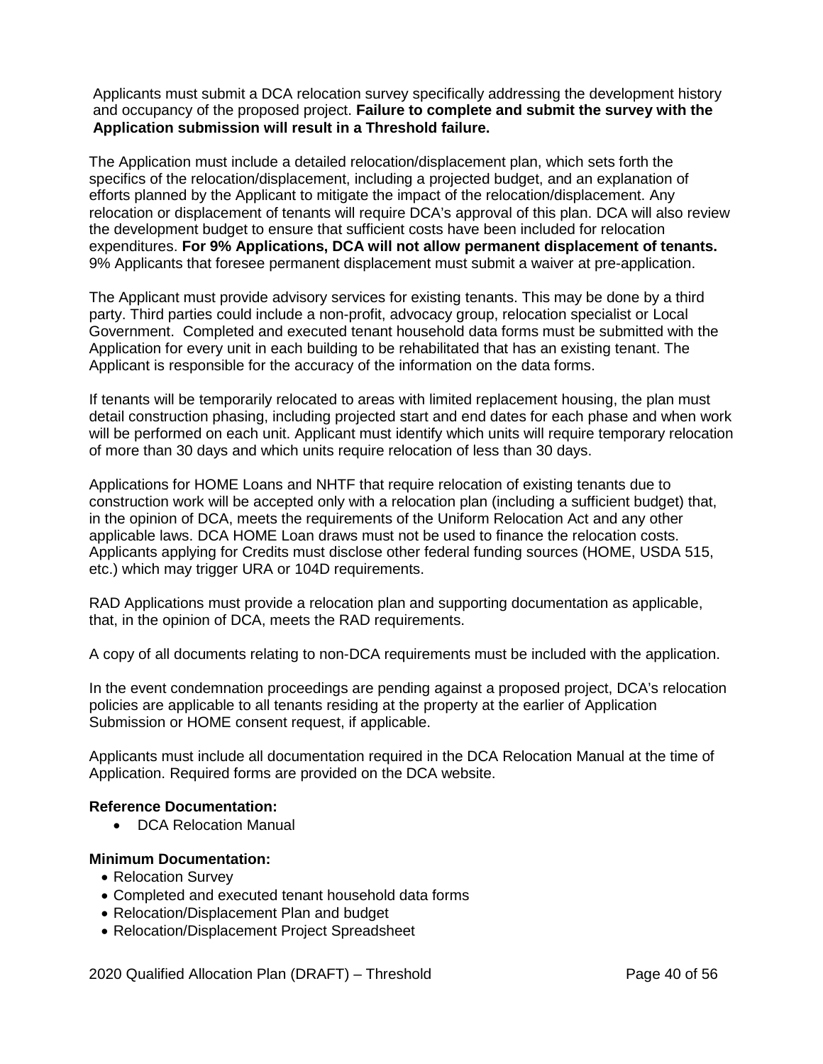Applicants must submit a DCA relocation survey specifically addressing the development history and occupancy of the proposed project. **Failure to complete and submit the survey with the Application submission will result in a Threshold failure.**

The Application must include a detailed relocation/displacement plan, which sets forth the specifics of the relocation/displacement, including a projected budget, and an explanation of efforts planned by the Applicant to mitigate the impact of the relocation/displacement. Any relocation or displacement of tenants will require DCA's approval of this plan. DCA will also review the development budget to ensure that sufficient costs have been included for relocation expenditures. **For 9% Applications, DCA will not allow permanent displacement of tenants.** 9% Applicants that foresee permanent displacement must submit a waiver at pre-application.

The Applicant must provide advisory services for existing tenants. This may be done by a third party. Third parties could include a non-profit, advocacy group, relocation specialist or Local Government. Completed and executed tenant household data forms must be submitted with the Application for every unit in each building to be rehabilitated that has an existing tenant. The Applicant is responsible for the accuracy of the information on the data forms.

If tenants will be temporarily relocated to areas with limited replacement housing, the plan must detail construction phasing, including projected start and end dates for each phase and when work will be performed on each unit. Applicant must identify which units will require temporary relocation of more than 30 days and which units require relocation of less than 30 days.

Applications for HOME Loans and NHTF that require relocation of existing tenants due to construction work will be accepted only with a relocation plan (including a sufficient budget) that, in the opinion of DCA, meets the requirements of the Uniform Relocation Act and any other applicable laws. DCA HOME Loan draws must not be used to finance the relocation costs. Applicants applying for Credits must disclose other federal funding sources (HOME, USDA 515, etc.) which may trigger URA or 104D requirements.

RAD Applications must provide a relocation plan and supporting documentation as applicable, that, in the opinion of DCA, meets the RAD requirements.

A copy of all documents relating to non-DCA requirements must be included with the application.

In the event condemnation proceedings are pending against a proposed project, DCA's relocation policies are applicable to all tenants residing at the property at the earlier of Application Submission or HOME consent request, if applicable.

Applicants must include all documentation required in the DCA Relocation Manual at the time of Application. Required forms are provided on the DCA website.

**Reference Documentation:**

- DCA Relocation Manual

**Minimum Documentation:**

- Relocation Survey
- Completed and executed tenant household data forms
- Relocation/Displacement Plan and budget
- Relocation/Displacement Project Spreadsheet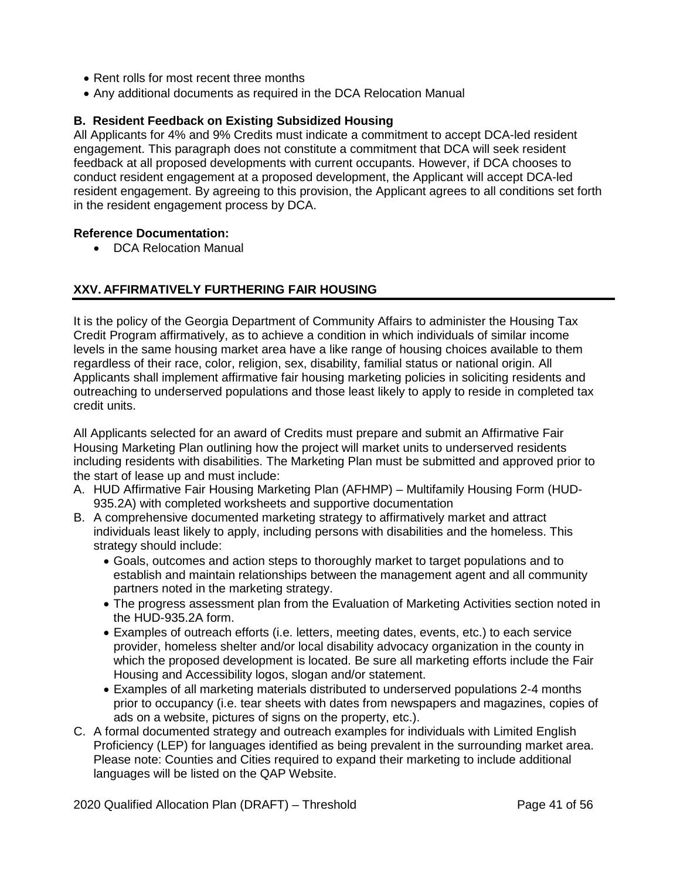- Rent rolls for most recent three months
- Any additional documents as required in the DCA Relocation Manual

**B. Resident Feedback on Existing Subsidized Housing**

All Applicants for 4% and 9% Credits must indicate a commitment to accept DCA-led resident engagement. This paragraph does not constitute a commitment that DCA will seek resident feedback at all proposed developments with current occupants. However, if DCA chooses to conduct resident engagement at a proposed development, the Applicant will accept DCA-led resident engagement. By agreeing to this provision, the Applicant agrees to all conditions set forth in the resident engagement process by DCA.

**Reference Documentation:**

- DCA Relocation Manual

## XXV. AFFIRMATIVELY FURTHERING FAIR HOUSING

It is the policy of the Georgia Department of Community Affairs to administer the Housing Tax Credit Program affirmatively, as to achieve a condition in which individuals of similar income levels in the same housing market area have a like range of housing choices available to them regardless of their race, color, religion, sex, disability, familial status or national origin. All Applicants shall implement affirmative fair housing marketing policies in soliciting residents and outreaching to underserved populations and those least likely to apply to reside in completed tax credit units.

All Applicants selected for an award of Credits must prepare and submit an Affirmative Fair Housing Marketing Plan outlining how the project will market units to underserved residents including residents with disabilities. The Marketing Plan must be submitted and approved prior to the start of lease up and must include:

A. HUD Affirmative Fair Housing Marketing Plan (AFHMP) – Multifamily Housing Form (HUD-935.2A) with completed worksheets and supportive documentation

B. A comprehensive documented marketing strategy to affirmatively market and attract individuals least likely to apply, including persons with disabilities and the homeless. This strategy should include:
   - Goals, outcomes and action steps to thoroughly market to target populations and to establish and maintain relationships between the management agent and all community partners noted in the marketing strategy.
   - The progress assessment plan from the Evaluation of Marketing Activities section noted in the HUD-935.2A form.
   - Examples of outreach efforts (i.e. letters, meeting dates, events, etc.) to each service provider, homeless shelter and/or local disability advocacy organization in the county in which the proposed development is located. Be sure all marketing efforts include the Fair Housing and Accessibility logos, slogan and/or statement.
   - Examples of all marketing materials distributed to underserved populations 2-4 months prior to occupancy (i.e. tear sheets with dates from newspapers and magazines, copies of ads on a website, pictures of signs on the property, etc.).

C. A formal documented strategy and outreach examples for individuals with Limited English Proficiency (LEP) for languages identified as being prevalent in the surrounding market area. Please note: Counties and Cities required to expand their marketing to include additional languages will be listed on the QAP Website.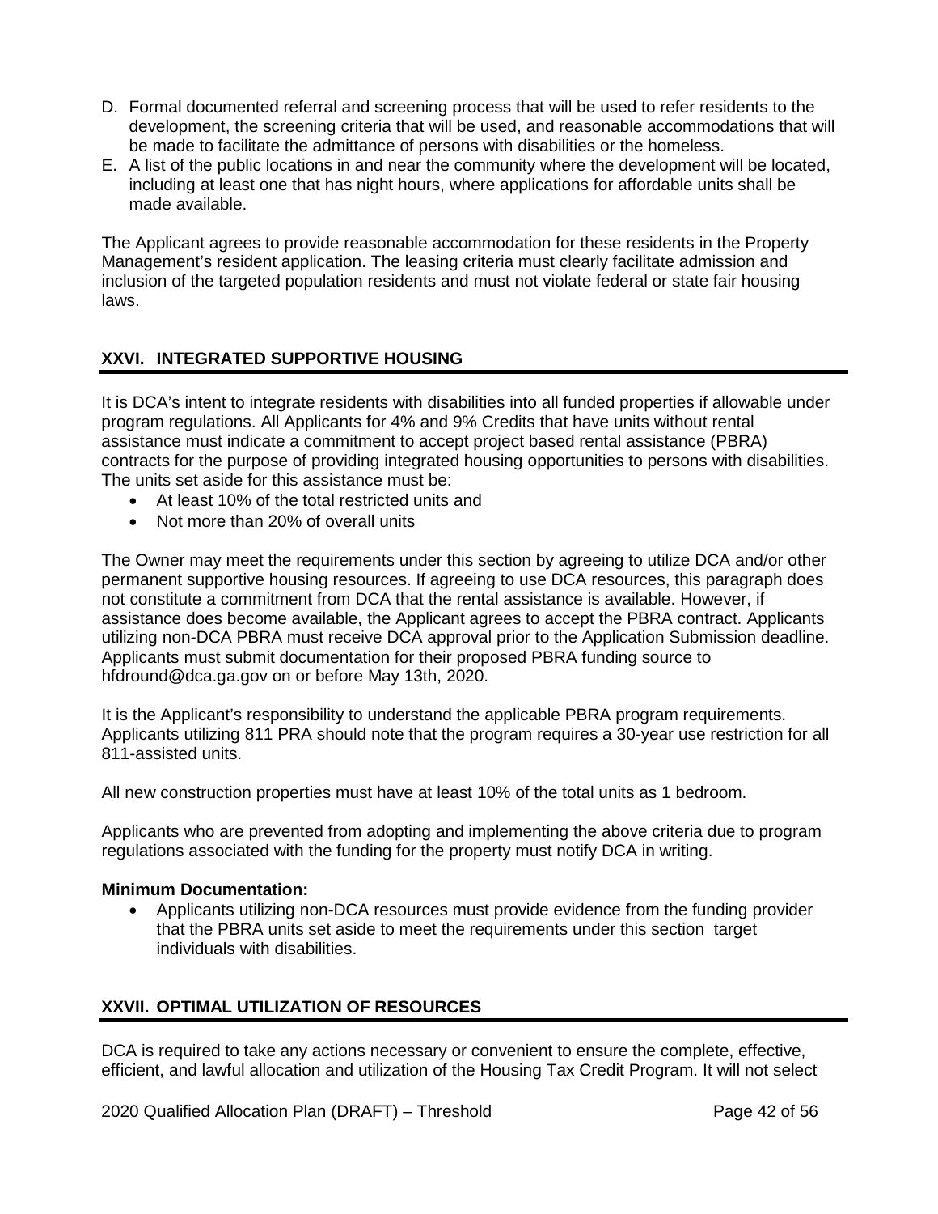D. Formal documented referral and screening process that will be used to refer residents to the development, the screening criteria that will be used, and reasonable accommodations that will be made to facilitate the admittance of persons with disabilities or the homeless.
E. A list of the public locations in and near the community where the development will be located, including at least one that has night hours, where applications for affordable units shall be made available.

The Applicant agrees to provide reasonable accommodation for these residents in the Property Management's resident application. The leasing criteria must clearly facilitate admission and inclusion of the targeted population residents and must not violate federal or state fair housing laws.

## XXVI. INTEGRATED SUPPORTIVE HOUSING

It is DCA's intent to integrate residents with disabilities into all funded properties if allowable under program regulations. All Applicants for 4% and 9% Credits that have units without rental assistance must indicate a commitment to accept project based rental assistance (PBRA) contracts for the purpose of providing integrated housing opportunities to persons with disabilities. The units set aside for this assistance must be:

- At least 10% of the total restricted units and
- Not more than 20% of overall units

The Owner may meet the requirements under this section by agreeing to utilize DCA and/or other permanent supportive housing resources. If agreeing to use DCA resources, this paragraph does not constitute a commitment from DCA that the rental assistance is available. However, if assistance does become available, the Applicant agrees to accept the PBRA contract. Applicants utilizing non-DCA PBRA must receive DCA approval prior to the Application Submission deadline. Applicants must submit documentation for their proposed PBRA funding source to hfdround@dca.ga.gov on or before May 13th, 2020.

It is the Applicant's responsibility to understand the applicable PBRA program requirements. Applicants utilizing 811 PRA should note that the program requires a 30-year use restriction for all 811-assisted units.

All new construction properties must have at least 10% of the total units as 1 bedroom.

Applicants who are prevented from adopting and implementing the above criteria due to program regulations associated with the funding for the property must notify DCA in writing.

**Minimum Documentation:**

- Applicants utilizing non-DCA resources must provide evidence from the funding provider that the PBRA units set aside to meet the requirements under this section target individuals with disabilities.

## XXVII. OPTIMAL UTILIZATION OF RESOURCES

DCA is required to take any actions necessary or convenient to ensure the complete, effective, efficient, and lawful allocation and utilization of the Housing Tax Credit Program. It will not select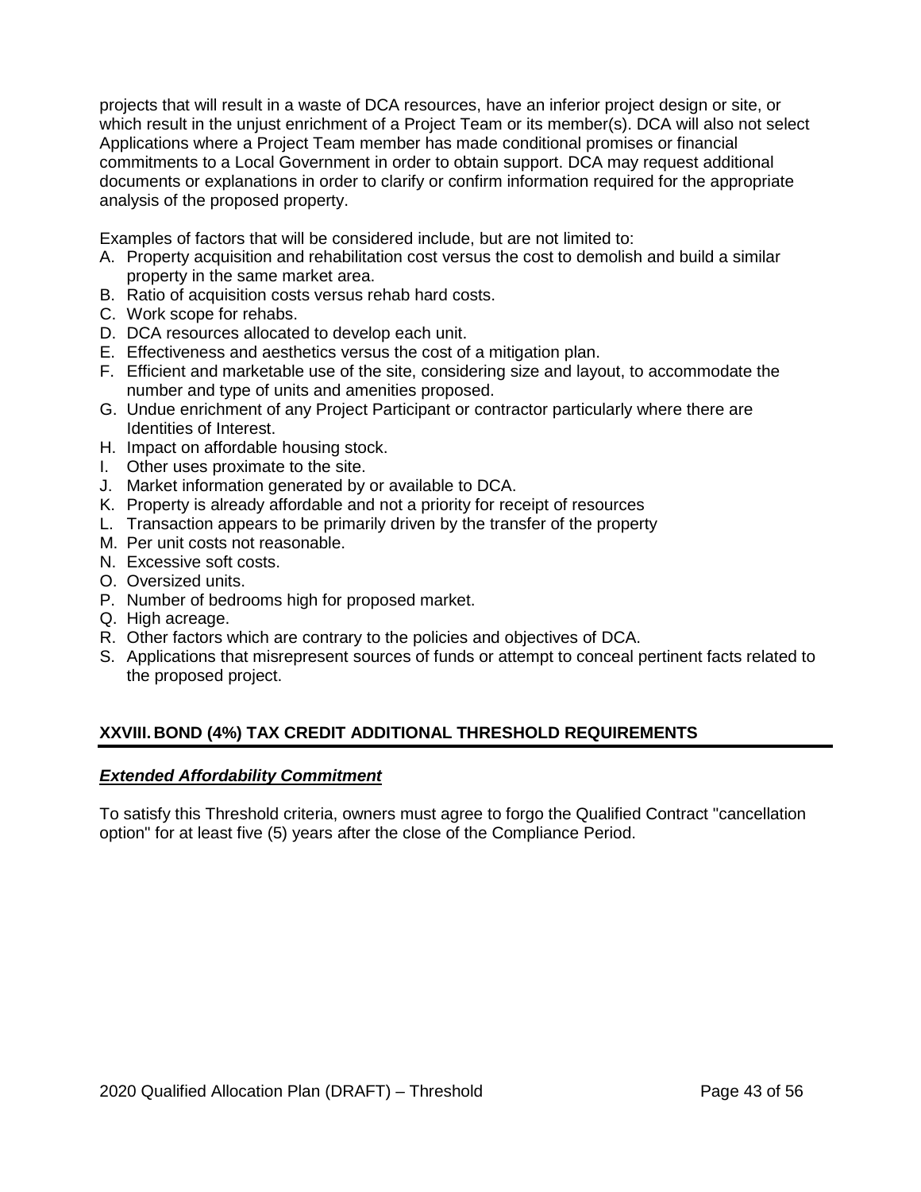projects that will result in a waste of DCA resources, have an inferior project design or site, or which result in the unjust enrichment of a Project Team or its member(s). DCA will also not select Applications where a Project Team member has made conditional promises or financial commitments to a Local Government in order to obtain support. DCA may request additional documents or explanations in order to clarify or confirm information required for the appropriate analysis of the proposed property.

Examples of factors that will be considered include, but are not limited to:

A. Property acquisition and rehabilitation cost versus the cost to demolish and build a similar property in the same market area.
B. Ratio of acquisition costs versus rehab hard costs.
C. Work scope for rehabs.
D. DCA resources allocated to develop each unit.
E. Effectiveness and aesthetics versus the cost of a mitigation plan.
F. Efficient and marketable use of the site, considering size and layout, to accommodate the number and type of units and amenities proposed.
G. Undue enrichment of any Project Participant or contractor particularly where there are Identities of Interest.
H. Impact on affordable housing stock.
I. Other uses proximate to the site.
J. Market information generated by or available to DCA.
K. Property is already affordable and not a priority for receipt of resources
L. Transaction appears to be primarily driven by the transfer of the property
M. Per unit costs not reasonable.
N. Excessive soft costs.
O. Oversized units.
P. Number of bedrooms high for proposed market.
Q. High acreage.
R. Other factors which are contrary to the policies and objectives of DCA.
S. Applications that misrepresent sources of funds or attempt to conceal pertinent facts related to the proposed project.

## XXVIII. BOND (4%) TAX CREDIT ADDITIONAL THRESHOLD REQUIREMENTS

***Extended Affordability Commitment***

To satisfy this Threshold criteria, owners must agree to forgo the Qualified Contract "cancellation option" for at least five (5) years after the close of the Compliance Period.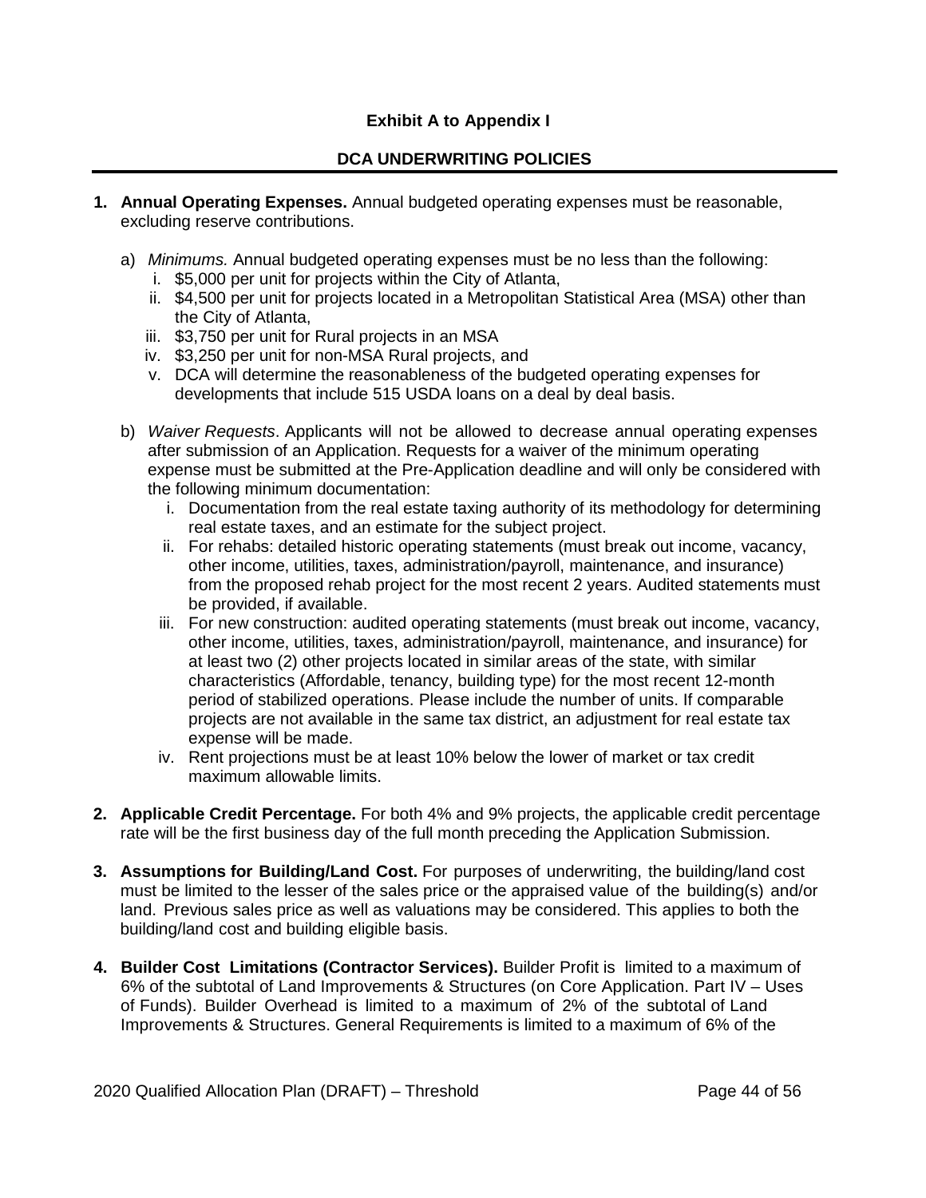**Exhibit A to Appendix I**

**DCA UNDERWRITING POLICIES**

1. **Annual Operating Expenses.** Annual budgeted operating expenses must be reasonable, excluding reserve contributions.

   a) *Minimums.* Annual budgeted operating expenses must be no less than the following:
      i. $5,000 per unit for projects within the City of Atlanta,
      ii. $4,500 per unit for projects located in a Metropolitan Statistical Area (MSA) other than the City of Atlanta,
      iii. $3,750 per unit for Rural projects in an MSA
      iv. $3,250 per unit for non-MSA Rural projects, and
      v. DCA will determine the reasonableness of the budgeted operating expenses for developments that include 515 USDA loans on a deal by deal basis.

   b) *Waiver Requests*. Applicants will not be allowed to decrease annual operating expenses after submission of an Application. Requests for a waiver of the minimum operating expense must be submitted at the Pre-Application deadline and will only be considered with the following minimum documentation:
      i. Documentation from the real estate taxing authority of its methodology for determining real estate taxes, and an estimate for the subject project.
      ii. For rehabs: detailed historic operating statements (must break out income, vacancy, other income, utilities, taxes, administration/payroll, maintenance, and insurance) from the proposed rehab project for the most recent 2 years. Audited statements must be provided, if available.
      iii. For new construction: audited operating statements (must break out income, vacancy, other income, utilities, taxes, administration/payroll, maintenance, and insurance) for at least two (2) other projects located in similar areas of the state, with similar characteristics (Affordable, tenancy, building type) for the most recent 12-month period of stabilized operations. Please include the number of units. If comparable projects are not available in the same tax district, an adjustment for real estate tax expense will be made.
      iv. Rent projections must be at least 10% below the lower of market or tax credit maximum allowable limits.

2. **Applicable Credit Percentage.** For both 4% and 9% projects, the applicable credit percentage rate will be the first business day of the full month preceding the Application Submission.

3. **Assumptions for Building/Land Cost.** For purposes of underwriting, the building/land cost must be limited to the lesser of the sales price or the appraised value of the building(s) and/or land. Previous sales price as well as valuations may be considered. This applies to both the building/land cost and building eligible basis.

4. **Builder Cost Limitations (Contractor Services).** Builder Profit is limited to a maximum of 6% of the subtotal of Land Improvements & Structures (on Core Application. Part IV – Uses of Funds). Builder Overhead is limited to a maximum of 2% of the subtotal of Land Improvements & Structures. General Requirements is limited to a maximum of 6% of the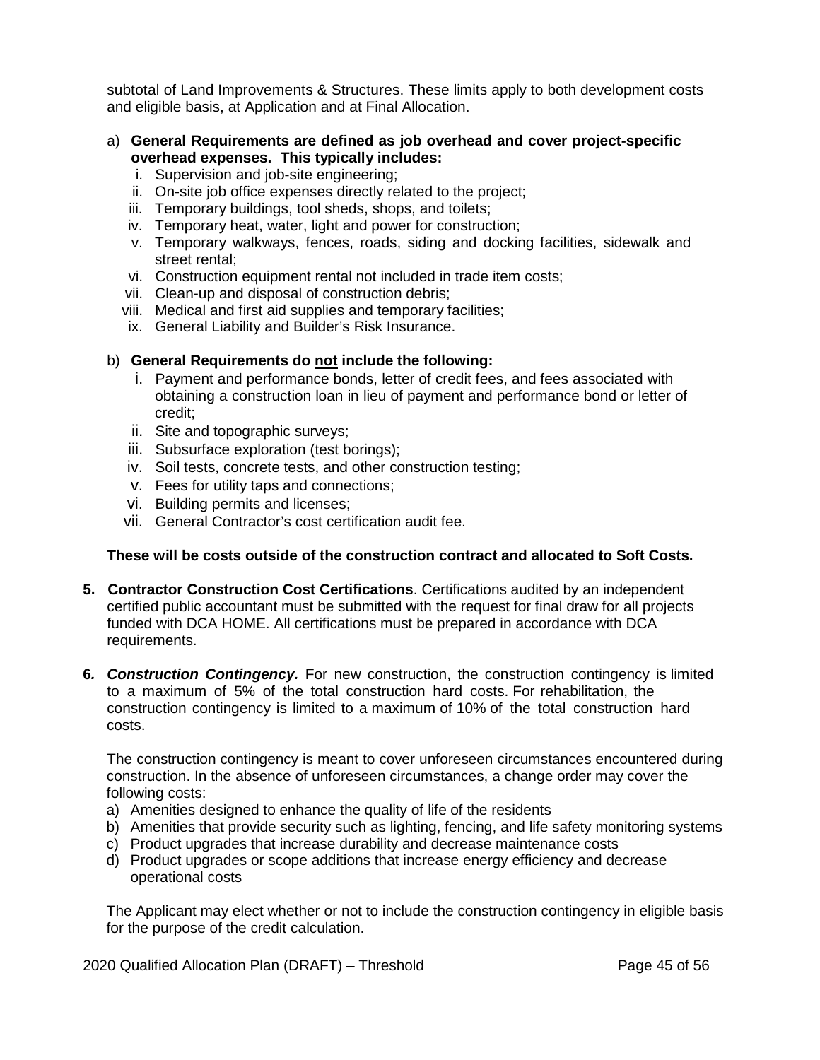subtotal of Land Improvements & Structures. These limits apply to both development costs and eligible basis, at Application and at Final Allocation.

a) **General Requirements are defined as job overhead and cover project-specific overhead expenses. This typically includes:**
   i. Supervision and job-site engineering;
   ii. On-site job office expenses directly related to the project;
   iii. Temporary buildings, tool sheds, shops, and toilets;
   iv. Temporary heat, water, light and power for construction;
   v. Temporary walkways, fences, roads, siding and docking facilities, sidewalk and street rental;
   vi. Construction equipment rental not included in trade item costs;
   vii. Clean-up and disposal of construction debris;
   viii. Medical and first aid supplies and temporary facilities;
   ix. General Liability and Builder's Risk Insurance.

b) **General Requirements do <u>not</u> include the following:**
   i. Payment and performance bonds, letter of credit fees, and fees associated with obtaining a construction loan in lieu of payment and performance bond or letter of credit;
   ii. Site and topographic surveys;
   iii. Subsurface exploration (test borings);
   iv. Soil tests, concrete tests, and other construction testing;
   v. Fees for utility taps and connections;
   vi. Building permits and licenses;
   vii. General Contractor's cost certification audit fee.

**These will be costs outside of the construction contract and allocated to Soft Costs.**

**5. Contractor Construction Cost Certifications**. Certifications audited by an independent certified public accountant must be submitted with the request for final draw for all projects funded with DCA HOME. All certifications must be prepared in accordance with DCA requirements.

**6. *Construction Contingency.*** For new construction, the construction contingency is limited to a maximum of 5% of the total construction hard costs. For rehabilitation, the construction contingency is limited to a maximum of 10% of the total construction hard costs.

The construction contingency is meant to cover unforeseen circumstances encountered during construction. In the absence of unforeseen circumstances, a change order may cover the following costs:

a) Amenities designed to enhance the quality of life of the residents
b) Amenities that provide security such as lighting, fencing, and life safety monitoring systems
c) Product upgrades that increase durability and decrease maintenance costs
d) Product upgrades or scope additions that increase energy efficiency and decrease operational costs

The Applicant may elect whether or not to include the construction contingency in eligible basis for the purpose of the credit calculation.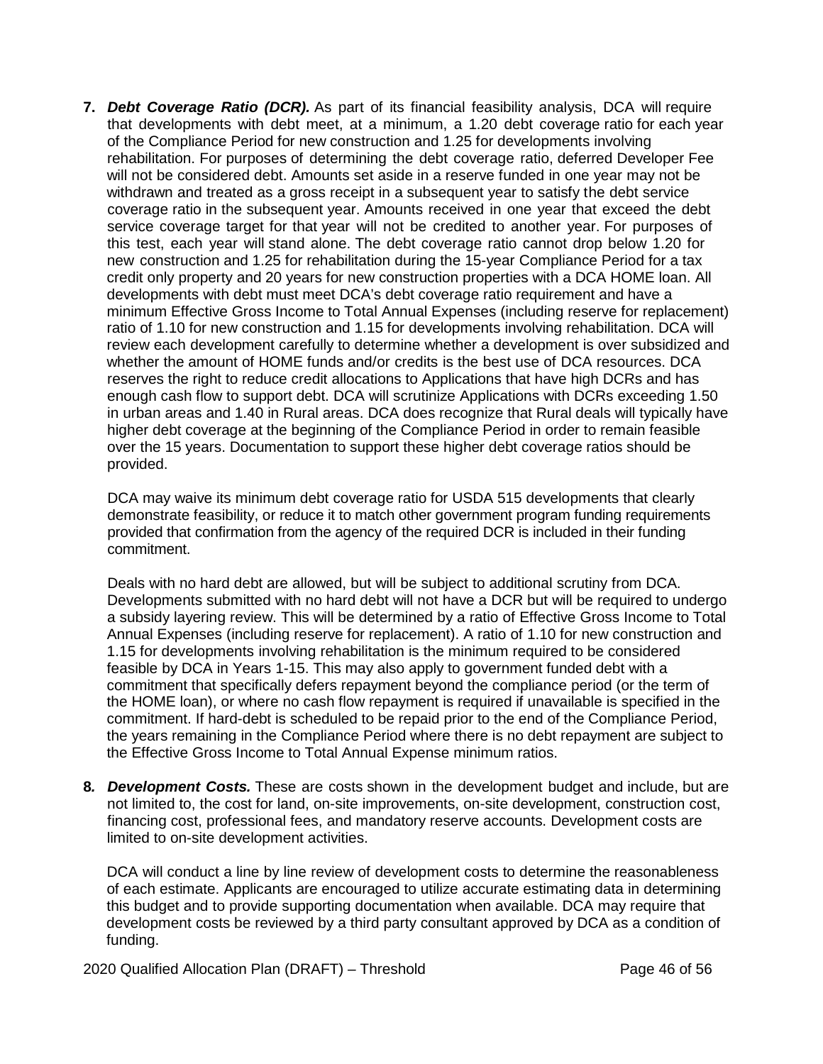7. ***Debt Coverage Ratio (DCR).*** As part of its financial feasibility analysis, DCA will require that developments with debt meet, at a minimum, a 1.20 debt coverage ratio for each year of the Compliance Period for new construction and 1.25 for developments involving rehabilitation. For purposes of determining the debt coverage ratio, deferred Developer Fee will not be considered debt. Amounts set aside in a reserve funded in one year may not be withdrawn and treated as a gross receipt in a subsequent year to satisfy the debt service coverage ratio in the subsequent year. Amounts received in one year that exceed the debt service coverage target for that year will not be credited to another year. For purposes of this test, each year will stand alone. The debt coverage ratio cannot drop below 1.20 for new construction and 1.25 for rehabilitation during the 15-year Compliance Period for a tax credit only property and 20 years for new construction properties with a DCA HOME loan. All developments with debt must meet DCA's debt coverage ratio requirement and have a minimum Effective Gross Income to Total Annual Expenses (including reserve for replacement) ratio of 1.10 for new construction and 1.15 for developments involving rehabilitation. DCA will review each development carefully to determine whether a development is over subsidized and whether the amount of HOME funds and/or credits is the best use of DCA resources. DCA reserves the right to reduce credit allocations to Applications that have high DCRs and has enough cash flow to support debt. DCA will scrutinize Applications with DCRs exceeding 1.50 in urban areas and 1.40 in Rural areas. DCA does recognize that Rural deals will typically have higher debt coverage at the beginning of the Compliance Period in order to remain feasible over the 15 years. Documentation to support these higher debt coverage ratios should be provided.

   DCA may waive its minimum debt coverage ratio for USDA 515 developments that clearly demonstrate feasibility, or reduce it to match other government program funding requirements provided that confirmation from the agency of the required DCR is included in their funding commitment.

   Deals with no hard debt are allowed, but will be subject to additional scrutiny from DCA. Developments submitted with no hard debt will not have a DCR but will be required to undergo a subsidy layering review. This will be determined by a ratio of Effective Gross Income to Total Annual Expenses (including reserve for replacement). A ratio of 1.10 for new construction and 1.15 for developments involving rehabilitation is the minimum required to be considered feasible by DCA in Years 1-15. This may also apply to government funded debt with a commitment that specifically defers repayment beyond the compliance period (or the term of the HOME loan), or where no cash flow repayment is required if unavailable is specified in the commitment. If hard-debt is scheduled to be repaid prior to the end of the Compliance Period, the years remaining in the Compliance Period where there is no debt repayment are subject to the Effective Gross Income to Total Annual Expense minimum ratios.

8. ***Development Costs.*** These are costs shown in the development budget and include, but are not limited to, the cost for land, on-site improvements, on-site development, construction cost, financing cost, professional fees, and mandatory reserve accounts. Development costs are limited to on-site development activities.

   DCA will conduct a line by line review of development costs to determine the reasonableness of each estimate. Applicants are encouraged to utilize accurate estimating data in determining this budget and to provide supporting documentation when available. DCA may require that development costs be reviewed by a third party consultant approved by DCA as a condition of funding.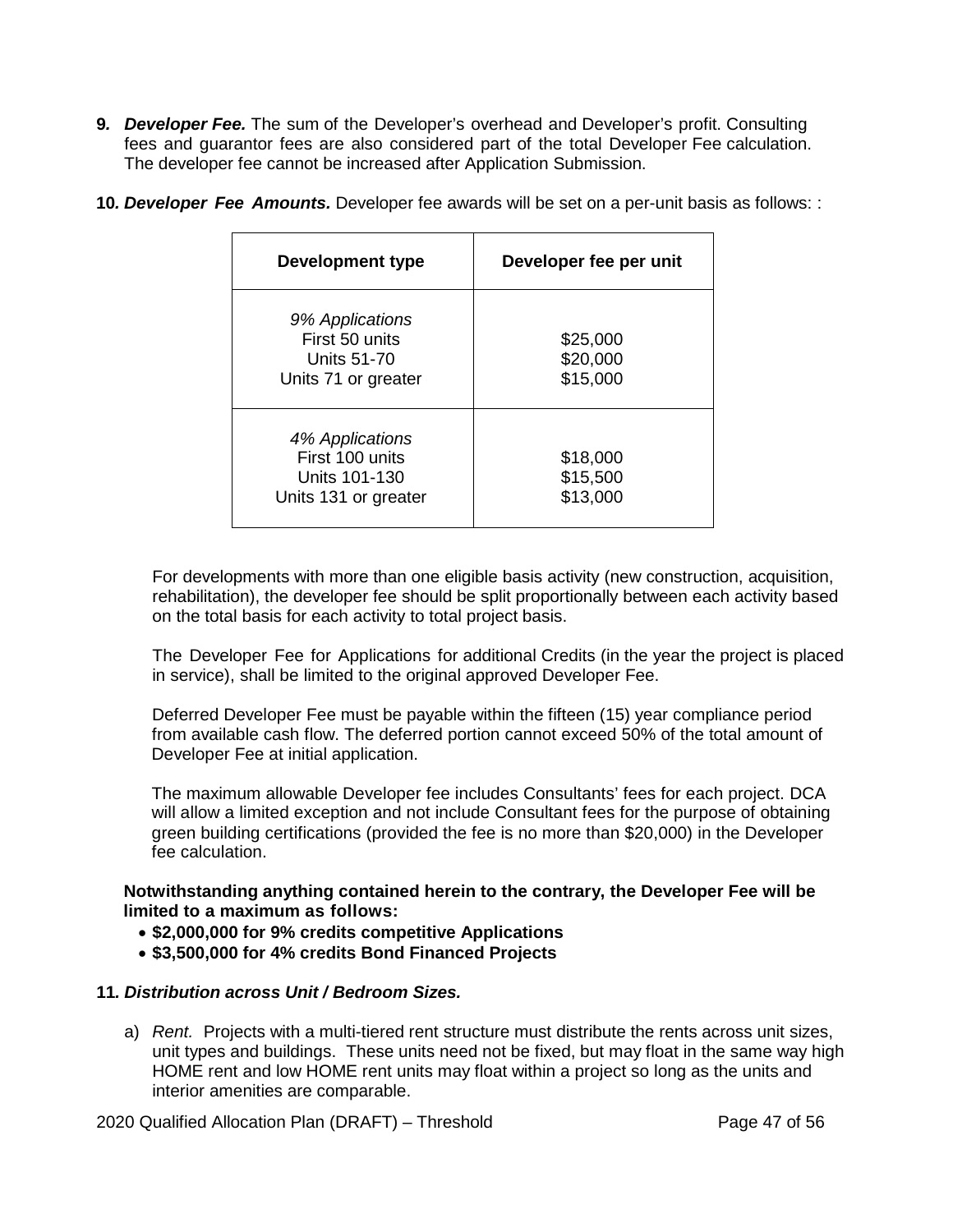**9.** ***Developer Fee.*** The sum of the Developer's overhead and Developer's profit. Consulting fees and guarantor fees are also considered part of the total Developer Fee calculation. The developer fee cannot be increased after Application Submission.

**10.** ***Developer Fee Amounts.*** Developer fee awards will be set on a per-unit basis as follows: :

| Development type | Developer fee per unit |
|---|---|
| *9% Applications*<br>First 50 units<br>Units 51-70<br>Units 71 or greater | <br>$25,000<br>$20,000<br>$15,000 |
| *4% Applications*<br>First 100 units<br>Units 101-130<br>Units 131 or greater | <br>$18,000<br>$15,500<br>$13,000 |

For developments with more than one eligible basis activity (new construction, acquisition, rehabilitation), the developer fee should be split proportionally between each activity based on the total basis for each activity to total project basis.

The Developer Fee for Applications for additional Credits (in the year the project is placed in service), shall be limited to the original approved Developer Fee.

Deferred Developer Fee must be payable within the fifteen (15) year compliance period from available cash flow. The deferred portion cannot exceed 50% of the total amount of Developer Fee at initial application.

The maximum allowable Developer fee includes Consultants' fees for each project. DCA will allow a limited exception and not include Consultant fees for the purpose of obtaining green building certifications (provided the fee is no more than $20,000) in the Developer fee calculation.

**Notwithstanding anything contained herein to the contrary, the Developer Fee will be limited to a maximum as follows:**

- **$2,000,000 for 9% credits competitive Applications**
- **$3,500,000 for 4% credits Bond Financed Projects**

**11.** ***Distribution across Unit / Bedroom Sizes.***

a) *Rent.* Projects with a multi-tiered rent structure must distribute the rents across unit sizes, unit types and buildings. These units need not be fixed, but may float in the same way high HOME rent and low HOME rent units may float within a project so long as the units and interior amenities are comparable.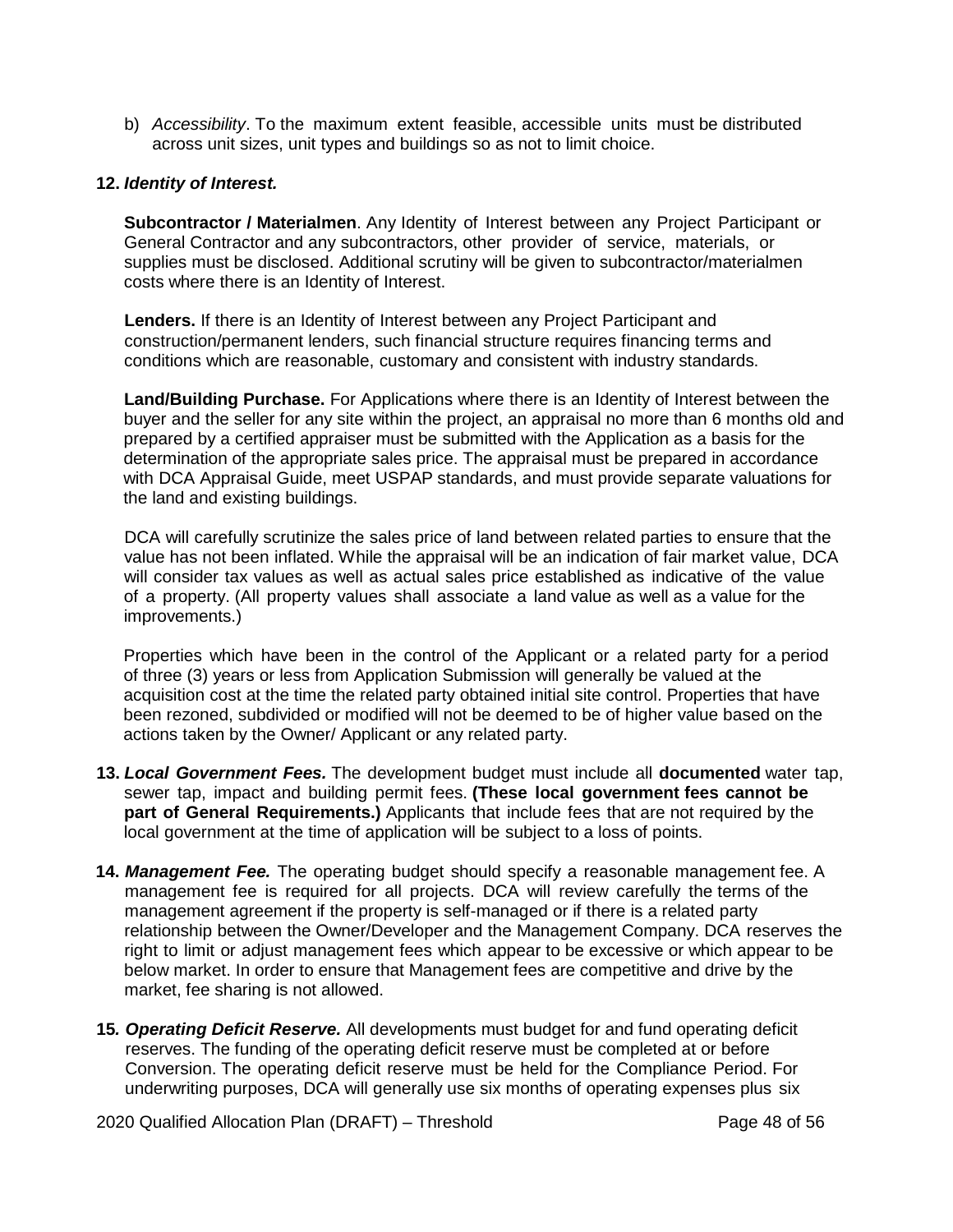b) *Accessibility*. To the maximum extent feasible, accessible units must be distributed across unit sizes, unit types and buildings so as not to limit choice.

**12. *Identity of Interest.***

**Subcontractor / Materialmen**. Any Identity of Interest between any Project Participant or General Contractor and any subcontractors, other provider of service, materials, or supplies must be disclosed. Additional scrutiny will be given to subcontractor/materialmen costs where there is an Identity of Interest.

**Lenders.** If there is an Identity of Interest between any Project Participant and construction/permanent lenders, such financial structure requires financing terms and conditions which are reasonable, customary and consistent with industry standards.

**Land/Building Purchase.** For Applications where there is an Identity of Interest between the buyer and the seller for any site within the project, an appraisal no more than 6 months old and prepared by a certified appraiser must be submitted with the Application as a basis for the determination of the appropriate sales price. The appraisal must be prepared in accordance with DCA Appraisal Guide, meet USPAP standards, and must provide separate valuations for the land and existing buildings.

DCA will carefully scrutinize the sales price of land between related parties to ensure that the value has not been inflated. While the appraisal will be an indication of fair market value, DCA will consider tax values as well as actual sales price established as indicative of the value of a property. (All property values shall associate a land value as well as a value for the improvements.)

Properties which have been in the control of the Applicant or a related party for a period of three (3) years or less from Application Submission will generally be valued at the acquisition cost at the time the related party obtained initial site control. Properties that have been rezoned, subdivided or modified will not be deemed to be of higher value based on the actions taken by the Owner/ Applicant or any related party.

**13. *Local Government Fees.*** The development budget must include all **documented** water tap, sewer tap, impact and building permit fees. **(These local government fees cannot be part of General Requirements.)** Applicants that include fees that are not required by the local government at the time of application will be subject to a loss of points.

**14. *Management Fee.*** The operating budget should specify a reasonable management fee. A management fee is required for all projects. DCA will review carefully the terms of the management agreement if the property is self-managed or if there is a related party relationship between the Owner/Developer and the Management Company. DCA reserves the right to limit or adjust management fees which appear to be excessive or which appear to be below market. In order to ensure that Management fees are competitive and drive by the market, fee sharing is not allowed.

**15. *Operating Deficit Reserve.*** All developments must budget for and fund operating deficit reserves. The funding of the operating deficit reserve must be completed at or before Conversion. The operating deficit reserve must be held for the Compliance Period. For underwriting purposes, DCA will generally use six months of operating expenses plus six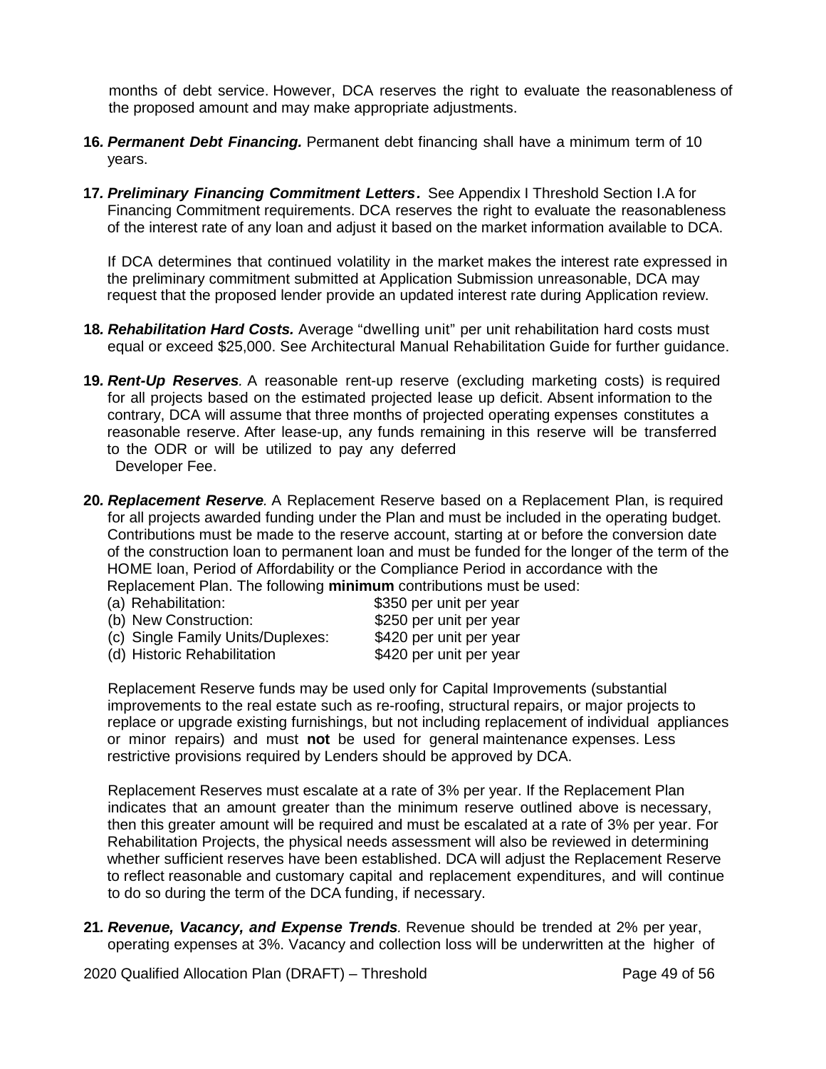months of debt service. However, DCA reserves the right to evaluate the reasonableness of the proposed amount and may make appropriate adjustments.

**16.** ***Permanent Debt Financing.*** Permanent debt financing shall have a minimum term of 10 years.

**17.** ***Preliminary Financing Commitment Letters*****.** See Appendix I Threshold Section I.A for Financing Commitment requirements. DCA reserves the right to evaluate the reasonableness of the interest rate of any loan and adjust it based on the market information available to DCA.

If DCA determines that continued volatility in the market makes the interest rate expressed in the preliminary commitment submitted at Application Submission unreasonable, DCA may request that the proposed lender provide an updated interest rate during Application review.

**18.** ***Rehabilitation Hard Costs.*** Average "dwelling unit" per unit rehabilitation hard costs must equal or exceed $25,000. See Architectural Manual Rehabilitation Guide for further guidance.

**19.** ***Rent-Up Reserves*.** A reasonable rent-up reserve (excluding marketing costs) is required for all projects based on the estimated projected lease up deficit. Absent information to the contrary, DCA will assume that three months of projected operating expenses constitutes a reasonable reserve. After lease-up, any funds remaining in this reserve will be transferred to the ODR or will be utilized to pay any deferred Developer Fee.

**20.** ***Replacement Reserve*.** A Replacement Reserve based on a Replacement Plan, is required for all projects awarded funding under the Plan and must be included in the operating budget. Contributions must be made to the reserve account, starting at or before the conversion date of the construction loan to permanent loan and must be funded for the longer of the term of the HOME loan, Period of Affordability or the Compliance Period in accordance with the Replacement Plan. The following **minimum** contributions must be used:

| | |
|---|---|
| (a) Rehabilitation: | $350 per unit per year |
| (b) New Construction: | $250 per unit per year |
| (c) Single Family Units/Duplexes: | $420 per unit per year |
| (d) Historic Rehabilitation | $420 per unit per year |

Replacement Reserve funds may be used only for Capital Improvements (substantial improvements to the real estate such as re-roofing, structural repairs, or major projects to replace or upgrade existing furnishings, but not including replacement of individual appliances or minor repairs) and must **not** be used for general maintenance expenses. Less restrictive provisions required by Lenders should be approved by DCA.

Replacement Reserves must escalate at a rate of 3% per year. If the Replacement Plan indicates that an amount greater than the minimum reserve outlined above is necessary, then this greater amount will be required and must be escalated at a rate of 3% per year. For Rehabilitation Projects, the physical needs assessment will also be reviewed in determining whether sufficient reserves have been established. DCA will adjust the Replacement Reserve to reflect reasonable and customary capital and replacement expenditures, and will continue to do so during the term of the DCA funding, if necessary.

**21.** ***Revenue, Vacancy, and Expense Trends*.** Revenue should be trended at 2% per year, operating expenses at 3%. Vacancy and collection loss will be underwritten at the higher of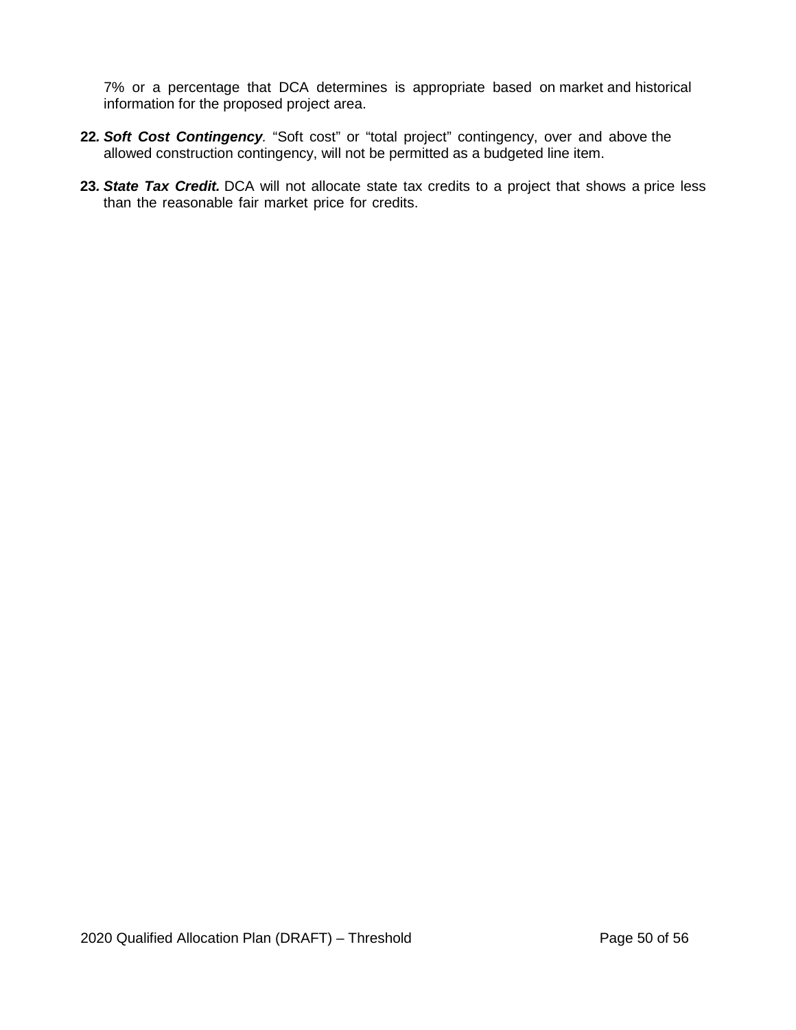7% or a percentage that DCA determines is appropriate based on market and historical information for the proposed project area.

22. ***Soft Cost Contingency***. "Soft cost" or "total project" contingency, over and above the allowed construction contingency, will not be permitted as a budgeted line item.

23. ***State Tax Credit.*** DCA will not allocate state tax credits to a project that shows a price less than the reasonable fair market price for credits.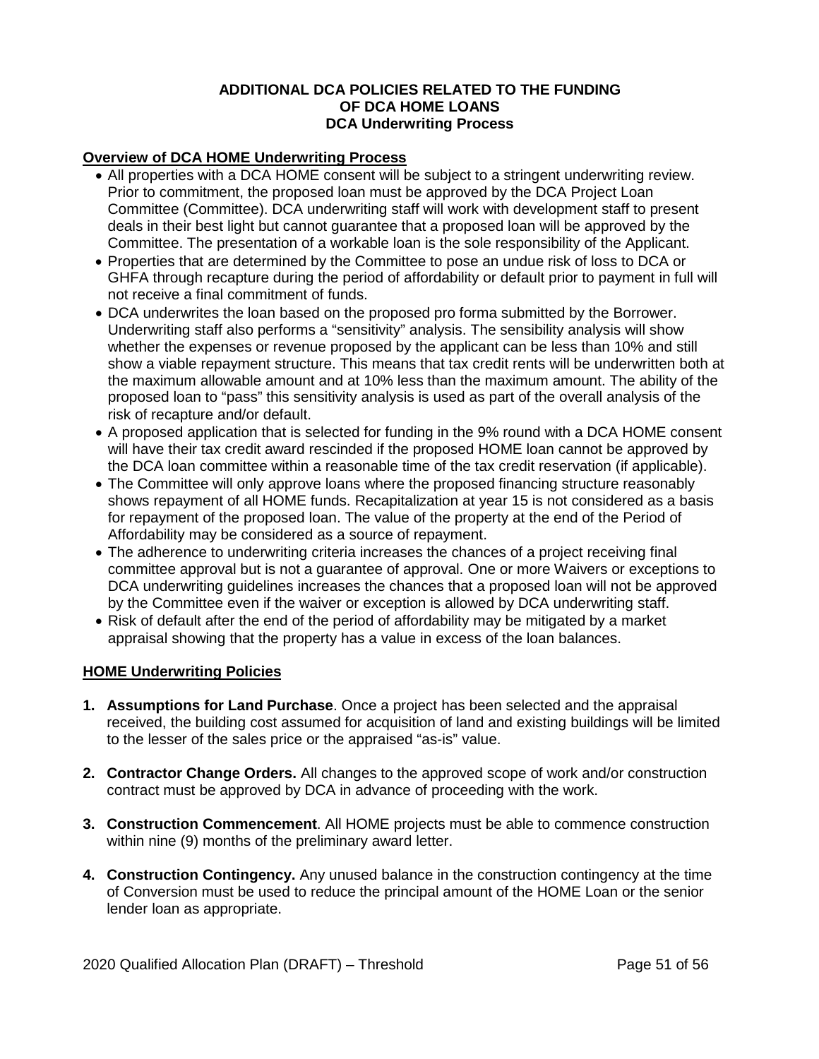# ADDITIONAL DCA POLICIES RELATED TO THE FUNDING OF DCA HOME LOANS
## DCA Underwriting Process

**Overview of DCA HOME Underwriting Process**

- All properties with a DCA HOME consent will be subject to a stringent underwriting review. Prior to commitment, the proposed loan must be approved by the DCA Project Loan Committee (Committee). DCA underwriting staff will work with development staff to present deals in their best light but cannot guarantee that a proposed loan will be approved by the Committee. The presentation of a workable loan is the sole responsibility of the Applicant.
- Properties that are determined by the Committee to pose an undue risk of loss to DCA or GHFA through recapture during the period of affordability or default prior to payment in full will not receive a final commitment of funds.
- DCA underwrites the loan based on the proposed pro forma submitted by the Borrower. Underwriting staff also performs a "sensitivity" analysis. The sensibility analysis will show whether the expenses or revenue proposed by the applicant can be less than 10% and still show a viable repayment structure. This means that tax credit rents will be underwritten both at the maximum allowable amount and at 10% less than the maximum amount. The ability of the proposed loan to "pass" this sensitivity analysis is used as part of the overall analysis of the risk of recapture and/or default.
- A proposed application that is selected for funding in the 9% round with a DCA HOME consent will have their tax credit award rescinded if the proposed HOME loan cannot be approved by the DCA loan committee within a reasonable time of the tax credit reservation (if applicable).
- The Committee will only approve loans where the proposed financing structure reasonably shows repayment of all HOME funds. Recapitalization at year 15 is not considered as a basis for repayment of the proposed loan. The value of the property at the end of the Period of Affordability may be considered as a source of repayment.
- The adherence to underwriting criteria increases the chances of a project receiving final committee approval but is not a guarantee of approval. One or more Waivers or exceptions to DCA underwriting guidelines increases the chances that a proposed loan will not be approved by the Committee even if the waiver or exception is allowed by DCA underwriting staff.
- Risk of default after the end of the period of affordability may be mitigated by a market appraisal showing that the property has a value in excess of the loan balances.

**HOME Underwriting Policies**

1. **Assumptions for Land Purchase**. Once a project has been selected and the appraisal received, the building cost assumed for acquisition of land and existing buildings will be limited to the lesser of the sales price or the appraised "as-is" value.

2. **Contractor Change Orders.** All changes to the approved scope of work and/or construction contract must be approved by DCA in advance of proceeding with the work.

3. **Construction Commencement**. All HOME projects must be able to commence construction within nine (9) months of the preliminary award letter.

4. **Construction Contingency.** Any unused balance in the construction contingency at the time of Conversion must be used to reduce the principal amount of the HOME Loan or the senior lender loan as appropriate.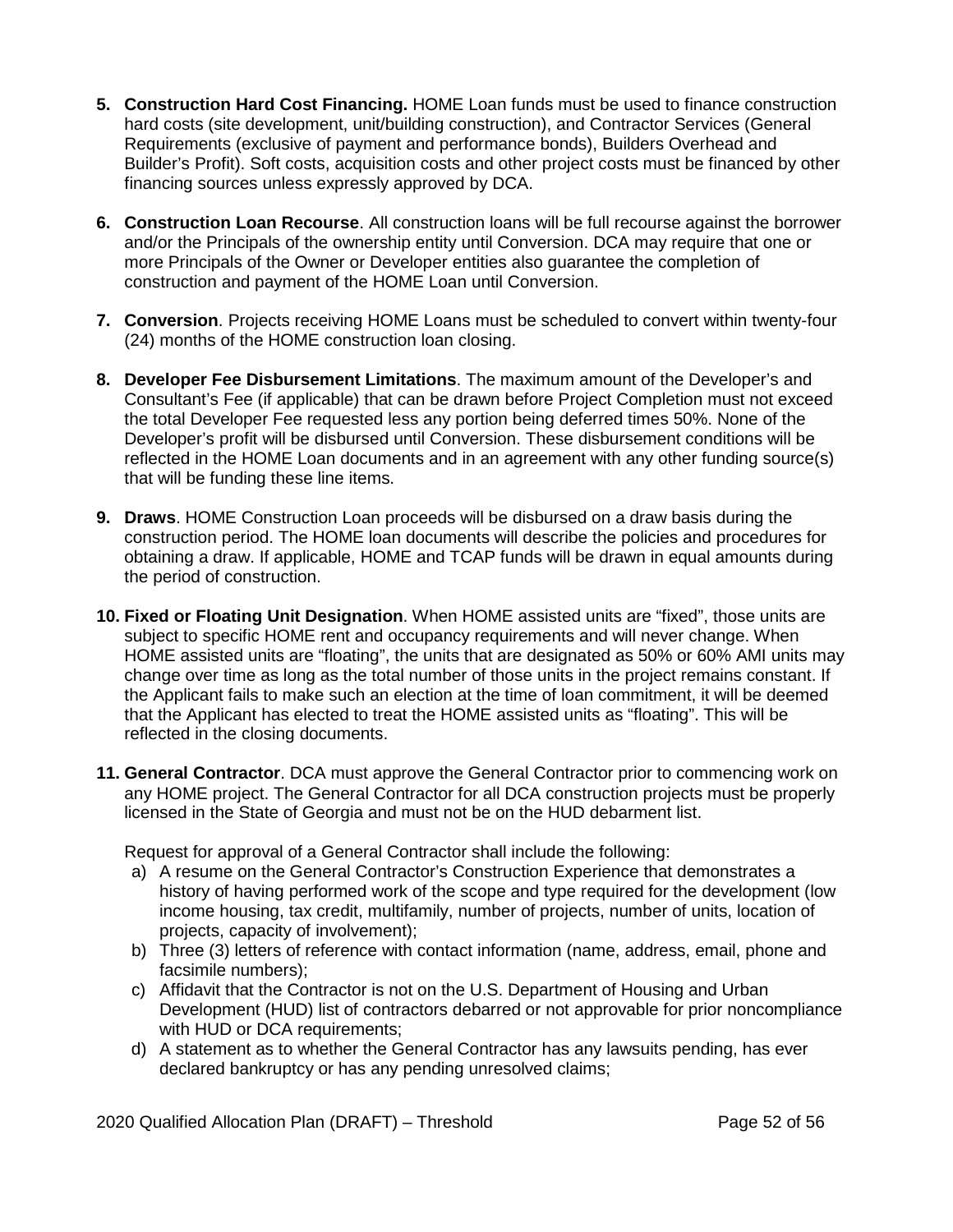5. **Construction Hard Cost Financing.** HOME Loan funds must be used to finance construction hard costs (site development, unit/building construction), and Contractor Services (General Requirements (exclusive of payment and performance bonds), Builders Overhead and Builder's Profit). Soft costs, acquisition costs and other project costs must be financed by other financing sources unless expressly approved by DCA.

6. **Construction Loan Recourse**. All construction loans will be full recourse against the borrower and/or the Principals of the ownership entity until Conversion. DCA may require that one or more Principals of the Owner or Developer entities also guarantee the completion of construction and payment of the HOME Loan until Conversion.

7. **Conversion**. Projects receiving HOME Loans must be scheduled to convert within twenty-four (24) months of the HOME construction loan closing.

8. **Developer Fee Disbursement Limitations**. The maximum amount of the Developer's and Consultant's Fee (if applicable) that can be drawn before Project Completion must not exceed the total Developer Fee requested less any portion being deferred times 50%. None of the Developer's profit will be disbursed until Conversion. These disbursement conditions will be reflected in the HOME Loan documents and in an agreement with any other funding source(s) that will be funding these line items.

9. **Draws**. HOME Construction Loan proceeds will be disbursed on a draw basis during the construction period. The HOME loan documents will describe the policies and procedures for obtaining a draw. If applicable, HOME and TCAP funds will be drawn in equal amounts during the period of construction.

10. **Fixed or Floating Unit Designation**. When HOME assisted units are "fixed", those units are subject to specific HOME rent and occupancy requirements and will never change. When HOME assisted units are "floating", the units that are designated as 50% or 60% AMI units may change over time as long as the total number of those units in the project remains constant. If the Applicant fails to make such an election at the time of loan commitment, it will be deemed that the Applicant has elected to treat the HOME assisted units as "floating". This will be reflected in the closing documents.

11. **General Contractor**. DCA must approve the General Contractor prior to commencing work on any HOME project. The General Contractor for all DCA construction projects must be properly licensed in the State of Georgia and must not be on the HUD debarment list.

    Request for approval of a General Contractor shall include the following:

    a) A resume on the General Contractor's Construction Experience that demonstrates a history of having performed work of the scope and type required for the development (low income housing, tax credit, multifamily, number of projects, number of units, location of projects, capacity of involvement);
    b) Three (3) letters of reference with contact information (name, address, email, phone and facsimile numbers);
    c) Affidavit that the Contractor is not on the U.S. Department of Housing and Urban Development (HUD) list of contractors debarred or not approvable for prior noncompliance with HUD or DCA requirements;
    d) A statement as to whether the General Contractor has any lawsuits pending, has ever declared bankruptcy or has any pending unresolved claims;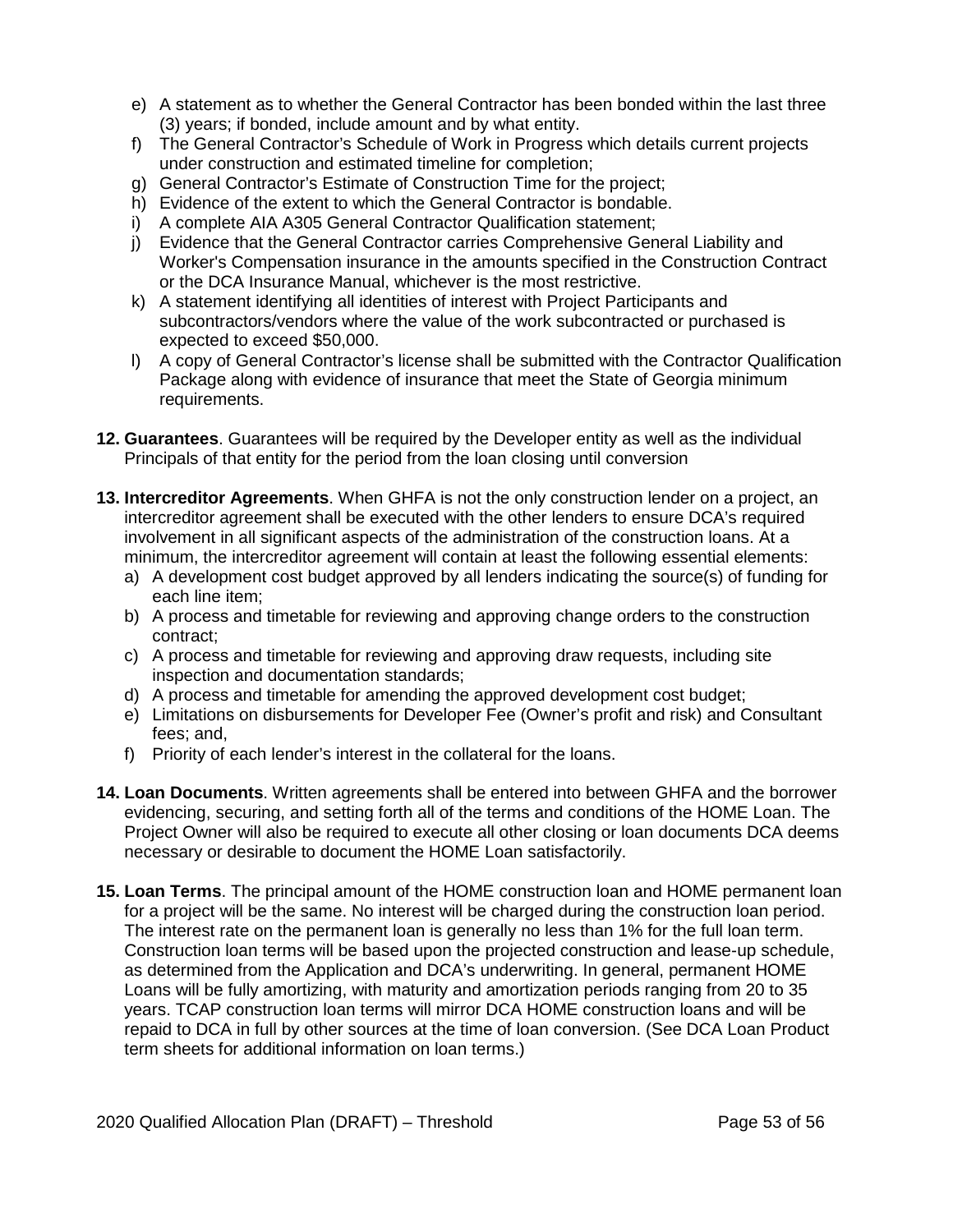e) A statement as to whether the General Contractor has been bonded within the last three (3) years; if bonded, include amount and by what entity.
f) The General Contractor's Schedule of Work in Progress which details current projects under construction and estimated timeline for completion;
g) General Contractor's Estimate of Construction Time for the project;
h) Evidence of the extent to which the General Contractor is bondable.
i) A complete AIA A305 General Contractor Qualification statement;
j) Evidence that the General Contractor carries Comprehensive General Liability and Worker's Compensation insurance in the amounts specified in the Construction Contract or the DCA Insurance Manual, whichever is the most restrictive.
k) A statement identifying all identities of interest with Project Participants and subcontractors/vendors where the value of the work subcontracted or purchased is expected to exceed $50,000.
l) A copy of General Contractor's license shall be submitted with the Contractor Qualification Package along with evidence of insurance that meet the State of Georgia minimum requirements.

**12. Guarantees**. Guarantees will be required by the Developer entity as well as the individual Principals of that entity for the period from the loan closing until conversion

**13. Intercreditor Agreements**. When GHFA is not the only construction lender on a project, an intercreditor agreement shall be executed with the other lenders to ensure DCA's required involvement in all significant aspects of the administration of the construction loans. At a minimum, the intercreditor agreement will contain at least the following essential elements:

a) A development cost budget approved by all lenders indicating the source(s) of funding for each line item;
b) A process and timetable for reviewing and approving change orders to the construction contract;
c) A process and timetable for reviewing and approving draw requests, including site inspection and documentation standards;
d) A process and timetable for amending the approved development cost budget;
e) Limitations on disbursements for Developer Fee (Owner's profit and risk) and Consultant fees; and,
f) Priority of each lender's interest in the collateral for the loans.

**14. Loan Documents**. Written agreements shall be entered into between GHFA and the borrower evidencing, securing, and setting forth all of the terms and conditions of the HOME Loan. The Project Owner will also be required to execute all other closing or loan documents DCA deems necessary or desirable to document the HOME Loan satisfactorily.

**15. Loan Terms**. The principal amount of the HOME construction loan and HOME permanent loan for a project will be the same. No interest will be charged during the construction loan period. The interest rate on the permanent loan is generally no less than 1% for the full loan term. Construction loan terms will be based upon the projected construction and lease-up schedule, as determined from the Application and DCA's underwriting. In general, permanent HOME Loans will be fully amortizing, with maturity and amortization periods ranging from 20 to 35 years. TCAP construction loan terms will mirror DCA HOME construction loans and will be repaid to DCA in full by other sources at the time of loan conversion. (See DCA Loan Product term sheets for additional information on loan terms.)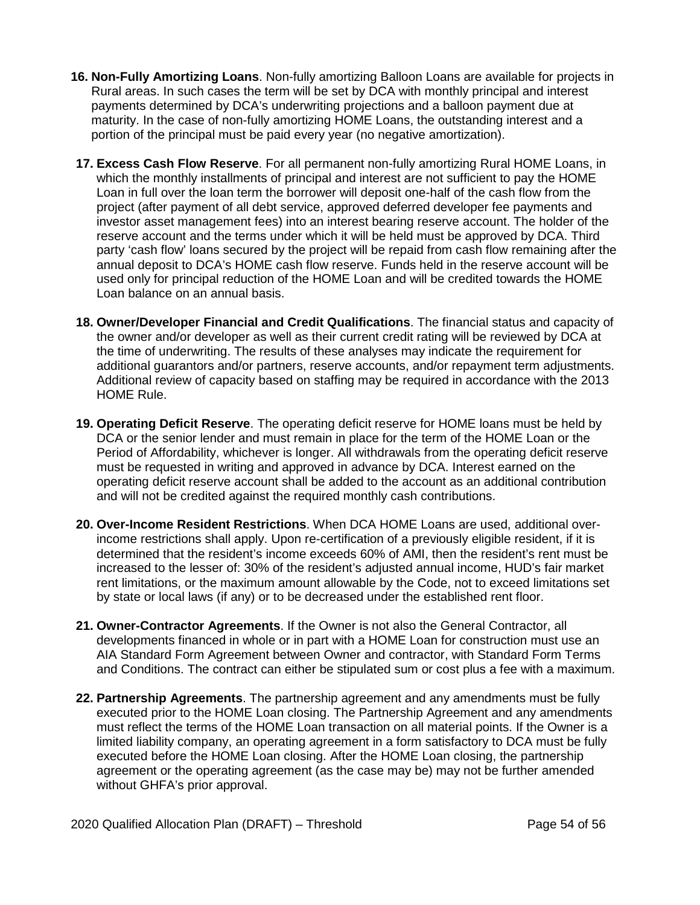16. **Non-Fully Amortizing Loans**. Non-fully amortizing Balloon Loans are available for projects in Rural areas. In such cases the term will be set by DCA with monthly principal and interest payments determined by DCA's underwriting projections and a balloon payment due at maturity. In the case of non-fully amortizing HOME Loans, the outstanding interest and a portion of the principal must be paid every year (no negative amortization).

17. **Excess Cash Flow Reserve**. For all permanent non-fully amortizing Rural HOME Loans, in which the monthly installments of principal and interest are not sufficient to pay the HOME Loan in full over the loan term the borrower will deposit one-half of the cash flow from the project (after payment of all debt service, approved deferred developer fee payments and investor asset management fees) into an interest bearing reserve account. The holder of the reserve account and the terms under which it will be held must be approved by DCA. Third party 'cash flow' loans secured by the project will be repaid from cash flow remaining after the annual deposit to DCA's HOME cash flow reserve. Funds held in the reserve account will be used only for principal reduction of the HOME Loan and will be credited towards the HOME Loan balance on an annual basis.

18. **Owner/Developer Financial and Credit Qualifications**. The financial status and capacity of the owner and/or developer as well as their current credit rating will be reviewed by DCA at the time of underwriting. The results of these analyses may indicate the requirement for additional guarantors and/or partners, reserve accounts, and/or repayment term adjustments. Additional review of capacity based on staffing may be required in accordance with the 2013 HOME Rule.

19. **Operating Deficit Reserve**. The operating deficit reserve for HOME loans must be held by DCA or the senior lender and must remain in place for the term of the HOME Loan or the Period of Affordability, whichever is longer. All withdrawals from the operating deficit reserve must be requested in writing and approved in advance by DCA. Interest earned on the operating deficit reserve account shall be added to the account as an additional contribution and will not be credited against the required monthly cash contributions.

20. **Over-Income Resident Restrictions**. When DCA HOME Loans are used, additional over-income restrictions shall apply. Upon re-certification of a previously eligible resident, if it is determined that the resident's income exceeds 60% of AMI, then the resident's rent must be increased to the lesser of: 30% of the resident's adjusted annual income, HUD's fair market rent limitations, or the maximum amount allowable by the Code, not to exceed limitations set by state or local laws (if any) or to be decreased under the established rent floor.

21. **Owner-Contractor Agreements**. If the Owner is not also the General Contractor, all developments financed in whole or in part with a HOME Loan for construction must use an AIA Standard Form Agreement between Owner and contractor, with Standard Form Terms and Conditions. The contract can either be stipulated sum or cost plus a fee with a maximum.

22. **Partnership Agreements**. The partnership agreement and any amendments must be fully executed prior to the HOME Loan closing. The Partnership Agreement and any amendments must reflect the terms of the HOME Loan transaction on all material points. If the Owner is a limited liability company, an operating agreement in a form satisfactory to DCA must be fully executed before the HOME Loan closing. After the HOME Loan closing, the partnership agreement or the operating agreement (as the case may be) may not be further amended without GHFA's prior approval.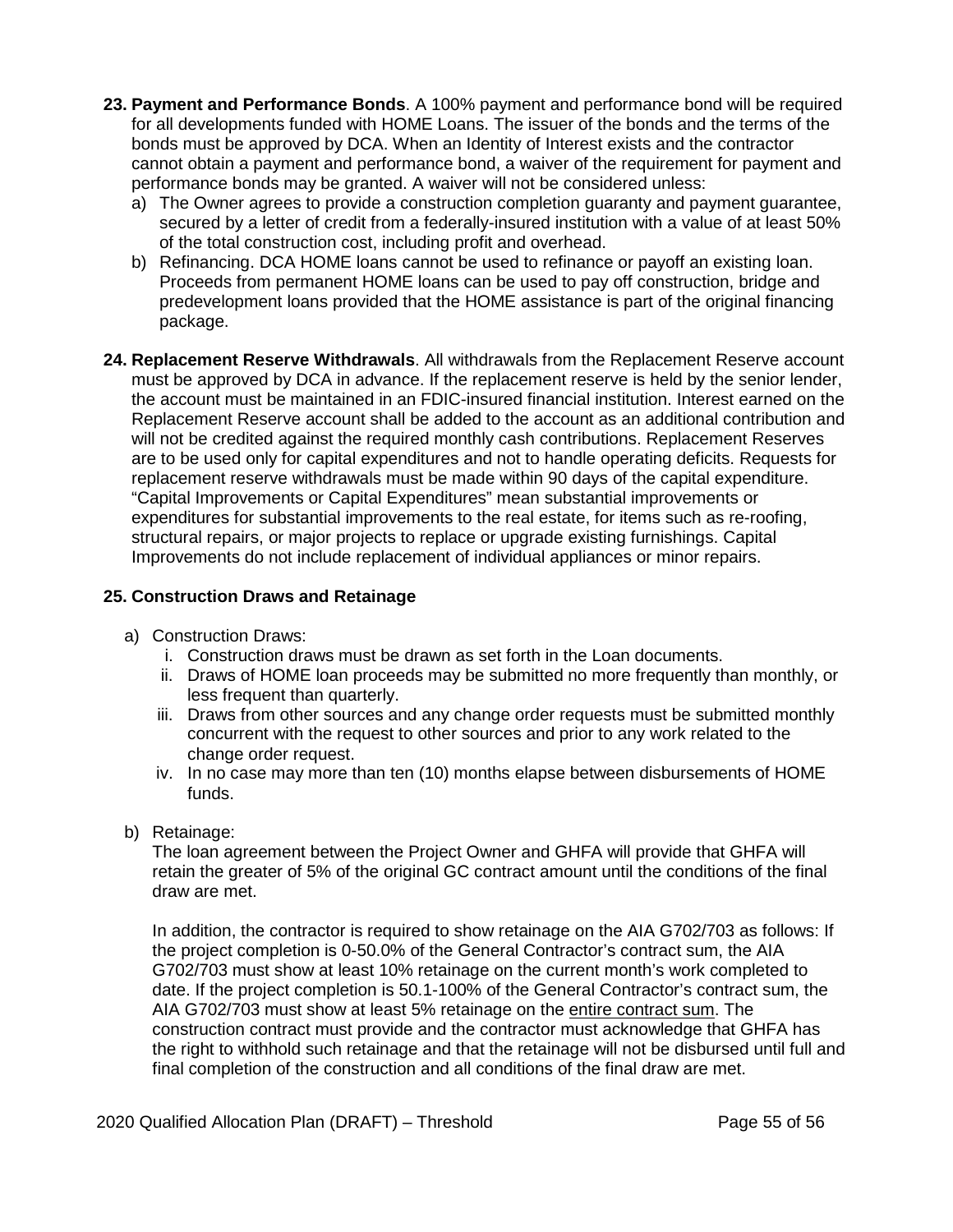**23. Payment and Performance Bonds**. A 100% payment and performance bond will be required for all developments funded with HOME Loans. The issuer of the bonds and the terms of the bonds must be approved by DCA. When an Identity of Interest exists and the contractor cannot obtain a payment and performance bond, a waiver of the requirement for payment and performance bonds may be granted. A waiver will not be considered unless:

a) The Owner agrees to provide a construction completion guaranty and payment guarantee, secured by a letter of credit from a federally-insured institution with a value of at least 50% of the total construction cost, including profit and overhead.
b) Refinancing. DCA HOME loans cannot be used to refinance or payoff an existing loan. Proceeds from permanent HOME loans can be used to pay off construction, bridge and predevelopment loans provided that the HOME assistance is part of the original financing package.

**24. Replacement Reserve Withdrawals**. All withdrawals from the Replacement Reserve account must be approved by DCA in advance. If the replacement reserve is held by the senior lender, the account must be maintained in an FDIC-insured financial institution. Interest earned on the Replacement Reserve account shall be added to the account as an additional contribution and will not be credited against the required monthly cash contributions. Replacement Reserves are to be used only for capital expenditures and not to handle operating deficits. Requests for replacement reserve withdrawals must be made within 90 days of the capital expenditure. "Capital Improvements or Capital Expenditures" mean substantial improvements or expenditures for substantial improvements to the real estate, for items such as re-roofing, structural repairs, or major projects to replace or upgrade existing furnishings. Capital Improvements do not include replacement of individual appliances or minor repairs.

**25. Construction Draws and Retainage**

a) Construction Draws:
   i. Construction draws must be drawn as set forth in the Loan documents.
   ii. Draws of HOME loan proceeds may be submitted no more frequently than monthly, or less frequent than quarterly.
   iii. Draws from other sources and any change order requests must be submitted monthly concurrent with the request to other sources and prior to any work related to the change order request.
   iv. In no case may more than ten (10) months elapse between disbursements of HOME funds.

b) Retainage:
   The loan agreement between the Project Owner and GHFA will provide that GHFA will retain the greater of 5% of the original GC contract amount until the conditions of the final draw are met.

   In addition, the contractor is required to show retainage on the AIA G702/703 as follows: If the project completion is 0-50.0% of the General Contractor's contract sum, the AIA G702/703 must show at least 10% retainage on the current month's work completed to date. If the project completion is 50.1-100% of the General Contractor's contract sum, the AIA G702/703 must show at least 5% retainage on the entire contract sum. The construction contract must provide and the contractor must acknowledge that GHFA has the right to withhold such retainage and that the retainage will not be disbursed until full and final completion of the construction and all conditions of the final draw are met.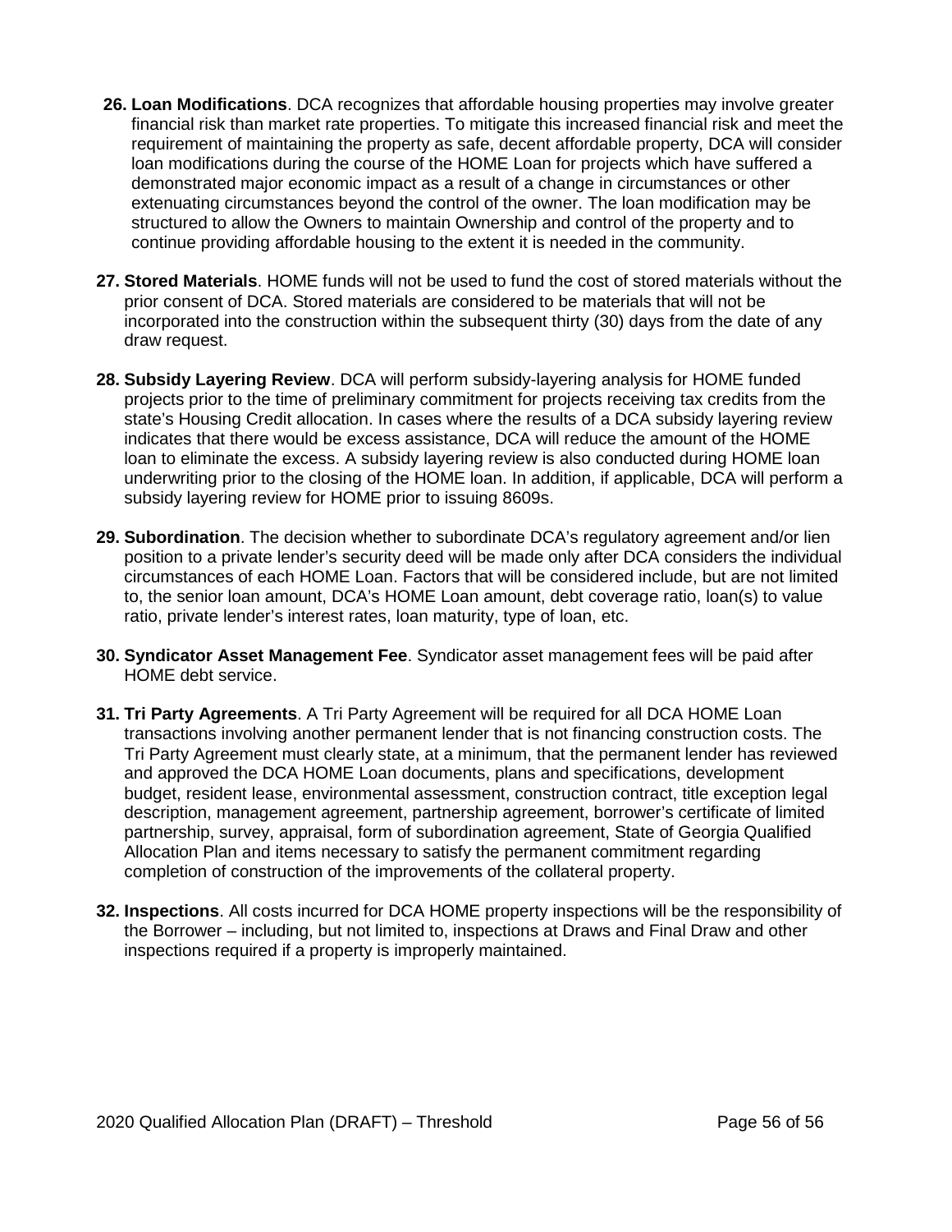26. **Loan Modifications**. DCA recognizes that affordable housing properties may involve greater financial risk than market rate properties. To mitigate this increased financial risk and meet the requirement of maintaining the property as safe, decent affordable property, DCA will consider loan modifications during the course of the HOME Loan for projects which have suffered a demonstrated major economic impact as a result of a change in circumstances or other extenuating circumstances beyond the control of the owner. The loan modification may be structured to allow the Owners to maintain Ownership and control of the property and to continue providing affordable housing to the extent it is needed in the community.

27. **Stored Materials**. HOME funds will not be used to fund the cost of stored materials without the prior consent of DCA. Stored materials are considered to be materials that will not be incorporated into the construction within the subsequent thirty (30) days from the date of any draw request.

28. **Subsidy Layering Review**. DCA will perform subsidy-layering analysis for HOME funded projects prior to the time of preliminary commitment for projects receiving tax credits from the state's Housing Credit allocation. In cases where the results of a DCA subsidy layering review indicates that there would be excess assistance, DCA will reduce the amount of the HOME loan to eliminate the excess. A subsidy layering review is also conducted during HOME loan underwriting prior to the closing of the HOME loan. In addition, if applicable, DCA will perform a subsidy layering review for HOME prior to issuing 8609s.

29. **Subordination**. The decision whether to subordinate DCA's regulatory agreement and/or lien position to a private lender's security deed will be made only after DCA considers the individual circumstances of each HOME Loan. Factors that will be considered include, but are not limited to, the senior loan amount, DCA's HOME Loan amount, debt coverage ratio, loan(s) to value ratio, private lender's interest rates, loan maturity, type of loan, etc.

30. **Syndicator Asset Management Fee**. Syndicator asset management fees will be paid after HOME debt service.

31. **Tri Party Agreements**. A Tri Party Agreement will be required for all DCA HOME Loan transactions involving another permanent lender that is not financing construction costs. The Tri Party Agreement must clearly state, at a minimum, that the permanent lender has reviewed and approved the DCA HOME Loan documents, plans and specifications, development budget, resident lease, environmental assessment, construction contract, title exception legal description, management agreement, partnership agreement, borrower's certificate of limited partnership, survey, appraisal, form of subordination agreement, State of Georgia Qualified Allocation Plan and items necessary to satisfy the permanent commitment regarding completion of construction of the improvements of the collateral property.

32. **Inspections**. All costs incurred for DCA HOME property inspections will be the responsibility of the Borrower – including, but not limited to, inspections at Draws and Final Draw and other inspections required if a property is improperly maintained.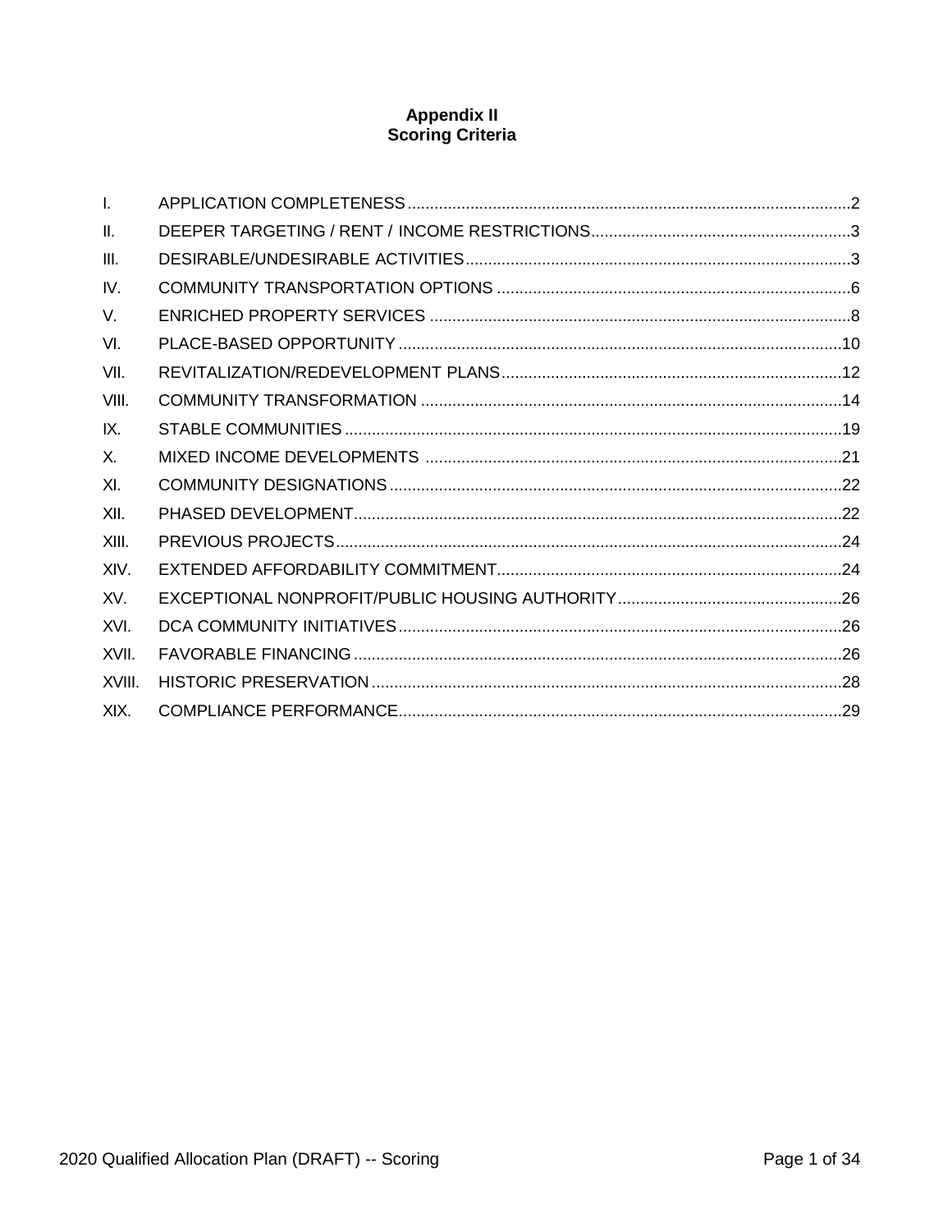# Appendix II
## Scoring Criteria

| | | |
|---|---|---|
| I. | APPLICATION COMPLETENESS | 2 |
| II. | DEEPER TARGETING / RENT / INCOME RESTRICTIONS | 3 |
| III. | DESIRABLE/UNDESIRABLE ACTIVITIES | 3 |
| IV. | COMMUNITY TRANSPORTATION OPTIONS | 6 |
| V. | ENRICHED PROPERTY SERVICES | 8 |
| VI. | PLACE-BASED OPPORTUNITY | 10 |
| VII. | REVITALIZATION/REDEVELOPMENT PLANS | 12 |
| VIII. | COMMUNITY TRANSFORMATION | 14 |
| IX. | STABLE COMMUNITIES | 19 |
| X. | MIXED INCOME DEVELOPMENTS | 21 |
| XI. | COMMUNITY DESIGNATIONS | 22 |
| XII. | PHASED DEVELOPMENT | 22 |
| XIII. | PREVIOUS PROJECTS | 24 |
| XIV. | EXTENDED AFFORDABILITY COMMITMENT | 24 |
| XV. | EXCEPTIONAL NONPROFIT/PUBLIC HOUSING AUTHORITY | 26 |
| XVI. | DCA COMMUNITY INITIATIVES | 26 |
| XVII. | FAVORABLE FINANCING | 26 |
| XVIII. | HISTORIC PRESERVATION | 28 |
| XIX. | COMPLIANCE PERFORMANCE | 29 |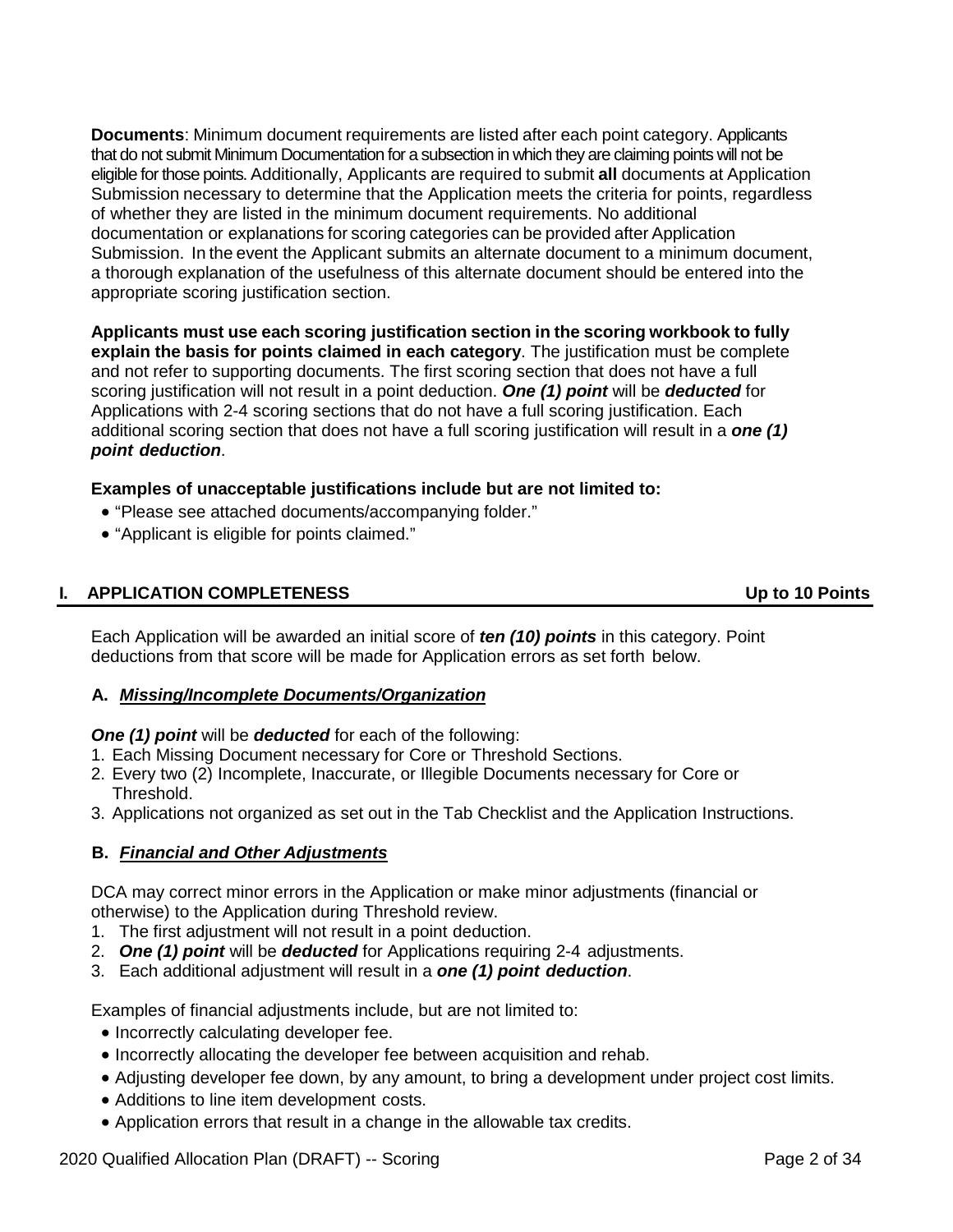**Documents**: Minimum document requirements are listed after each point category. Applicants that do not submit Minimum Documentation for a subsection in which they are claiming points will not be eligible for those points. Additionally, Applicants are required to submit **all** documents at Application Submission necessary to determine that the Application meets the criteria for points, regardless of whether they are listed in the minimum document requirements. No additional documentation or explanations for scoring categories can be provided after Application Submission. In the event the Applicant submits an alternate document to a minimum document, a thorough explanation of the usefulness of this alternate document should be entered into the appropriate scoring justification section.

**Applicants must use each scoring justification section in the scoring workbook to fully explain the basis for points claimed in each category**. The justification must be complete and not refer to supporting documents. The first scoring section that does not have a full scoring justification will not result in a point deduction. ***One (1) point*** will be ***deducted*** for Applications with 2-4 scoring sections that do not have a full scoring justification. Each additional scoring section that does not have a full scoring justification will result in a ***one (1) point deduction***.

**Examples of unacceptable justifications include but are not limited to:**

- "Please see attached documents/accompanying folder."
- "Applicant is eligible for points claimed."

## I. APPLICATION COMPLETENESS — Up to 10 Points

Each Application will be awarded an initial score of ***ten (10) points*** in this category. Point deductions from that score will be made for Application errors as set forth below.

### A. ***Missing/Incomplete Documents/Organization***

***One (1) point*** will be ***deducted*** for each of the following:

1. Each Missing Document necessary for Core or Threshold Sections.
2. Every two (2) Incomplete, Inaccurate, or Illegible Documents necessary for Core or Threshold.
3. Applications not organized as set out in the Tab Checklist and the Application Instructions.

### B. ***Financial and Other Adjustments***

DCA may correct minor errors in the Application or make minor adjustments (financial or otherwise) to the Application during Threshold review.

1. The first adjustment will not result in a point deduction.
2. ***One (1) point*** will be ***deducted*** for Applications requiring 2-4 adjustments.
3. Each additional adjustment will result in a ***one (1) point deduction***.

Examples of financial adjustments include, but are not limited to:

- Incorrectly calculating developer fee.
- Incorrectly allocating the developer fee between acquisition and rehab.
- Adjusting developer fee down, by any amount, to bring a development under project cost limits.
- Additions to line item development costs.
- Application errors that result in a change in the allowable tax credits.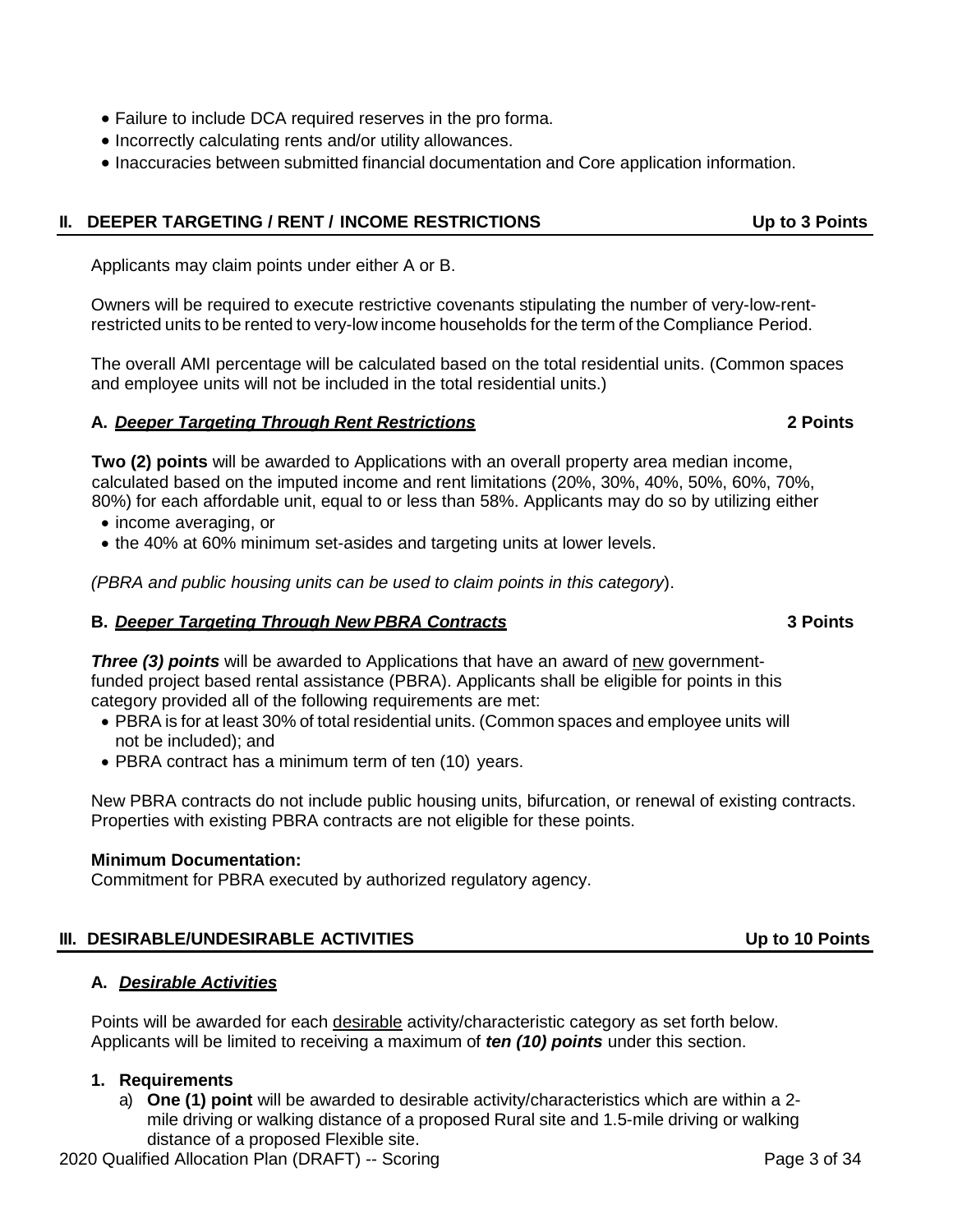- Failure to include DCA required reserves in the pro forma.
- Incorrectly calculating rents and/or utility allowances.
- Inaccuracies between submitted financial documentation and Core application information.

## II. DEEPER TARGETING / RENT / INCOME RESTRICTIONS — Up to 3 Points

Applicants may claim points under either A or B.

Owners will be required to execute restrictive covenants stipulating the number of very-low-rent-restricted units to be rented to very-low income households for the term of the Compliance Period.

The overall AMI percentage will be calculated based on the total residential units. (Common spaces and employee units will not be included in the total residential units.)

### A. *Deeper Targeting Through Rent Restrictions* — 2 Points

**Two (2) points** will be awarded to Applications with an overall property area median income, calculated based on the imputed income and rent limitations (20%, 30%, 40%, 50%, 60%, 70%, 80%) for each affordable unit, equal to or less than 58%. Applicants may do so by utilizing either

- income averaging, or
- the 40% at 60% minimum set-asides and targeting units at lower levels.

*(PBRA and public housing units can be used to claim points in this category*).

### B. *Deeper Targeting Through New PBRA Contracts* — 3 Points

***Three (3) points*** will be awarded to Applications that have an award of new government-funded project based rental assistance (PBRA). Applicants shall be eligible for points in this category provided all of the following requirements are met:

- PBRA is for at least 30% of total residential units. (Common spaces and employee units will not be included); and
- PBRA contract has a minimum term of ten (10) years.

New PBRA contracts do not include public housing units, bifurcation, or renewal of existing contracts. Properties with existing PBRA contracts are not eligible for these points.

**Minimum Documentation:**
Commitment for PBRA executed by authorized regulatory agency.

## III. DESIRABLE/UNDESIRABLE ACTIVITIES — Up to 10 Points

### A. *Desirable Activities*

Points will be awarded for each desirable activity/characteristic category as set forth below. Applicants will be limited to receiving a maximum of ***ten (10) points*** under this section.

**1. Requirements**

a) **One (1) point** will be awarded to desirable activity/characteristics which are within a 2-mile driving or walking distance of a proposed Rural site and 1.5-mile driving or walking distance of a proposed Flexible site.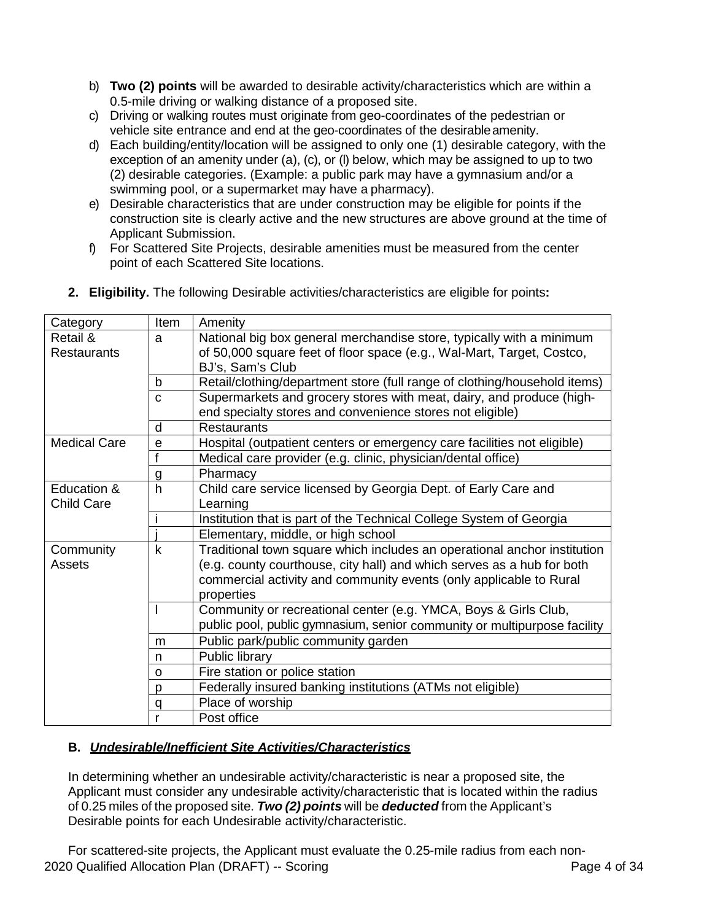b) **Two (2) points** will be awarded to desirable activity/characteristics which are within a 0.5-mile driving or walking distance of a proposed site.
c) Driving or walking routes must originate from geo-coordinates of the pedestrian or vehicle site entrance and end at the geo-coordinates of the desirable amenity.
d) Each building/entity/location will be assigned to only one (1) desirable category, with the exception of an amenity under (a), (c), or (l) below, which may be assigned to up to two (2) desirable categories. (Example: a public park may have a gymnasium and/or a swimming pool, or a supermarket may have a pharmacy).
e) Desirable characteristics that are under construction may be eligible for points if the construction site is clearly active and the new structures are above ground at the time of Applicant Submission.
f) For Scattered Site Projects, desirable amenities must be measured from the center point of each Scattered Site locations.

**2. Eligibility.** The following Desirable activities/characteristics are eligible for points**:**

| Category | Item | Amenity |
|---|---|---|
| Retail & Restaurants | a | National big box general merchandise store, typically with a minimum of 50,000 square feet of floor space (e.g., Wal-Mart, Target, Costco, BJ's, Sam's Club |
| | b | Retail/clothing/department store (full range of clothing/household items) |
| | c | Supermarkets and grocery stores with meat, dairy, and produce (high-end specialty stores and convenience stores not eligible) |
| | d | Restaurants |
| Medical Care | e | Hospital (outpatient centers or emergency care facilities not eligible) |
| | f | Medical care provider (e.g. clinic, physician/dental office) |
| | g | Pharmacy |
| Education & Child Care | h | Child care service licensed by Georgia Dept. of Early Care and Learning |
| | i | Institution that is part of the Technical College System of Georgia |
| | j | Elementary, middle, or high school |
| Community Assets | k | Traditional town square which includes an operational anchor institution (e.g. county courthouse, city hall) and which serves as a hub for both commercial activity and community events (only applicable to Rural properties |
| | l | Community or recreational center (e.g. YMCA, Boys & Girls Club, public pool, public gymnasium, senior community or multipurpose facility |
| | m | Public park/public community garden |
| | n | Public library |
| | o | Fire station or police station |
| | p | Federally insured banking institutions (ATMs not eligible) |
| | q | Place of worship |
| | r | Post office |

### B. ***Undesirable/Inefficient Site Activities/Characteristics***

In determining whether an undesirable activity/characteristic is near a proposed site, the Applicant must consider any undesirable activity/characteristic that is located within the radius of 0.25 miles of the proposed site. ***Two (2) points*** will be ***deducted*** from the Applicant's Desirable points for each Undesirable activity/characteristic.

For scattered-site projects, the Applicant must evaluate the 0.25-mile radius from each non-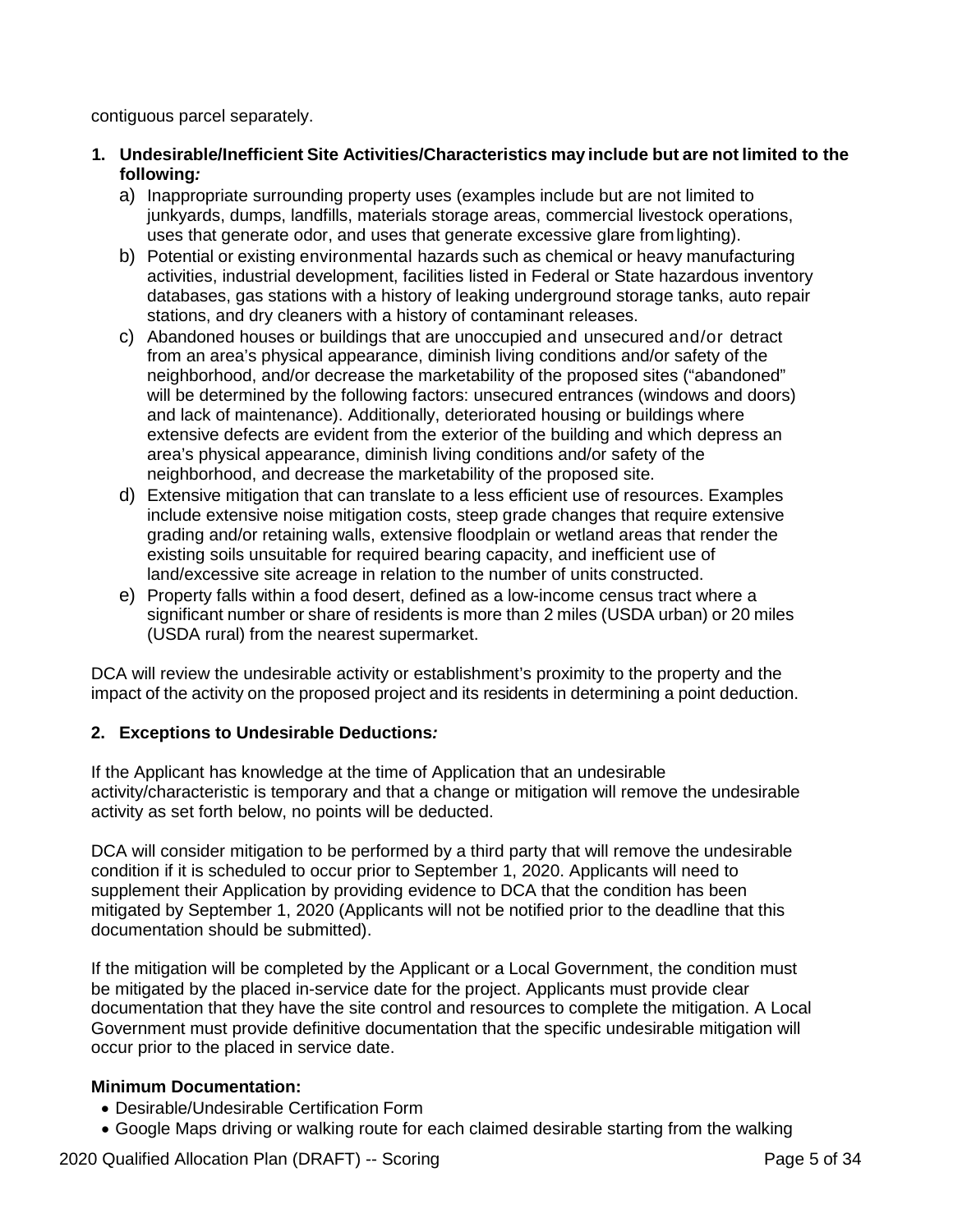contiguous parcel separately.

1. **Undesirable/Inefficient Site Activities/Characteristics may include but are not limited to the following*:***
   a) Inappropriate surrounding property uses (examples include but are not limited to junkyards, dumps, landfills, materials storage areas, commercial livestock operations, uses that generate odor, and uses that generate excessive glare from lighting).
   b) Potential or existing environmental hazards such as chemical or heavy manufacturing activities, industrial development, facilities listed in Federal or State hazardous inventory databases, gas stations with a history of leaking underground storage tanks, auto repair stations, and dry cleaners with a history of contaminant releases.
   c) Abandoned houses or buildings that are unoccupied and unsecured and/or detract from an area's physical appearance, diminish living conditions and/or safety of the neighborhood, and/or decrease the marketability of the proposed sites ("abandoned" will be determined by the following factors: unsecured entrances (windows and doors) and lack of maintenance). Additionally, deteriorated housing or buildings where extensive defects are evident from the exterior of the building and which depress an area's physical appearance, diminish living conditions and/or safety of the neighborhood, and decrease the marketability of the proposed site.
   d) Extensive mitigation that can translate to a less efficient use of resources. Examples include extensive noise mitigation costs, steep grade changes that require extensive grading and/or retaining walls, extensive floodplain or wetland areas that render the existing soils unsuitable for required bearing capacity, and inefficient use of land/excessive site acreage in relation to the number of units constructed.
   e) Property falls within a food desert, defined as a low-income census tract where a significant number or share of residents is more than 2 miles (USDA urban) or 20 miles (USDA rural) from the nearest supermarket.

DCA will review the undesirable activity or establishment's proximity to the property and the impact of the activity on the proposed project and its residents in determining a point deduction.

2. **Exceptions to Undesirable Deductions*:***

If the Applicant has knowledge at the time of Application that an undesirable activity/characteristic is temporary and that a change or mitigation will remove the undesirable activity as set forth below, no points will be deducted.

DCA will consider mitigation to be performed by a third party that will remove the undesirable condition if it is scheduled to occur prior to September 1, 2020. Applicants will need to supplement their Application by providing evidence to DCA that the condition has been mitigated by September 1, 2020 (Applicants will not be notified prior to the deadline that this documentation should be submitted).

If the mitigation will be completed by the Applicant or a Local Government, the condition must be mitigated by the placed in-service date for the project. Applicants must provide clear documentation that they have the site control and resources to complete the mitigation. A Local Government must provide definitive documentation that the specific undesirable mitigation will occur prior to the placed in service date.

**Minimum Documentation:**

- Desirable/Undesirable Certification Form
- Google Maps driving or walking route for each claimed desirable starting from the walking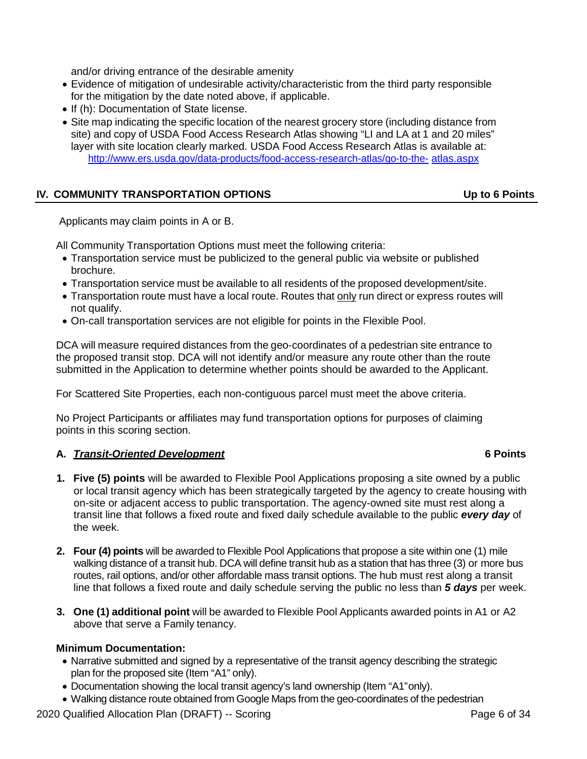and/or driving entrance of the desirable amenity

- Evidence of mitigation of undesirable activity/characteristic from the third party responsible for the mitigation by the date noted above, if applicable.
- If (h): Documentation of State license.
- Site map indicating the specific location of the nearest grocery store (including distance from site) and copy of USDA Food Access Research Atlas showing "LI and LA at 1 and 20 miles" layer with site location clearly marked. USDA Food Access Research Atlas is available at: http://www.ers.usda.gov/data-products/food-access-research-atlas/go-to-the- atlas.aspx

## IV. COMMUNITY TRANSPORTATION OPTIONS — Up to 6 Points

Applicants may claim points in A or B.

All Community Transportation Options must meet the following criteria:

- Transportation service must be publicized to the general public via website or published brochure.
- Transportation service must be available to all residents of the proposed development/site.
- Transportation route must have a local route. Routes that only run direct or express routes will not qualify.
- On-call transportation services are not eligible for points in the Flexible Pool.

DCA will measure required distances from the geo-coordinates of a pedestrian site entrance to the proposed transit stop. DCA will not identify and/or measure any route other than the route submitted in the Application to determine whether points should be awarded to the Applicant.

For Scattered Site Properties, each non-contiguous parcel must meet the above criteria.

No Project Participants or affiliates may fund transportation options for purposes of claiming points in this scoring section.

### A. ***Transit-Oriented Development*** — 6 Points

1. **Five (5) points** will be awarded to Flexible Pool Applications proposing a site owned by a public or local transit agency which has been strategically targeted by the agency to create housing with on-site or adjacent access to public transportation. The agency-owned site must rest along a transit line that follows a fixed route and fixed daily schedule available to the public ***every day*** of the week.

2. **Four (4) points** will be awarded to Flexible Pool Applications that propose a site within one (1) mile walking distance of a transit hub. DCA will define transit hub as a station that has three (3) or more bus routes, rail options, and/or other affordable mass transit options. The hub must rest along a transit line that follows a fixed route and daily schedule serving the public no less than ***5 days*** per week.

3. **One (1) additional point** will be awarded to Flexible Pool Applicants awarded points in A1 or A2 above that serve a Family tenancy.

**Minimum Documentation:**

- Narrative submitted and signed by a representative of the transit agency describing the strategic plan for the proposed site (Item "A1" only).
- Documentation showing the local transit agency's land ownership (Item "A1" only).
- Walking distance route obtained from Google Maps from the geo-coordinates of the pedestrian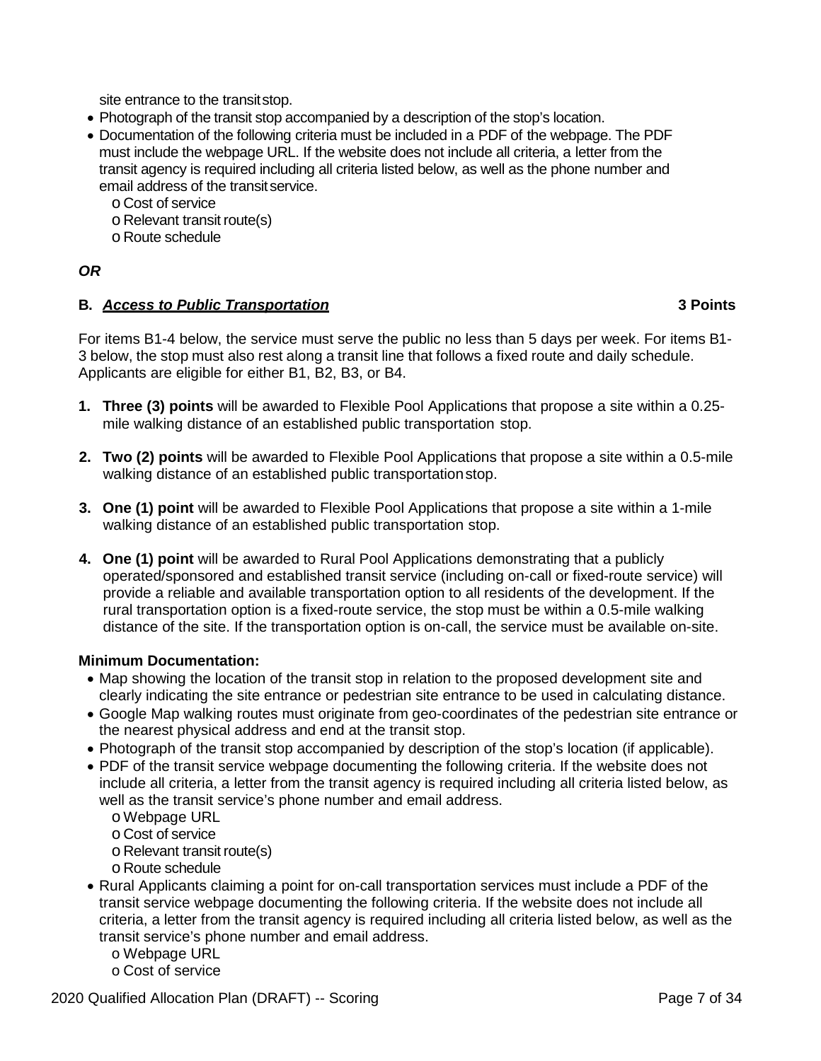site entrance to the transit stop.

- Photograph of the transit stop accompanied by a description of the stop's location.
- Documentation of the following criteria must be included in a PDF of the webpage. The PDF must include the webpage URL. If the website does not include all criteria, a letter from the transit agency is required including all criteria listed below, as well as the phone number and email address of the transit service.
  - o Cost of service
  - o Relevant transit route(s)
  - o Route schedule

***OR***

**B. *Access to Public Transportation*** **3 Points**

For items B1-4 below, the service must serve the public no less than 5 days per week. For items B1-3 below, the stop must also rest along a transit line that follows a fixed route and daily schedule. Applicants are eligible for either B1, B2, B3, or B4.

1. **Three (3) points** will be awarded to Flexible Pool Applications that propose a site within a 0.25-mile walking distance of an established public transportation stop.

2. **Two (2) points** will be awarded to Flexible Pool Applications that propose a site within a 0.5-mile walking distance of an established public transportation stop.

3. **One (1) point** will be awarded to Flexible Pool Applications that propose a site within a 1-mile walking distance of an established public transportation stop.

4. **One (1) point** will be awarded to Rural Pool Applications demonstrating that a publicly operated/sponsored and established transit service (including on-call or fixed-route service) will provide a reliable and available transportation option to all residents of the development. If the rural transportation option is a fixed-route service, the stop must be within a 0.5-mile walking distance of the site. If the transportation option is on-call, the service must be available on-site.

**Minimum Documentation:**

- Map showing the location of the transit stop in relation to the proposed development site and clearly indicating the site entrance or pedestrian site entrance to be used in calculating distance.
- Google Map walking routes must originate from geo-coordinates of the pedestrian site entrance or the nearest physical address and end at the transit stop.
- Photograph of the transit stop accompanied by description of the stop's location (if applicable).
- PDF of the transit service webpage documenting the following criteria. If the website does not include all criteria, a letter from the transit agency is required including all criteria listed below, as well as the transit service's phone number and email address.
  - o Webpage URL
  - o Cost of service
  - o Relevant transit route(s)
  - o Route schedule
- Rural Applicants claiming a point for on-call transportation services must include a PDF of the transit service webpage documenting the following criteria. If the website does not include all criteria, a letter from the transit agency is required including all criteria listed below, as well as the transit service's phone number and email address.
  - o Webpage URL
  - o Cost of service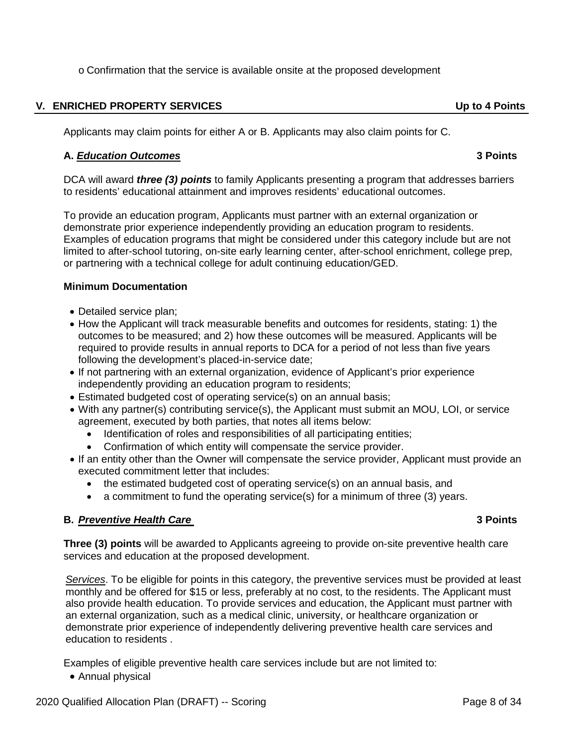o Confirmation that the service is available onsite at the proposed development

## V. ENRICHED PROPERTY SERVICES Up to 4 Points

Applicants may claim points for either A or B. Applicants may also claim points for C.

### A. ***Education Outcomes*** 3 Points

DCA will award ***three (3) points*** to family Applicants presenting a program that addresses barriers to residents' educational attainment and improves residents' educational outcomes.

To provide an education program, Applicants must partner with an external organization or demonstrate prior experience independently providing an education program to residents. Examples of education programs that might be considered under this category include but are not limited to after-school tutoring, on-site early learning center, after-school enrichment, college prep, or partnering with a technical college for adult continuing education/GED.

**Minimum Documentation**

- Detailed service plan;
- How the Applicant will track measurable benefits and outcomes for residents, stating: 1) the outcomes to be measured; and 2) how these outcomes will be measured. Applicants will be required to provide results in annual reports to DCA for a period of not less than five years following the development's placed-in-service date;
- If not partnering with an external organization, evidence of Applicant's prior experience independently providing an education program to residents;
- Estimated budgeted cost of operating service(s) on an annual basis;
- With any partner(s) contributing service(s), the Applicant must submit an MOU, LOI, or service agreement, executed by both parties, that notes all items below:
  - Identification of roles and responsibilities of all participating entities;
  - Confirmation of which entity will compensate the service provider.
- If an entity other than the Owner will compensate the service provider, Applicant must provide an executed commitment letter that includes:
  - the estimated budgeted cost of operating service(s) on an annual basis, and
  - a commitment to fund the operating service(s) for a minimum of three (3) years.

### B. ***Preventive Health Care*** 3 Points

**Three (3) points** will be awarded to Applicants agreeing to provide on-site preventive health care services and education at the proposed development.

*Services*. To be eligible for points in this category, the preventive services must be provided at least monthly and be offered for $15 or less, preferably at no cost, to the residents. The Applicant must also provide health education. To provide services and education, the Applicant must partner with an external organization, such as a medical clinic, university, or healthcare organization or demonstrate prior experience of independently delivering preventive health care services and education to residents .

Examples of eligible preventive health care services include but are not limited to:

- Annual physical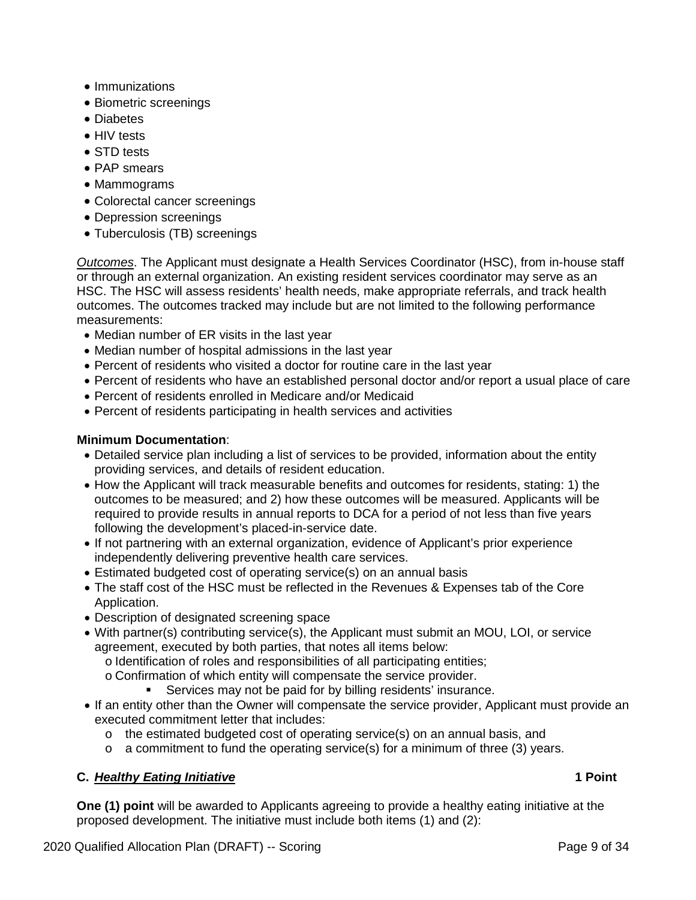- Immunizations
- Biometric screenings
- Diabetes
- HIV tests
- STD tests
- PAP smears
- Mammograms
- Colorectal cancer screenings
- Depression screenings
- Tuberculosis (TB) screenings

*Outcomes*. The Applicant must designate a Health Services Coordinator (HSC), from in-house staff or through an external organization. An existing resident services coordinator may serve as an HSC. The HSC will assess residents' health needs, make appropriate referrals, and track health outcomes. The outcomes tracked may include but are not limited to the following performance measurements:

- Median number of ER visits in the last year
- Median number of hospital admissions in the last year
- Percent of residents who visited a doctor for routine care in the last year
- Percent of residents who have an established personal doctor and/or report a usual place of care
- Percent of residents enrolled in Medicare and/or Medicaid
- Percent of residents participating in health services and activities

**Minimum Documentation**:

- Detailed service plan including a list of services to be provided, information about the entity providing services, and details of resident education.
- How the Applicant will track measurable benefits and outcomes for residents, stating: 1) the outcomes to be measured; and 2) how these outcomes will be measured. Applicants will be required to provide results in annual reports to DCA for a period of not less than five years following the development's placed-in-service date.
- If not partnering with an external organization, evidence of Applicant's prior experience independently delivering preventive health care services.
- Estimated budgeted cost of operating service(s) on an annual basis
- The staff cost of the HSC must be reflected in the Revenues & Expenses tab of the Core Application.
- Description of designated screening space
- With partner(s) contributing service(s), the Applicant must submit an MOU, LOI, or service agreement, executed by both parties, that notes all items below:
  - Identification of roles and responsibilities of all participating entities;
  - Confirmation of which entity will compensate the service provider.
    - Services may not be paid for by billing residents' insurance.
- If an entity other than the Owner will compensate the service provider, Applicant must provide an executed commitment letter that includes:
  - the estimated budgeted cost of operating service(s) on an annual basis, and
  - a commitment to fund the operating service(s) for a minimum of three (3) years.

**C. *Healthy Eating Initiative*** **1 Point**

**One (1) point** will be awarded to Applicants agreeing to provide a healthy eating initiative at the proposed development. The initiative must include both items (1) and (2):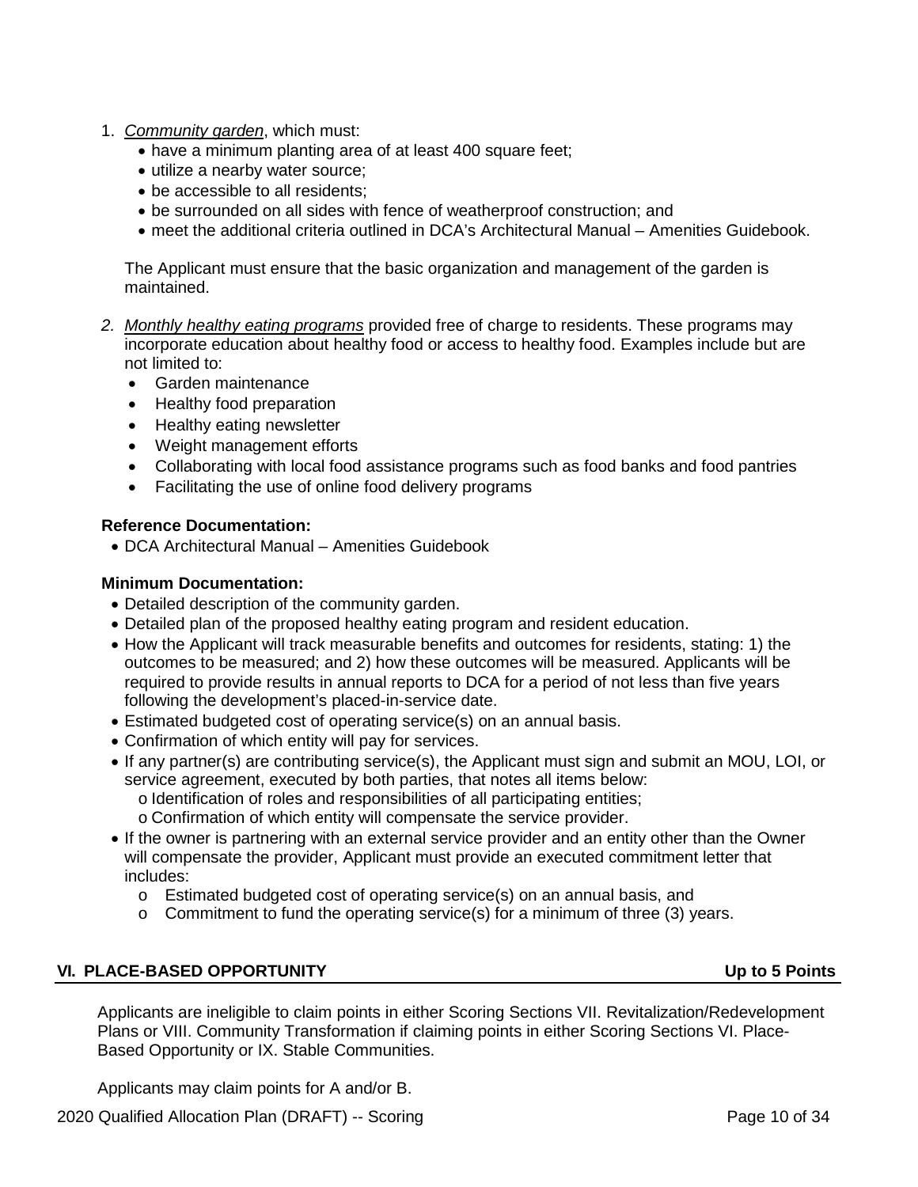1. *Community garden*, which must:
   - have a minimum planting area of at least 400 square feet;
   - utilize a nearby water source;
   - be accessible to all residents;
   - be surrounded on all sides with fence of weatherproof construction; and
   - meet the additional criteria outlined in DCA's Architectural Manual – Amenities Guidebook.

   The Applicant must ensure that the basic organization and management of the garden is maintained.

2. *Monthly healthy eating programs* provided free of charge to residents. These programs may incorporate education about healthy food or access to healthy food. Examples include but are not limited to:
   - Garden maintenance
   - Healthy food preparation
   - Healthy eating newsletter
   - Weight management efforts
   - Collaborating with local food assistance programs such as food banks and food pantries
   - Facilitating the use of online food delivery programs

**Reference Documentation:**

- DCA Architectural Manual – Amenities Guidebook

**Minimum Documentation:**

- Detailed description of the community garden.
- Detailed plan of the proposed healthy eating program and resident education.
- How the Applicant will track measurable benefits and outcomes for residents, stating: 1) the outcomes to be measured; and 2) how these outcomes will be measured. Applicants will be required to provide results in annual reports to DCA for a period of not less than five years following the development's placed-in-service date.
- Estimated budgeted cost of operating service(s) on an annual basis.
- Confirmation of which entity will pay for services.
- If any partner(s) are contributing service(s), the Applicant must sign and submit an MOU, LOI, or service agreement, executed by both parties, that notes all items below:
  - Identification of roles and responsibilities of all participating entities;
  - Confirmation of which entity will compensate the service provider.
- If the owner is partnering with an external service provider and an entity other than the Owner will compensate the provider, Applicant must provide an executed commitment letter that includes:
  - Estimated budgeted cost of operating service(s) on an annual basis, and
  - Commitment to fund the operating service(s) for a minimum of three (3) years.

## VI. PLACE-BASED OPPORTUNITY — Up to 5 Points

Applicants are ineligible to claim points in either Scoring Sections VII. Revitalization/Redevelopment Plans or VIII. Community Transformation if claiming points in either Scoring Sections VI. Place-Based Opportunity or IX. Stable Communities.

Applicants may claim points for A and/or B.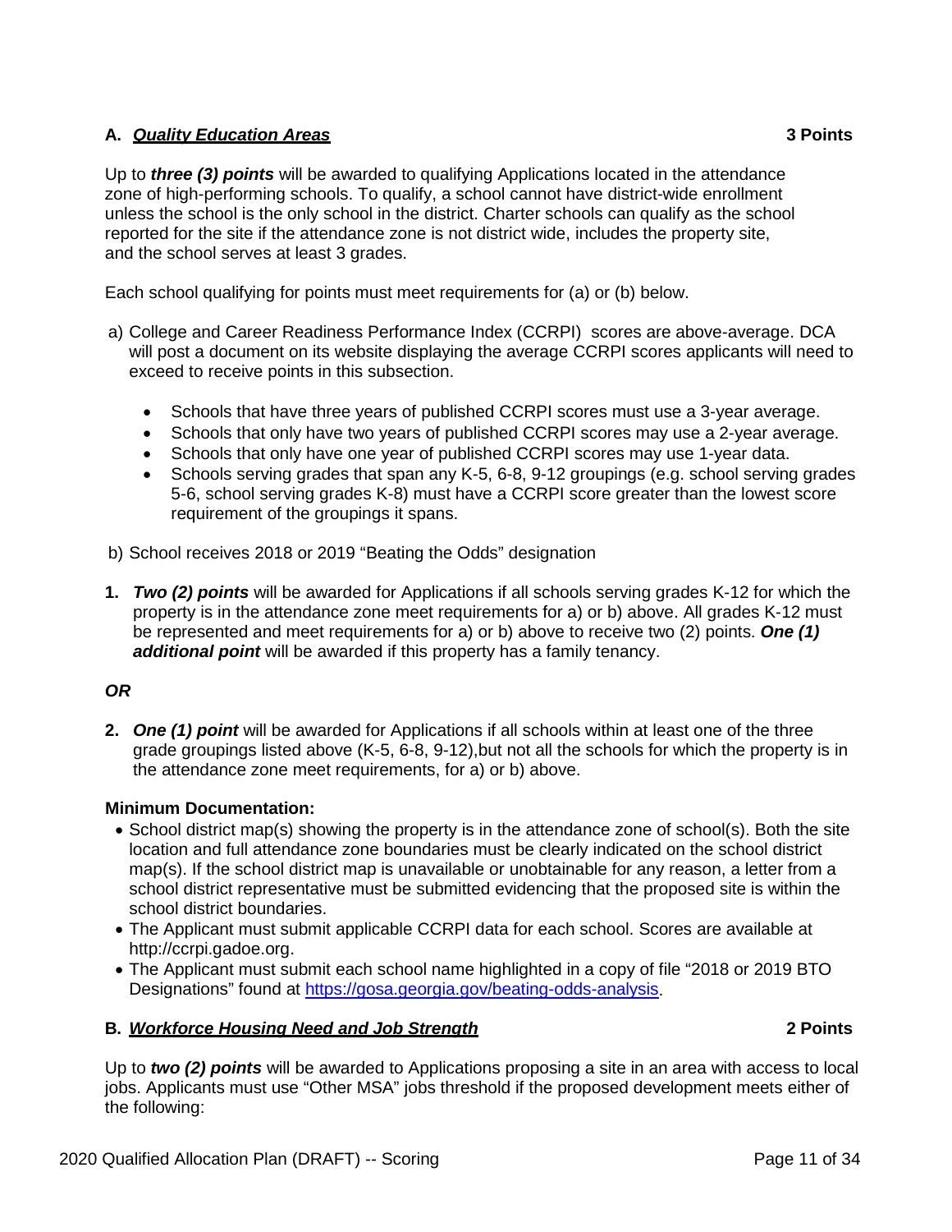### A. ***Quality Education Areas*** **3 Points**

Up to ***three (3) points*** will be awarded to qualifying Applications located in the attendance zone of high-performing schools. To qualify, a school cannot have district-wide enrollment unless the school is the only school in the district. Charter schools can qualify as the school reported for the site if the attendance zone is not district wide, includes the property site, and the school serves at least 3 grades.

Each school qualifying for points must meet requirements for (a) or (b) below.

a) College and Career Readiness Performance Index (CCRPI) scores are above-average. DCA will post a document on its website displaying the average CCRPI scores applicants will need to exceed to receive points in this subsection.

   - Schools that have three years of published CCRPI scores must use a 3-year average.
   - Schools that only have two years of published CCRPI scores may use a 2-year average.
   - Schools that only have one year of published CCRPI scores may use 1-year data.
   - Schools serving grades that span any K-5, 6-8, 9-12 groupings (e.g. school serving grades 5-6, school serving grades K-8) must have a CCRPI score greater than the lowest score requirement of the groupings it spans.

b) School receives 2018 or 2019 "Beating the Odds" designation

1. ***Two (2) points*** will be awarded for Applications if all schools serving grades K-12 for which the property is in the attendance zone meet requirements for a) or b) above. All grades K-12 must be represented and meet requirements for a) or b) above to receive two (2) points. ***One (1) additional point*** will be awarded if this property has a family tenancy.

***OR***

2. ***One (1) point*** will be awarded for Applications if all schools within at least one of the three grade groupings listed above (K-5, 6-8, 9-12),but not all the schools for which the property is in the attendance zone meet requirements, for a) or b) above.

**Minimum Documentation:**

- School district map(s) showing the property is in the attendance zone of school(s). Both the site location and full attendance zone boundaries must be clearly indicated on the school district map(s). If the school district map is unavailable or unobtainable for any reason, a letter from a school district representative must be submitted evidencing that the proposed site is within the school district boundaries.
- The Applicant must submit applicable CCRPI data for each school. Scores are available at http://ccrpi.gadoe.org.
- The Applicant must submit each school name highlighted in a copy of file "2018 or 2019 BTO Designations" found at [https://gosa.georgia.gov/beating-odds-analysis](https://gosa.georgia.gov/beating-odds-analysis).

### B. ***Workforce Housing Need and Job Strength*** **2 Points**

Up to ***two (2) points*** will be awarded to Applications proposing a site in an area with access to local jobs. Applicants must use "Other MSA" jobs threshold if the proposed development meets either of the following: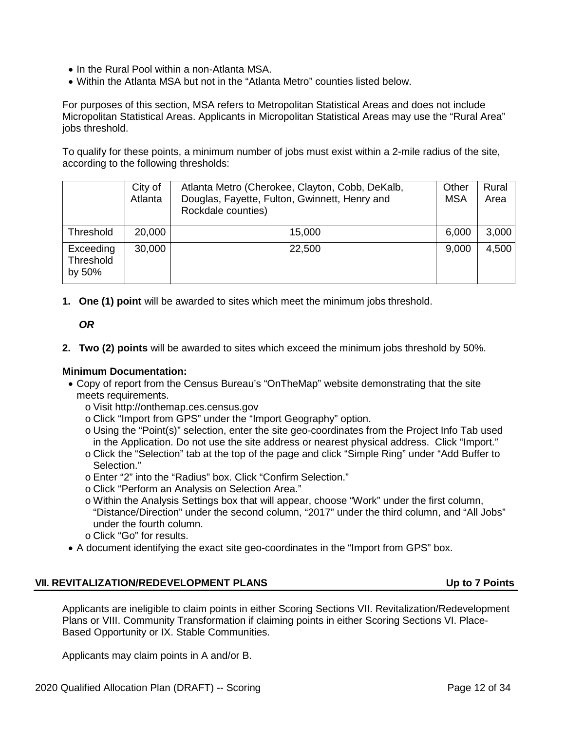- In the Rural Pool within a non-Atlanta MSA.
- Within the Atlanta MSA but not in the "Atlanta Metro" counties listed below.

For purposes of this section, MSA refers to Metropolitan Statistical Areas and does not include Micropolitan Statistical Areas. Applicants in Micropolitan Statistical Areas may use the "Rural Area" jobs threshold.

To qualify for these points, a minimum number of jobs must exist within a 2-mile radius of the site, according to the following thresholds:

| | City of Atlanta | Atlanta Metro (Cherokee, Clayton, Cobb, DeKalb, Douglas, Fayette, Fulton, Gwinnett, Henry and Rockdale counties) | Other MSA | Rural Area |
|---|---|---|---|---|
| Threshold | 20,000 | 15,000 | 6,000 | 3,000 |
| Exceeding Threshold by 50% | 30,000 | 22,500 | 9,000 | 4,500 |

1. **One (1) point** will be awarded to sites which meet the minimum jobs threshold.

   ***OR***

2. **Two (2) points** will be awarded to sites which exceed the minimum jobs threshold by 50%.

**Minimum Documentation:**

- Copy of report from the Census Bureau's "OnTheMap" website demonstrating that the site meets requirements.
  - Visit http://onthemap.ces.census.gov
  - Click "Import from GPS" under the "Import Geography" option.
  - Using the "Point(s)" selection, enter the site geo-coordinates from the Project Info Tab used in the Application. Do not use the site address or nearest physical address. Click "Import."
  - Click the "Selection" tab at the top of the page and click "Simple Ring" under "Add Buffer to Selection."
  - Enter "2" into the "Radius" box. Click "Confirm Selection."
  - Click "Perform an Analysis on Selection Area."
  - Within the Analysis Settings box that will appear, choose "Work" under the first column, "Distance/Direction" under the second column, "2017" under the third column, and "All Jobs" under the fourth column.
  - Click "Go" for results.
- A document identifying the exact site geo-coordinates in the "Import from GPS" box.

## VII. REVITALIZATION/REDEVELOPMENT PLANS — Up to 7 Points

Applicants are ineligible to claim points in either Scoring Sections VII. Revitalization/Redevelopment Plans or VIII. Community Transformation if claiming points in either Scoring Sections VI. Place-Based Opportunity or IX. Stable Communities.

Applicants may claim points in A and/or B.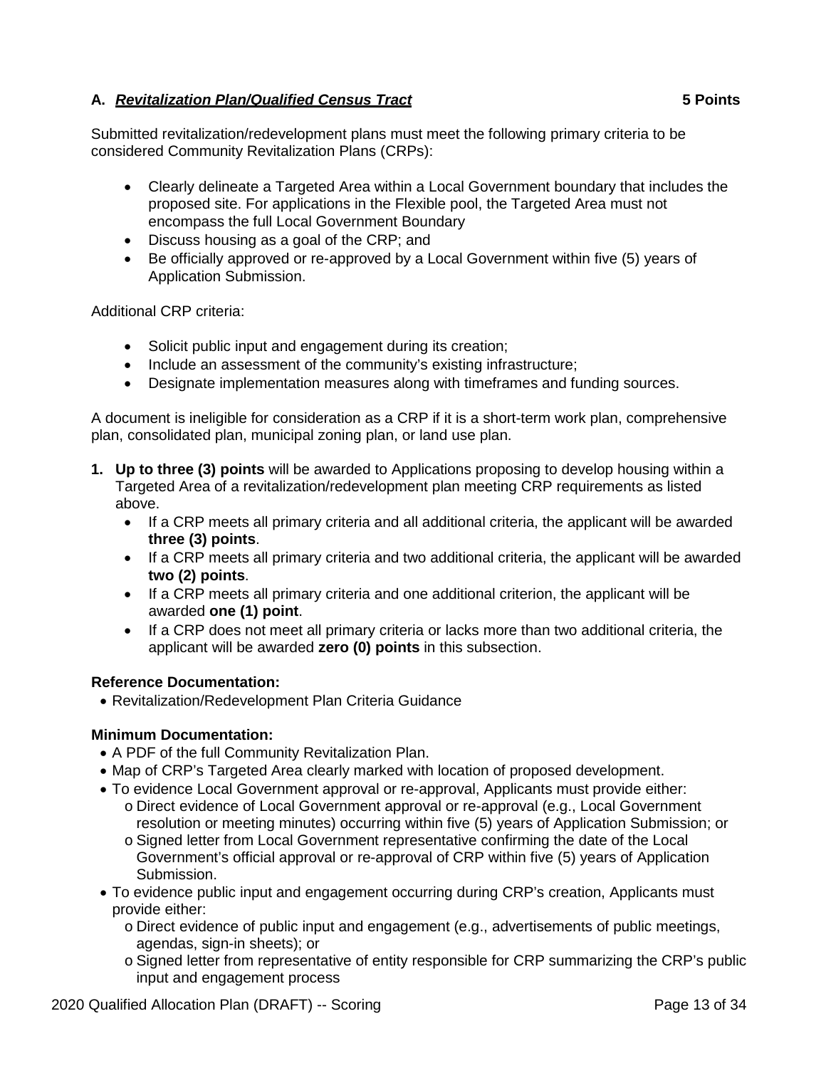### A. ***Revitalization Plan/Qualified Census Tract*** **5 Points**

Submitted revitalization/redevelopment plans must meet the following primary criteria to be considered Community Revitalization Plans (CRPs):

- Clearly delineate a Targeted Area within a Local Government boundary that includes the proposed site. For applications in the Flexible pool, the Targeted Area must not encompass the full Local Government Boundary
- Discuss housing as a goal of the CRP; and
- Be officially approved or re-approved by a Local Government within five (5) years of Application Submission.

Additional CRP criteria:

- Solicit public input and engagement during its creation;
- Include an assessment of the community's existing infrastructure;
- Designate implementation measures along with timeframes and funding sources.

A document is ineligible for consideration as a CRP if it is a short-term work plan, comprehensive plan, consolidated plan, municipal zoning plan, or land use plan.

1. **Up to three (3) points** will be awarded to Applications proposing to develop housing within a Targeted Area of a revitalization/redevelopment plan meeting CRP requirements as listed above.
   - If a CRP meets all primary criteria and all additional criteria, the applicant will be awarded **three (3) points**.
   - If a CRP meets all primary criteria and two additional criteria, the applicant will be awarded **two (2) points**.
   - If a CRP meets all primary criteria and one additional criterion, the applicant will be awarded **one (1) point**.
   - If a CRP does not meet all primary criteria or lacks more than two additional criteria, the applicant will be awarded **zero (0) points** in this subsection.

**Reference Documentation:**

- Revitalization/Redevelopment Plan Criteria Guidance

**Minimum Documentation:**

- A PDF of the full Community Revitalization Plan.
- Map of CRP's Targeted Area clearly marked with location of proposed development.
- To evidence Local Government approval or re-approval, Applicants must provide either:
  - Direct evidence of Local Government approval or re-approval (e.g., Local Government resolution or meeting minutes) occurring within five (5) years of Application Submission; or
  - Signed letter from Local Government representative confirming the date of the Local Government's official approval or re-approval of CRP within five (5) years of Application Submission.
- To evidence public input and engagement occurring during CRP's creation, Applicants must provide either:
  - Direct evidence of public input and engagement (e.g., advertisements of public meetings, agendas, sign-in sheets); or
  - Signed letter from representative of entity responsible for CRP summarizing the CRP's public input and engagement process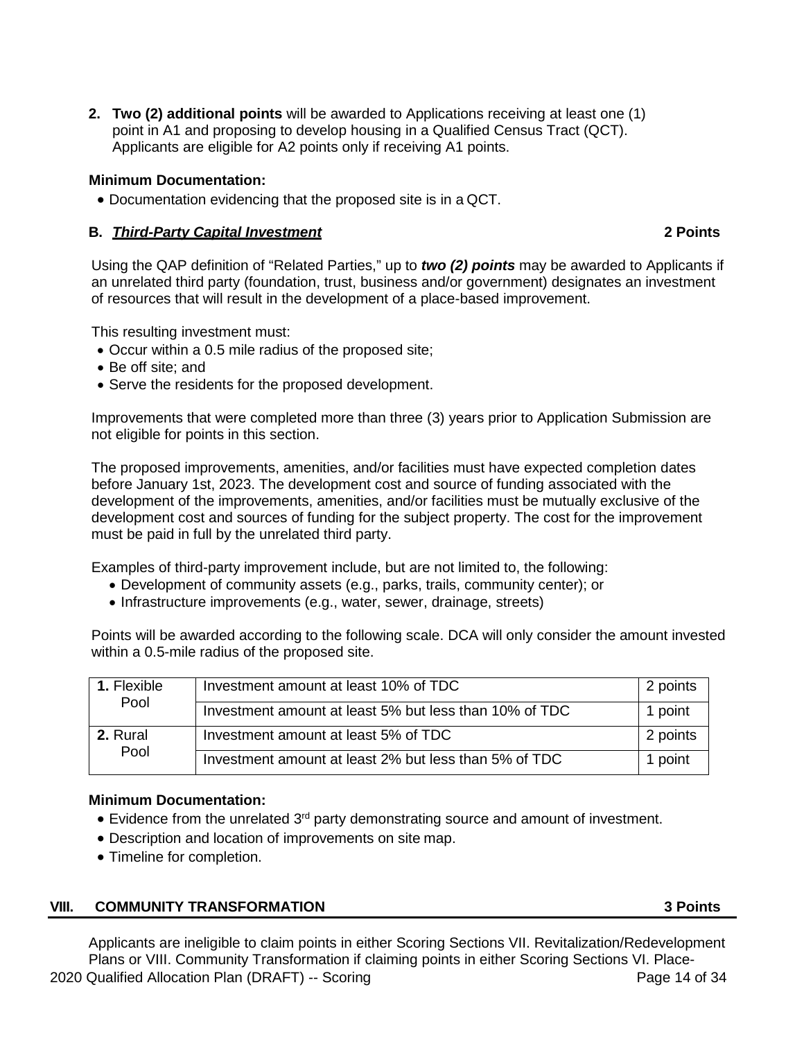2. **Two (2) additional points** will be awarded to Applications receiving at least one (1) point in A1 and proposing to develop housing in a Qualified Census Tract (QCT). Applicants are eligible for A2 points only if receiving A1 points.

**Minimum Documentation:**

- Documentation evidencing that the proposed site is in a QCT.

**B. *Third-Party Capital Investment*** **2 Points**

Using the QAP definition of "Related Parties," up to ***two (2) points*** may be awarded to Applicants if an unrelated third party (foundation, trust, business and/or government) designates an investment of resources that will result in the development of a place-based improvement.

This resulting investment must:

- Occur within a 0.5 mile radius of the proposed site;
- Be off site; and
- Serve the residents for the proposed development.

Improvements that were completed more than three (3) years prior to Application Submission are not eligible for points in this section.

The proposed improvements, amenities, and/or facilities must have expected completion dates before January 1st, 2023. The development cost and source of funding associated with the development of the improvements, amenities, and/or facilities must be mutually exclusive of the development cost and sources of funding for the subject property. The cost for the improvement must be paid in full by the unrelated third party.

Examples of third-party improvement include, but are not limited to, the following:

- Development of community assets (e.g., parks, trails, community center); or
- Infrastructure improvements (e.g., water, sewer, drainage, streets)

Points will be awarded according to the following scale. DCA will only consider the amount invested within a 0.5-mile radius of the proposed site.

| | | |
|---|---|---|
| **1.** Flexible Pool | Investment amount at least 10% of TDC | 2 points |
| | Investment amount at least 5% but less than 10% of TDC | 1 point |
| **2.** Rural Pool | Investment amount at least 5% of TDC | 2 points |
| | Investment amount at least 2% but less than 5% of TDC | 1 point |

**Minimum Documentation:**

- Evidence from the unrelated 3rd party demonstrating source and amount of investment.
- Description and location of improvements on site map.
- Timeline for completion.

## VIII. COMMUNITY TRANSFORMATION 3 Points

Applicants are ineligible to claim points in either Scoring Sections VII. Revitalization/Redevelopment Plans or VIII. Community Transformation if claiming points in either Scoring Sections VI. Place-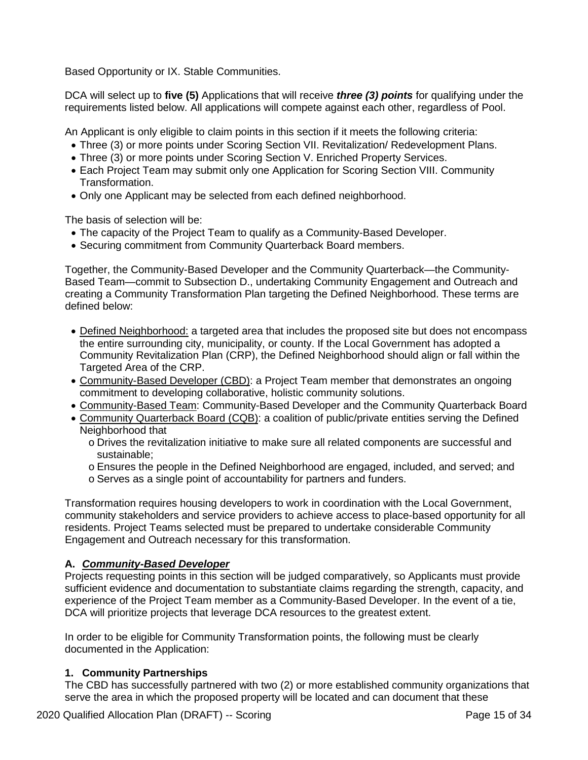Based Opportunity or IX. Stable Communities.

DCA will select up to **five (5)** Applications that will receive ***three (3) points*** for qualifying under the requirements listed below. All applications will compete against each other, regardless of Pool.

An Applicant is only eligible to claim points in this section if it meets the following criteria:

- Three (3) or more points under Scoring Section VII. Revitalization/ Redevelopment Plans.
- Three (3) or more points under Scoring Section V. Enriched Property Services.
- Each Project Team may submit only one Application for Scoring Section VIII. Community Transformation.
- Only one Applicant may be selected from each defined neighborhood.

The basis of selection will be:

- The capacity of the Project Team to qualify as a Community-Based Developer.
- Securing commitment from Community Quarterback Board members.

Together, the Community-Based Developer and the Community Quarterback—the Community-Based Team—commit to Subsection D., undertaking Community Engagement and Outreach and creating a Community Transformation Plan targeting the Defined Neighborhood. These terms are defined below:

- Defined Neighborhood: a targeted area that includes the proposed site but does not encompass the entire surrounding city, municipality, or county. If the Local Government has adopted a Community Revitalization Plan (CRP), the Defined Neighborhood should align or fall within the Targeted Area of the CRP.
- Community-Based Developer (CBD): a Project Team member that demonstrates an ongoing commitment to developing collaborative, holistic community solutions.
- Community-Based Team: Community-Based Developer and the Community Quarterback Board
- Community Quarterback Board (CQB): a coalition of public/private entities serving the Defined Neighborhood that
  - Drives the revitalization initiative to make sure all related components are successful and sustainable;
  - Ensures the people in the Defined Neighborhood are engaged, included, and served; and
  - Serves as a single point of accountability for partners and funders.

Transformation requires housing developers to work in coordination with the Local Government, community stakeholders and service providers to achieve access to place-based opportunity for all residents. Project Teams selected must be prepared to undertake considerable Community Engagement and Outreach necessary for this transformation.

**A. *Community-Based Developer***

Projects requesting points in this section will be judged comparatively, so Applicants must provide sufficient evidence and documentation to substantiate claims regarding the strength, capacity, and experience of the Project Team member as a Community-Based Developer. In the event of a tie, DCA will prioritize projects that leverage DCA resources to the greatest extent.

In order to be eligible for Community Transformation points, the following must be clearly documented in the Application:

**1. Community Partnerships**

The CBD has successfully partnered with two (2) or more established community organizations that serve the area in which the proposed property will be located and can document that these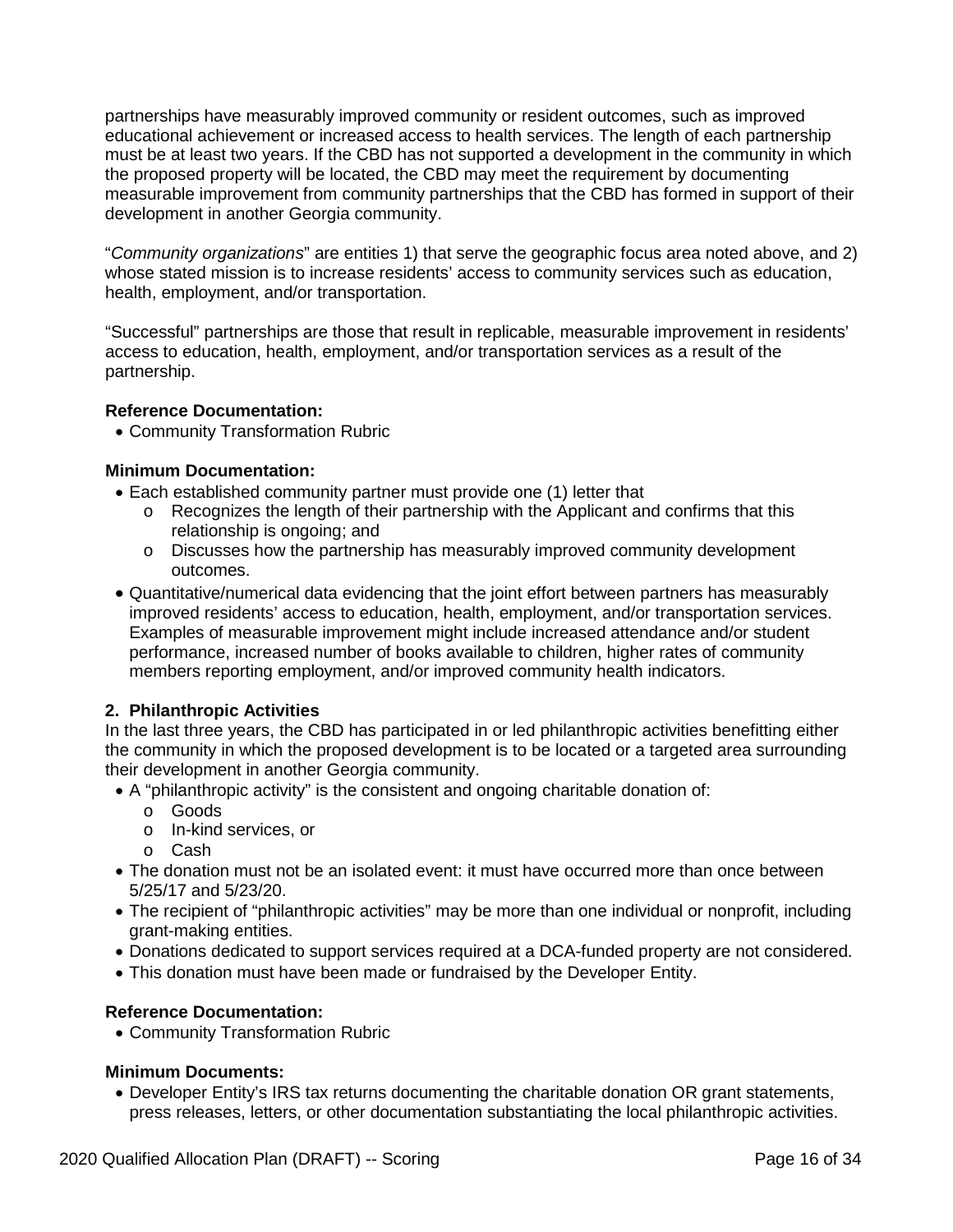partnerships have measurably improved community or resident outcomes, such as improved educational achievement or increased access to health services. The length of each partnership must be at least two years. If the CBD has not supported a development in the community in which the proposed property will be located, the CBD may meet the requirement by documenting measurable improvement from community partnerships that the CBD has formed in support of their development in another Georgia community.

"*Community organizations*" are entities 1) that serve the geographic focus area noted above, and 2) whose stated mission is to increase residents' access to community services such as education, health, employment, and/or transportation.

"Successful" partnerships are those that result in replicable, measurable improvement in residents' access to education, health, employment, and/or transportation services as a result of the partnership.

**Reference Documentation:**

- Community Transformation Rubric

**Minimum Documentation:**

- Each established community partner must provide one (1) letter that
  - Recognizes the length of their partnership with the Applicant and confirms that this relationship is ongoing; and
  - Discusses how the partnership has measurably improved community development outcomes.
- Quantitative/numerical data evidencing that the joint effort between partners has measurably improved residents' access to education, health, employment, and/or transportation services. Examples of measurable improvement might include increased attendance and/or student performance, increased number of books available to children, higher rates of community members reporting employment, and/or improved community health indicators.

**2. Philanthropic Activities**

In the last three years, the CBD has participated in or led philanthropic activities benefitting either the community in which the proposed development is to be located or a targeted area surrounding their development in another Georgia community.

- A "philanthropic activity" is the consistent and ongoing charitable donation of:
  - Goods
  - In-kind services, or
  - Cash
- The donation must not be an isolated event: it must have occurred more than once between 5/25/17 and 5/23/20.
- The recipient of "philanthropic activities" may be more than one individual or nonprofit, including grant-making entities.
- Donations dedicated to support services required at a DCA-funded property are not considered.
- This donation must have been made or fundraised by the Developer Entity.

**Reference Documentation:**

- Community Transformation Rubric

**Minimum Documents:**

- Developer Entity's IRS tax returns documenting the charitable donation OR grant statements, press releases, letters, or other documentation substantiating the local philanthropic activities.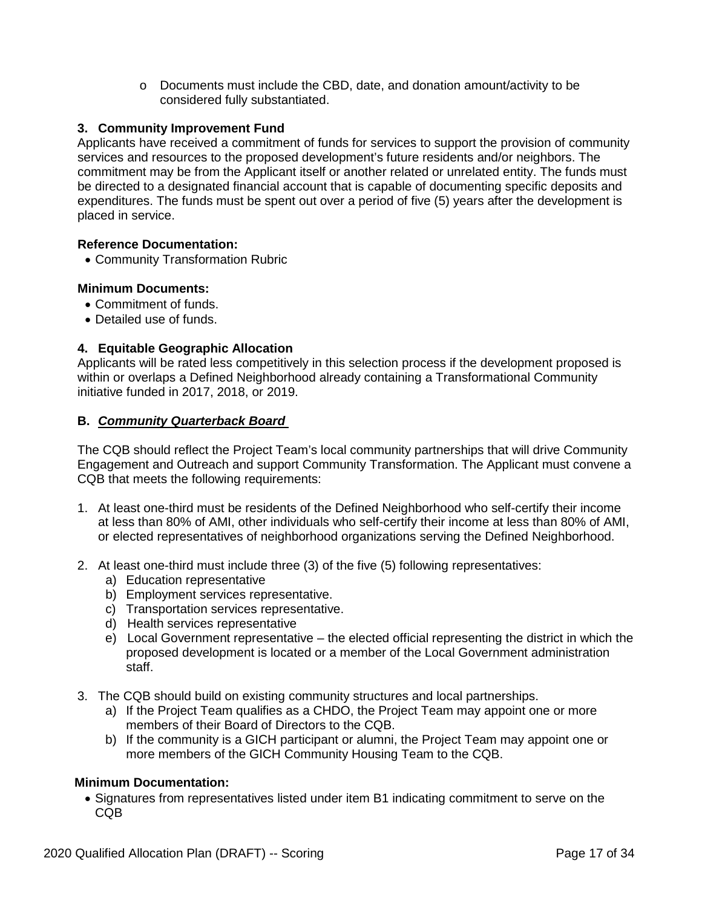- Documents must include the CBD, date, and donation amount/activity to be considered fully substantiated.

### 3. Community Improvement Fund

Applicants have received a commitment of funds for services to support the provision of community services and resources to the proposed development's future residents and/or neighbors. The commitment may be from the Applicant itself or another related or unrelated entity. The funds must be directed to a designated financial account that is capable of documenting specific deposits and expenditures. The funds must be spent out over a period of five (5) years after the development is placed in service.

**Reference Documentation:**

- Community Transformation Rubric

**Minimum Documents:**

- Commitment of funds.
- Detailed use of funds.

### 4. Equitable Geographic Allocation

Applicants will be rated less competitively in this selection process if the development proposed is within or overlaps a Defined Neighborhood already containing a Transformational Community initiative funded in 2017, 2018, or 2019.

## B. ***Community Quarterback Board***

The CQB should reflect the Project Team's local community partnerships that will drive Community Engagement and Outreach and support Community Transformation. The Applicant must convene a CQB that meets the following requirements:

1. At least one-third must be residents of the Defined Neighborhood who self-certify their income at less than 80% of AMI, other individuals who self-certify their income at less than 80% of AMI, or elected representatives of neighborhood organizations serving the Defined Neighborhood.
2. At least one-third must include three (3) of the five (5) following representatives:
   a) Education representative
   b) Employment services representative.
   c) Transportation services representative.
   d) Health services representative
   e) Local Government representative – the elected official representing the district in which the proposed development is located or a member of the Local Government administration staff.
3. The CQB should build on existing community structures and local partnerships.
   a) If the Project Team qualifies as a CHDO, the Project Team may appoint one or more members of their Board of Directors to the CQB.
   b) If the community is a GICH participant or alumni, the Project Team may appoint one or more members of the GICH Community Housing Team to the CQB.

**Minimum Documentation:**

- Signatures from representatives listed under item B1 indicating commitment to serve on the CQB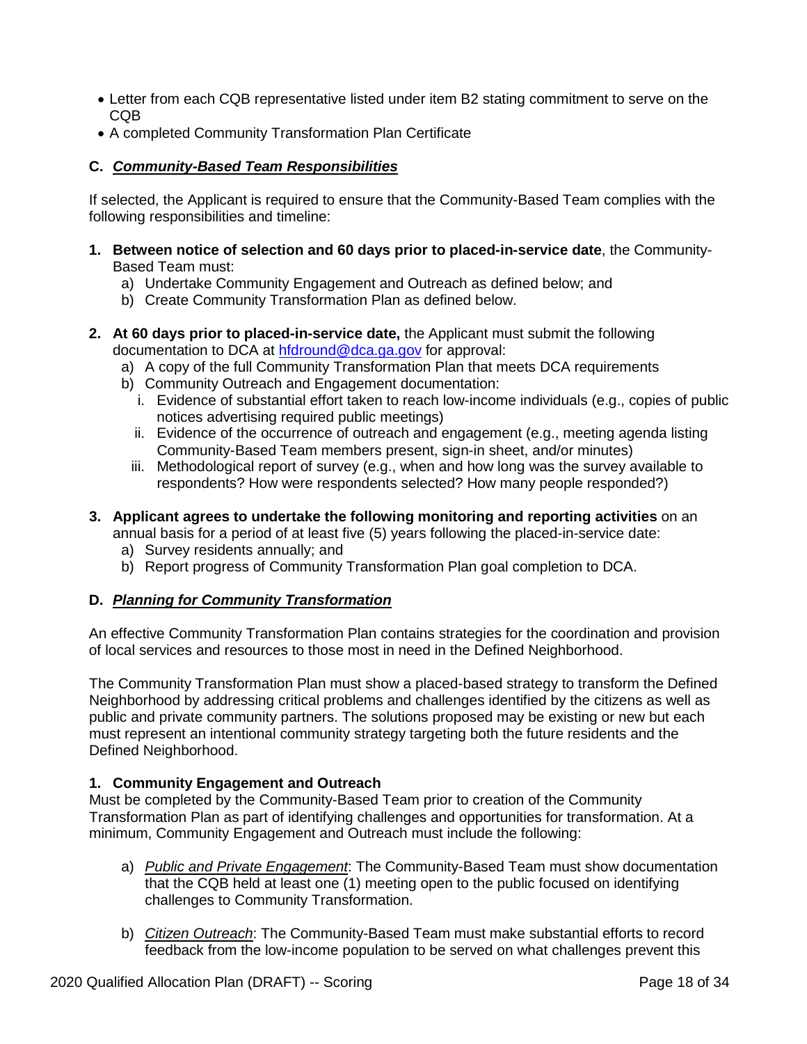- Letter from each CQB representative listed under item B2 stating commitment to serve on the CQB
- A completed Community Transformation Plan Certificate

### C. ***Community-Based Team Responsibilities***

If selected, the Applicant is required to ensure that the Community-Based Team complies with the following responsibilities and timeline:

1. **Between notice of selection and 60 days prior to placed-in-service date**, the Community-Based Team must:
   a) Undertake Community Engagement and Outreach as defined below; and
   b) Create Community Transformation Plan as defined below.

2. **At 60 days prior to placed-in-service date,** the Applicant must submit the following documentation to DCA at hfdround@dca.ga.gov for approval:
   a) A copy of the full Community Transformation Plan that meets DCA requirements
   b) Community Outreach and Engagement documentation:
      i. Evidence of substantial effort taken to reach low-income individuals (e.g., copies of public notices advertising required public meetings)
      ii. Evidence of the occurrence of outreach and engagement (e.g., meeting agenda listing Community-Based Team members present, sign-in sheet, and/or minutes)
      iii. Methodological report of survey (e.g., when and how long was the survey available to respondents? How were respondents selected? How many people responded?)

3. **Applicant agrees to undertake the following monitoring and reporting activities** on an annual basis for a period of at least five (5) years following the placed-in-service date:
   a) Survey residents annually; and
   b) Report progress of Community Transformation Plan goal completion to DCA.

### D. ***Planning for Community Transformation***

An effective Community Transformation Plan contains strategies for the coordination and provision of local services and resources to those most in need in the Defined Neighborhood.

The Community Transformation Plan must show a placed-based strategy to transform the Defined Neighborhood by addressing critical problems and challenges identified by the citizens as well as public and private community partners. The solutions proposed may be existing or new but each must represent an intentional community strategy targeting both the future residents and the Defined Neighborhood.

**1. Community Engagement and Outreach**

Must be completed by the Community-Based Team prior to creation of the Community Transformation Plan as part of identifying challenges and opportunities for transformation. At a minimum, Community Engagement and Outreach must include the following:

a) *Public and Private Engagement*: The Community-Based Team must show documentation that the CQB held at least one (1) meeting open to the public focused on identifying challenges to Community Transformation.

b) *Citizen Outreach*: The Community-Based Team must make substantial efforts to record feedback from the low-income population to be served on what challenges prevent this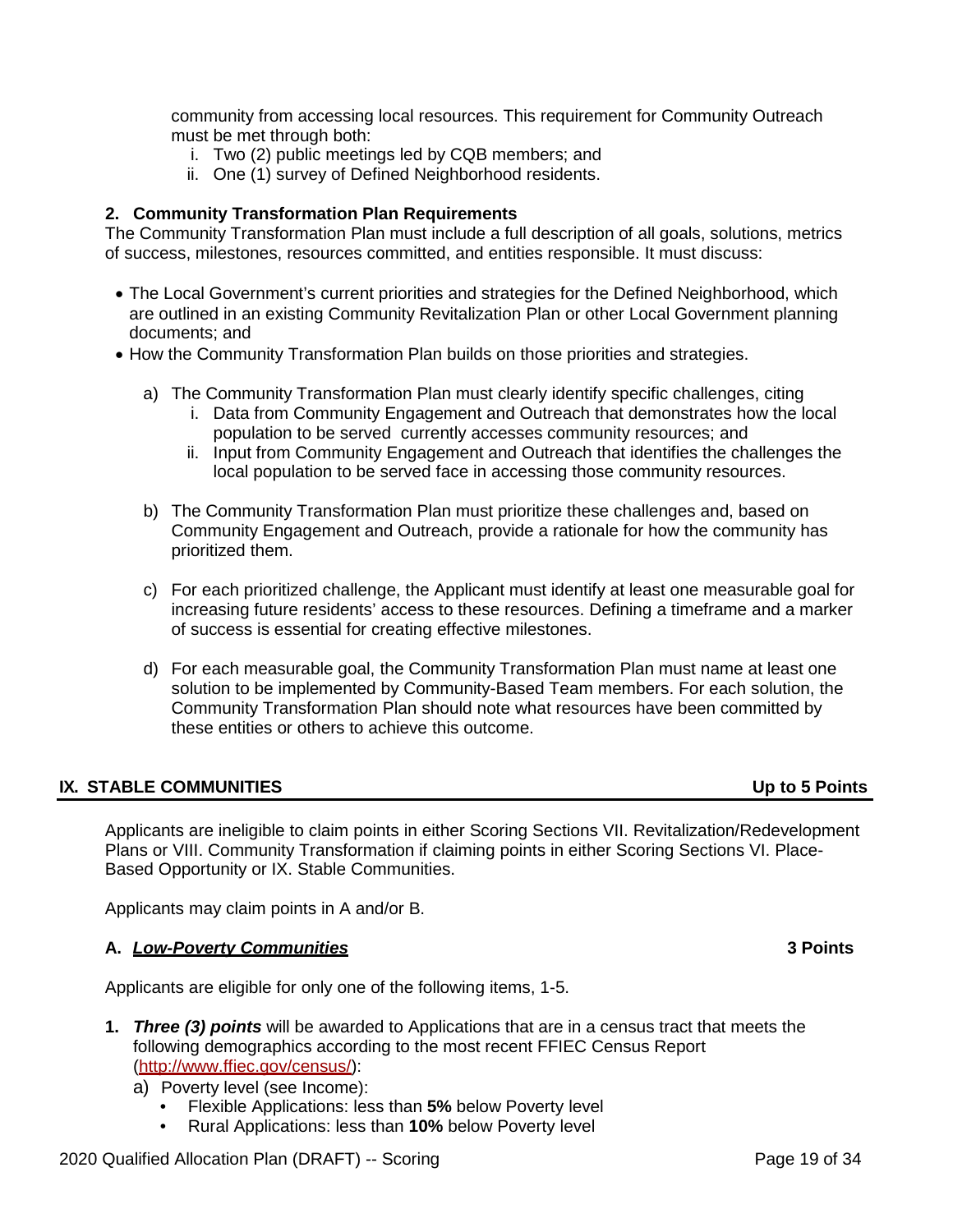community from accessing local resources. This requirement for Community Outreach must be met through both:

i. Two (2) public meetings led by CQB members; and
ii. One (1) survey of Defined Neighborhood residents.

**2. Community Transformation Plan Requirements**

The Community Transformation Plan must include a full description of all goals, solutions, metrics of success, milestones, resources committed, and entities responsible. It must discuss:

- The Local Government's current priorities and strategies for the Defined Neighborhood, which are outlined in an existing Community Revitalization Plan or other Local Government planning documents; and
- How the Community Transformation Plan builds on those priorities and strategies.

a) The Community Transformation Plan must clearly identify specific challenges, citing
   i. Data from Community Engagement and Outreach that demonstrates how the local population to be served currently accesses community resources; and
   ii. Input from Community Engagement and Outreach that identifies the challenges the local population to be served face in accessing those community resources.

b) The Community Transformation Plan must prioritize these challenges and, based on Community Engagement and Outreach, provide a rationale for how the community has prioritized them.

c) For each prioritized challenge, the Applicant must identify at least one measurable goal for increasing future residents' access to these resources. Defining a timeframe and a marker of success is essential for creating effective milestones.

d) For each measurable goal, the Community Transformation Plan must name at least one solution to be implemented by Community-Based Team members. For each solution, the Community Transformation Plan should note what resources have been committed by these entities or others to achieve this outcome.

## IX. STABLE COMMUNITIES — Up to 5 Points

Applicants are ineligible to claim points in either Scoring Sections VII. Revitalization/Redevelopment Plans or VIII. Community Transformation if claiming points in either Scoring Sections VI. Place-Based Opportunity or IX. Stable Communities.

Applicants may claim points in A and/or B.

### A. *Low-Poverty Communities* — 3 Points

Applicants are eligible for only one of the following items, 1-5.

1. ***Three (3) points*** will be awarded to Applications that are in a census tract that meets the following demographics according to the most recent FFIEC Census Report (http://www.ffiec.gov/census/):

   a) Poverty level (see Income):
      - Flexible Applications: less than **5%** below Poverty level
      - Rural Applications: less than **10%** below Poverty level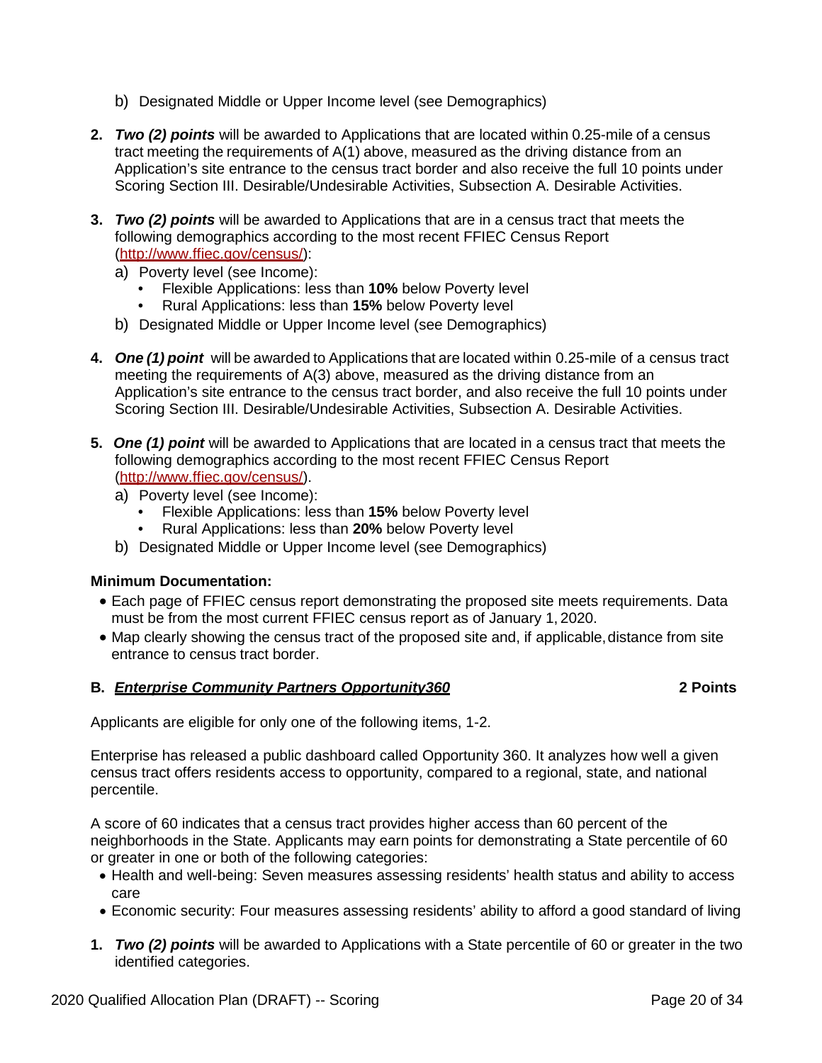b) Designated Middle or Upper Income level (see Demographics)

2. ***Two (2) points*** will be awarded to Applications that are located within 0.25-mile of a census tract meeting the requirements of A(1) above, measured as the driving distance from an Application's site entrance to the census tract border and also receive the full 10 points under Scoring Section III. Desirable/Undesirable Activities, Subsection A. Desirable Activities.

3. ***Two (2) points*** will be awarded to Applications that are in a census tract that meets the following demographics according to the most recent FFIEC Census Report (http://www.ffiec.gov/census/):
   a) Poverty level (see Income):
      - Flexible Applications: less than **10%** below Poverty level
      - Rural Applications: less than **15%** below Poverty level
   
   b) Designated Middle or Upper Income level (see Demographics)

4. ***One (1) point*** will be awarded to Applications that are located within 0.25-mile of a census tract meeting the requirements of A(3) above, measured as the driving distance from an Application's site entrance to the census tract border, and also receive the full 10 points under Scoring Section III. Desirable/Undesirable Activities, Subsection A. Desirable Activities.

5. ***One (1) point*** will be awarded to Applications that are located in a census tract that meets the following demographics according to the most recent FFIEC Census Report (http://www.ffiec.gov/census/).
   a) Poverty level (see Income):
      - Flexible Applications: less than **15%** below Poverty level
      - Rural Applications: less than **20%** below Poverty level
   
   b) Designated Middle or Upper Income level (see Demographics)

**Minimum Documentation:**

- Each page of FFIEC census report demonstrating the proposed site meets requirements. Data must be from the most current FFIEC census report as of January 1, 2020.
- Map clearly showing the census tract of the proposed site and, if applicable, distance from site entrance to census tract border.

**B. *Enterprise Community Partners Opportunity360*** **2 Points**

Applicants are eligible for only one of the following items, 1-2.

Enterprise has released a public dashboard called Opportunity 360. It analyzes how well a given census tract offers residents access to opportunity, compared to a regional, state, and national percentile.

A score of 60 indicates that a census tract provides higher access than 60 percent of the neighborhoods in the State. Applicants may earn points for demonstrating a State percentile of 60 or greater in one or both of the following categories:

- Health and well-being: Seven measures assessing residents' health status and ability to access care
- Economic security: Four measures assessing residents' ability to afford a good standard of living

1. ***Two (2) points*** will be awarded to Applications with a State percentile of 60 or greater in the two identified categories.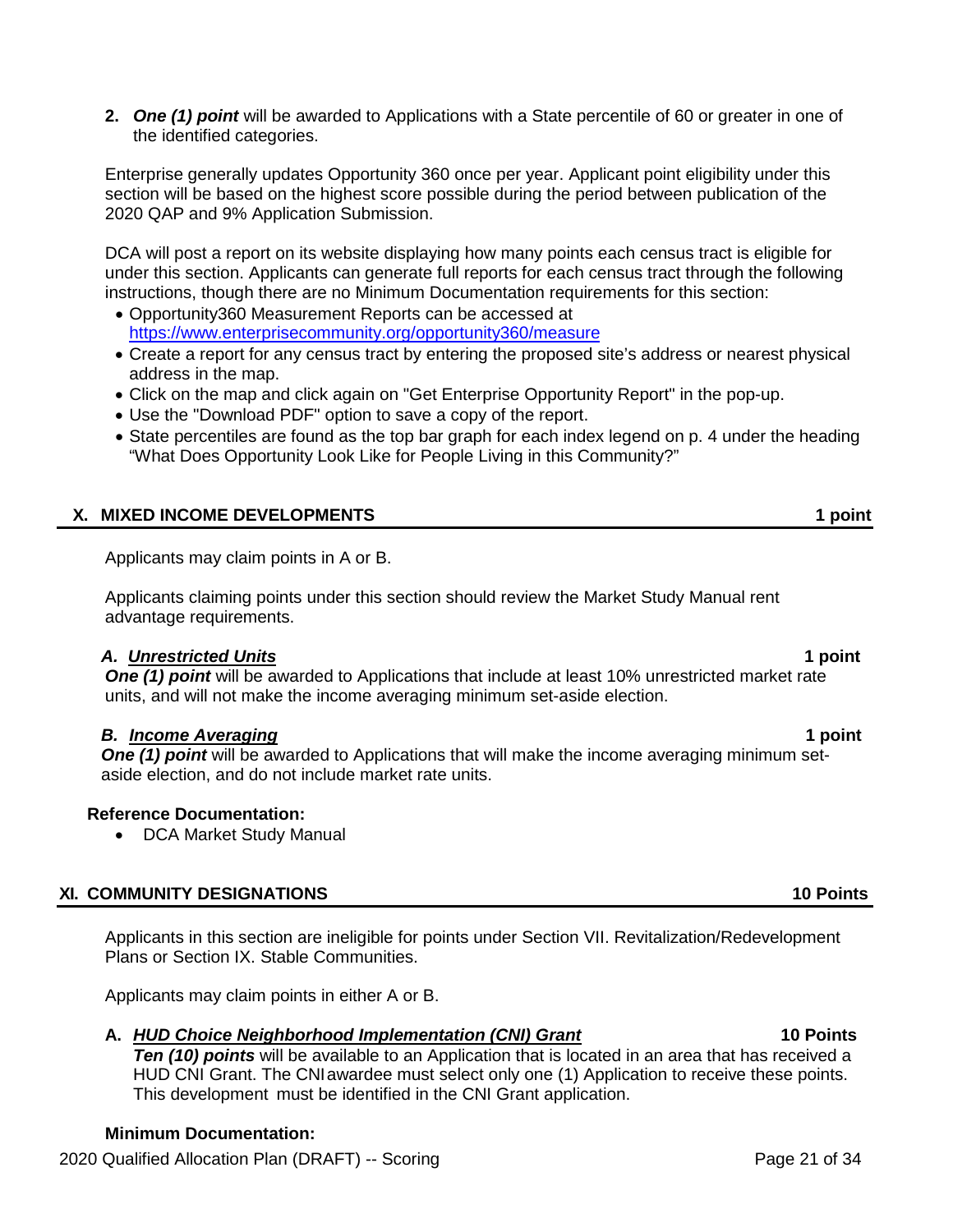2. ***One (1) point*** will be awarded to Applications with a State percentile of 60 or greater in one of the identified categories.

Enterprise generally updates Opportunity 360 once per year. Applicant point eligibility under this section will be based on the highest score possible during the period between publication of the 2020 QAP and 9% Application Submission.

DCA will post a report on its website displaying how many points each census tract is eligible for under this section. Applicants can generate full reports for each census tract through the following instructions, though there are no Minimum Documentation requirements for this section:

- Opportunity360 Measurement Reports can be accessed at https://www.enterprisecommunity.org/opportunity360/measure
- Create a report for any census tract by entering the proposed site's address or nearest physical address in the map.
- Click on the map and click again on "Get Enterprise Opportunity Report" in the pop-up.
- Use the "Download PDF" option to save a copy of the report.
- State percentiles are found as the top bar graph for each index legend on p. 4 under the heading "What Does Opportunity Look Like for People Living in this Community?"

## X. MIXED INCOME DEVELOPMENTS — 1 point

Applicants may claim points in A or B.

Applicants claiming points under this section should review the Market Study Manual rent advantage requirements.

### *A. Unrestricted Units* — 1 point

***One (1) point*** will be awarded to Applications that include at least 10% unrestricted market rate units, and will not make the income averaging minimum set-aside election.

### *B. Income Averaging* — 1 point

***One (1) point*** will be awarded to Applications that will make the income averaging minimum set-aside election, and do not include market rate units.

**Reference Documentation:**

- DCA Market Study Manual

## XI. COMMUNITY DESIGNATIONS — 10 Points

Applicants in this section are ineligible for points under Section VII. Revitalization/Redevelopment Plans or Section IX. Stable Communities.

Applicants may claim points in either A or B.

### A. *HUD Choice Neighborhood Implementation (CNI) Grant* — 10 Points

***Ten (10) points*** will be available to an Application that is located in an area that has received a HUD CNI Grant. The CNI awardee must select only one (1) Application to receive these points. This development must be identified in the CNI Grant application.

**Minimum Documentation:**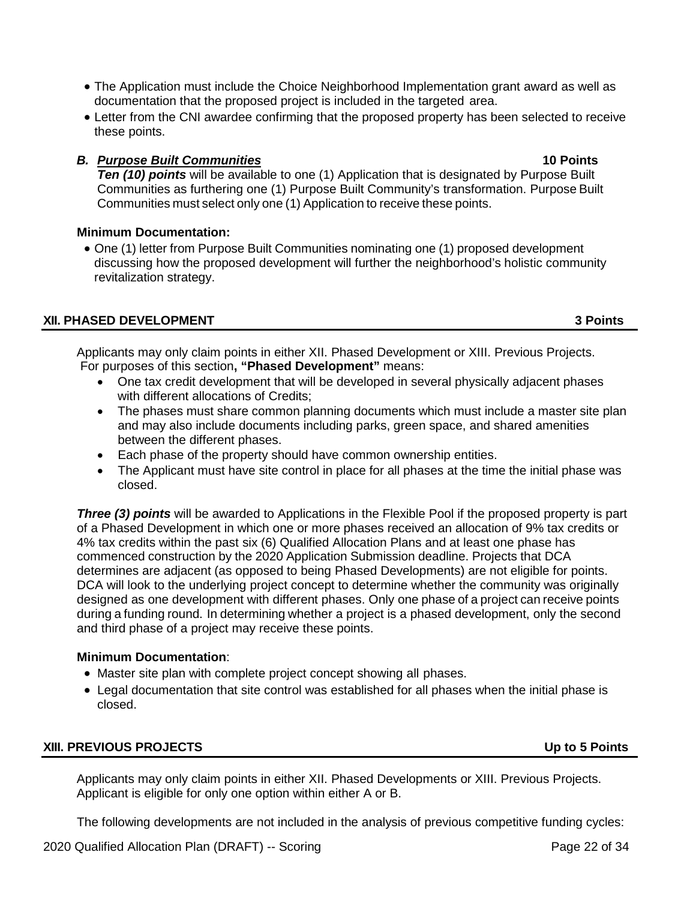- The Application must include the Choice Neighborhood Implementation grant award as well as documentation that the proposed project is included in the targeted area.
- Letter from the CNI awardee confirming that the proposed property has been selected to receive these points.

***B. Purpose Built Communities*** **10 Points**

***Ten (10) points*** will be available to one (1) Application that is designated by Purpose Built Communities as furthering one (1) Purpose Built Community's transformation. Purpose Built Communities must select only one (1) Application to receive these points.

**Minimum Documentation:**

- One (1) letter from Purpose Built Communities nominating one (1) proposed development discussing how the proposed development will further the neighborhood's holistic community revitalization strategy.

## XII. PHASED DEVELOPMENT 3 Points

Applicants may only claim points in either XII. Phased Development or XIII. Previous Projects. For purposes of this section**, "Phased Development"** means:

- One tax credit development that will be developed in several physically adjacent phases with different allocations of Credits;
- The phases must share common planning documents which must include a master site plan and may also include documents including parks, green space, and shared amenities between the different phases.
- Each phase of the property should have common ownership entities.
- The Applicant must have site control in place for all phases at the time the initial phase was closed.

***Three (3) points*** will be awarded to Applications in the Flexible Pool if the proposed property is part of a Phased Development in which one or more phases received an allocation of 9% tax credits or 4% tax credits within the past six (6) Qualified Allocation Plans and at least one phase has commenced construction by the 2020 Application Submission deadline. Projects that DCA determines are adjacent (as opposed to being Phased Developments) are not eligible for points. DCA will look to the underlying project concept to determine whether the community was originally designed as one development with different phases. Only one phase of a project can receive points during a funding round. In determining whether a project is a phased development, only the second and third phase of a project may receive these points.

**Minimum Documentation**:

- Master site plan with complete project concept showing all phases.
- Legal documentation that site control was established for all phases when the initial phase is closed.

## XIII. PREVIOUS PROJECTS Up to 5 Points

Applicants may only claim points in either XII. Phased Developments or XIII. Previous Projects. Applicant is eligible for only one option within either A or B.

The following developments are not included in the analysis of previous competitive funding cycles: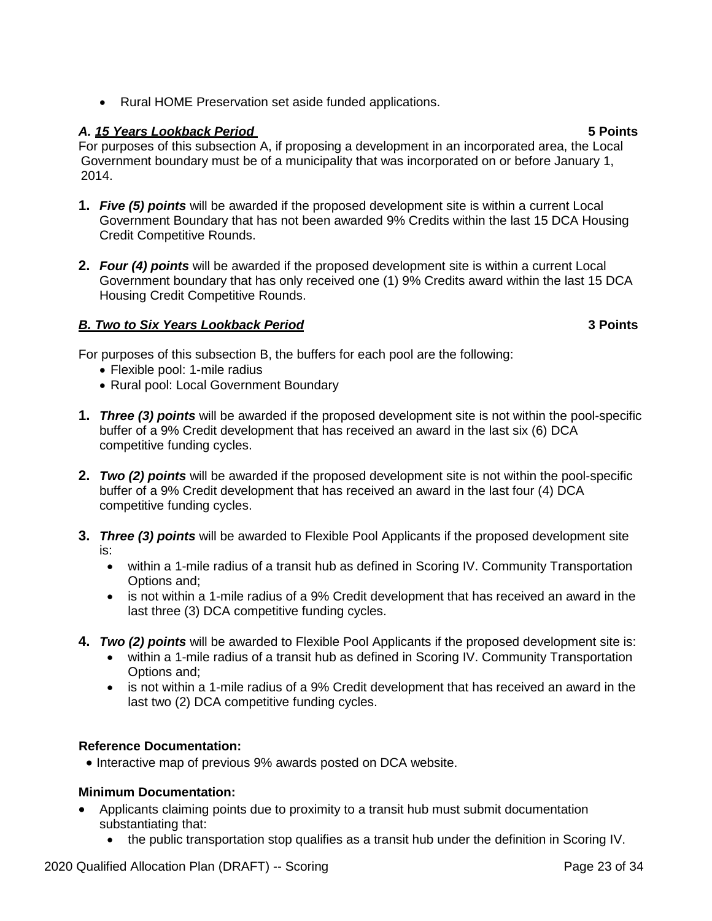- Rural HOME Preservation set aside funded applications.

***A. 15 Years Lookback Period*** **5 Points**

For purposes of this subsection A, if proposing a development in an incorporated area, the Local Government boundary must be of a municipality that was incorporated on or before January 1, 2014.

**1.** ***Five (5) points*** will be awarded if the proposed development site is within a current Local Government Boundary that has not been awarded 9% Credits within the last 15 DCA Housing Credit Competitive Rounds.

**2.** ***Four (4) points*** will be awarded if the proposed development site is within a current Local Government boundary that has only received one (1) 9% Credits award within the last 15 DCA Housing Credit Competitive Rounds.

***B. Two to Six Years Lookback Period*** **3 Points**

For purposes of this subsection B, the buffers for each pool are the following:

- Flexible pool: 1-mile radius
- Rural pool: Local Government Boundary

**1.** ***Three (3) points*** will be awarded if the proposed development site is not within the pool-specific buffer of a 9% Credit development that has received an award in the last six (6) DCA competitive funding cycles.

**2.** ***Two (2) points*** will be awarded if the proposed development site is not within the pool-specific buffer of a 9% Credit development that has received an award in the last four (4) DCA competitive funding cycles.

**3.** ***Three (3) points*** will be awarded to Flexible Pool Applicants if the proposed development site is:
   - within a 1-mile radius of a transit hub as defined in Scoring IV. Community Transportation Options and;
   - is not within a 1-mile radius of a 9% Credit development that has received an award in the last three (3) DCA competitive funding cycles.

**4.** ***Two (2) points*** will be awarded to Flexible Pool Applicants if the proposed development site is:
   - within a 1-mile radius of a transit hub as defined in Scoring IV. Community Transportation Options and;
   - is not within a 1-mile radius of a 9% Credit development that has received an award in the last two (2) DCA competitive funding cycles.

**Reference Documentation:**

- Interactive map of previous 9% awards posted on DCA website.

**Minimum Documentation:**

- Applicants claiming points due to proximity to a transit hub must submit documentation substantiating that:
   - the public transportation stop qualifies as a transit hub under the definition in Scoring IV.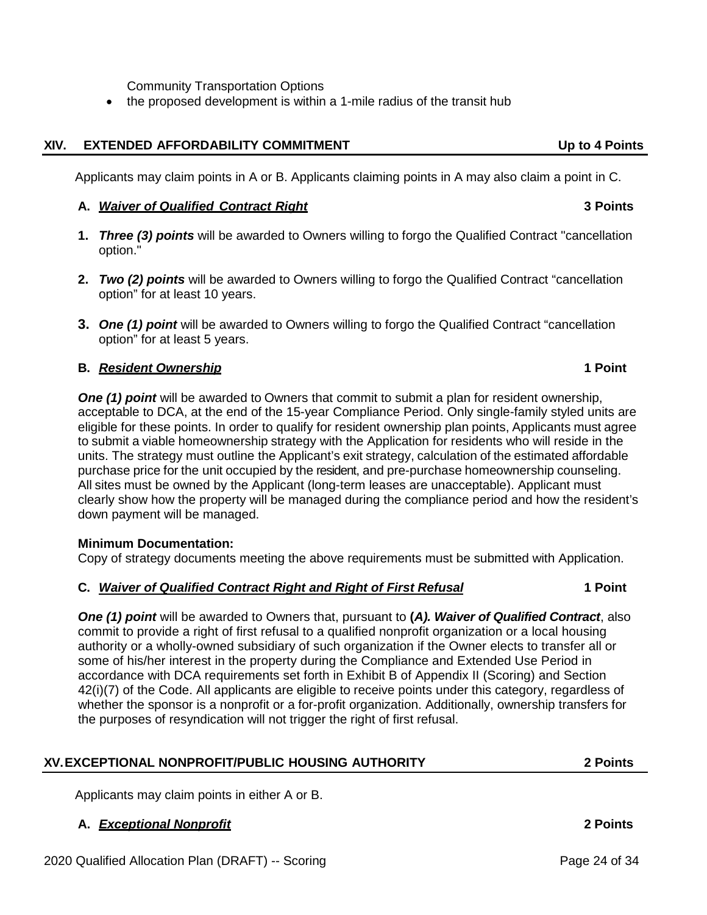Community Transportation Options

- the proposed development is within a 1-mile radius of the transit hub

## XIV. EXTENDED AFFORDABILITY COMMITMENT — Up to 4 Points

Applicants may claim points in A or B. Applicants claiming points in A may also claim a point in C.

### A. ***Waiver of Qualified Contract Right*** — 3 Points

1. ***Three (3) points*** will be awarded to Owners willing to forgo the Qualified Contract "cancellation option."

2. ***Two (2) points*** will be awarded to Owners willing to forgo the Qualified Contract "cancellation option" for at least 10 years.

3. ***One (1) point*** will be awarded to Owners willing to forgo the Qualified Contract "cancellation option" for at least 5 years.

### B. ***Resident Ownership*** — 1 Point

***One (1) point*** will be awarded to Owners that commit to submit a plan for resident ownership, acceptable to DCA, at the end of the 15-year Compliance Period. Only single-family styled units are eligible for these points. In order to qualify for resident ownership plan points, Applicants must agree to submit a viable homeownership strategy with the Application for residents who will reside in the units. The strategy must outline the Applicant's exit strategy, calculation of the estimated affordable purchase price for the unit occupied by the resident, and pre-purchase homeownership counseling. All sites must be owned by the Applicant (long-term leases are unacceptable). Applicant must clearly show how the property will be managed during the compliance period and how the resident's down payment will be managed.

**Minimum Documentation:**
Copy of strategy documents meeting the above requirements must be submitted with Application.

### C. ***Waiver of Qualified Contract Right and Right of First Refusal*** — 1 Point

***One (1) point*** will be awarded to Owners that, pursuant to **(*A). Waiver of Qualified Contract***, also commit to provide a right of first refusal to a qualified nonprofit organization or a local housing authority or a wholly-owned subsidiary of such organization if the Owner elects to transfer all or some of his/her interest in the property during the Compliance and Extended Use Period in accordance with DCA requirements set forth in Exhibit B of Appendix II (Scoring) and Section 42(i)(7) of the Code. All applicants are eligible to receive points under this category, regardless of whether the sponsor is a nonprofit or a for-profit organization. Additionally, ownership transfers for the purposes of resyndication will not trigger the right of first refusal.

## XV. EXCEPTIONAL NONPROFIT/PUBLIC HOUSING AUTHORITY — 2 Points

Applicants may claim points in either A or B.

### A. ***Exceptional Nonprofit*** — 2 Points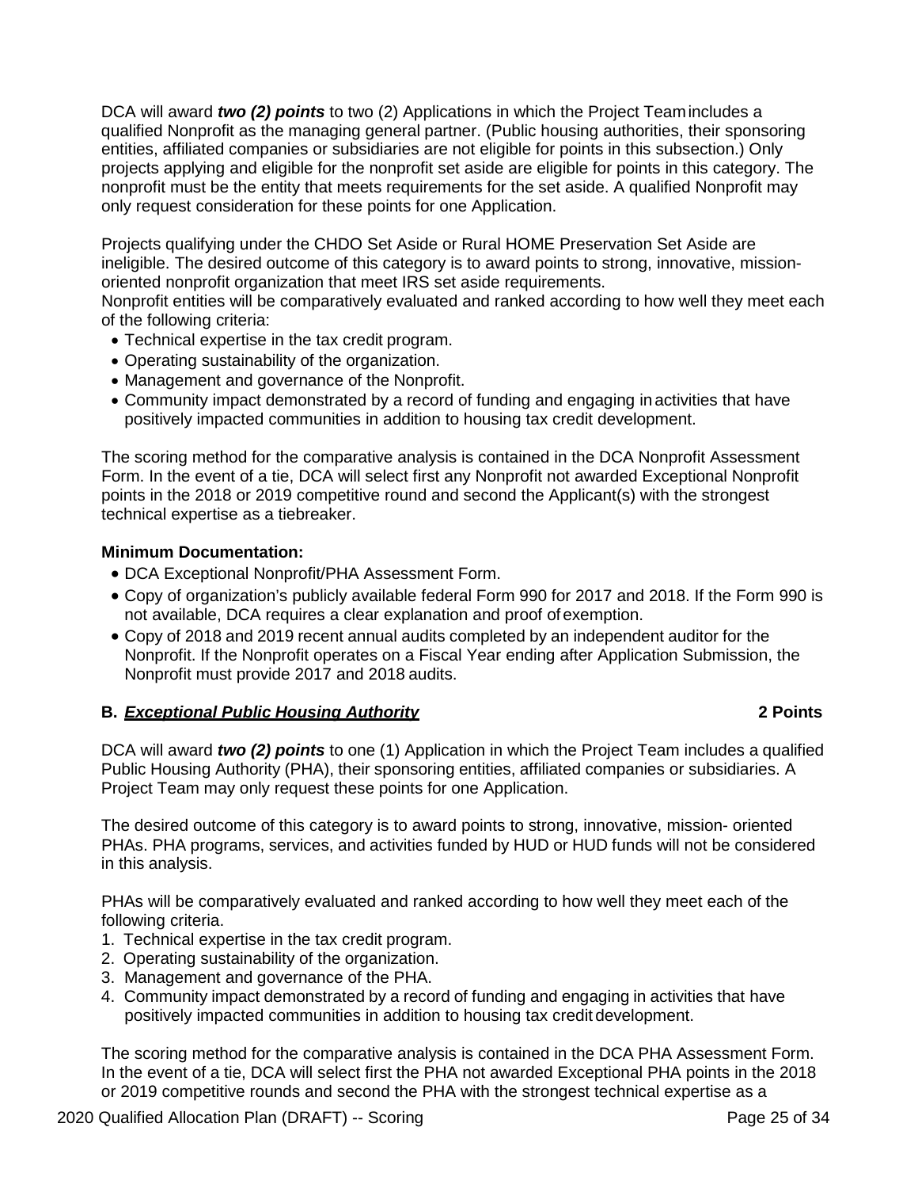DCA will award ***two (2) points*** to two (2) Applications in which the Project Team includes a qualified Nonprofit as the managing general partner. (Public housing authorities, their sponsoring entities, affiliated companies or subsidiaries are not eligible for points in this subsection.) Only projects applying and eligible for the nonprofit set aside are eligible for points in this category. The nonprofit must be the entity that meets requirements for the set aside. A qualified Nonprofit may only request consideration for these points for one Application.

Projects qualifying under the CHDO Set Aside or Rural HOME Preservation Set Aside are ineligible. The desired outcome of this category is to award points to strong, innovative, mission-oriented nonprofit organization that meet IRS set aside requirements.
Nonprofit entities will be comparatively evaluated and ranked according to how well they meet each of the following criteria:

- Technical expertise in the tax credit program.
- Operating sustainability of the organization.
- Management and governance of the Nonprofit.
- Community impact demonstrated by a record of funding and engaging in activities that have positively impacted communities in addition to housing tax credit development.

The scoring method for the comparative analysis is contained in the DCA Nonprofit Assessment Form. In the event of a tie, DCA will select first any Nonprofit not awarded Exceptional Nonprofit points in the 2018 or 2019 competitive round and second the Applicant(s) with the strongest technical expertise as a tiebreaker.

**Minimum Documentation:**

- DCA Exceptional Nonprofit/PHA Assessment Form.
- Copy of organization's publicly available federal Form 990 for 2017 and 2018. If the Form 990 is not available, DCA requires a clear explanation and proof of exemption.
- Copy of 2018 and 2019 recent annual audits completed by an independent auditor for the Nonprofit. If the Nonprofit operates on a Fiscal Year ending after Application Submission, the Nonprofit must provide 2017 and 2018 audits.

**B. *Exceptional Public Housing Authority*** **2 Points**

DCA will award ***two (2) points*** to one (1) Application in which the Project Team includes a qualified Public Housing Authority (PHA), their sponsoring entities, affiliated companies or subsidiaries. A Project Team may only request these points for one Application.

The desired outcome of this category is to award points to strong, innovative, mission- oriented PHAs. PHA programs, services, and activities funded by HUD or HUD funds will not be considered in this analysis.

PHAs will be comparatively evaluated and ranked according to how well they meet each of the following criteria.

1. Technical expertise in the tax credit program.
2. Operating sustainability of the organization.
3. Management and governance of the PHA.
4. Community impact demonstrated by a record of funding and engaging in activities that have positively impacted communities in addition to housing tax credit development.

The scoring method for the comparative analysis is contained in the DCA PHA Assessment Form. In the event of a tie, DCA will select first the PHA not awarded Exceptional PHA points in the 2018 or 2019 competitive rounds and second the PHA with the strongest technical expertise as a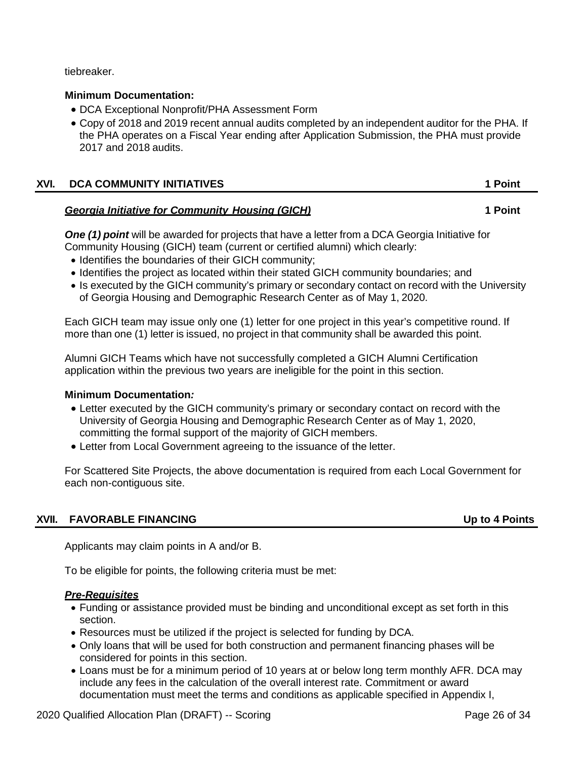tiebreaker.

**Minimum Documentation:**

- DCA Exceptional Nonprofit/PHA Assessment Form
- Copy of 2018 and 2019 recent annual audits completed by an independent auditor for the PHA. If the PHA operates on a Fiscal Year ending after Application Submission, the PHA must provide 2017 and 2018 audits.

## XVI. DCA COMMUNITY INITIATIVES 1 Point

***Georgia Initiative for Community Housing (GICH)*** **1 Point**

***One (1) point*** will be awarded for projects that have a letter from a DCA Georgia Initiative for Community Housing (GICH) team (current or certified alumni) which clearly:

- Identifies the boundaries of their GICH community;
- Identifies the project as located within their stated GICH community boundaries; and
- Is executed by the GICH community's primary or secondary contact on record with the University of Georgia Housing and Demographic Research Center as of May 1, 2020.

Each GICH team may issue only one (1) letter for one project in this year's competitive round. If more than one (1) letter is issued, no project in that community shall be awarded this point.

Alumni GICH Teams which have not successfully completed a GICH Alumni Certification application within the previous two years are ineligible for the point in this section.

**Minimum Documentation*:***

- Letter executed by the GICH community's primary or secondary contact on record with the University of Georgia Housing and Demographic Research Center as of May 1, 2020, committing the formal support of the majority of GICH members.
- Letter from Local Government agreeing to the issuance of the letter.

For Scattered Site Projects, the above documentation is required from each Local Government for each non-contiguous site.

## XVII. FAVORABLE FINANCING Up to 4 Points

Applicants may claim points in A and/or B.

To be eligible for points, the following criteria must be met:

***Pre-Requisites***

- Funding or assistance provided must be binding and unconditional except as set forth in this section.
- Resources must be utilized if the project is selected for funding by DCA.
- Only loans that will be used for both construction and permanent financing phases will be considered for points in this section.
- Loans must be for a minimum period of 10 years at or below long term monthly AFR. DCA may include any fees in the calculation of the overall interest rate. Commitment or award documentation must meet the terms and conditions as applicable specified in Appendix I,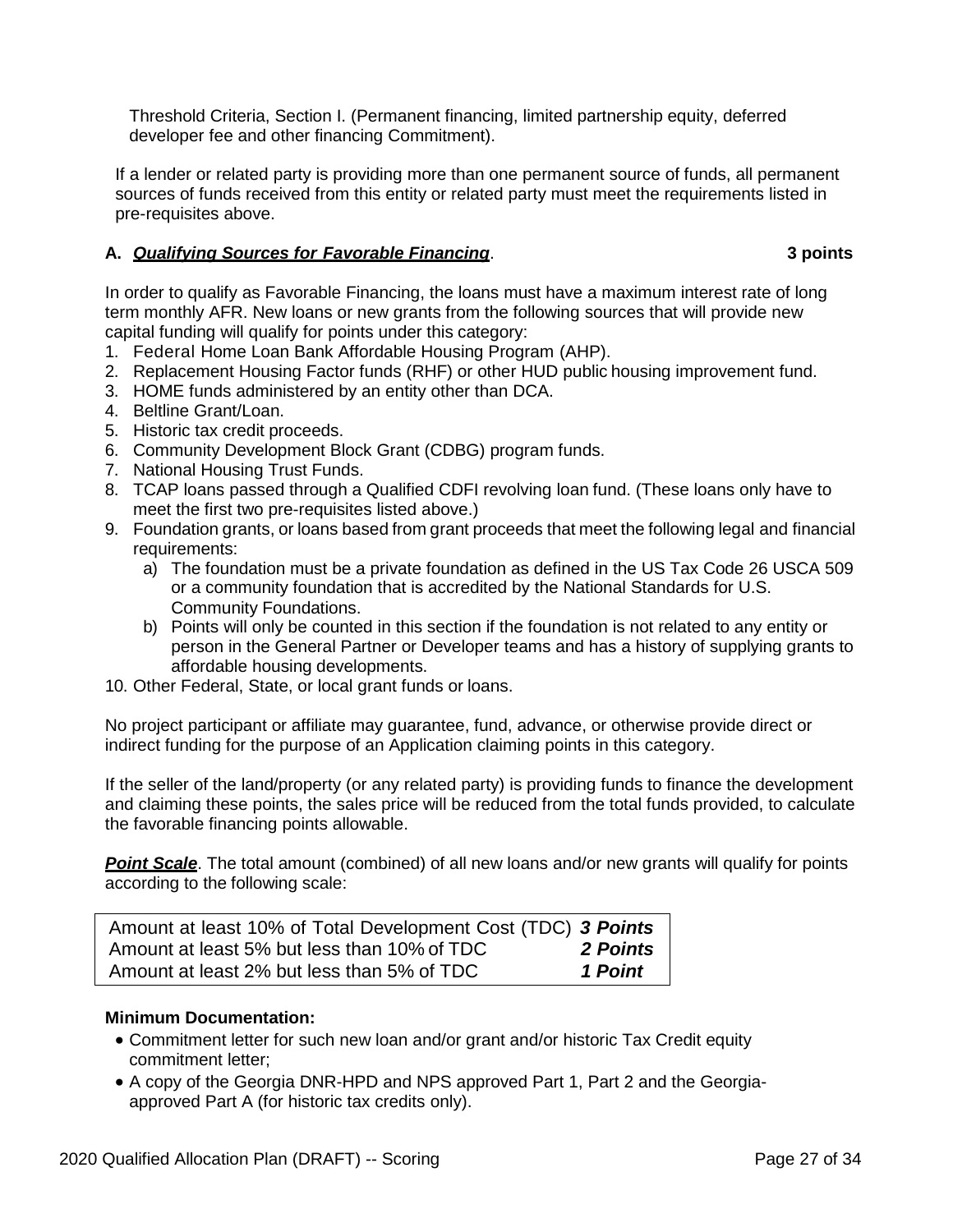Threshold Criteria, Section I. (Permanent financing, limited partnership equity, deferred developer fee and other financing Commitment).

If a lender or related party is providing more than one permanent source of funds, all permanent sources of funds received from this entity or related party must meet the requirements listed in pre-requisites above.

**A. *Qualifying Sources for Favorable Financing*. 3 points**

In order to qualify as Favorable Financing, the loans must have a maximum interest rate of long term monthly AFR. New loans or new grants from the following sources that will provide new capital funding will qualify for points under this category:

1. Federal Home Loan Bank Affordable Housing Program (AHP).
2. Replacement Housing Factor funds (RHF) or other HUD public housing improvement fund.
3. HOME funds administered by an entity other than DCA.
4. Beltline Grant/Loan.
5. Historic tax credit proceeds.
6. Community Development Block Grant (CDBG) program funds.
7. National Housing Trust Funds.
8. TCAP loans passed through a Qualified CDFI revolving loan fund. (These loans only have to meet the first two pre-requisites listed above.)
9. Foundation grants, or loans based from grant proceeds that meet the following legal and financial requirements:
   a) The foundation must be a private foundation as defined in the US Tax Code 26 USCA 509 or a community foundation that is accredited by the National Standards for U.S. Community Foundations.
   b) Points will only be counted in this section if the foundation is not related to any entity or person in the General Partner or Developer teams and has a history of supplying grants to affordable housing developments.
10. Other Federal, State, or local grant funds or loans.

No project participant or affiliate may guarantee, fund, advance, or otherwise provide direct or indirect funding for the purpose of an Application claiming points in this category.

If the seller of the land/property (or any related party) is providing funds to finance the development and claiming these points, the sales price will be reduced from the total funds provided, to calculate the favorable financing points allowable.

***Point Scale***. The total amount (combined) of all new loans and/or new grants will qualify for points according to the following scale:

| | |
|---|---|
| Amount at least 10% of Total Development Cost (TDC) | ***3 Points*** |
| Amount at least 5% but less than 10% of TDC | ***2 Points*** |
| Amount at least 2% but less than 5% of TDC | ***1 Point*** |

**Minimum Documentation:**

- Commitment letter for such new loan and/or grant and/or historic Tax Credit equity commitment letter;
- A copy of the Georgia DNR-HPD and NPS approved Part 1, Part 2 and the Georgia-approved Part A (for historic tax credits only).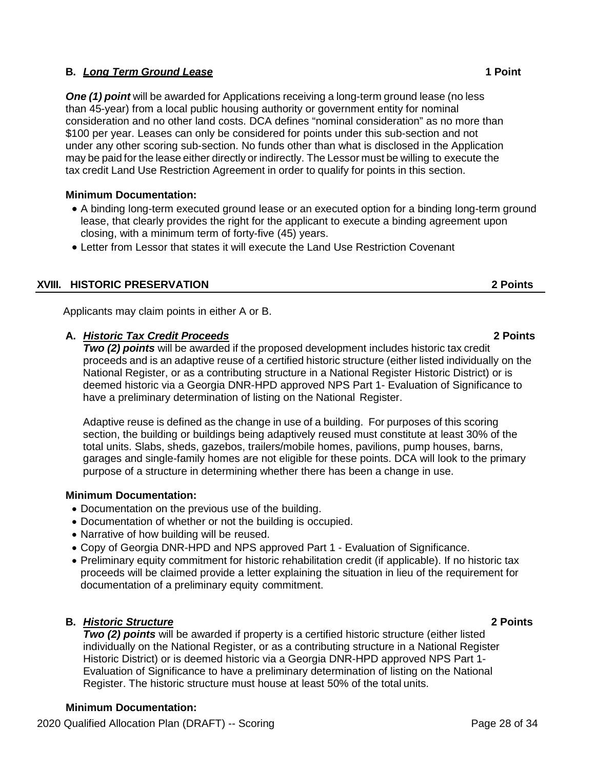### B. ***Long Term Ground Lease*** **1 Point**

***One (1) point*** will be awarded for Applications receiving a long-term ground lease (no less than 45-year) from a local public housing authority or government entity for nominal consideration and no other land costs. DCA defines "nominal consideration" as no more than $100 per year. Leases can only be considered for points under this sub-section and not under any other scoring sub-section. No funds other than what is disclosed in the Application may be paid for the lease either directly or indirectly. The Lessor must be willing to execute the tax credit Land Use Restriction Agreement in order to qualify for points in this section.

**Minimum Documentation:**

- A binding long-term executed ground lease or an executed option for a binding long-term ground lease, that clearly provides the right for the applicant to execute a binding agreement upon closing, with a minimum term of forty-five (45) years.
- Letter from Lessor that states it will execute the Land Use Restriction Covenant

## XVIII. HISTORIC PRESERVATION **2 Points**

Applicants may claim points in either A or B.

### A. ***Historic Tax Credit Proceeds*** **2 Points**

***Two (2) points*** will be awarded if the proposed development includes historic tax credit proceeds and is an adaptive reuse of a certified historic structure (either listed individually on the National Register, or as a contributing structure in a National Register Historic District) or is deemed historic via a Georgia DNR-HPD approved NPS Part 1- Evaluation of Significance to have a preliminary determination of listing on the National Register.

Adaptive reuse is defined as the change in use of a building. For purposes of this scoring section, the building or buildings being adaptively reused must constitute at least 30% of the total units. Slabs, sheds, gazebos, trailers/mobile homes, pavilions, pump houses, barns, garages and single-family homes are not eligible for these points. DCA will look to the primary purpose of a structure in determining whether there has been a change in use.

**Minimum Documentation:**

- Documentation on the previous use of the building.
- Documentation of whether or not the building is occupied.
- Narrative of how building will be reused.
- Copy of Georgia DNR-HPD and NPS approved Part 1 - Evaluation of Significance.
- Preliminary equity commitment for historic rehabilitation credit (if applicable). If no historic tax proceeds will be claimed provide a letter explaining the situation in lieu of the requirement for documentation of a preliminary equity commitment.

### B. ***Historic Structure*** **2 Points**

***Two (2) points*** will be awarded if property is a certified historic structure (either listed individually on the National Register, or as a contributing structure in a National Register Historic District) or is deemed historic via a Georgia DNR-HPD approved NPS Part 1- Evaluation of Significance to have a preliminary determination of listing on the National Register. The historic structure must house at least 50% of the total units.

**Minimum Documentation:**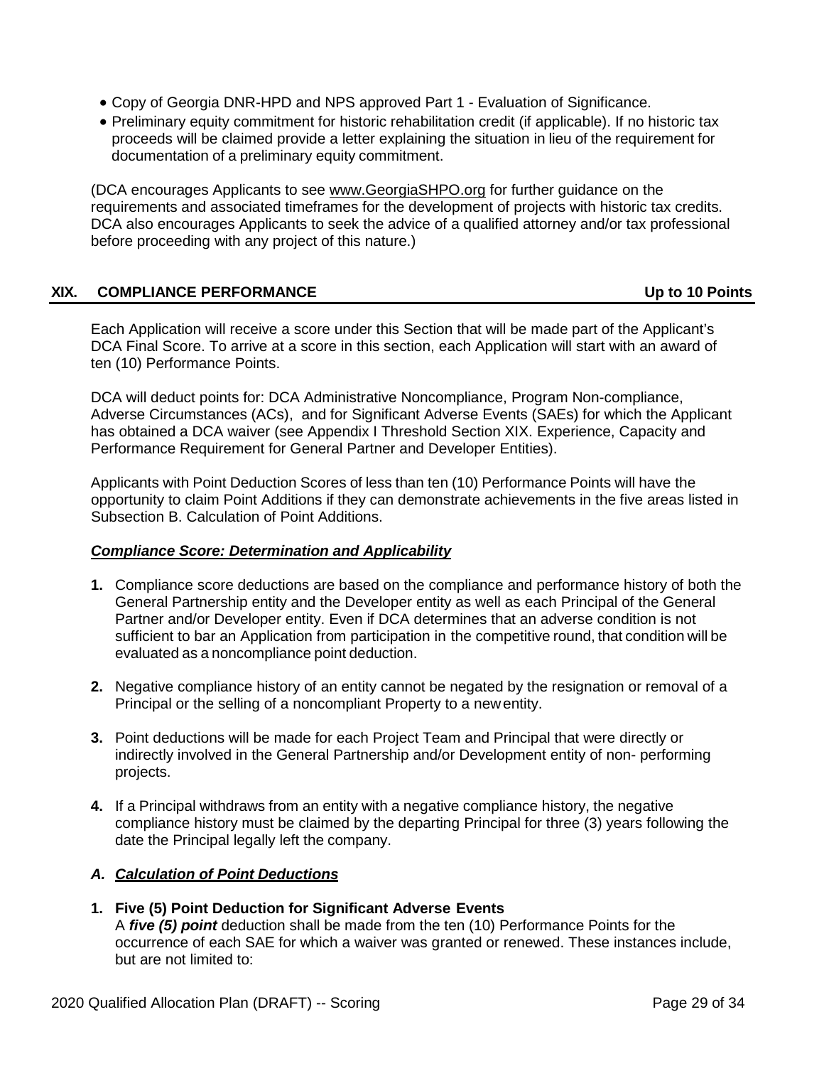- Copy of Georgia DNR-HPD and NPS approved Part 1 - Evaluation of Significance.
- Preliminary equity commitment for historic rehabilitation credit (if applicable). If no historic tax proceeds will be claimed provide a letter explaining the situation in lieu of the requirement for documentation of a preliminary equity commitment.

(DCA encourages Applicants to see www.GeorgiaSHPO.org for further guidance on the requirements and associated timeframes for the development of projects with historic tax credits. DCA also encourages Applicants to seek the advice of a qualified attorney and/or tax professional before proceeding with any project of this nature.)

## XIX. COMPLIANCE PERFORMANCE — Up to 10 Points

Each Application will receive a score under this Section that will be made part of the Applicant's DCA Final Score. To arrive at a score in this section, each Application will start with an award of ten (10) Performance Points.

DCA will deduct points for: DCA Administrative Noncompliance, Program Non-compliance, Adverse Circumstances (ACs), and for Significant Adverse Events (SAEs) for which the Applicant has obtained a DCA waiver (see Appendix I Threshold Section XIX. Experience, Capacity and Performance Requirement for General Partner and Developer Entities).

Applicants with Point Deduction Scores of less than ten (10) Performance Points will have the opportunity to claim Point Additions if they can demonstrate achievements in the five areas listed in Subsection B. Calculation of Point Additions.

***Compliance Score: Determination and Applicability***

1. Compliance score deductions are based on the compliance and performance history of both the General Partnership entity and the Developer entity as well as each Principal of the General Partner and/or Developer entity. Even if DCA determines that an adverse condition is not sufficient to bar an Application from participation in the competitive round, that condition will be evaluated as a noncompliance point deduction.

2. Negative compliance history of an entity cannot be negated by the resignation or removal of a Principal or the selling of a noncompliant Property to a new entity.

3. Point deductions will be made for each Project Team and Principal that were directly or indirectly involved in the General Partnership and/or Development entity of non- performing projects.

4. If a Principal withdraws from an entity with a negative compliance history, the negative compliance history must be claimed by the departing Principal for three (3) years following the date the Principal legally left the company.

### ***A. Calculation of Point Deductions***

1. **Five (5) Point Deduction for Significant Adverse Events**
   A ***five (5) point*** deduction shall be made from the ten (10) Performance Points for the occurrence of each SAE for which a waiver was granted or renewed. These instances include, but are not limited to: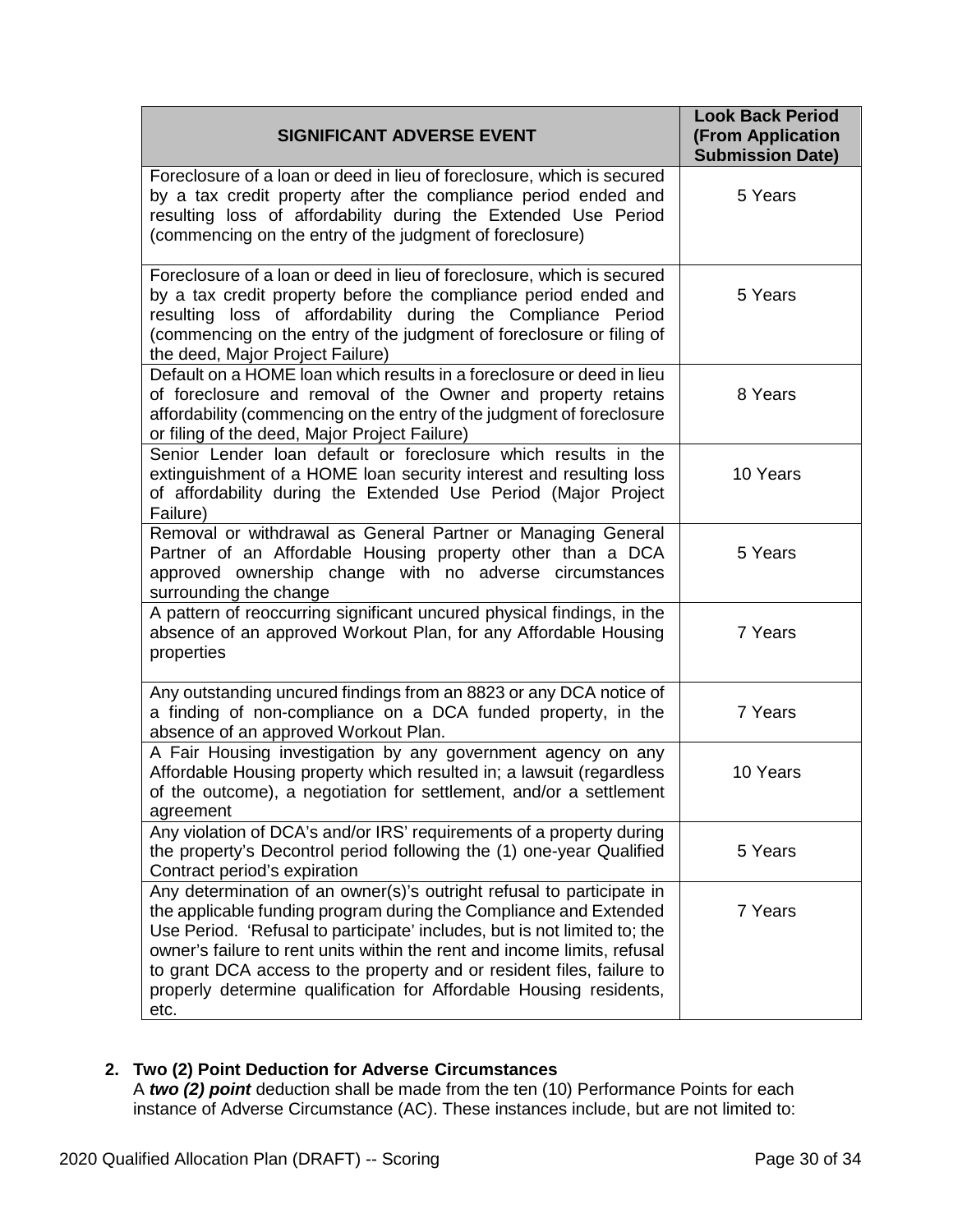| SIGNIFICANT ADVERSE EVENT | Look Back Period (From Application Submission Date) |
|---|---|
| Foreclosure of a loan or deed in lieu of foreclosure, which is secured by a tax credit property after the compliance period ended and resulting loss of affordability during the Extended Use Period (commencing on the entry of the judgment of foreclosure) | 5 Years |
| Foreclosure of a loan or deed in lieu of foreclosure, which is secured by a tax credit property before the compliance period ended and resulting loss of affordability during the Compliance Period (commencing on the entry of the judgment of foreclosure or filing of the deed, Major Project Failure) | 5 Years |
| Default on a HOME loan which results in a foreclosure or deed in lieu of foreclosure and removal of the Owner and property retains affordability (commencing on the entry of the judgment of foreclosure or filing of the deed, Major Project Failure) | 8 Years |
| Senior Lender loan default or foreclosure which results in the extinguishment of a HOME loan security interest and resulting loss of affordability during the Extended Use Period (Major Project Failure) | 10 Years |
| Removal or withdrawal as General Partner or Managing General Partner of an Affordable Housing property other than a DCA approved ownership change with no adverse circumstances surrounding the change | 5 Years |
| A pattern of reoccurring significant uncured physical findings, in the absence of an approved Workout Plan, for any Affordable Housing properties | 7 Years |
| Any outstanding uncured findings from an 8823 or any DCA notice of a finding of non-compliance on a DCA funded property, in the absence of an approved Workout Plan. | 7 Years |
| A Fair Housing investigation by any government agency on any Affordable Housing property which resulted in; a lawsuit (regardless of the outcome), a negotiation for settlement, and/or a settlement agreement | 10 Years |
| Any violation of DCA's and/or IRS' requirements of a property during the property's Decontrol period following the (1) one-year Qualified Contract period's expiration | 5 Years |
| Any determination of an owner(s)'s outright refusal to participate in the applicable funding program during the Compliance and Extended Use Period. 'Refusal to participate' includes, but is not limited to; the owner's failure to rent units within the rent and income limits, refusal to grant DCA access to the property and or resident files, failure to properly determine qualification for Affordable Housing residents, etc. | 7 Years |

**2. Two (2) Point Deduction for Adverse Circumstances**

A ***two (2) point*** deduction shall be made from the ten (10) Performance Points for each instance of Adverse Circumstance (AC). These instances include, but are not limited to: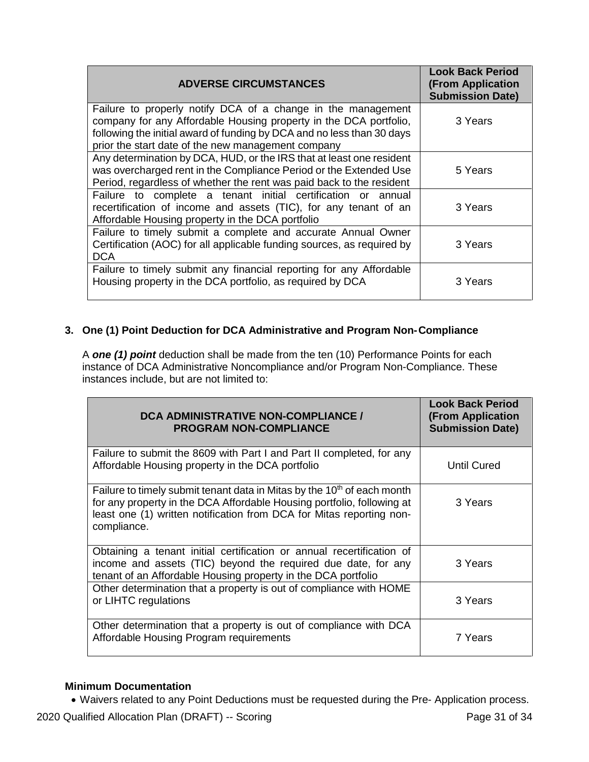| ADVERSE CIRCUMSTANCES | Look Back Period (From Application Submission Date) |
|---|---|
| Failure to properly notify DCA of a change in the management company for any Affordable Housing property in the DCA portfolio, following the initial award of funding by DCA and no less than 30 days prior the start date of the new management company | 3 Years |
| Any determination by DCA, HUD, or the IRS that at least one resident was overcharged rent in the Compliance Period or the Extended Use Period, regardless of whether the rent was paid back to the resident | 5 Years |
| Failure to complete a tenant initial certification or annual recertification of income and assets (TIC), for any tenant of an Affordable Housing property in the DCA portfolio | 3 Years |
| Failure to timely submit a complete and accurate Annual Owner Certification (AOC) for all applicable funding sources, as required by DCA | 3 Years |
| Failure to timely submit any financial reporting for any Affordable Housing property in the DCA portfolio, as required by DCA | 3 Years |

### 3. One (1) Point Deduction for DCA Administrative and Program Non-Compliance

A ***one (1) point*** deduction shall be made from the ten (10) Performance Points for each instance of DCA Administrative Noncompliance and/or Program Non-Compliance. These instances include, but are not limited to:

| DCA ADMINISTRATIVE NON-COMPLIANCE / PROGRAM NON-COMPLIANCE | Look Back Period (From Application Submission Date) |
|---|---|
| Failure to submit the 8609 with Part I and Part II completed, for any Affordable Housing property in the DCA portfolio | Until Cured |
| Failure to timely submit tenant data in Mitas by the 10th of each month for any property in the DCA Affordable Housing portfolio, following at least one (1) written notification from DCA for Mitas reporting non-compliance. | 3 Years |
| Obtaining a tenant initial certification or annual recertification of income and assets (TIC) beyond the required due date, for any tenant of an Affordable Housing property in the DCA portfolio | 3 Years |
| Other determination that a property is out of compliance with HOME or LIHTC regulations | 3 Years |
| Other determination that a property is out of compliance with DCA Affordable Housing Program requirements | 7 Years |

**Minimum Documentation**

- Waivers related to any Point Deductions must be requested during the Pre- Application process.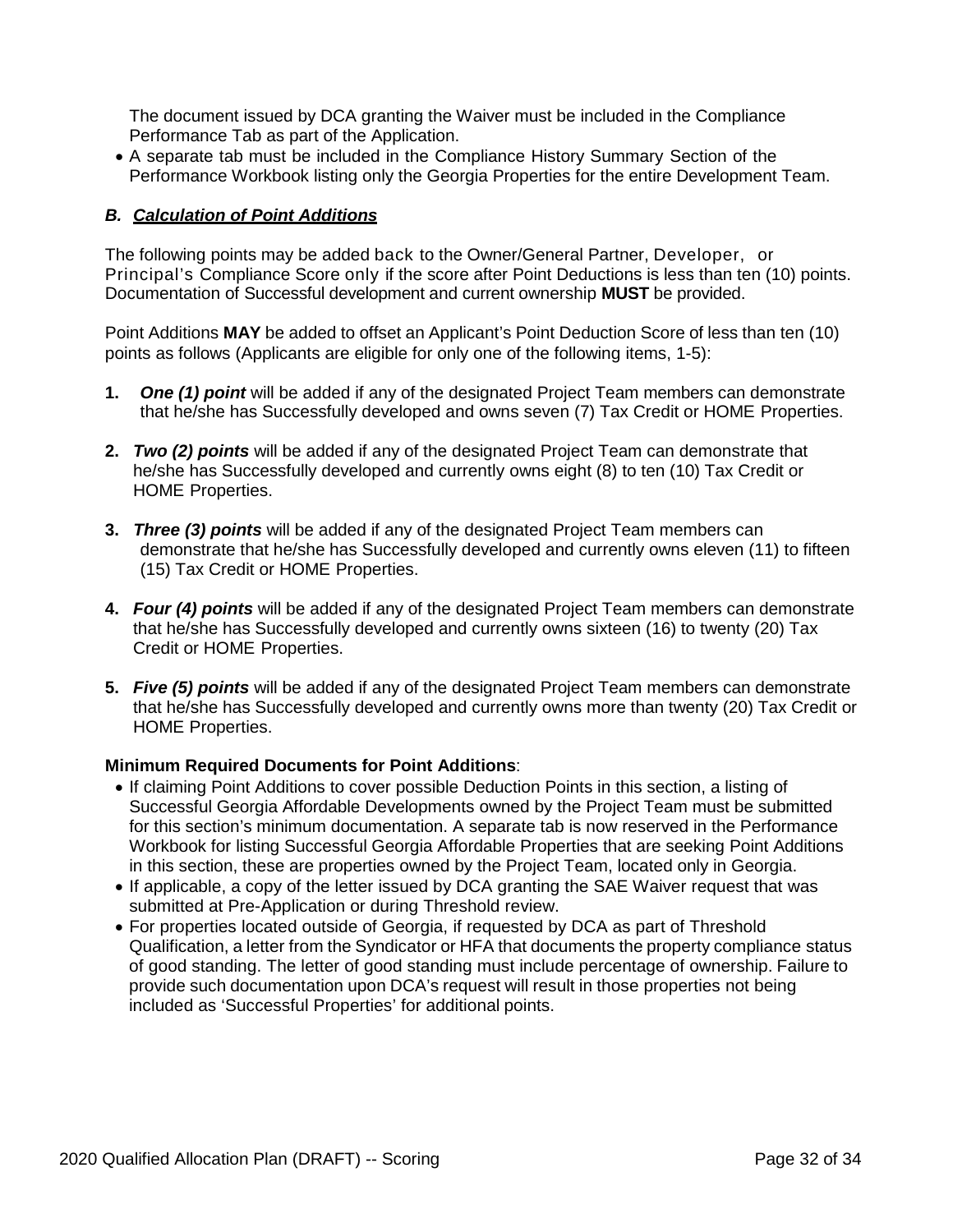The document issued by DCA granting the Waiver must be included in the Compliance Performance Tab as part of the Application.

- A separate tab must be included in the Compliance History Summary Section of the Performance Workbook listing only the Georgia Properties for the entire Development Team.

### *B. Calculation of Point Additions*

The following points may be added back to the Owner/General Partner, Developer, or Principal's Compliance Score only if the score after Point Deductions is less than ten (10) points. Documentation of Successful development and current ownership **MUST** be provided.

Point Additions **MAY** be added to offset an Applicant's Point Deduction Score of less than ten (10) points as follows (Applicants are eligible for only one of the following items, 1-5):

1. ***One (1) point*** will be added if any of the designated Project Team members can demonstrate that he/she has Successfully developed and owns seven (7) Tax Credit or HOME Properties.
2. ***Two (2) points*** will be added if any of the designated Project Team can demonstrate that he/she has Successfully developed and currently owns eight (8) to ten (10) Tax Credit or HOME Properties.
3. ***Three (3) points*** will be added if any of the designated Project Team members can demonstrate that he/she has Successfully developed and currently owns eleven (11) to fifteen (15) Tax Credit or HOME Properties.
4. ***Four (4) points*** will be added if any of the designated Project Team members can demonstrate that he/she has Successfully developed and currently owns sixteen (16) to twenty (20) Tax Credit or HOME Properties.
5. ***Five (5) points*** will be added if any of the designated Project Team members can demonstrate that he/she has Successfully developed and currently owns more than twenty (20) Tax Credit or HOME Properties.

**Minimum Required Documents for Point Additions**:

- If claiming Point Additions to cover possible Deduction Points in this section, a listing of Successful Georgia Affordable Developments owned by the Project Team must be submitted for this section's minimum documentation. A separate tab is now reserved in the Performance Workbook for listing Successful Georgia Affordable Properties that are seeking Point Additions in this section, these are properties owned by the Project Team, located only in Georgia.
- If applicable, a copy of the letter issued by DCA granting the SAE Waiver request that was submitted at Pre-Application or during Threshold review.
- For properties located outside of Georgia, if requested by DCA as part of Threshold Qualification, a letter from the Syndicator or HFA that documents the property compliance status of good standing. The letter of good standing must include percentage of ownership. Failure to provide such documentation upon DCA's request will result in those properties not being included as 'Successful Properties' for additional points.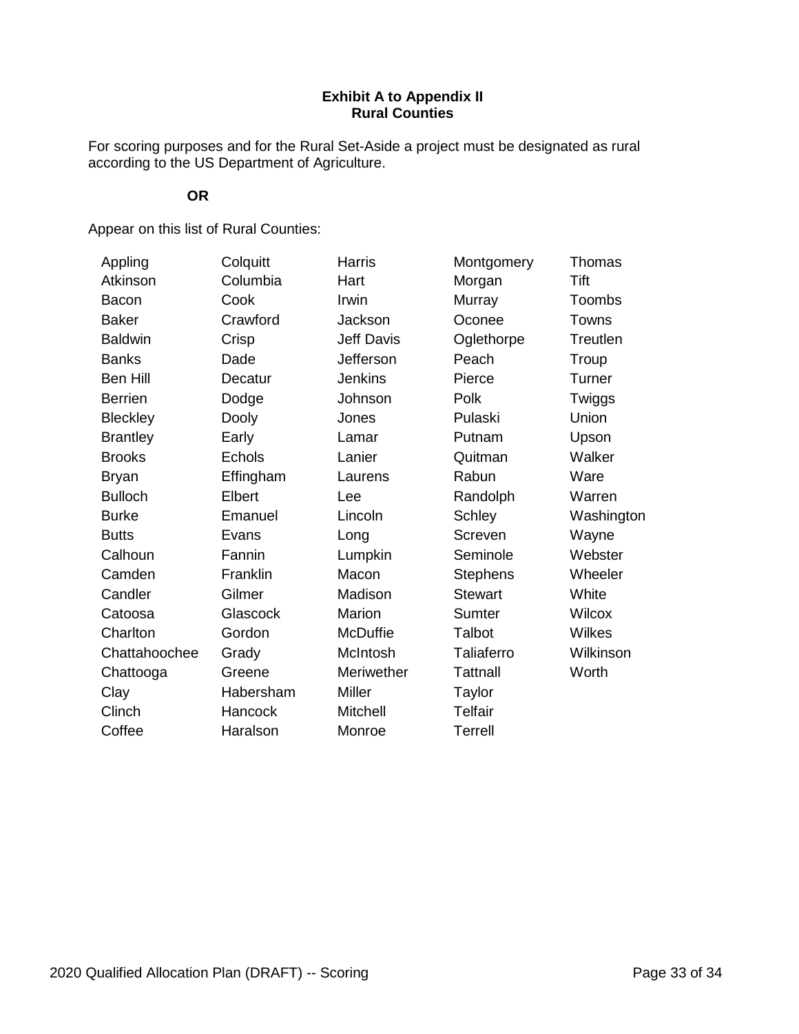**Exhibit A to Appendix II**
**Rural Counties**

For scoring purposes and for the Rural Set-Aside a project must be designated as rural according to the US Department of Agriculture.

**OR**

Appear on this list of Rural Counties:

| | | | | |
|---|---|---|---|---|
| Appling | Colquitt | Harris | Montgomery | Thomas |
| Atkinson | Columbia | Hart | Morgan | Tift |
| Bacon | Cook | Irwin | Murray | Toombs |
| Baker | Crawford | Jackson | Oconee | Towns |
| Baldwin | Crisp | Jeff Davis | Oglethorpe | Treutlen |
| Banks | Dade | Jefferson | Peach | Troup |
| Ben Hill | Decatur | Jenkins | Pierce | Turner |
| Berrien | Dodge | Johnson | Polk | Twiggs |
| Bleckley | Dooly | Jones | Pulaski | Union |
| Brantley | Early | Lamar | Putnam | Upson |
| Brooks | Echols | Lanier | Quitman | Walker |
| Bryan | Effingham | Laurens | Rabun | Ware |
| Bulloch | Elbert | Lee | Randolph | Warren |
| Burke | Emanuel | Lincoln | Schley | Washington |
| Butts | Evans | Long | Screven | Wayne |
| Calhoun | Fannin | Lumpkin | Seminole | Webster |
| Camden | Franklin | Macon | Stephens | Wheeler |
| Candler | Gilmer | Madison | Stewart | White |
| Catoosa | Glascock | Marion | Sumter | Wilcox |
| Charlton | Gordon | McDuffie | Talbot | Wilkes |
| Chattahoochee | Grady | McIntosh | Taliaferro | Wilkinson |
| Chattooga | Greene | Meriwether | Tattnall | Worth |
| Clay | Habersham | Miller | Taylor | |
| Clinch | Hancock | Mitchell | Telfair | |
| Coffee | Haralson | Monroe | Terrell | |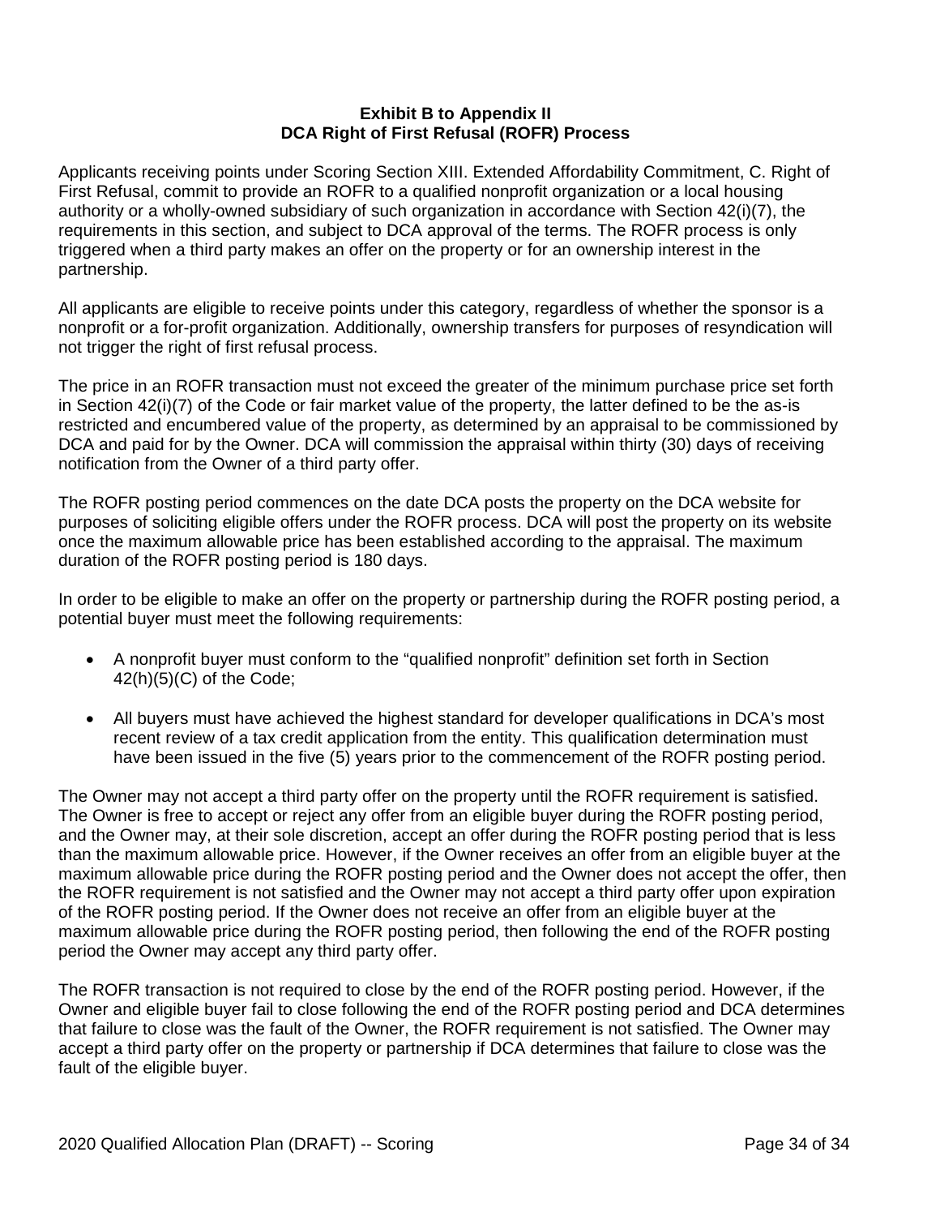## Exhibit B to Appendix II
## DCA Right of First Refusal (ROFR) Process

Applicants receiving points under Scoring Section XIII. Extended Affordability Commitment, C. Right of First Refusal, commit to provide an ROFR to a qualified nonprofit organization or a local housing authority or a wholly-owned subsidiary of such organization in accordance with Section 42(i)(7), the requirements in this section, and subject to DCA approval of the terms. The ROFR process is only triggered when a third party makes an offer on the property or for an ownership interest in the partnership.

All applicants are eligible to receive points under this category, regardless of whether the sponsor is a nonprofit or a for-profit organization. Additionally, ownership transfers for purposes of resyndication will not trigger the right of first refusal process.

The price in an ROFR transaction must not exceed the greater of the minimum purchase price set forth in Section 42(i)(7) of the Code or fair market value of the property, the latter defined to be the as-is restricted and encumbered value of the property, as determined by an appraisal to be commissioned by DCA and paid for by the Owner. DCA will commission the appraisal within thirty (30) days of receiving notification from the Owner of a third party offer.

The ROFR posting period commences on the date DCA posts the property on the DCA website for purposes of soliciting eligible offers under the ROFR process. DCA will post the property on its website once the maximum allowable price has been established according to the appraisal. The maximum duration of the ROFR posting period is 180 days.

In order to be eligible to make an offer on the property or partnership during the ROFR posting period, a potential buyer must meet the following requirements:

- A nonprofit buyer must conform to the "qualified nonprofit" definition set forth in Section 42(h)(5)(C) of the Code;
- All buyers must have achieved the highest standard for developer qualifications in DCA's most recent review of a tax credit application from the entity. This qualification determination must have been issued in the five (5) years prior to the commencement of the ROFR posting period.

The Owner may not accept a third party offer on the property until the ROFR requirement is satisfied. The Owner is free to accept or reject any offer from an eligible buyer during the ROFR posting period, and the Owner may, at their sole discretion, accept an offer during the ROFR posting period that is less than the maximum allowable price. However, if the Owner receives an offer from an eligible buyer at the maximum allowable price during the ROFR posting period and the Owner does not accept the offer, then the ROFR requirement is not satisfied and the Owner may not accept a third party offer upon expiration of the ROFR posting period. If the Owner does not receive an offer from an eligible buyer at the maximum allowable price during the ROFR posting period, then following the end of the ROFR posting period the Owner may accept any third party offer.

The ROFR transaction is not required to close by the end of the ROFR posting period. However, if the Owner and eligible buyer fail to close following the end of the ROFR posting period and DCA determines that failure to close was the fault of the Owner, the ROFR requirement is not satisfied. The Owner may accept a third party offer on the property or partnership if DCA determines that failure to close was the fault of the eligible buyer.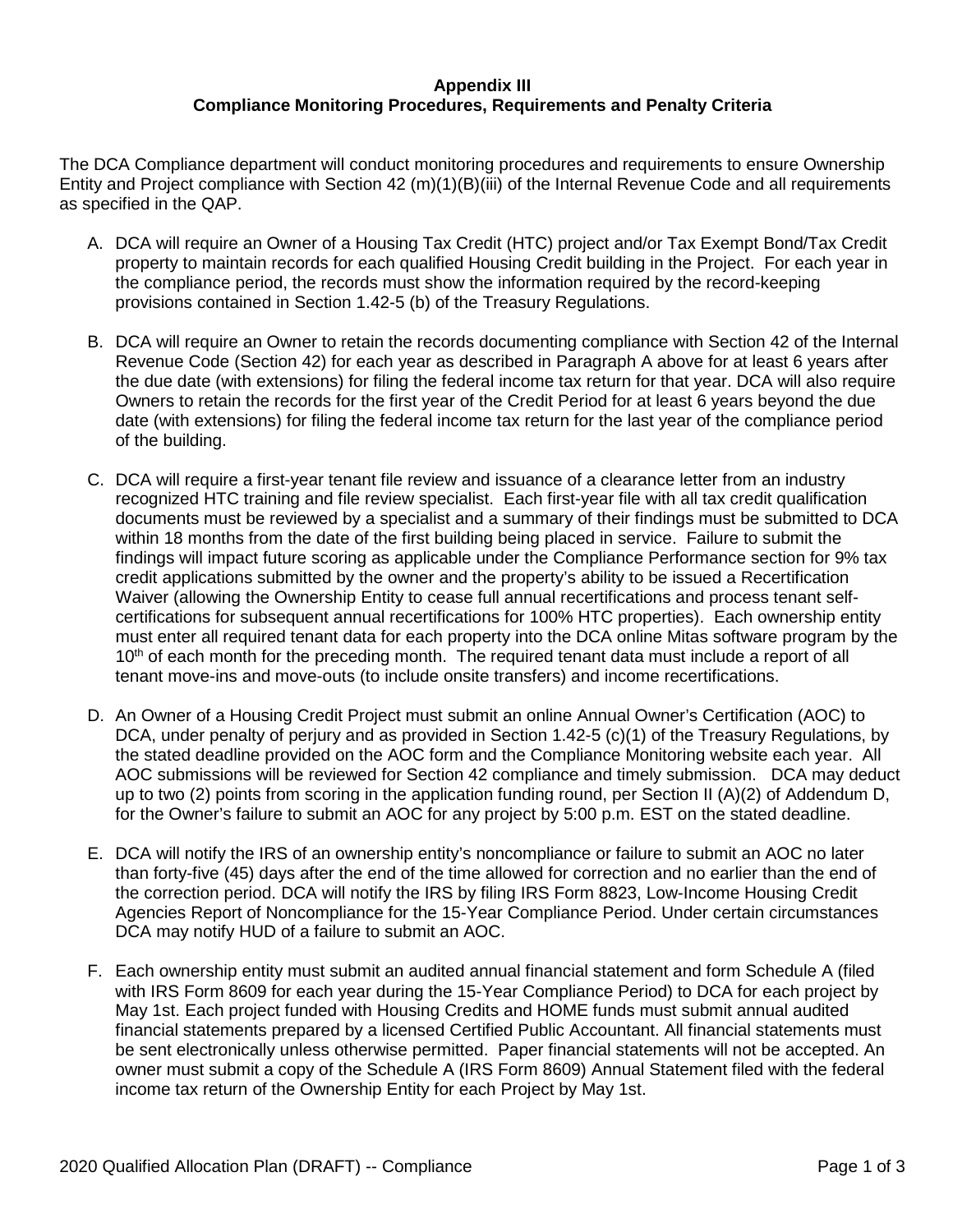**Appendix III**
**Compliance Monitoring Procedures, Requirements and Penalty Criteria**

The DCA Compliance department will conduct monitoring procedures and requirements to ensure Ownership Entity and Project compliance with Section 42 (m)(1)(B)(iii) of the Internal Revenue Code and all requirements as specified in the QAP.

A. DCA will require an Owner of a Housing Tax Credit (HTC) project and/or Tax Exempt Bond/Tax Credit property to maintain records for each qualified Housing Credit building in the Project. For each year in the compliance period, the records must show the information required by the record-keeping provisions contained in Section 1.42-5 (b) of the Treasury Regulations.

B. DCA will require an Owner to retain the records documenting compliance with Section 42 of the Internal Revenue Code (Section 42) for each year as described in Paragraph A above for at least 6 years after the due date (with extensions) for filing the federal income tax return for that year. DCA will also require Owners to retain the records for the first year of the Credit Period for at least 6 years beyond the due date (with extensions) for filing the federal income tax return for the last year of the compliance period of the building.

C. DCA will require a first-year tenant file review and issuance of a clearance letter from an industry recognized HTC training and file review specialist. Each first-year file with all tax credit qualification documents must be reviewed by a specialist and a summary of their findings must be submitted to DCA within 18 months from the date of the first building being placed in service. Failure to submit the findings will impact future scoring as applicable under the Compliance Performance section for 9% tax credit applications submitted by the owner and the property's ability to be issued a Recertification Waiver (allowing the Ownership Entity to cease full annual recertifications and process tenant self-certifications for subsequent annual recertifications for 100% HTC properties). Each ownership entity must enter all required tenant data for each property into the DCA online Mitas software program by the 10th of each month for the preceding month. The required tenant data must include a report of all tenant move-ins and move-outs (to include onsite transfers) and income recertifications.

D. An Owner of a Housing Credit Project must submit an online Annual Owner's Certification (AOC) to DCA, under penalty of perjury and as provided in Section 1.42-5 (c)(1) of the Treasury Regulations, by the stated deadline provided on the AOC form and the Compliance Monitoring website each year. All AOC submissions will be reviewed for Section 42 compliance and timely submission. DCA may deduct up to two (2) points from scoring in the application funding round, per Section II (A)(2) of Addendum D, for the Owner's failure to submit an AOC for any project by 5:00 p.m. EST on the stated deadline.

E. DCA will notify the IRS of an ownership entity's noncompliance or failure to submit an AOC no later than forty-five (45) days after the end of the time allowed for correction and no earlier than the end of the correction period. DCA will notify the IRS by filing IRS Form 8823, Low-Income Housing Credit Agencies Report of Noncompliance for the 15-Year Compliance Period. Under certain circumstances DCA may notify HUD of a failure to submit an AOC.

F. Each ownership entity must submit an audited annual financial statement and form Schedule A (filed with IRS Form 8609 for each year during the 15-Year Compliance Period) to DCA for each project by May 1st. Each project funded with Housing Credits and HOME funds must submit annual audited financial statements prepared by a licensed Certified Public Accountant. All financial statements must be sent electronically unless otherwise permitted. Paper financial statements will not be accepted. An owner must submit a copy of the Schedule A (IRS Form 8609) Annual Statement filed with the federal income tax return of the Ownership Entity for each Project by May 1st.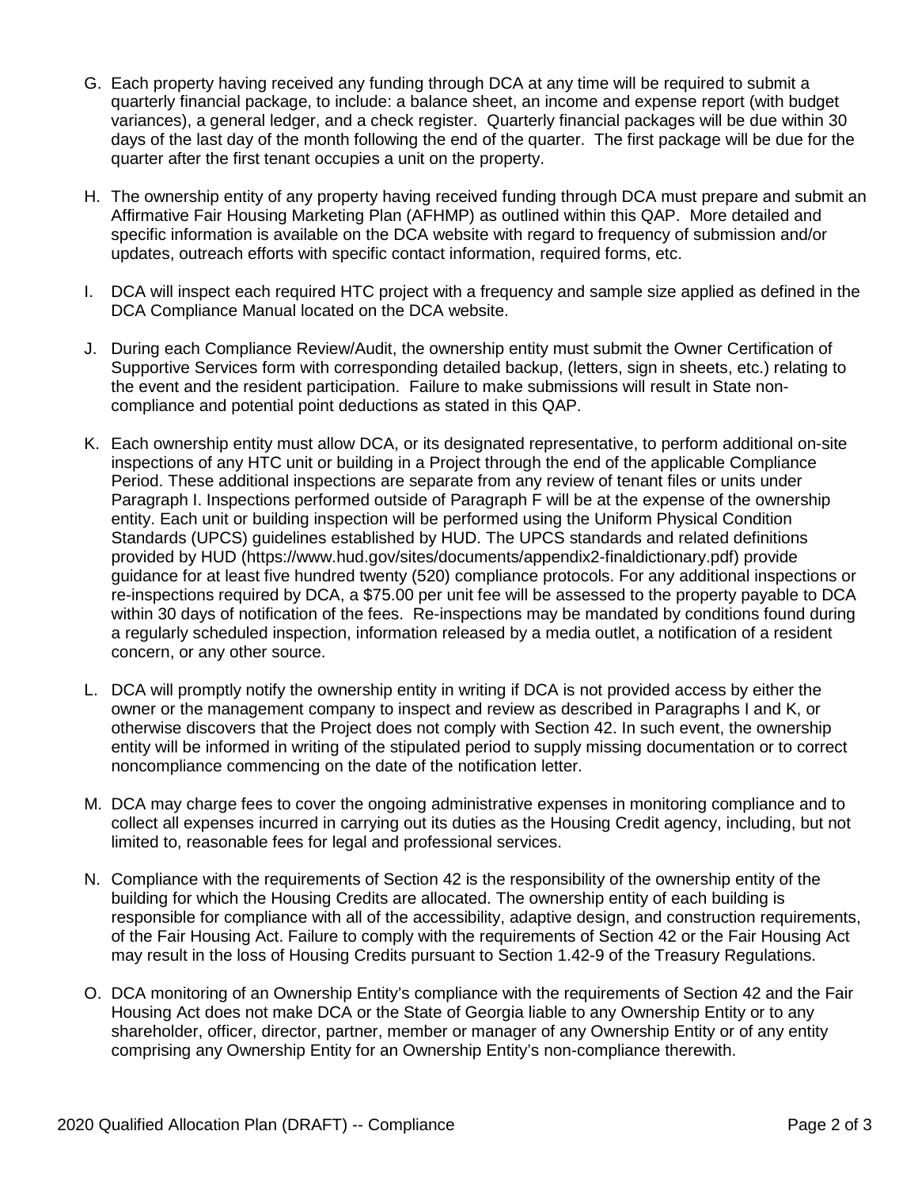G. Each property having received any funding through DCA at any time will be required to submit a quarterly financial package, to include: a balance sheet, an income and expense report (with budget variances), a general ledger, and a check register. Quarterly financial packages will be due within 30 days of the last day of the month following the end of the quarter. The first package will be due for the quarter after the first tenant occupies a unit on the property.

H. The ownership entity of any property having received funding through DCA must prepare and submit an Affirmative Fair Housing Marketing Plan (AFHMP) as outlined within this QAP. More detailed and specific information is available on the DCA website with regard to frequency of submission and/or updates, outreach efforts with specific contact information, required forms, etc.

I. DCA will inspect each required HTC project with a frequency and sample size applied as defined in the DCA Compliance Manual located on the DCA website.

J. During each Compliance Review/Audit, the ownership entity must submit the Owner Certification of Supportive Services form with corresponding detailed backup, (letters, sign in sheets, etc.) relating to the event and the resident participation. Failure to make submissions will result in State non-compliance and potential point deductions as stated in this QAP.

K. Each ownership entity must allow DCA, or its designated representative, to perform additional on-site inspections of any HTC unit or building in a Project through the end of the applicable Compliance Period. These additional inspections are separate from any review of tenant files or units under Paragraph I. Inspections performed outside of Paragraph F will be at the expense of the ownership entity. Each unit or building inspection will be performed using the Uniform Physical Condition Standards (UPCS) guidelines established by HUD. The UPCS standards and related definitions provided by HUD (https://www.hud.gov/sites/documents/appendix2-finaldictionary.pdf) provide guidance for at least five hundred twenty (520) compliance protocols. For any additional inspections or re-inspections required by DCA, a $75.00 per unit fee will be assessed to the property payable to DCA within 30 days of notification of the fees. Re-inspections may be mandated by conditions found during a regularly scheduled inspection, information released by a media outlet, a notification of a resident concern, or any other source.

L. DCA will promptly notify the ownership entity in writing if DCA is not provided access by either the owner or the management company to inspect and review as described in Paragraphs I and K, or otherwise discovers that the Project does not comply with Section 42. In such event, the ownership entity will be informed in writing of the stipulated period to supply missing documentation or to correct noncompliance commencing on the date of the notification letter.

M. DCA may charge fees to cover the ongoing administrative expenses in monitoring compliance and to collect all expenses incurred in carrying out its duties as the Housing Credit agency, including, but not limited to, reasonable fees for legal and professional services.

N. Compliance with the requirements of Section 42 is the responsibility of the ownership entity of the building for which the Housing Credits are allocated. The ownership entity of each building is responsible for compliance with all of the accessibility, adaptive design, and construction requirements, of the Fair Housing Act. Failure to comply with the requirements of Section 42 or the Fair Housing Act may result in the loss of Housing Credits pursuant to Section 1.42-9 of the Treasury Regulations.

O. DCA monitoring of an Ownership Entity's compliance with the requirements of Section 42 and the Fair Housing Act does not make DCA or the State of Georgia liable to any Ownership Entity or to any shareholder, officer, director, partner, member or manager of any Ownership Entity or of any entity comprising any Ownership Entity for an Ownership Entity's non-compliance therewith.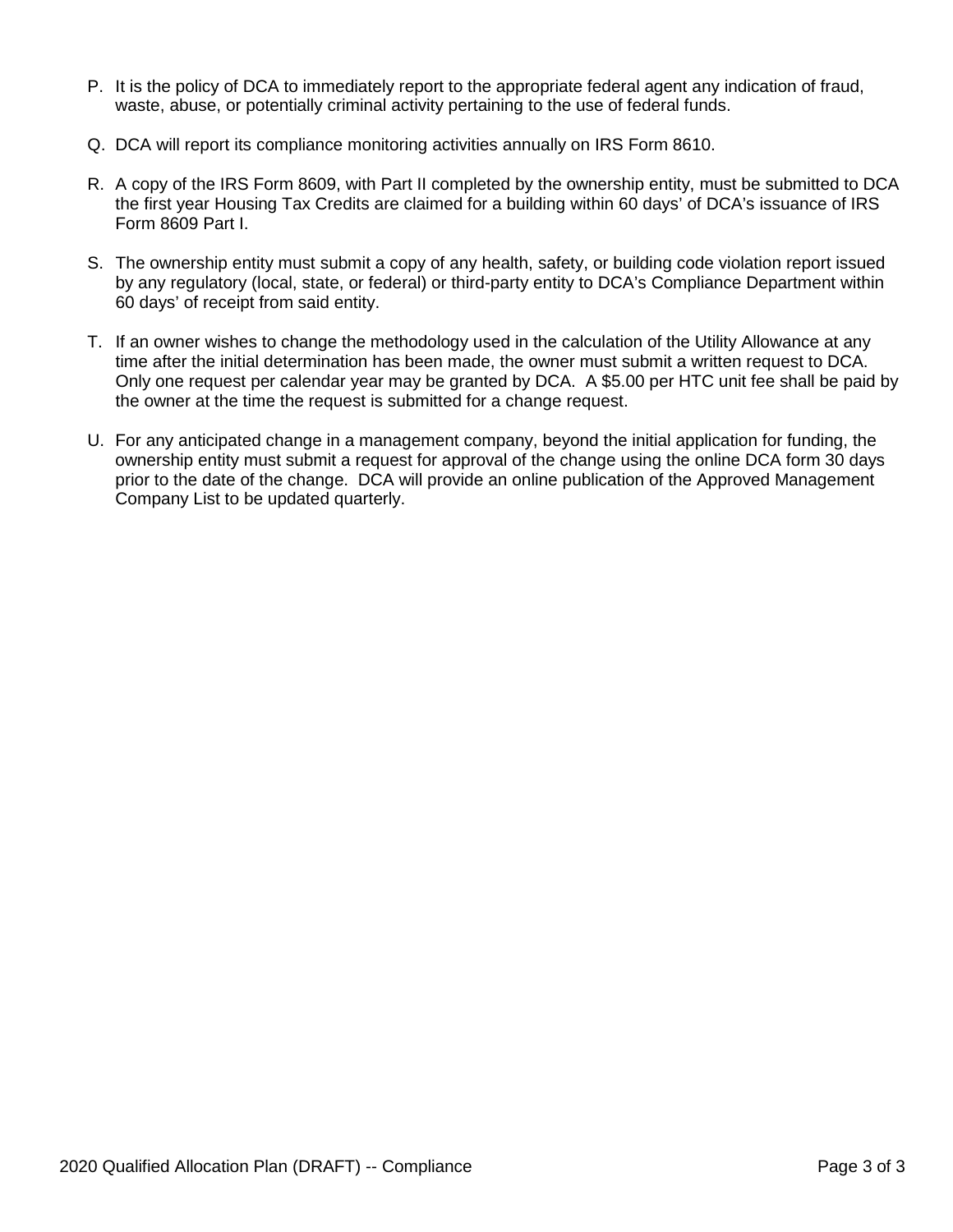P. It is the policy of DCA to immediately report to the appropriate federal agent any indication of fraud, waste, abuse, or potentially criminal activity pertaining to the use of federal funds.

Q. DCA will report its compliance monitoring activities annually on IRS Form 8610.

R. A copy of the IRS Form 8609, with Part II completed by the ownership entity, must be submitted to DCA the first year Housing Tax Credits are claimed for a building within 60 days' of DCA's issuance of IRS Form 8609 Part I.

S. The ownership entity must submit a copy of any health, safety, or building code violation report issued by any regulatory (local, state, or federal) or third-party entity to DCA's Compliance Department within 60 days' of receipt from said entity.

T. If an owner wishes to change the methodology used in the calculation of the Utility Allowance at any time after the initial determination has been made, the owner must submit a written request to DCA. Only one request per calendar year may be granted by DCA. A $5.00 per HTC unit fee shall be paid by the owner at the time the request is submitted for a change request.

U. For any anticipated change in a management company, beyond the initial application for funding, the ownership entity must submit a request for approval of the change using the online DCA form 30 days prior to the date of the change. DCA will provide an online publication of the Approved Management Company List to be updated quarterly.